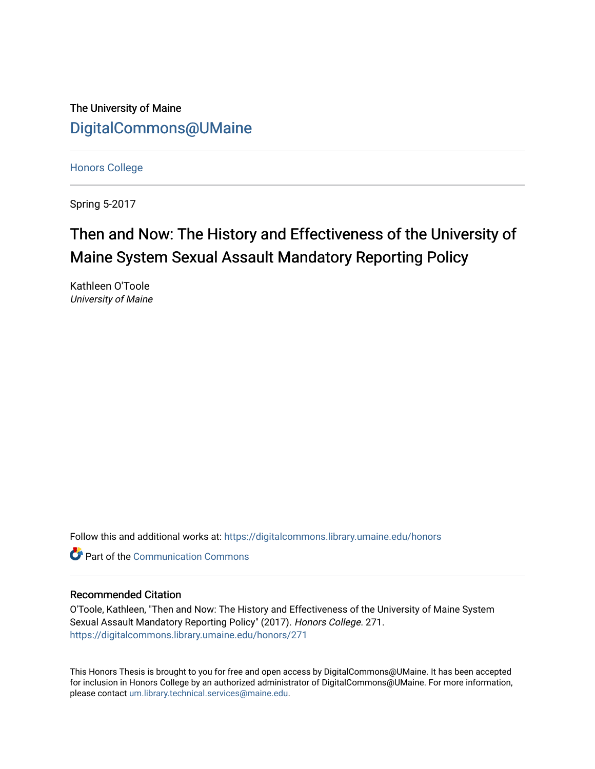The University of Maine

DigitalCommons@UMaine

Honors College

Spring 5-2017

# Then and Now: The History and Effectiveness of the University of Maine System Sexual Assault Mandatory Reporting Policy

Kathleen O'Toole
*University of Maine*

Follow this and additional works at: https://digitalcommons.library.umaine.edu/honors

Part of the Communication Commons

## Recommended Citation

O'Toole, Kathleen, "Then and Now: The History and Effectiveness of the University of Maine System Sexual Assault Mandatory Reporting Policy" (2017). *Honors College*. 271.
https://digitalcommons.library.umaine.edu/honors/271

This Honors Thesis is brought to you for free and open access by DigitalCommons@UMaine. It has been accepted for inclusion in Honors College by an authorized administrator of DigitalCommons@UMaine. For more information, please contact um.library.technical.services@maine.edu.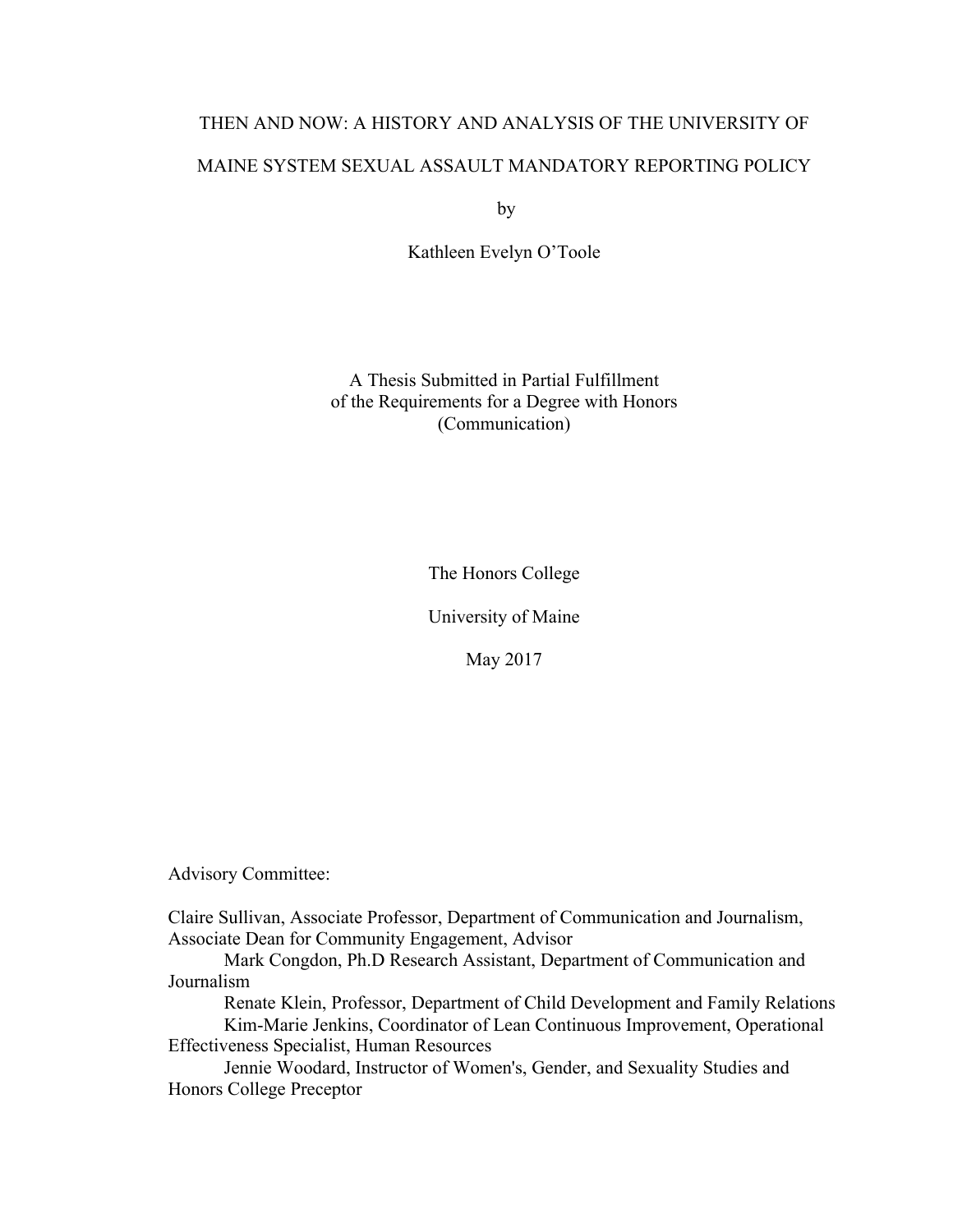# THEN AND NOW: A HISTORY AND ANALYSIS OF THE UNIVERSITY OF MAINE SYSTEM SEXUAL ASSAULT MANDATORY REPORTING POLICY

by

Kathleen Evelyn O'Toole

A Thesis Submitted in Partial Fulfillment
of the Requirements for a Degree with Honors
(Communication)

The Honors College

University of Maine

May 2017

Advisory Committee:

Claire Sullivan, Associate Professor, Department of Communication and Journalism, Associate Dean for Community Engagement, Advisor

Mark Congdon, Ph.D Research Assistant, Department of Communication and Journalism

Renate Klein, Professor, Department of Child Development and Family Relations

Kim-Marie Jenkins, Coordinator of Lean Continuous Improvement, Operational Effectiveness Specialist, Human Resources

Jennie Woodard, Instructor of Women's, Gender, and Sexuality Studies and Honors College Preceptor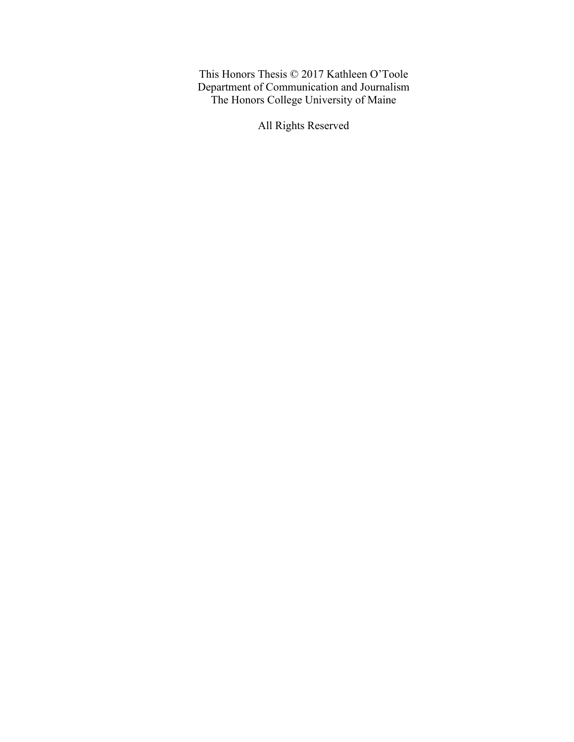This Honors Thesis © 2017 Kathleen O'Toole
Department of Communication and Journalism
The Honors College University of Maine

All Rights Reserved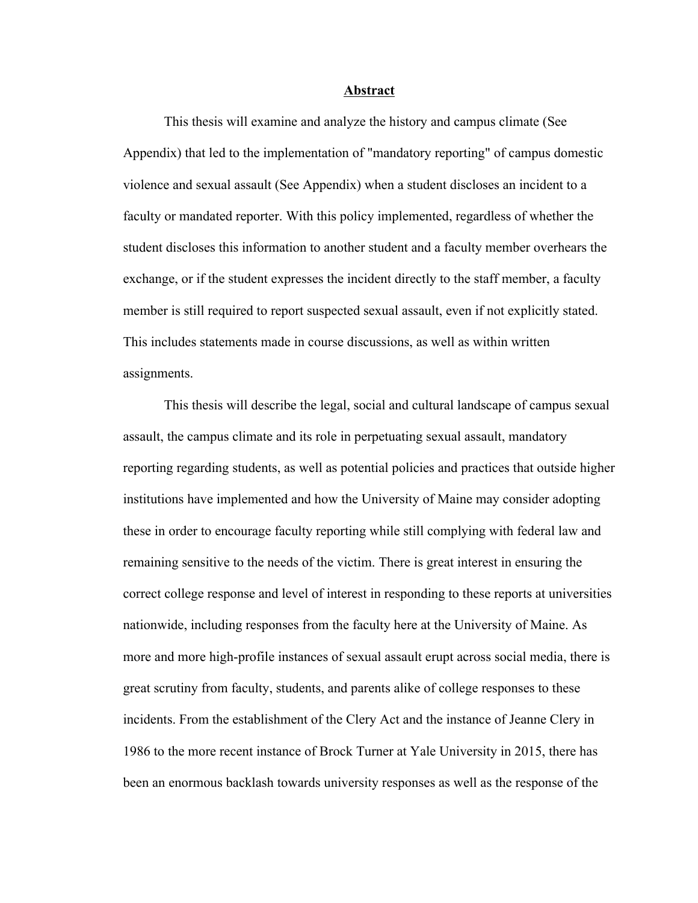## Abstract

This thesis will examine and analyze the history and campus climate (See Appendix) that led to the implementation of "mandatory reporting" of campus domestic violence and sexual assault (See Appendix) when a student discloses an incident to a faculty or mandated reporter. With this policy implemented, regardless of whether the student discloses this information to another student and a faculty member overhears the exchange, or if the student expresses the incident directly to the staff member, a faculty member is still required to report suspected sexual assault, even if not explicitly stated. This includes statements made in course discussions, as well as within written assignments.

This thesis will describe the legal, social and cultural landscape of campus sexual assault, the campus climate and its role in perpetuating sexual assault, mandatory reporting regarding students, as well as potential policies and practices that outside higher institutions have implemented and how the University of Maine may consider adopting these in order to encourage faculty reporting while still complying with federal law and remaining sensitive to the needs of the victim. There is great interest in ensuring the correct college response and level of interest in responding to these reports at universities nationwide, including responses from the faculty here at the University of Maine. As more and more high-profile instances of sexual assault erupt across social media, there is great scrutiny from faculty, students, and parents alike of college responses to these incidents. From the establishment of the Clery Act and the instance of Jeanne Clery in 1986 to the more recent instance of Brock Turner at Yale University in 2015, there has been an enormous backlash towards university responses as well as the response of the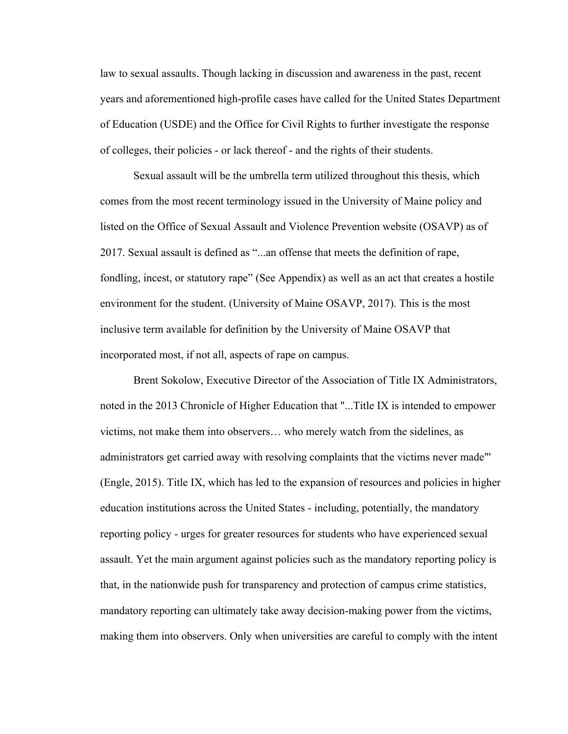law to sexual assaults. Though lacking in discussion and awareness in the past, recent years and aforementioned high-profile cases have called for the United States Department of Education (USDE) and the Office for Civil Rights to further investigate the response of colleges, their policies - or lack thereof - and the rights of their students.

Sexual assault will be the umbrella term utilized throughout this thesis, which comes from the most recent terminology issued in the University of Maine policy and listed on the Office of Sexual Assault and Violence Prevention website (OSAVP) as of 2017. Sexual assault is defined as "...an offense that meets the definition of rape, fondling, incest, or statutory rape" (See Appendix) as well as an act that creates a hostile environment for the student. (University of Maine OSAVP, 2017). This is the most inclusive term available for definition by the University of Maine OSAVP that incorporated most, if not all, aspects of rape on campus.

Brent Sokolow, Executive Director of the Association of Title IX Administrators, noted in the 2013 Chronicle of Higher Education that "...Title IX is intended to empower victims, not make them into observers… who merely watch from the sidelines, as administrators get carried away with resolving complaints that the victims never made"' (Engle, 2015). Title IX, which has led to the expansion of resources and policies in higher education institutions across the United States - including, potentially, the mandatory reporting policy - urges for greater resources for students who have experienced sexual assault. Yet the main argument against policies such as the mandatory reporting policy is that, in the nationwide push for transparency and protection of campus crime statistics, mandatory reporting can ultimately take away decision-making power from the victims, making them into observers. Only when universities are careful to comply with the intent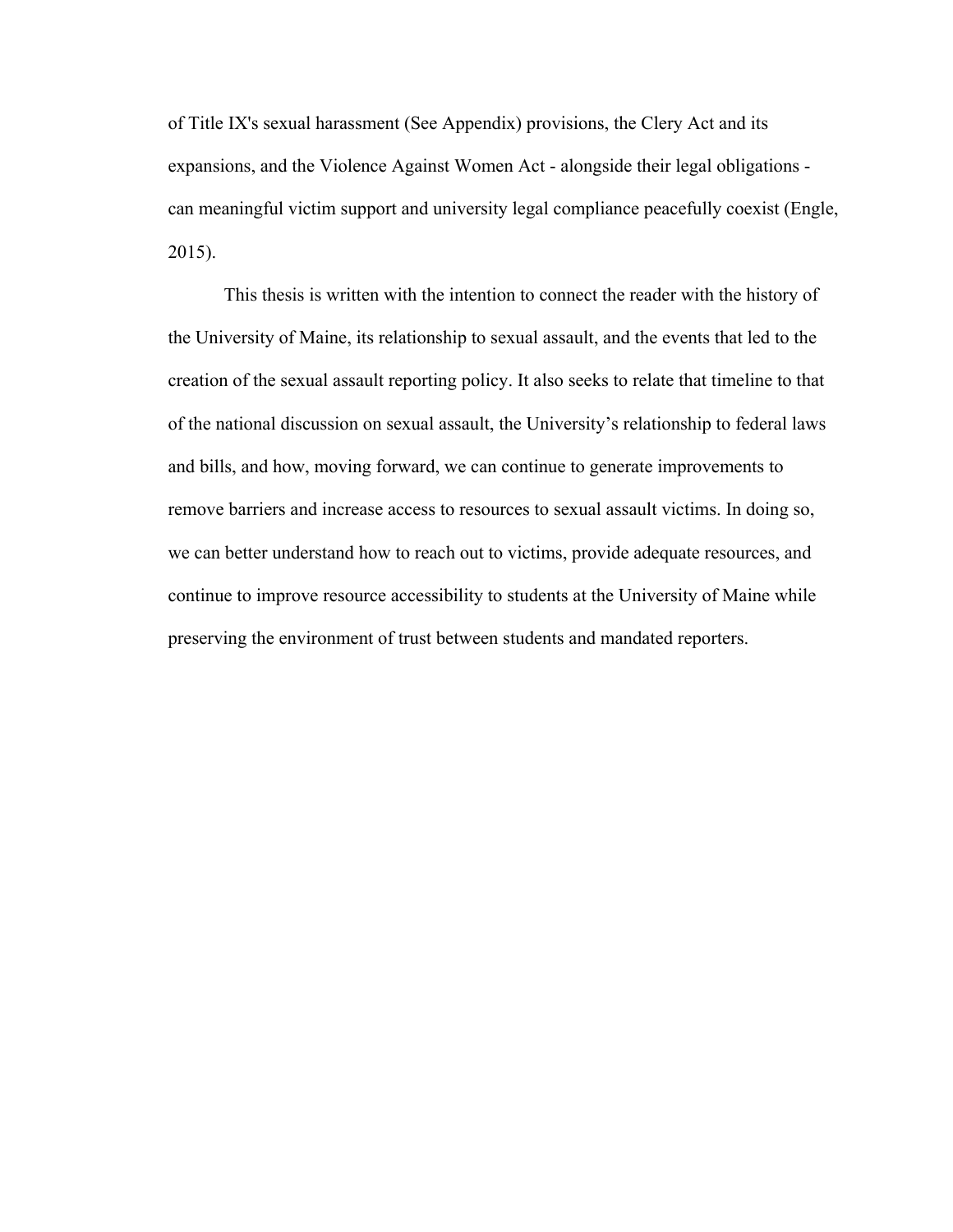of Title IX's sexual harassment (See Appendix) provisions, the Clery Act and its expansions, and the Violence Against Women Act - alongside their legal obligations - can meaningful victim support and university legal compliance peacefully coexist (Engle, 2015).

This thesis is written with the intention to connect the reader with the history of the University of Maine, its relationship to sexual assault, and the events that led to the creation of the sexual assault reporting policy. It also seeks to relate that timeline to that of the national discussion on sexual assault, the University's relationship to federal laws and bills, and how, moving forward, we can continue to generate improvements to remove barriers and increase access to resources to sexual assault victims. In doing so, we can better understand how to reach out to victims, provide adequate resources, and continue to improve resource accessibility to students at the University of Maine while preserving the environment of trust between students and mandated reporters.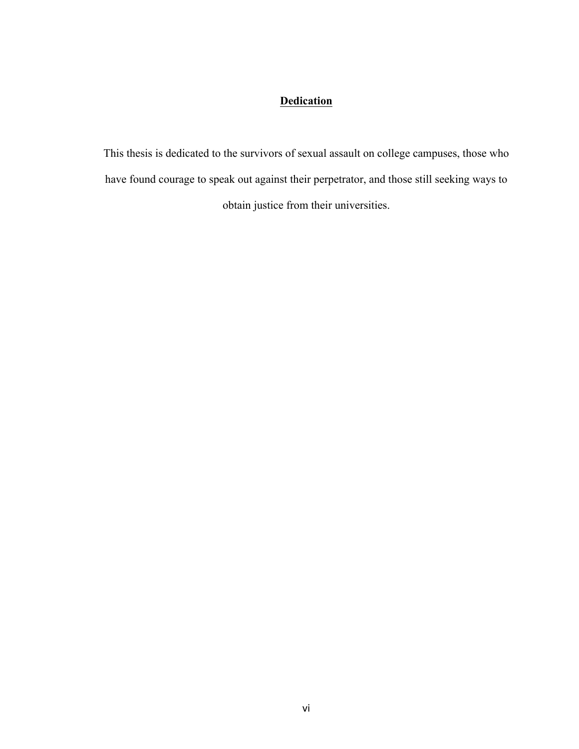## Dedication

This thesis is dedicated to the survivors of sexual assault on college campuses, those who have found courage to speak out against their perpetrator, and those still seeking ways to obtain justice from their universities.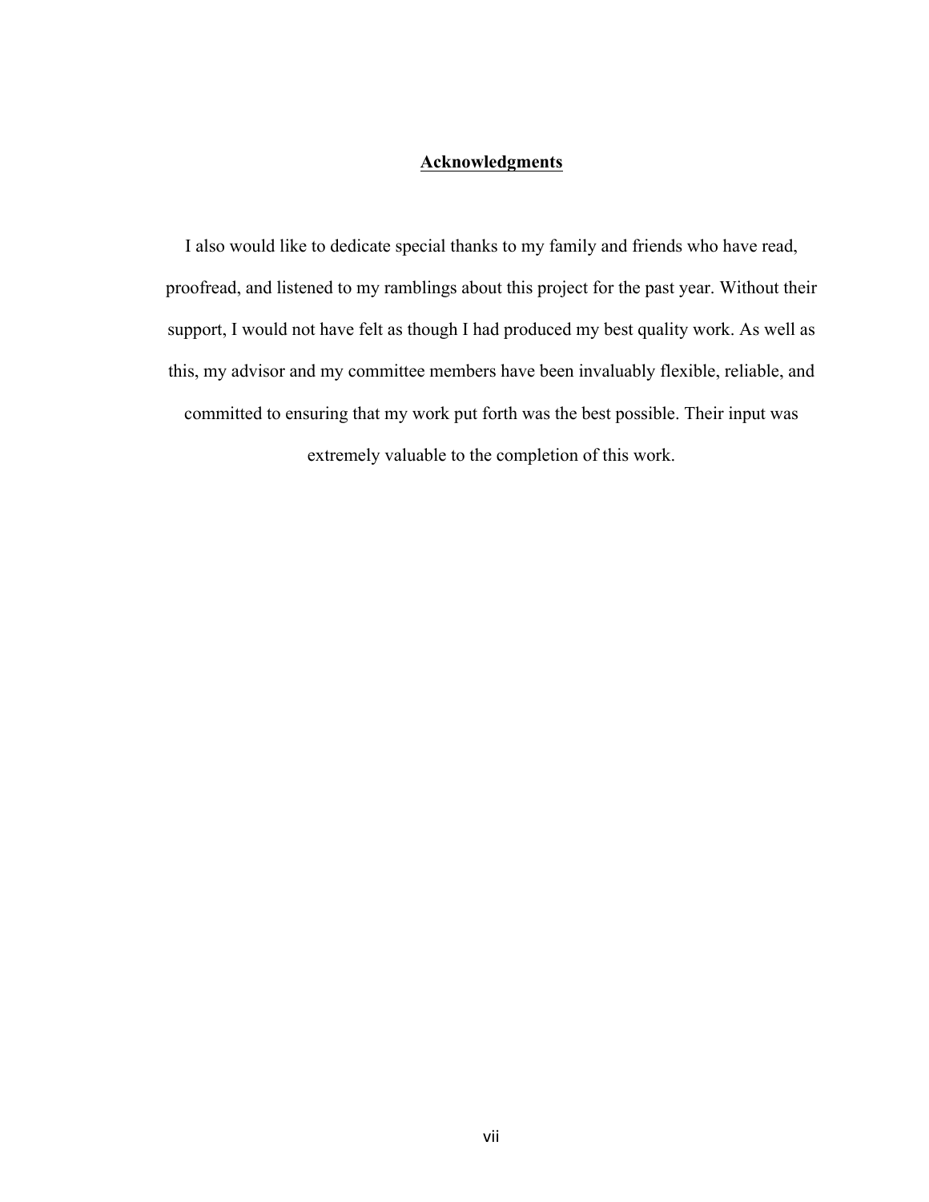## Acknowledgments

I also would like to dedicate special thanks to my family and friends who have read, proofread, and listened to my ramblings about this project for the past year. Without their support, I would not have felt as though I had produced my best quality work. As well as this, my advisor and my committee members have been invaluably flexible, reliable, and committed to ensuring that my work put forth was the best possible. Their input was extremely valuable to the completion of this work.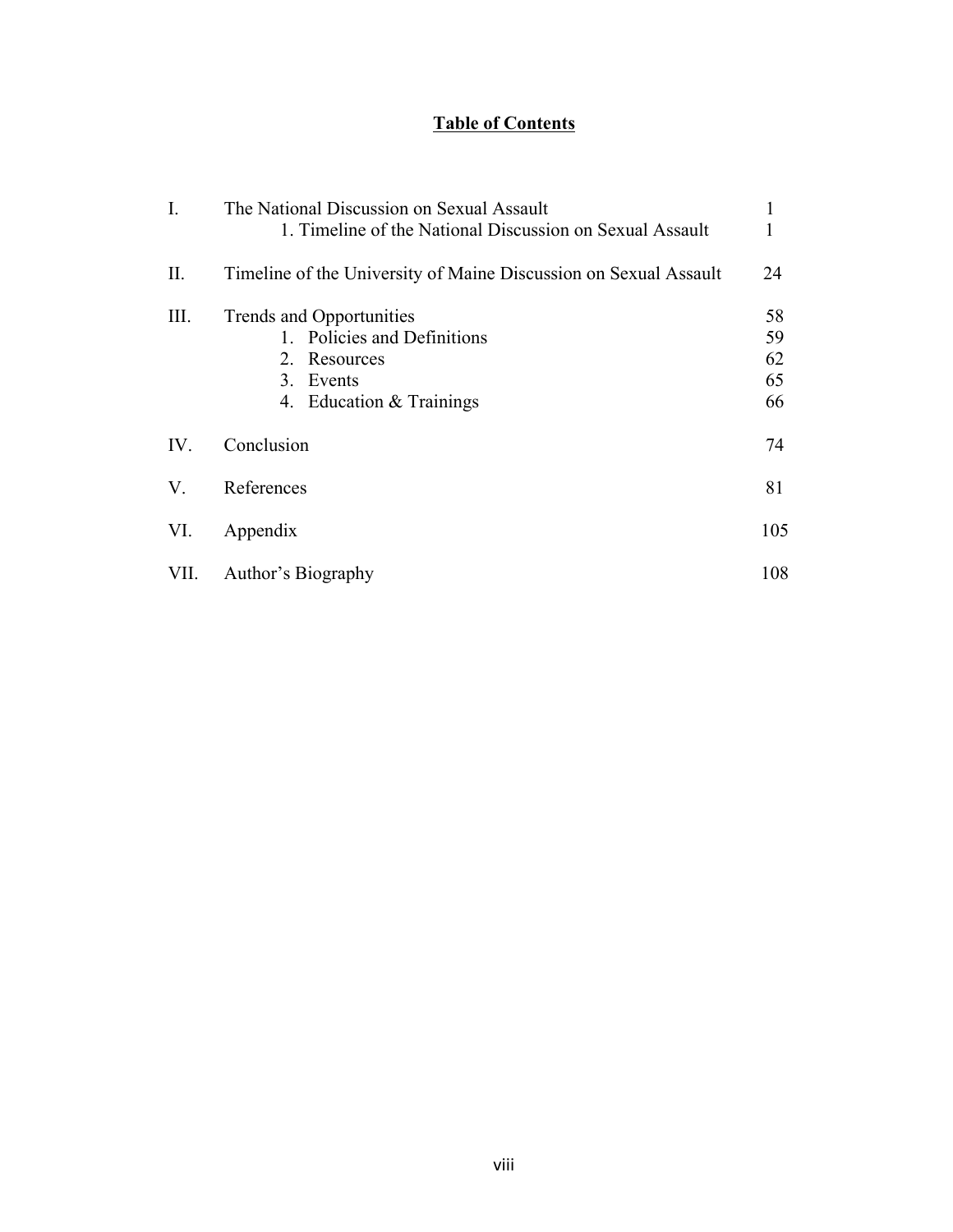# Table of Contents

| | | |
|---|---|---|
| I. | The National Discussion on Sexual Assault | 1 |
| | 1. Timeline of the National Discussion on Sexual Assault | 1 |
| II. | Timeline of the University of Maine Discussion on Sexual Assault | 24 |
| III. | Trends and Opportunities | 58 |
| | 1. Policies and Definitions | 59 |
| | 2. Resources | 62 |
| | 3. Events | 65 |
| | 4. Education & Trainings | 66 |
| IV. | Conclusion | 74 |
| V. | References | 81 |
| VI. | Appendix | 105 |
| VII. | Author's Biography | 108 |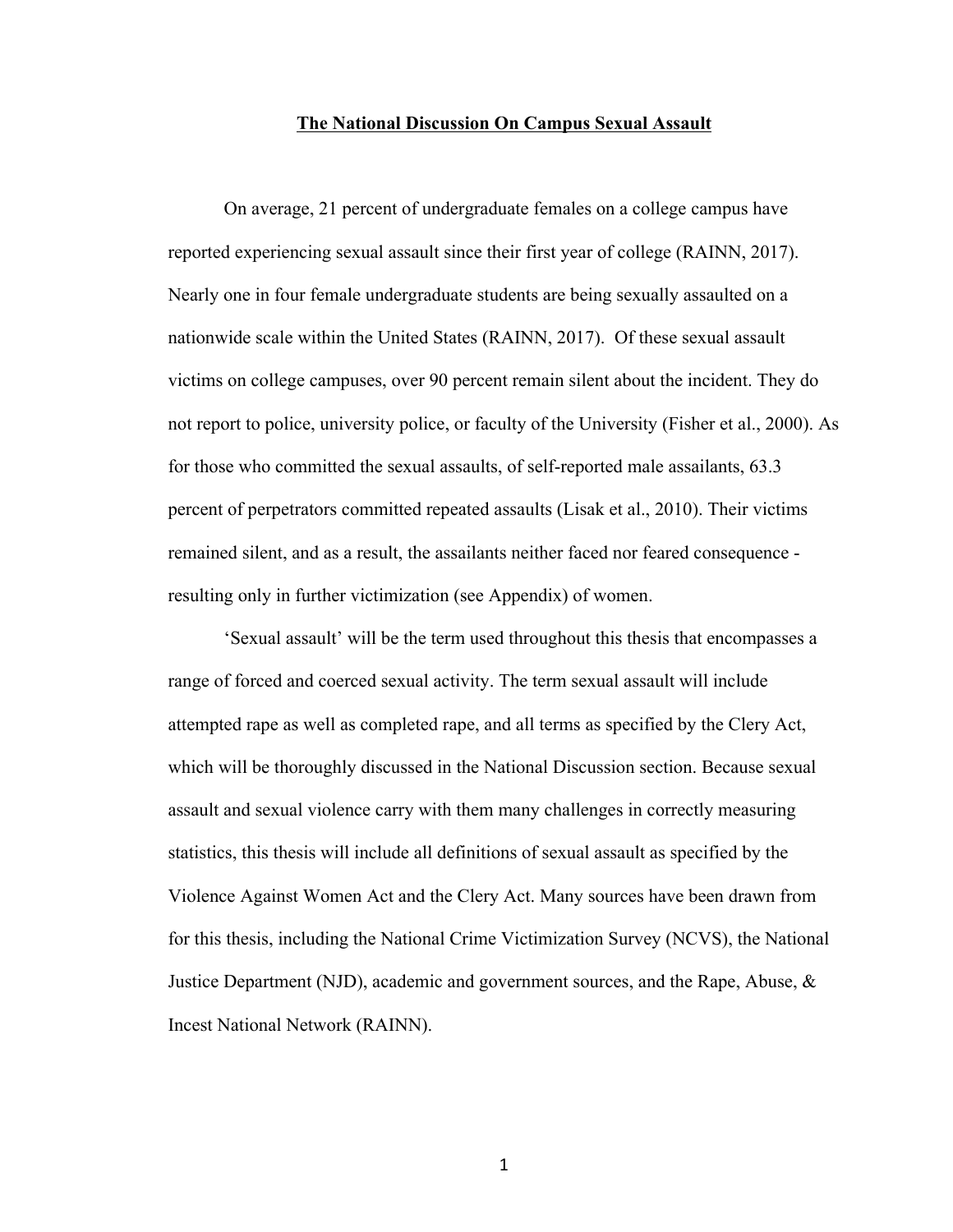# <u>The National Discussion On Campus Sexual Assault</u>

On average, 21 percent of undergraduate females on a college campus have reported experiencing sexual assault since their first year of college (RAINN, 2017). Nearly one in four female undergraduate students are being sexually assaulted on a nationwide scale within the United States (RAINN, 2017). Of these sexual assault victims on college campuses, over 90 percent remain silent about the incident. They do not report to police, university police, or faculty of the University (Fisher et al., 2000). As for those who committed the sexual assaults, of self-reported male assailants, 63.3 percent of perpetrators committed repeated assaults (Lisak et al., 2010). Their victims remained silent, and as a result, the assailants neither faced nor feared consequence - resulting only in further victimization (see Appendix) of women.

'Sexual assault' will be the term used throughout this thesis that encompasses a range of forced and coerced sexual activity. The term sexual assault will include attempted rape as well as completed rape, and all terms as specified by the Clery Act, which will be thoroughly discussed in the National Discussion section. Because sexual assault and sexual violence carry with them many challenges in correctly measuring statistics, this thesis will include all definitions of sexual assault as specified by the Violence Against Women Act and the Clery Act. Many sources have been drawn from for this thesis, including the National Crime Victimization Survey (NCVS), the National Justice Department (NJD), academic and government sources, and the Rape, Abuse, & Incest National Network (RAINN).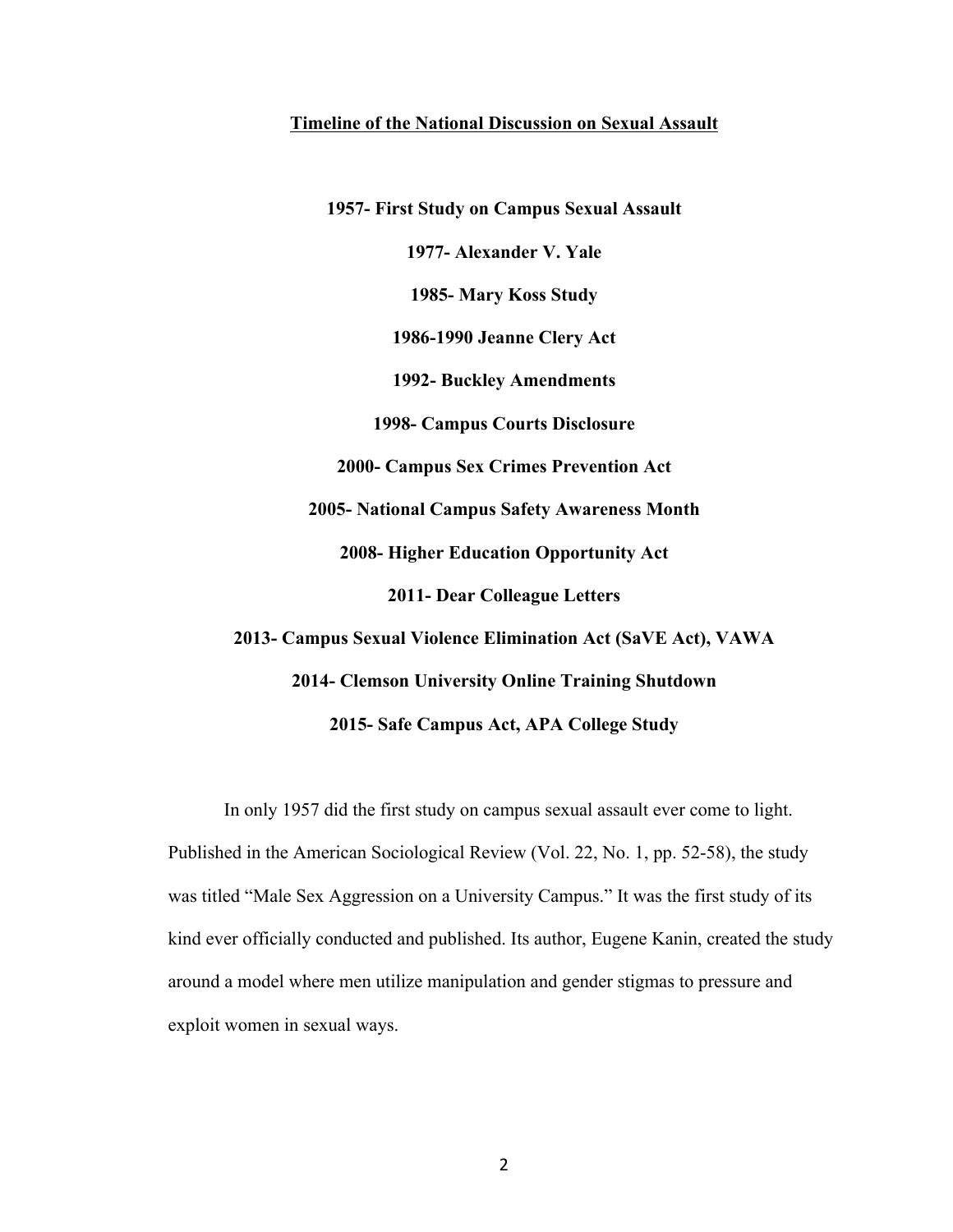## Timeline of the National Discussion on Sexual Assault

**1957- First Study on Campus Sexual Assault**

**1977- Alexander V. Yale**

**1985- Mary Koss Study**

**1986-1990 Jeanne Clery Act**

**1992- Buckley Amendments**

**1998- Campus Courts Disclosure**

**2000- Campus Sex Crimes Prevention Act**

**2005- National Campus Safety Awareness Month**

**2008- Higher Education Opportunity Act**

**2011- Dear Colleague Letters**

**2013- Campus Sexual Violence Elimination Act (SaVE Act), VAWA**

**2014- Clemson University Online Training Shutdown**

**2015- Safe Campus Act, APA College Study**

In only 1957 did the first study on campus sexual assault ever come to light. Published in the American Sociological Review (Vol. 22, No. 1, pp. 52-58), the study was titled "Male Sex Aggression on a University Campus." It was the first study of its kind ever officially conducted and published. Its author, Eugene Kanin, created the study around a model where men utilize manipulation and gender stigmas to pressure and exploit women in sexual ways.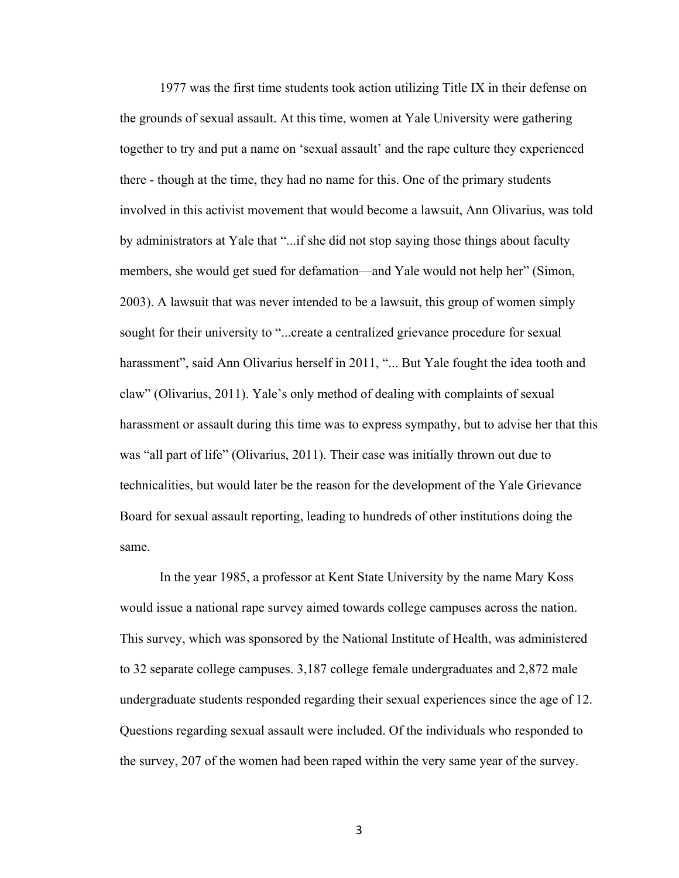1977 was the first time students took action utilizing Title IX in their defense on the grounds of sexual assault. At this time, women at Yale University were gathering together to try and put a name on 'sexual assault' and the rape culture they experienced there - though at the time, they had no name for this. One of the primary students involved in this activist movement that would become a lawsuit, Ann Olivarius, was told by administrators at Yale that "...if she did not stop saying those things about faculty members, she would get sued for defamation—and Yale would not help her" (Simon, 2003). A lawsuit that was never intended to be a lawsuit, this group of women simply sought for their university to "...create a centralized grievance procedure for sexual harassment", said Ann Olivarius herself in 2011, "... But Yale fought the idea tooth and claw" (Olivarius, 2011). Yale's only method of dealing with complaints of sexual harassment or assault during this time was to express sympathy, but to advise her that this was "all part of life" (Olivarius, 2011). Their case was initially thrown out due to technicalities, but would later be the reason for the development of the Yale Grievance Board for sexual assault reporting, leading to hundreds of other institutions doing the same.

In the year 1985, a professor at Kent State University by the name Mary Koss would issue a national rape survey aimed towards college campuses across the nation. This survey, which was sponsored by the National Institute of Health, was administered to 32 separate college campuses. 3,187 college female undergraduates and 2,872 male undergraduate students responded regarding their sexual experiences since the age of 12. Questions regarding sexual assault were included. Of the individuals who responded to the survey, 207 of the women had been raped within the very same year of the survey.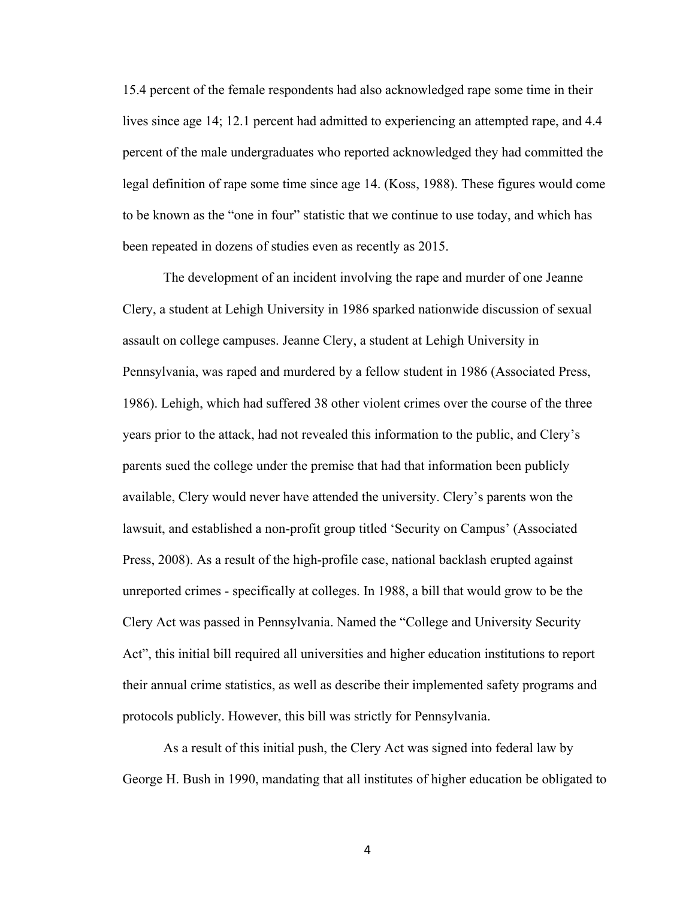15.4 percent of the female respondents had also acknowledged rape some time in their lives since age 14; 12.1 percent had admitted to experiencing an attempted rape, and 4.4 percent of the male undergraduates who reported acknowledged they had committed the legal definition of rape some time since age 14. (Koss, 1988). These figures would come to be known as the "one in four" statistic that we continue to use today, and which has been repeated in dozens of studies even as recently as 2015.

The development of an incident involving the rape and murder of one Jeanne Clery, a student at Lehigh University in 1986 sparked nationwide discussion of sexual assault on college campuses. Jeanne Clery, a student at Lehigh University in Pennsylvania, was raped and murdered by a fellow student in 1986 (Associated Press, 1986). Lehigh, which had suffered 38 other violent crimes over the course of the three years prior to the attack, had not revealed this information to the public, and Clery's parents sued the college under the premise that had that information been publicly available, Clery would never have attended the university. Clery's parents won the lawsuit, and established a non-profit group titled 'Security on Campus' (Associated Press, 2008). As a result of the high-profile case, national backlash erupted against unreported crimes - specifically at colleges. In 1988, a bill that would grow to be the Clery Act was passed in Pennsylvania. Named the "College and University Security Act", this initial bill required all universities and higher education institutions to report their annual crime statistics, as well as describe their implemented safety programs and protocols publicly. However, this bill was strictly for Pennsylvania.

As a result of this initial push, the Clery Act was signed into federal law by George H. Bush in 1990, mandating that all institutes of higher education be obligated to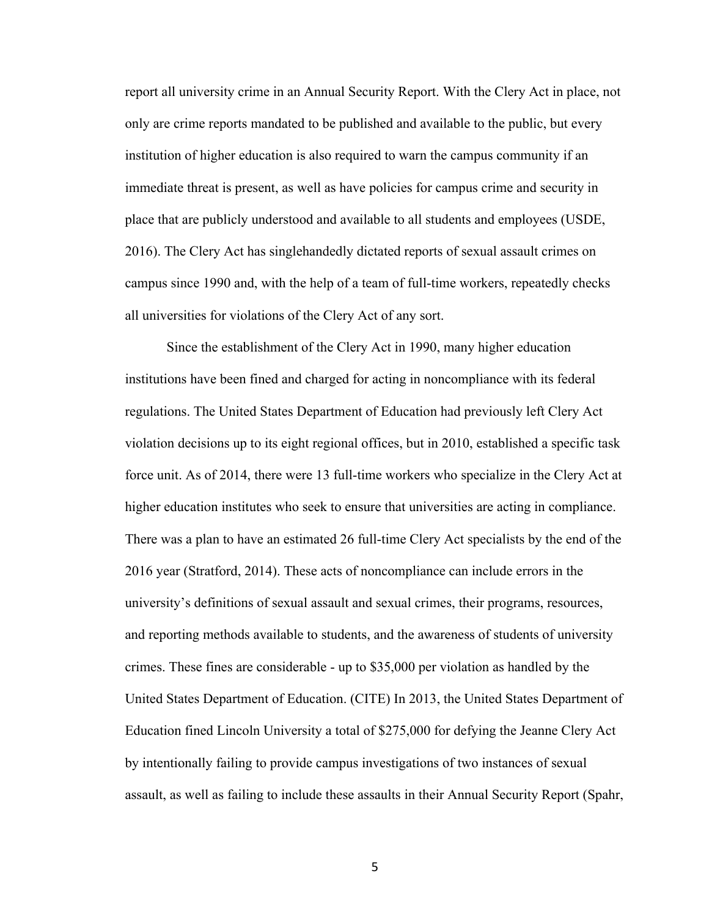report all university crime in an Annual Security Report. With the Clery Act in place, not only are crime reports mandated to be published and available to the public, but every institution of higher education is also required to warn the campus community if an immediate threat is present, as well as have policies for campus crime and security in place that are publicly understood and available to all students and employees (USDE, 2016). The Clery Act has singlehandedly dictated reports of sexual assault crimes on campus since 1990 and, with the help of a team of full-time workers, repeatedly checks all universities for violations of the Clery Act of any sort.

Since the establishment of the Clery Act in 1990, many higher education institutions have been fined and charged for acting in noncompliance with its federal regulations. The United States Department of Education had previously left Clery Act violation decisions up to its eight regional offices, but in 2010, established a specific task force unit. As of 2014, there were 13 full-time workers who specialize in the Clery Act at higher education institutes who seek to ensure that universities are acting in compliance. There was a plan to have an estimated 26 full-time Clery Act specialists by the end of the 2016 year (Stratford, 2014). These acts of noncompliance can include errors in the university's definitions of sexual assault and sexual crimes, their programs, resources, and reporting methods available to students, and the awareness of students of university crimes. These fines are considerable - up to $35,000 per violation as handled by the United States Department of Education. (CITE) In 2013, the United States Department of Education fined Lincoln University a total of $275,000 for defying the Jeanne Clery Act by intentionally failing to provide campus investigations of two instances of sexual assault, as well as failing to include these assaults in their Annual Security Report (Spahr,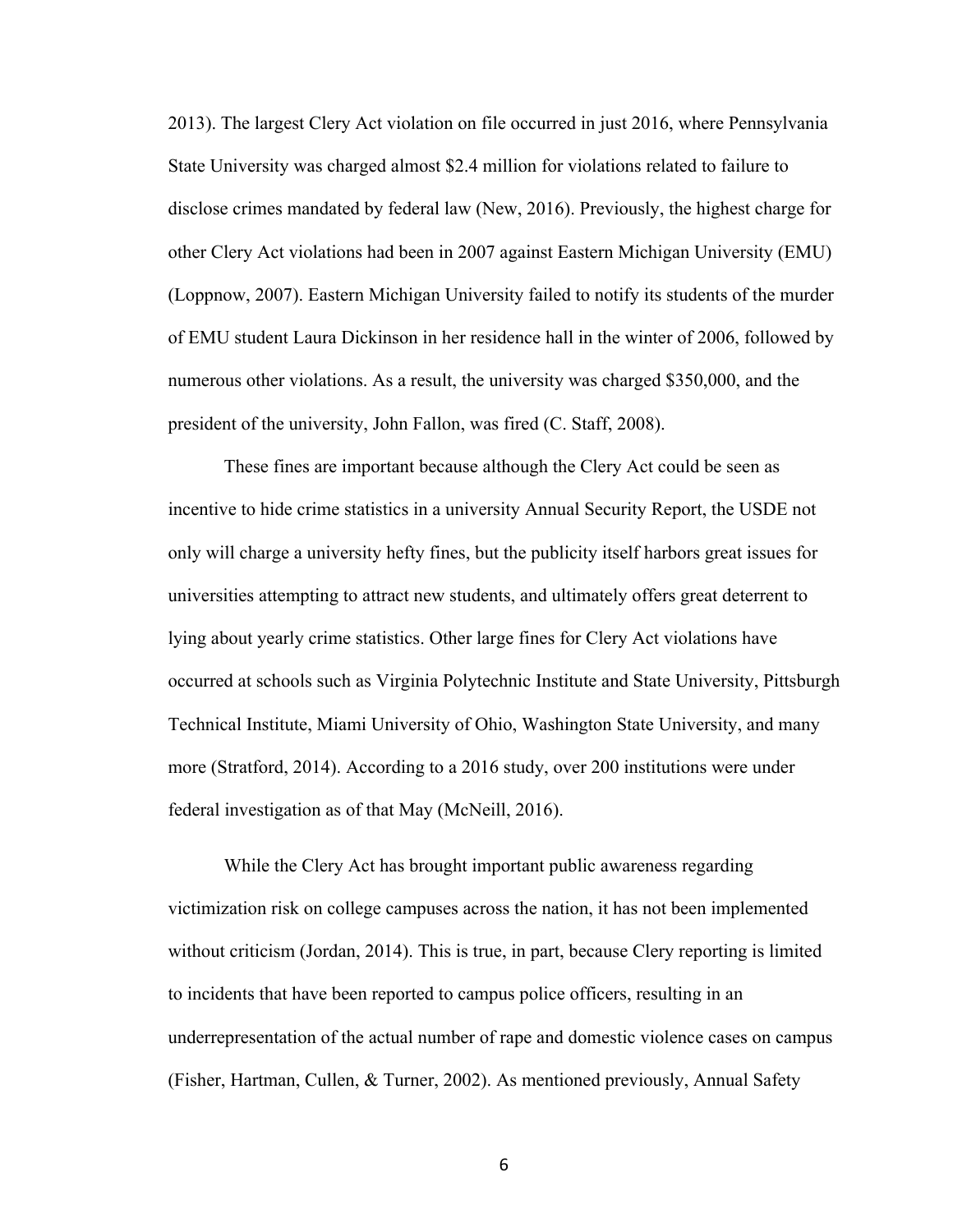2013). The largest Clery Act violation on file occurred in just 2016, where Pennsylvania State University was charged almost $2.4 million for violations related to failure to disclose crimes mandated by federal law (New, 2016). Previously, the highest charge for other Clery Act violations had been in 2007 against Eastern Michigan University (EMU) (Loppnow, 2007). Eastern Michigan University failed to notify its students of the murder of EMU student Laura Dickinson in her residence hall in the winter of 2006, followed by numerous other violations. As a result, the university was charged $350,000, and the president of the university, John Fallon, was fired (C. Staff, 2008).

These fines are important because although the Clery Act could be seen as incentive to hide crime statistics in a university Annual Security Report, the USDE not only will charge a university hefty fines, but the publicity itself harbors great issues for universities attempting to attract new students, and ultimately offers great deterrent to lying about yearly crime statistics. Other large fines for Clery Act violations have occurred at schools such as Virginia Polytechnic Institute and State University, Pittsburgh Technical Institute, Miami University of Ohio, Washington State University, and many more (Stratford, 2014). According to a 2016 study, over 200 institutions were under federal investigation as of that May (McNeill, 2016).

While the Clery Act has brought important public awareness regarding victimization risk on college campuses across the nation, it has not been implemented without criticism (Jordan, 2014). This is true, in part, because Clery reporting is limited to incidents that have been reported to campus police officers, resulting in an underrepresentation of the actual number of rape and domestic violence cases on campus (Fisher, Hartman, Cullen, & Turner, 2002). As mentioned previously, Annual Safety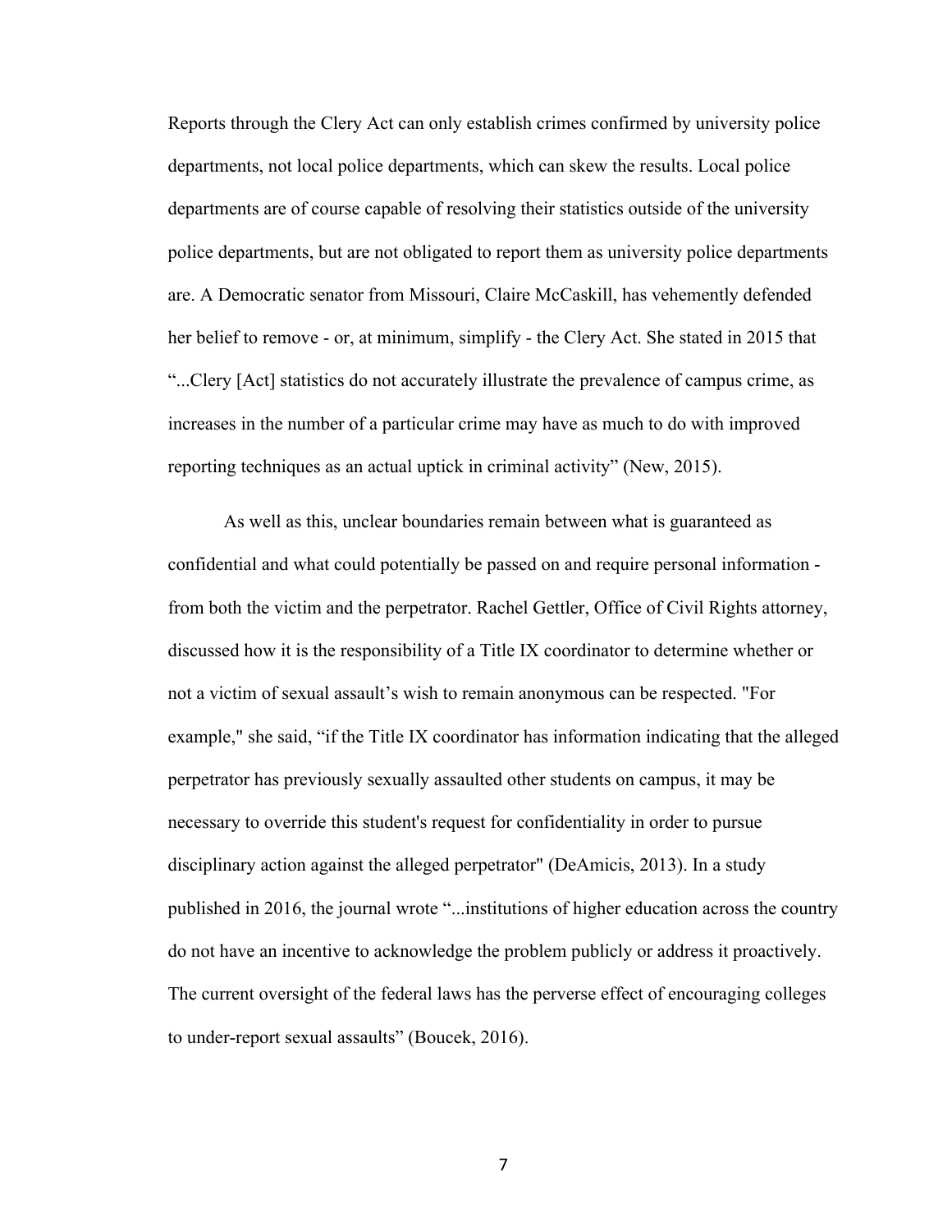Reports through the Clery Act can only establish crimes confirmed by university police departments, not local police departments, which can skew the results. Local police departments are of course capable of resolving their statistics outside of the university police departments, but are not obligated to report them as university police departments are. A Democratic senator from Missouri, Claire McCaskill, has vehemently defended her belief to remove - or, at minimum, simplify - the Clery Act. She stated in 2015 that "...Clery [Act] statistics do not accurately illustrate the prevalence of campus crime, as increases in the number of a particular crime may have as much to do with improved reporting techniques as an actual uptick in criminal activity" (New, 2015).

As well as this, unclear boundaries remain between what is guaranteed as confidential and what could potentially be passed on and require personal information - from both the victim and the perpetrator. Rachel Gettler, Office of Civil Rights attorney, discussed how it is the responsibility of a Title IX coordinator to determine whether or not a victim of sexual assault's wish to remain anonymous can be respected. "For example," she said, "if the Title IX coordinator has information indicating that the alleged perpetrator has previously sexually assaulted other students on campus, it may be necessary to override this student's request for confidentiality in order to pursue disciplinary action against the alleged perpetrator" (DeAmicis, 2013). In a study published in 2016, the journal wrote "...institutions of higher education across the country do not have an incentive to acknowledge the problem publicly or address it proactively. The current oversight of the federal laws has the perverse effect of encouraging colleges to under-report sexual assaults" (Boucek, 2016).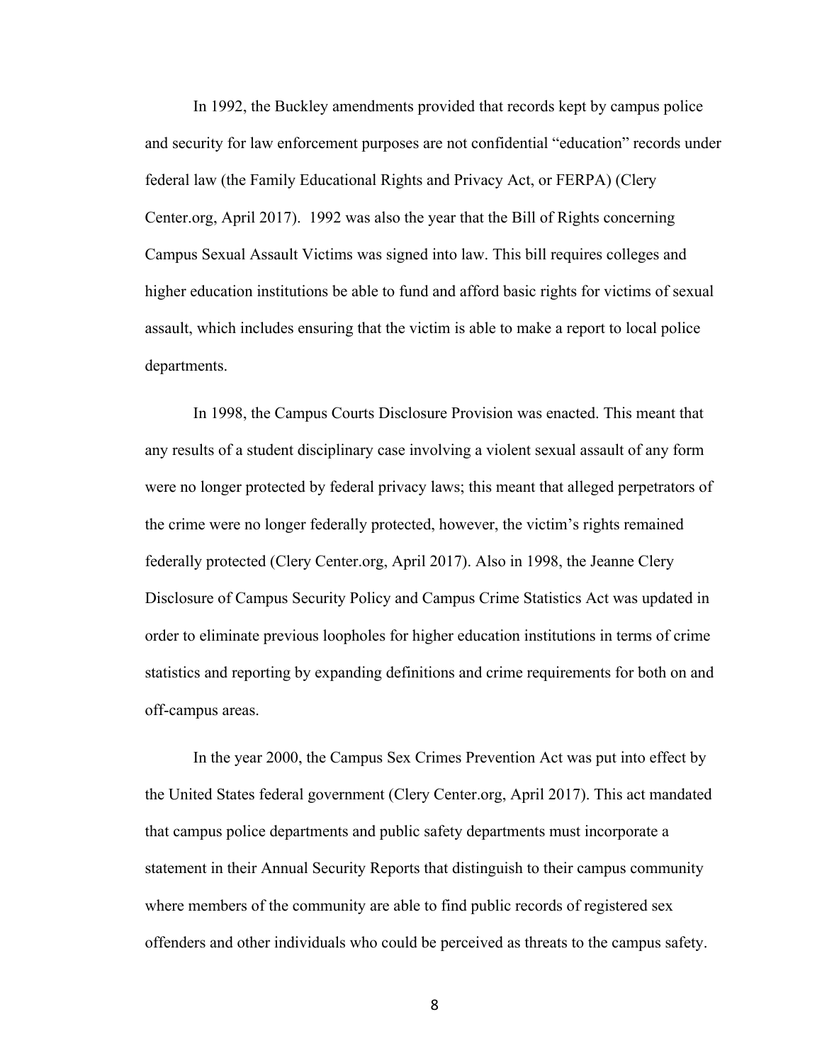In 1992, the Buckley amendments provided that records kept by campus police and security for law enforcement purposes are not confidential "education" records under federal law (the Family Educational Rights and Privacy Act, or FERPA) (Clery Center.org, April 2017). 1992 was also the year that the Bill of Rights concerning Campus Sexual Assault Victims was signed into law. This bill requires colleges and higher education institutions be able to fund and afford basic rights for victims of sexual assault, which includes ensuring that the victim is able to make a report to local police departments.

In 1998, the Campus Courts Disclosure Provision was enacted. This meant that any results of a student disciplinary case involving a violent sexual assault of any form were no longer protected by federal privacy laws; this meant that alleged perpetrators of the crime were no longer federally protected, however, the victim's rights remained federally protected (Clery Center.org, April 2017). Also in 1998, the Jeanne Clery Disclosure of Campus Security Policy and Campus Crime Statistics Act was updated in order to eliminate previous loopholes for higher education institutions in terms of crime statistics and reporting by expanding definitions and crime requirements for both on and off-campus areas.

In the year 2000, the Campus Sex Crimes Prevention Act was put into effect by the United States federal government (Clery Center.org, April 2017). This act mandated that campus police departments and public safety departments must incorporate a statement in their Annual Security Reports that distinguish to their campus community where members of the community are able to find public records of registered sex offenders and other individuals who could be perceived as threats to the campus safety.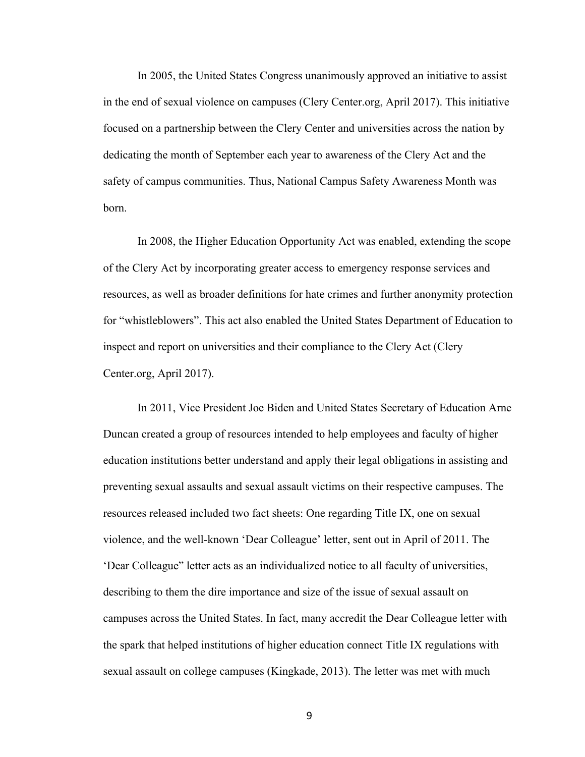In 2005, the United States Congress unanimously approved an initiative to assist in the end of sexual violence on campuses (Clery Center.org, April 2017). This initiative focused on a partnership between the Clery Center and universities across the nation by dedicating the month of September each year to awareness of the Clery Act and the safety of campus communities. Thus, National Campus Safety Awareness Month was born.

In 2008, the Higher Education Opportunity Act was enabled, extending the scope of the Clery Act by incorporating greater access to emergency response services and resources, as well as broader definitions for hate crimes and further anonymity protection for "whistleblowers". This act also enabled the United States Department of Education to inspect and report on universities and their compliance to the Clery Act (Clery Center.org, April 2017).

In 2011, Vice President Joe Biden and United States Secretary of Education Arne Duncan created a group of resources intended to help employees and faculty of higher education institutions better understand and apply their legal obligations in assisting and preventing sexual assaults and sexual assault victims on their respective campuses. The resources released included two fact sheets: One regarding Title IX, one on sexual violence, and the well-known 'Dear Colleague' letter, sent out in April of 2011. The 'Dear Colleague" letter acts as an individualized notice to all faculty of universities, describing to them the dire importance and size of the issue of sexual assault on campuses across the United States. In fact, many accredit the Dear Colleague letter with the spark that helped institutions of higher education connect Title IX regulations with sexual assault on college campuses (Kingkade, 2013). The letter was met with much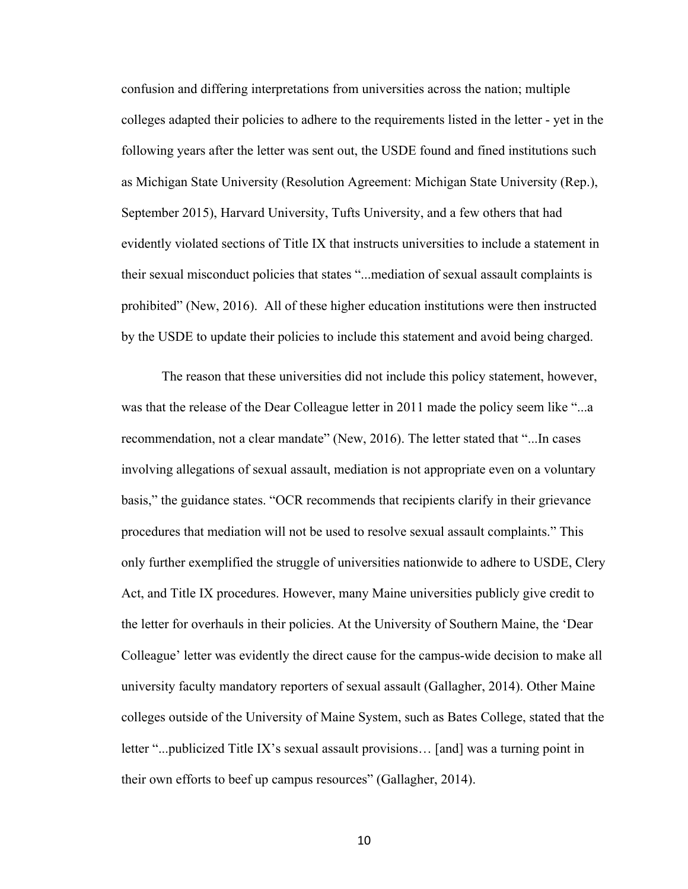confusion and differing interpretations from universities across the nation; multiple colleges adapted their policies to adhere to the requirements listed in the letter - yet in the following years after the letter was sent out, the USDE found and fined institutions such as Michigan State University (Resolution Agreement: Michigan State University (Rep.), September 2015), Harvard University, Tufts University, and a few others that had evidently violated sections of Title IX that instructs universities to include a statement in their sexual misconduct policies that states "...mediation of sexual assault complaints is prohibited" (New, 2016). All of these higher education institutions were then instructed by the USDE to update their policies to include this statement and avoid being charged.

The reason that these universities did not include this policy statement, however, was that the release of the Dear Colleague letter in 2011 made the policy seem like "...a recommendation, not a clear mandate" (New, 2016). The letter stated that "...In cases involving allegations of sexual assault, mediation is not appropriate even on a voluntary basis," the guidance states. "OCR recommends that recipients clarify in their grievance procedures that mediation will not be used to resolve sexual assault complaints." This only further exemplified the struggle of universities nationwide to adhere to USDE, Clery Act, and Title IX procedures. However, many Maine universities publicly give credit to the letter for overhauls in their policies. At the University of Southern Maine, the 'Dear Colleague' letter was evidently the direct cause for the campus-wide decision to make all university faculty mandatory reporters of sexual assault (Gallagher, 2014). Other Maine colleges outside of the University of Maine System, such as Bates College, stated that the letter "...publicized Title IX's sexual assault provisions… [and] was a turning point in their own efforts to beef up campus resources" (Gallagher, 2014).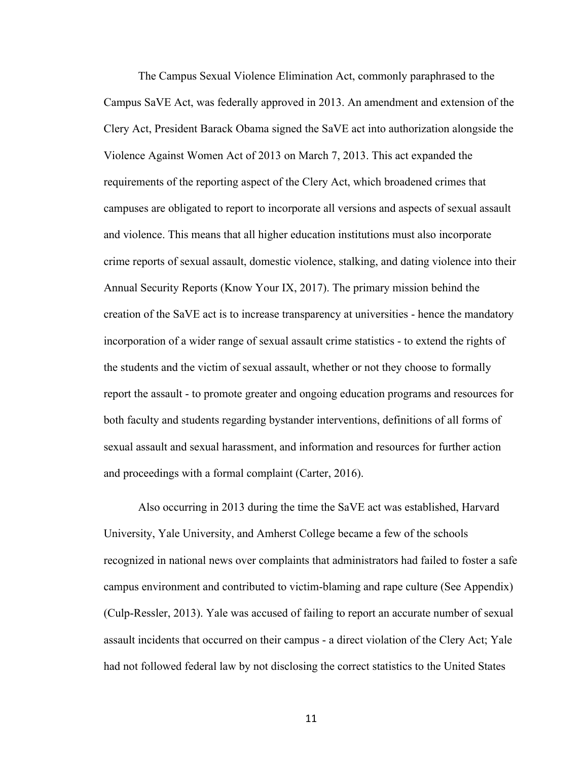The Campus Sexual Violence Elimination Act, commonly paraphrased to the Campus SaVE Act, was federally approved in 2013. An amendment and extension of the Clery Act, President Barack Obama signed the SaVE act into authorization alongside the Violence Against Women Act of 2013 on March 7, 2013. This act expanded the requirements of the reporting aspect of the Clery Act, which broadened crimes that campuses are obligated to report to incorporate all versions and aspects of sexual assault and violence. This means that all higher education institutions must also incorporate crime reports of sexual assault, domestic violence, stalking, and dating violence into their Annual Security Reports (Know Your IX, 2017). The primary mission behind the creation of the SaVE act is to increase transparency at universities - hence the mandatory incorporation of a wider range of sexual assault crime statistics - to extend the rights of the students and the victim of sexual assault, whether or not they choose to formally report the assault - to promote greater and ongoing education programs and resources for both faculty and students regarding bystander interventions, definitions of all forms of sexual assault and sexual harassment, and information and resources for further action and proceedings with a formal complaint (Carter, 2016).

Also occurring in 2013 during the time the SaVE act was established, Harvard University, Yale University, and Amherst College became a few of the schools recognized in national news over complaints that administrators had failed to foster a safe campus environment and contributed to victim-blaming and rape culture (See Appendix) (Culp-Ressler, 2013). Yale was accused of failing to report an accurate number of sexual assault incidents that occurred on their campus - a direct violation of the Clery Act; Yale had not followed federal law by not disclosing the correct statistics to the United States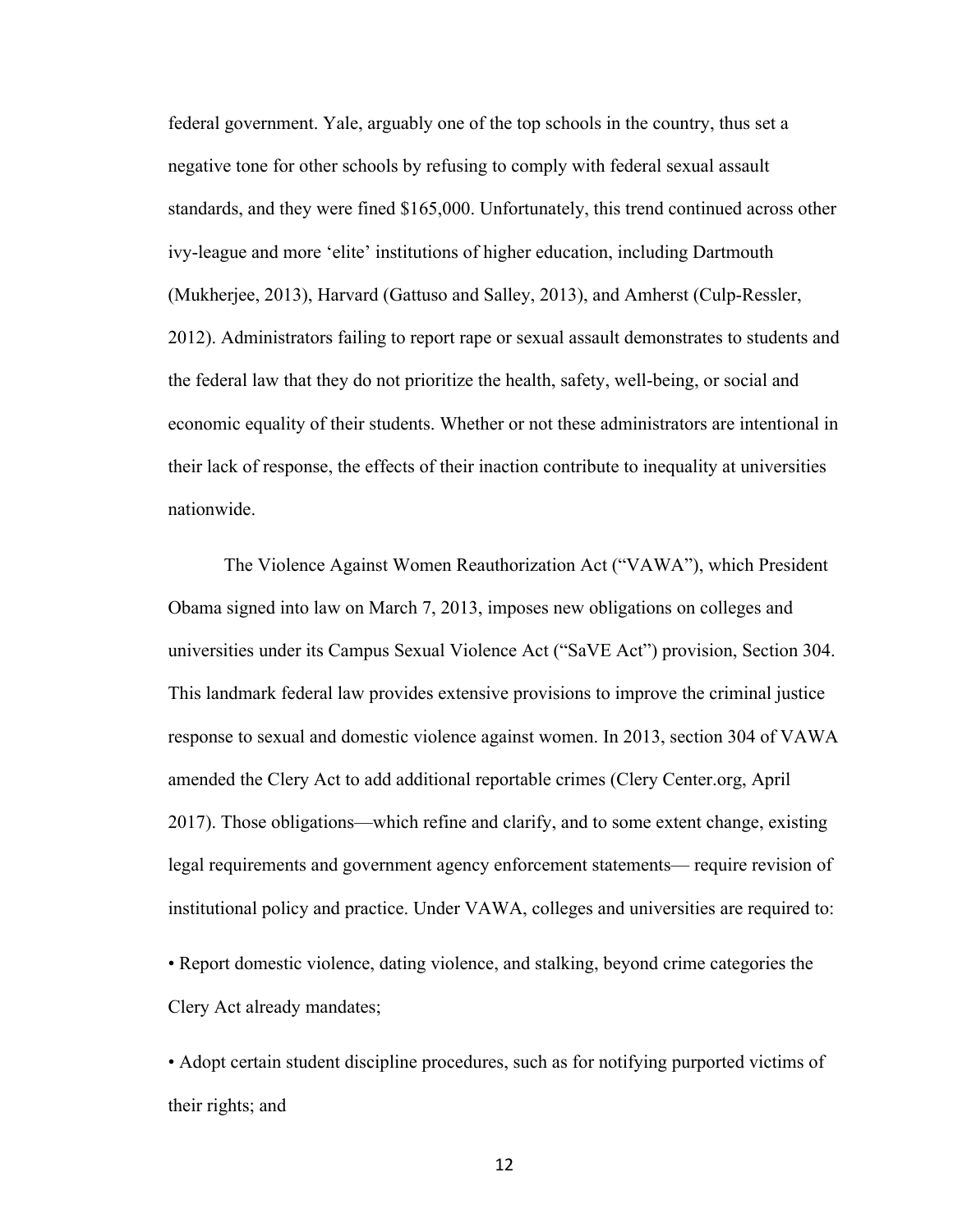federal government. Yale, arguably one of the top schools in the country, thus set a negative tone for other schools by refusing to comply with federal sexual assault standards, and they were fined $165,000. Unfortunately, this trend continued across other ivy-league and more 'elite' institutions of higher education, including Dartmouth (Mukherjee, 2013), Harvard (Gattuso and Salley, 2013), and Amherst (Culp-Ressler, 2012). Administrators failing to report rape or sexual assault demonstrates to students and the federal law that they do not prioritize the health, safety, well-being, or social and economic equality of their students. Whether or not these administrators are intentional in their lack of response, the effects of their inaction contribute to inequality at universities nationwide.

The Violence Against Women Reauthorization Act ("VAWA"), which President Obama signed into law on March 7, 2013, imposes new obligations on colleges and universities under its Campus Sexual Violence Act ("SaVE Act") provision, Section 304. This landmark federal law provides extensive provisions to improve the criminal justice response to sexual and domestic violence against women. In 2013, section 304 of VAWA amended the Clery Act to add additional reportable crimes (Clery Center.org, April 2017). Those obligations—which refine and clarify, and to some extent change, existing legal requirements and government agency enforcement statements— require revision of institutional policy and practice. Under VAWA, colleges and universities are required to:

- Report domestic violence, dating violence, and stalking, beyond crime categories the Clery Act already mandates;
- Adopt certain student discipline procedures, such as for notifying purported victims of their rights; and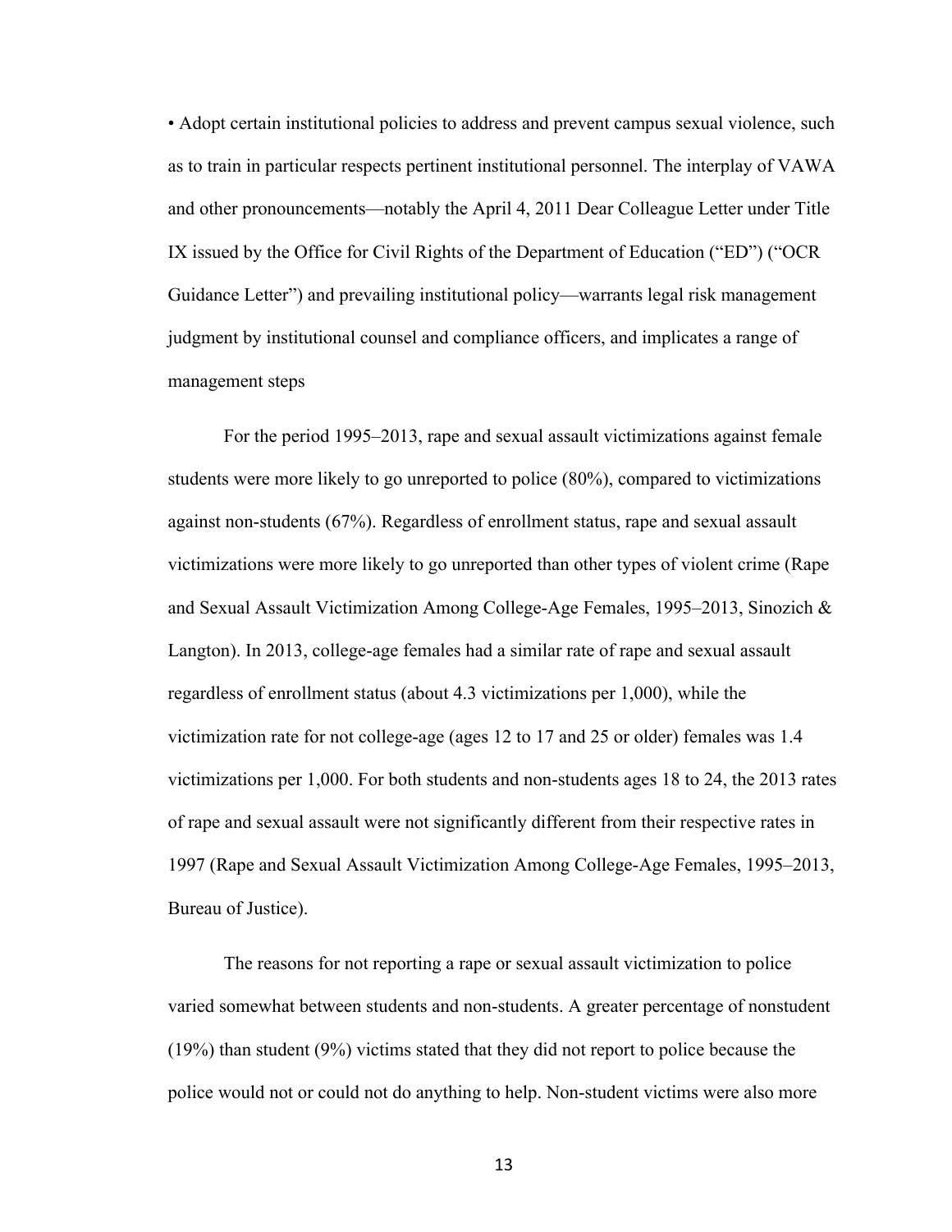• Adopt certain institutional policies to address and prevent campus sexual violence, such as to train in particular respects pertinent institutional personnel. The interplay of VAWA and other pronouncements—notably the April 4, 2011 Dear Colleague Letter under Title IX issued by the Office for Civil Rights of the Department of Education ("ED") ("OCR Guidance Letter") and prevailing institutional policy—warrants legal risk management judgment by institutional counsel and compliance officers, and implicates a range of management steps

For the period 1995–2013, rape and sexual assault victimizations against female students were more likely to go unreported to police (80%), compared to victimizations against non-students (67%). Regardless of enrollment status, rape and sexual assault victimizations were more likely to go unreported than other types of violent crime (Rape and Sexual Assault Victimization Among College-Age Females, 1995–2013, Sinozich & Langton). In 2013, college-age females had a similar rate of rape and sexual assault regardless of enrollment status (about 4.3 victimizations per 1,000), while the victimization rate for not college-age (ages 12 to 17 and 25 or older) females was 1.4 victimizations per 1,000. For both students and non-students ages 18 to 24, the 2013 rates of rape and sexual assault were not significantly different from their respective rates in 1997 (Rape and Sexual Assault Victimization Among College-Age Females, 1995–2013, Bureau of Justice).

The reasons for not reporting a rape or sexual assault victimization to police varied somewhat between students and non-students. A greater percentage of nonstudent (19%) than student (9%) victims stated that they did not report to police because the police would not or could not do anything to help. Non-student victims were also more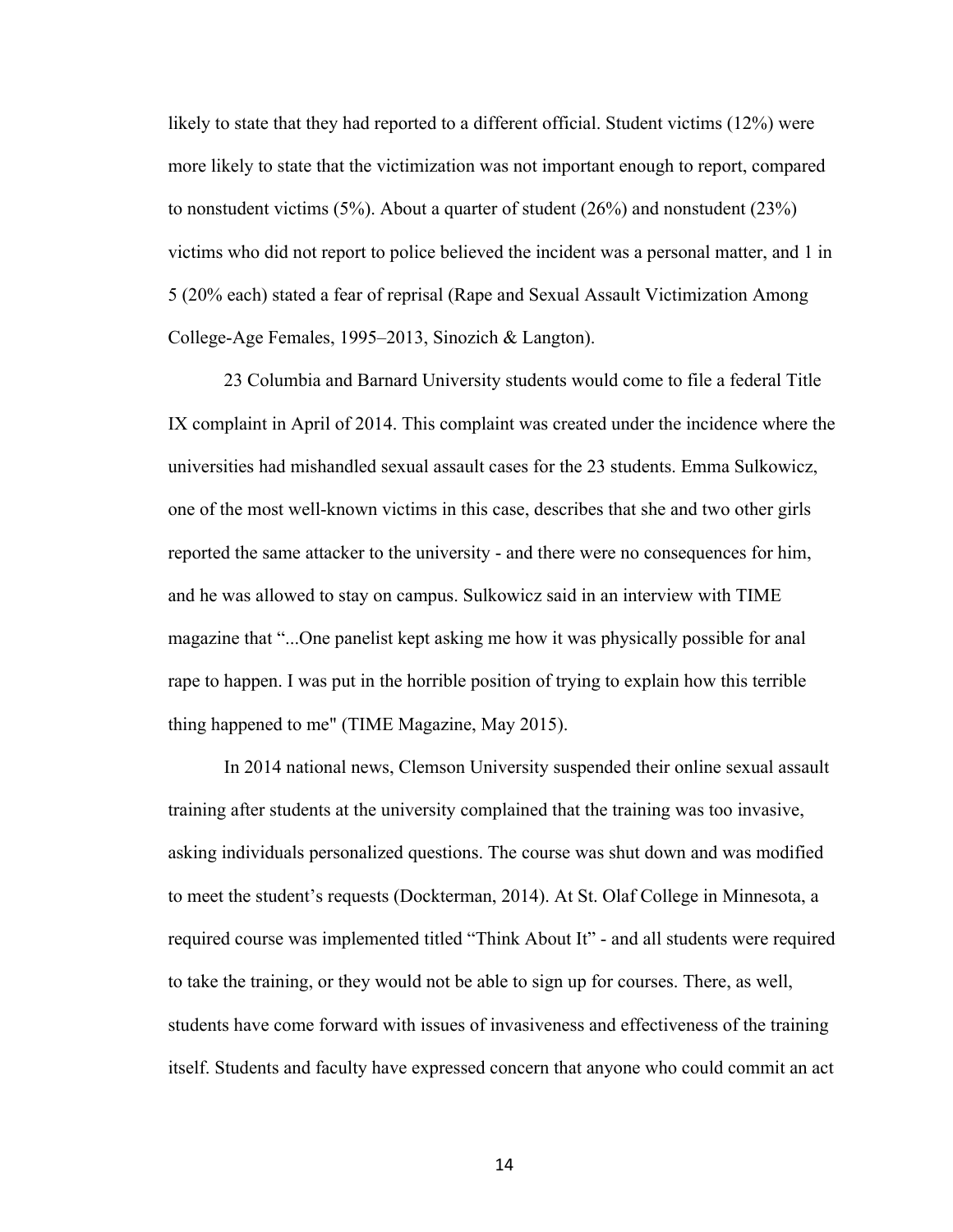likely to state that they had reported to a different official. Student victims (12%) were more likely to state that the victimization was not important enough to report, compared to nonstudent victims (5%). About a quarter of student (26%) and nonstudent (23%) victims who did not report to police believed the incident was a personal matter, and 1 in 5 (20% each) stated a fear of reprisal (Rape and Sexual Assault Victimization Among College-Age Females, 1995–2013, Sinozich & Langton).

23 Columbia and Barnard University students would come to file a federal Title IX complaint in April of 2014. This complaint was created under the incidence where the universities had mishandled sexual assault cases for the 23 students. Emma Sulkowicz, one of the most well-known victims in this case, describes that she and two other girls reported the same attacker to the university - and there were no consequences for him, and he was allowed to stay on campus. Sulkowicz said in an interview with TIME magazine that "...One panelist kept asking me how it was physically possible for anal rape to happen. I was put in the horrible position of trying to explain how this terrible thing happened to me" (TIME Magazine, May 2015).

In 2014 national news, Clemson University suspended their online sexual assault training after students at the university complained that the training was too invasive, asking individuals personalized questions. The course was shut down and was modified to meet the student's requests (Dockterman, 2014). At St. Olaf College in Minnesota, a required course was implemented titled "Think About It" - and all students were required to take the training, or they would not be able to sign up for courses. There, as well, students have come forward with issues of invasiveness and effectiveness of the training itself. Students and faculty have expressed concern that anyone who could commit an act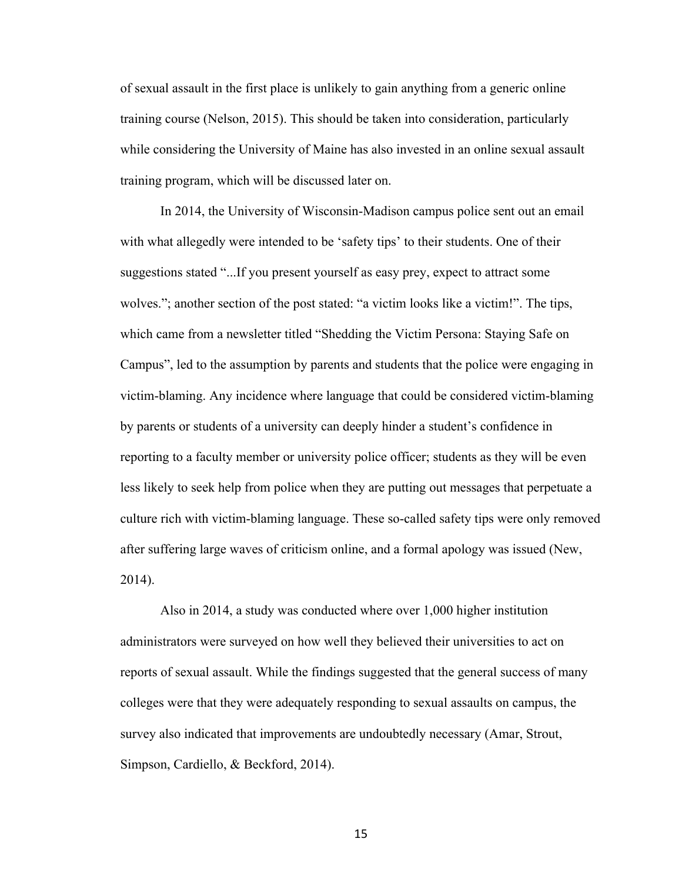of sexual assault in the first place is unlikely to gain anything from a generic online training course (Nelson, 2015). This should be taken into consideration, particularly while considering the University of Maine has also invested in an online sexual assault training program, which will be discussed later on.

In 2014, the University of Wisconsin-Madison campus police sent out an email with what allegedly were intended to be 'safety tips' to their students. One of their suggestions stated "...If you present yourself as easy prey, expect to attract some wolves."; another section of the post stated: "a victim looks like a victim!". The tips, which came from a newsletter titled "Shedding the Victim Persona: Staying Safe on Campus", led to the assumption by parents and students that the police were engaging in victim-blaming. Any incidence where language that could be considered victim-blaming by parents or students of a university can deeply hinder a student's confidence in reporting to a faculty member or university police officer; students as they will be even less likely to seek help from police when they are putting out messages that perpetuate a culture rich with victim-blaming language. These so-called safety tips were only removed after suffering large waves of criticism online, and a formal apology was issued (New, 2014).

Also in 2014, a study was conducted where over 1,000 higher institution administrators were surveyed on how well they believed their universities to act on reports of sexual assault. While the findings suggested that the general success of many colleges were that they were adequately responding to sexual assaults on campus, the survey also indicated that improvements are undoubtedly necessary (Amar, Strout, Simpson, Cardiello, & Beckford, 2014).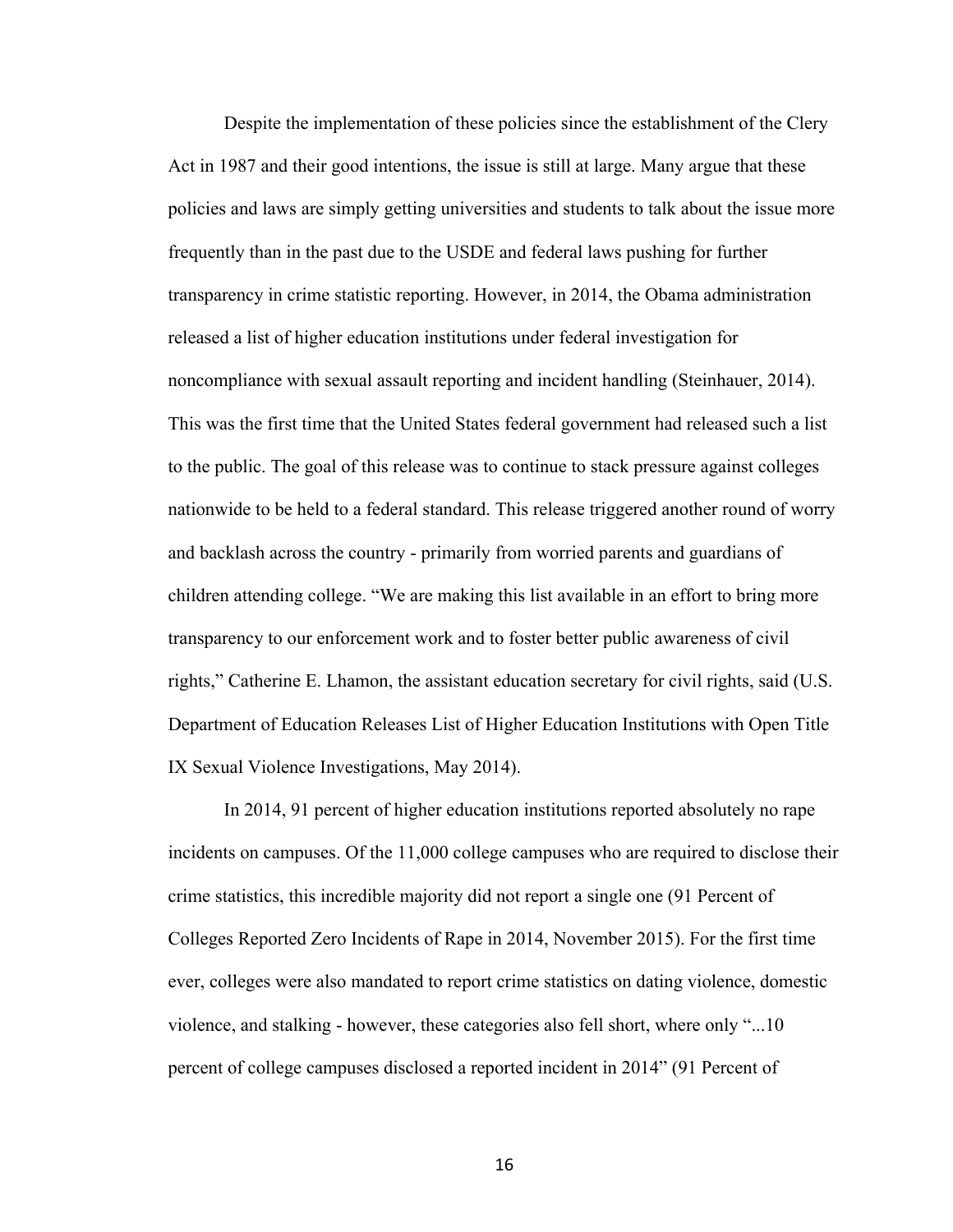Despite the implementation of these policies since the establishment of the Clery Act in 1987 and their good intentions, the issue is still at large. Many argue that these policies and laws are simply getting universities and students to talk about the issue more frequently than in the past due to the USDE and federal laws pushing for further transparency in crime statistic reporting. However, in 2014, the Obama administration released a list of higher education institutions under federal investigation for noncompliance with sexual assault reporting and incident handling (Steinhauer, 2014). This was the first time that the United States federal government had released such a list to the public. The goal of this release was to continue to stack pressure against colleges nationwide to be held to a federal standard. This release triggered another round of worry and backlash across the country - primarily from worried parents and guardians of children attending college. "We are making this list available in an effort to bring more transparency to our enforcement work and to foster better public awareness of civil rights," Catherine E. Lhamon, the assistant education secretary for civil rights, said (U.S. Department of Education Releases List of Higher Education Institutions with Open Title IX Sexual Violence Investigations, May 2014).

In 2014, 91 percent of higher education institutions reported absolutely no rape incidents on campuses. Of the 11,000 college campuses who are required to disclose their crime statistics, this incredible majority did not report a single one (91 Percent of Colleges Reported Zero Incidents of Rape in 2014, November 2015). For the first time ever, colleges were also mandated to report crime statistics on dating violence, domestic violence, and stalking - however, these categories also fell short, where only "...10 percent of college campuses disclosed a reported incident in 2014" (91 Percent of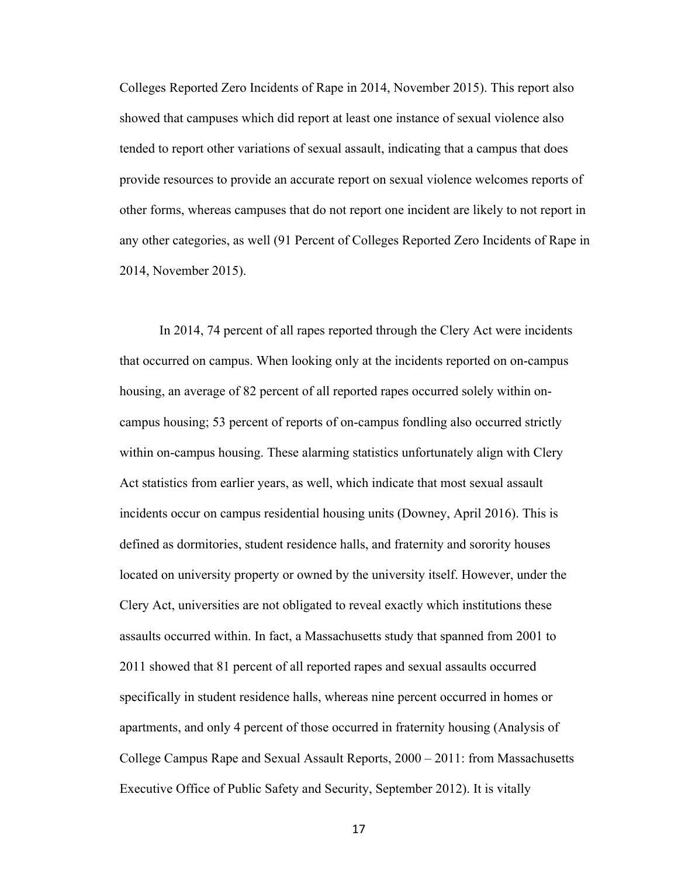Colleges Reported Zero Incidents of Rape in 2014, November 2015). This report also showed that campuses which did report at least one instance of sexual violence also tended to report other variations of sexual assault, indicating that a campus that does provide resources to provide an accurate report on sexual violence welcomes reports of other forms, whereas campuses that do not report one incident are likely to not report in any other categories, as well (91 Percent of Colleges Reported Zero Incidents of Rape in 2014, November 2015).

In 2014, 74 percent of all rapes reported through the Clery Act were incidents that occurred on campus. When looking only at the incidents reported on on-campus housing, an average of 82 percent of all reported rapes occurred solely within on-campus housing; 53 percent of reports of on-campus fondling also occurred strictly within on-campus housing. These alarming statistics unfortunately align with Clery Act statistics from earlier years, as well, which indicate that most sexual assault incidents occur on campus residential housing units (Downey, April 2016). This is defined as dormitories, student residence halls, and fraternity and sorority houses located on university property or owned by the university itself. However, under the Clery Act, universities are not obligated to reveal exactly which institutions these assaults occurred within. In fact, a Massachusetts study that spanned from 2001 to 2011 showed that 81 percent of all reported rapes and sexual assaults occurred specifically in student residence halls, whereas nine percent occurred in homes or apartments, and only 4 percent of those occurred in fraternity housing (Analysis of College Campus Rape and Sexual Assault Reports, 2000 – 2011: from Massachusetts Executive Office of Public Safety and Security, September 2012). It is vitally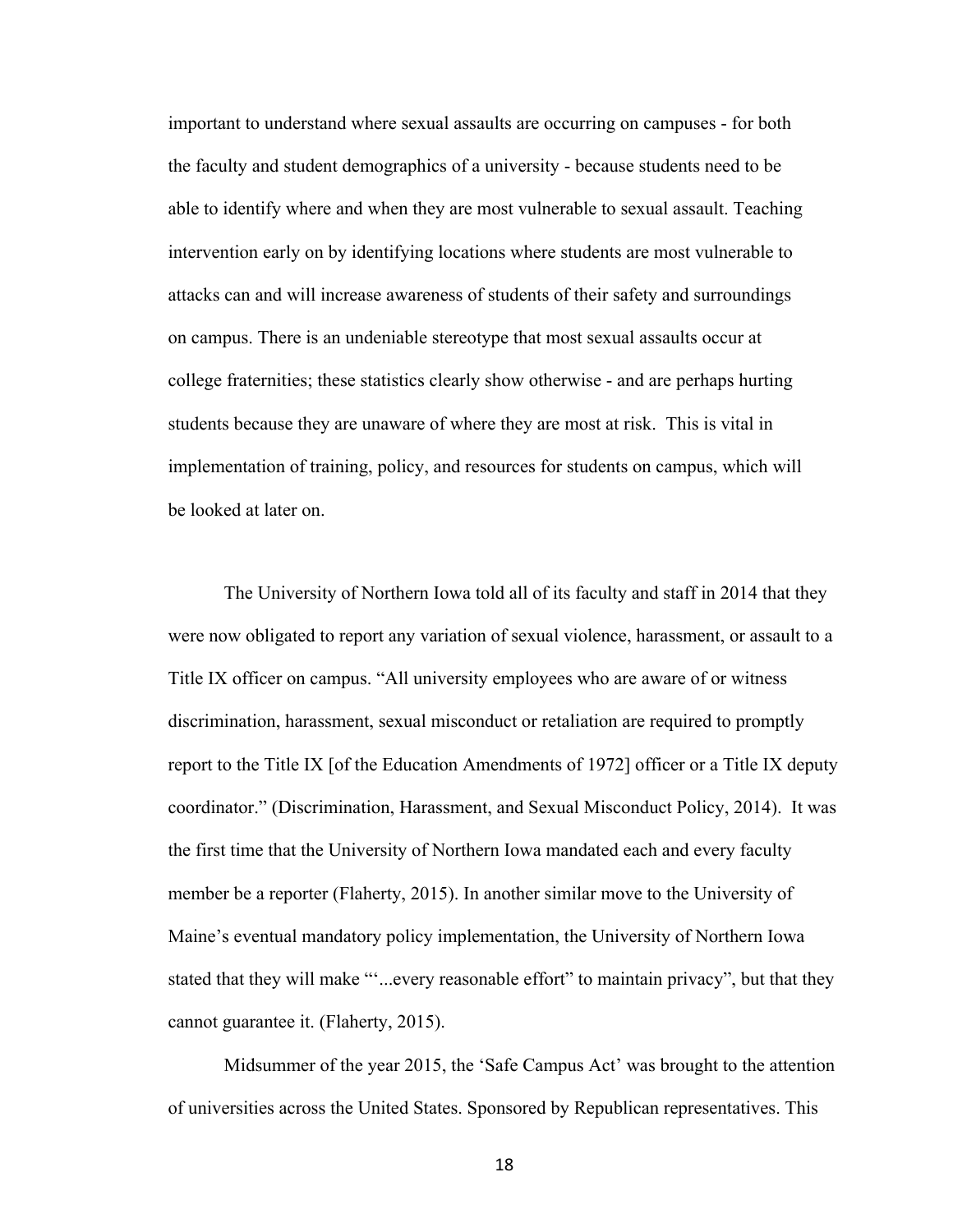important to understand where sexual assaults are occurring on campuses - for both the faculty and student demographics of a university - because students need to be able to identify where and when they are most vulnerable to sexual assault. Teaching intervention early on by identifying locations where students are most vulnerable to attacks can and will increase awareness of students of their safety and surroundings on campus. There is an undeniable stereotype that most sexual assaults occur at college fraternities; these statistics clearly show otherwise - and are perhaps hurting students because they are unaware of where they are most at risk. This is vital in implementation of training, policy, and resources for students on campus, which will be looked at later on.

The University of Northern Iowa told all of its faculty and staff in 2014 that they were now obligated to report any variation of sexual violence, harassment, or assault to a Title IX officer on campus. "All university employees who are aware of or witness discrimination, harassment, sexual misconduct or retaliation are required to promptly report to the Title IX [of the Education Amendments of 1972] officer or a Title IX deputy coordinator." (Discrimination, Harassment, and Sexual Misconduct Policy, 2014). It was the first time that the University of Northern Iowa mandated each and every faculty member be a reporter (Flaherty, 2015). In another similar move to the University of Maine's eventual mandatory policy implementation, the University of Northern Iowa stated that they will make "'...every reasonable effort" to maintain privacy", but that they cannot guarantee it. (Flaherty, 2015).

Midsummer of the year 2015, the 'Safe Campus Act' was brought to the attention of universities across the United States. Sponsored by Republican representatives. This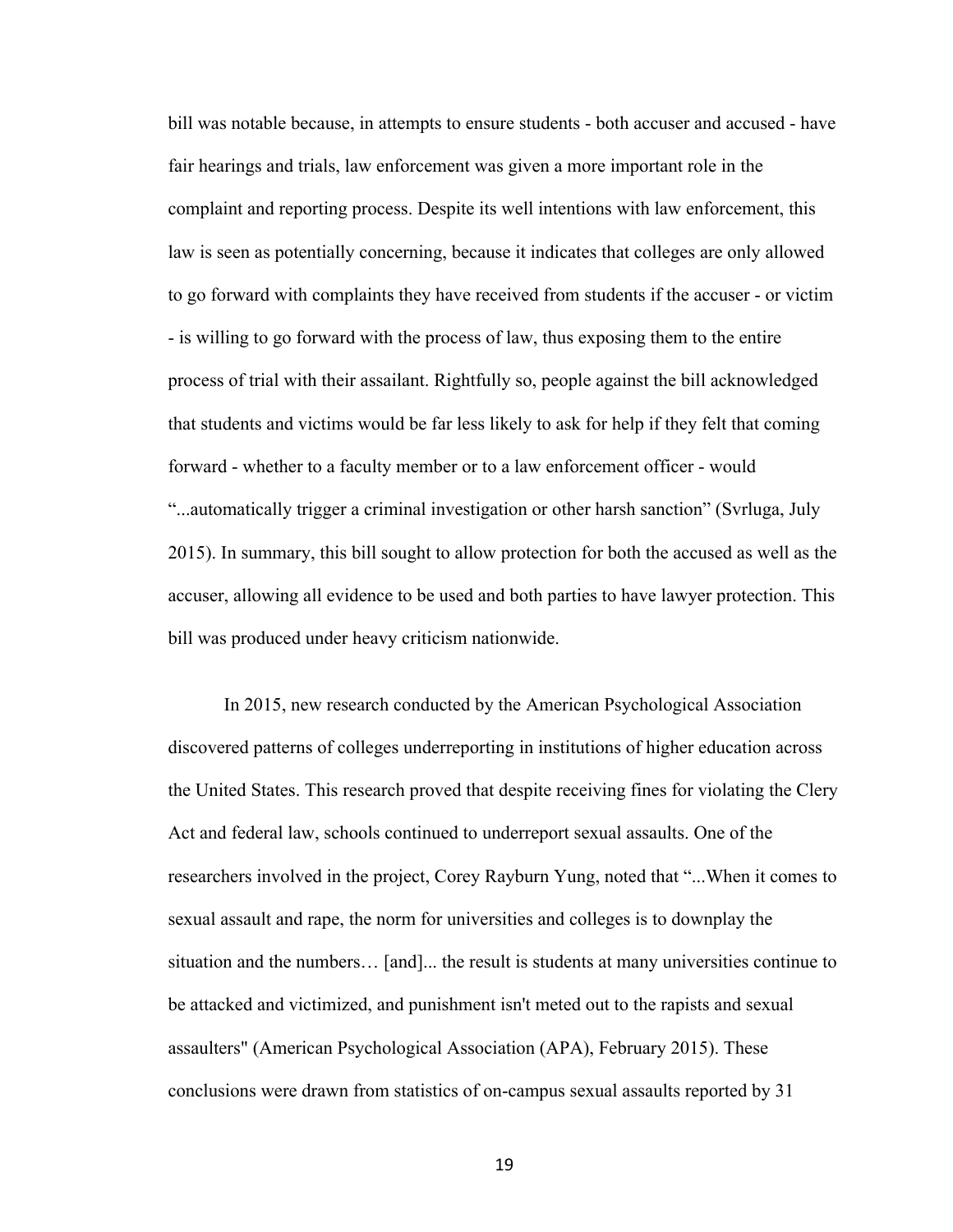bill was notable because, in attempts to ensure students - both accuser and accused - have fair hearings and trials, law enforcement was given a more important role in the complaint and reporting process. Despite its well intentions with law enforcement, this law is seen as potentially concerning, because it indicates that colleges are only allowed to go forward with complaints they have received from students if the accuser - or victim - is willing to go forward with the process of law, thus exposing them to the entire process of trial with their assailant. Rightfully so, people against the bill acknowledged that students and victims would be far less likely to ask for help if they felt that coming forward - whether to a faculty member or to a law enforcement officer - would "...automatically trigger a criminal investigation or other harsh sanction" (Svrluga, July 2015). In summary, this bill sought to allow protection for both the accused as well as the accuser, allowing all evidence to be used and both parties to have lawyer protection. This bill was produced under heavy criticism nationwide.

In 2015, new research conducted by the American Psychological Association discovered patterns of colleges underreporting in institutions of higher education across the United States. This research proved that despite receiving fines for violating the Clery Act and federal law, schools continued to underreport sexual assaults. One of the researchers involved in the project, Corey Rayburn Yung, noted that "...When it comes to sexual assault and rape, the norm for universities and colleges is to downplay the situation and the numbers… [and]... the result is students at many universities continue to be attacked and victimized, and punishment isn't meted out to the rapists and sexual assaulters" (American Psychological Association (APA), February 2015). These conclusions were drawn from statistics of on-campus sexual assaults reported by 31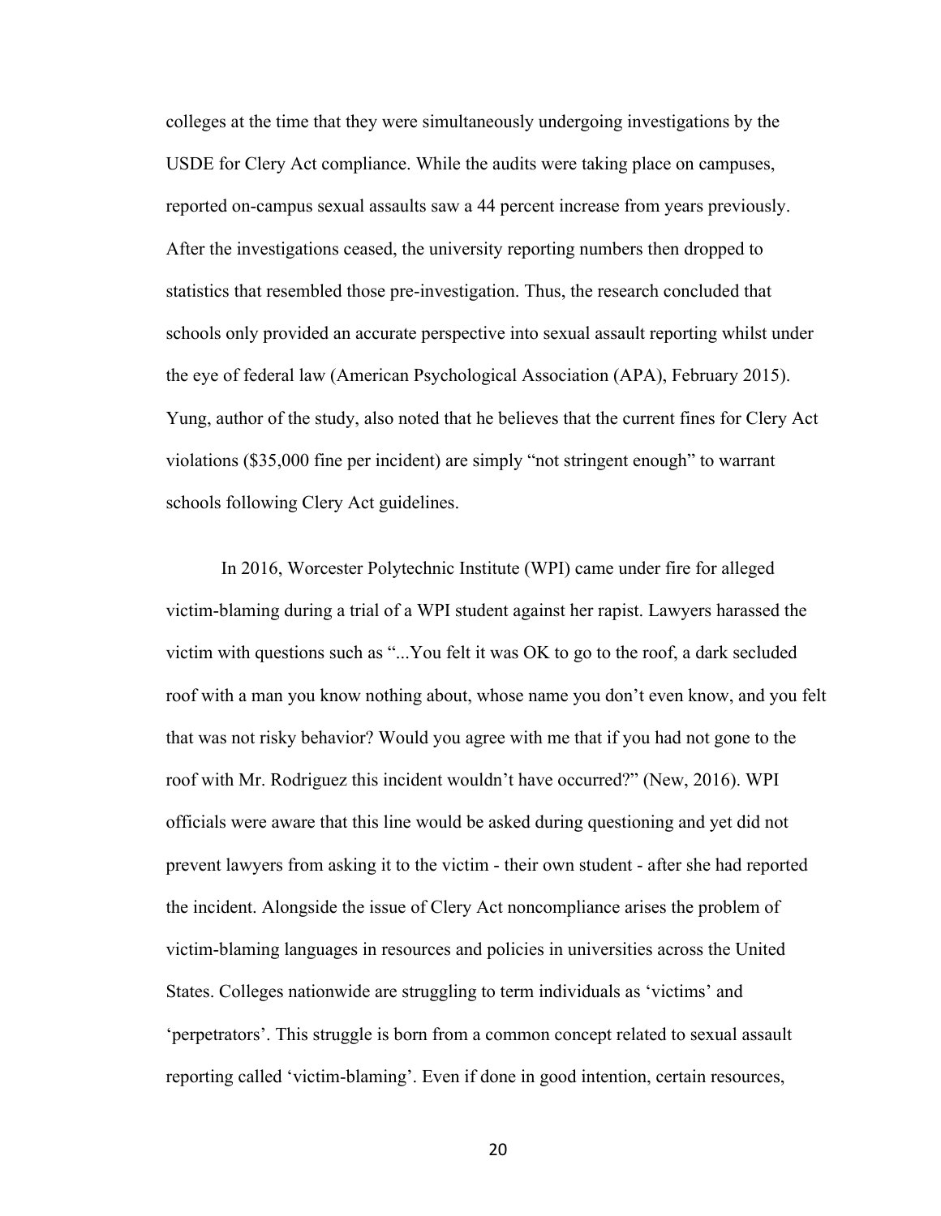colleges at the time that they were simultaneously undergoing investigations by the USDE for Clery Act compliance. While the audits were taking place on campuses, reported on-campus sexual assaults saw a 44 percent increase from years previously. After the investigations ceased, the university reporting numbers then dropped to statistics that resembled those pre-investigation. Thus, the research concluded that schools only provided an accurate perspective into sexual assault reporting whilst under the eye of federal law (American Psychological Association (APA), February 2015). Yung, author of the study, also noted that he believes that the current fines for Clery Act violations ($35,000 fine per incident) are simply “not stringent enough” to warrant schools following Clery Act guidelines.

In 2016, Worcester Polytechnic Institute (WPI) came under fire for alleged victim-blaming during a trial of a WPI student against her rapist. Lawyers harassed the victim with questions such as “...You felt it was OK to go to the roof, a dark secluded roof with a man you know nothing about, whose name you don’t even know, and you felt that was not risky behavior? Would you agree with me that if you had not gone to the roof with Mr. Rodriguez this incident wouldn’t have occurred?” (New, 2016). WPI officials were aware that this line would be asked during questioning and yet did not prevent lawyers from asking it to the victim - their own student - after she had reported the incident. Alongside the issue of Clery Act noncompliance arises the problem of victim-blaming languages in resources and policies in universities across the United States. Colleges nationwide are struggling to term individuals as ‘victims’ and ‘perpetrators’. This struggle is born from a common concept related to sexual assault reporting called ‘victim-blaming’. Even if done in good intention, certain resources,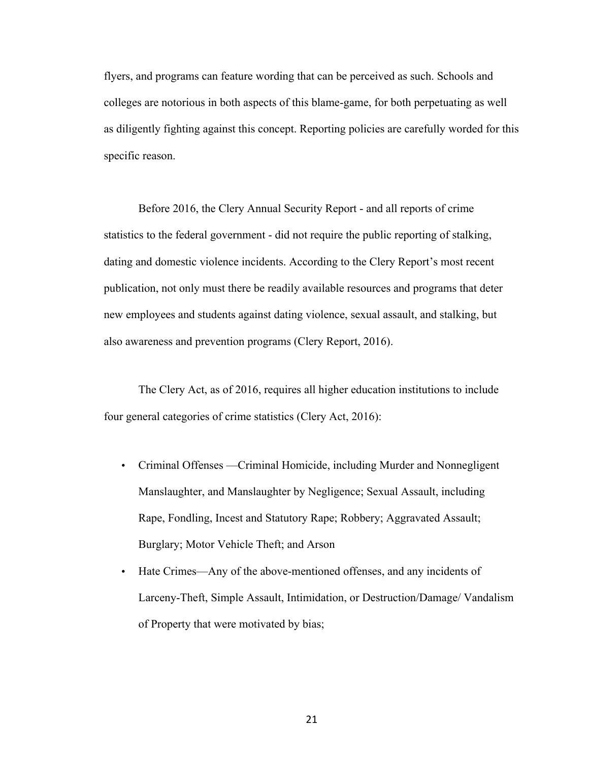flyers, and programs can feature wording that can be perceived as such. Schools and colleges are notorious in both aspects of this blame-game, for both perpetuating as well as diligently fighting against this concept. Reporting policies are carefully worded for this specific reason.

Before 2016, the Clery Annual Security Report - and all reports of crime statistics to the federal government - did not require the public reporting of stalking, dating and domestic violence incidents. According to the Clery Report's most recent publication, not only must there be readily available resources and programs that deter new employees and students against dating violence, sexual assault, and stalking, but also awareness and prevention programs (Clery Report, 2016).

The Clery Act, as of 2016, requires all higher education institutions to include four general categories of crime statistics (Clery Act, 2016):

- Criminal Offenses —Criminal Homicide, including Murder and Nonnegligent Manslaughter, and Manslaughter by Negligence; Sexual Assault, including Rape, Fondling, Incest and Statutory Rape; Robbery; Aggravated Assault; Burglary; Motor Vehicle Theft; and Arson
- Hate Crimes—Any of the above-mentioned offenses, and any incidents of Larceny-Theft, Simple Assault, Intimidation, or Destruction/Damage/ Vandalism of Property that were motivated by bias;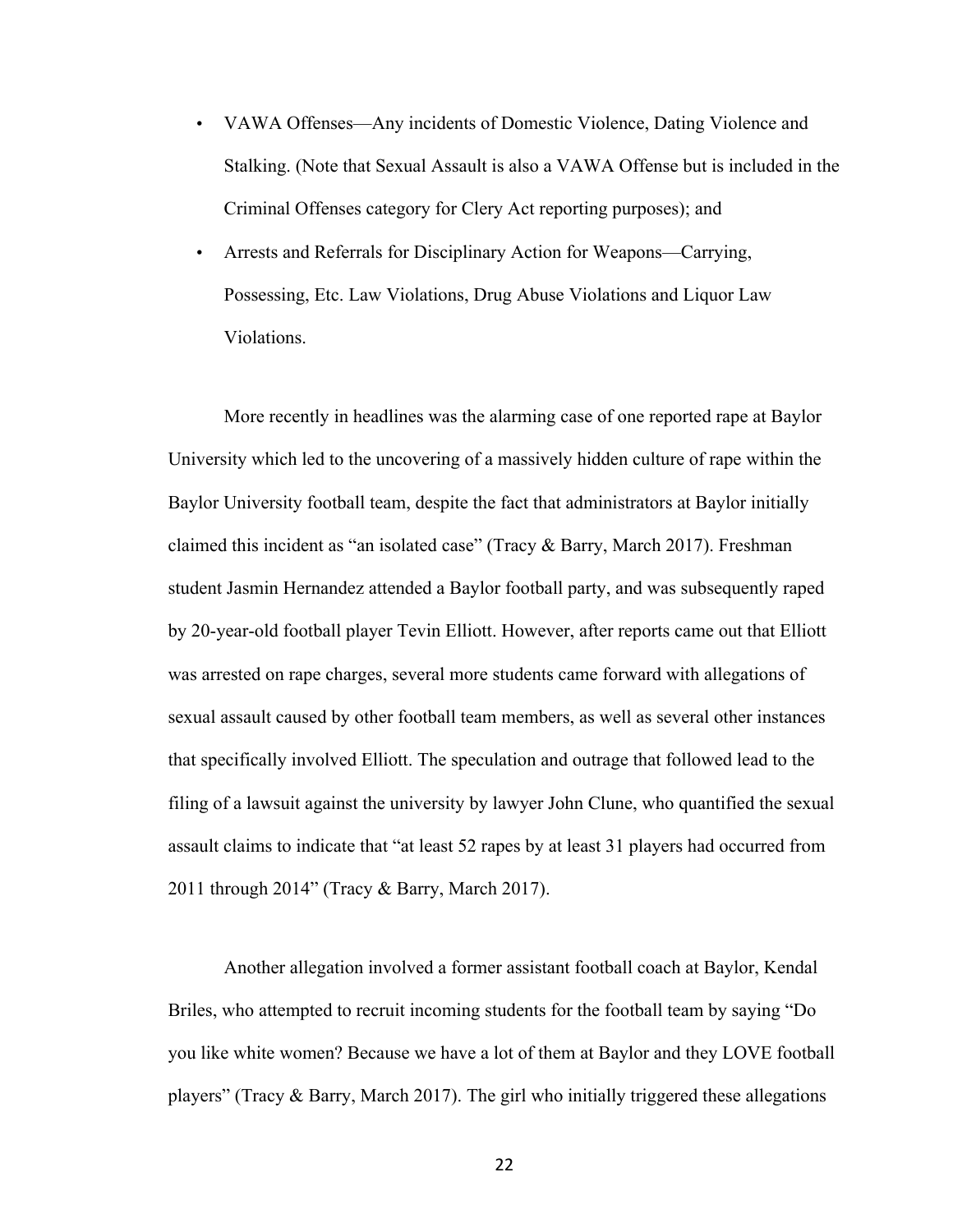- VAWA Offenses—Any incidents of Domestic Violence, Dating Violence and Stalking. (Note that Sexual Assault is also a VAWA Offense but is included in the Criminal Offenses category for Clery Act reporting purposes); and
- Arrests and Referrals for Disciplinary Action for Weapons—Carrying, Possessing, Etc. Law Violations, Drug Abuse Violations and Liquor Law Violations.

More recently in headlines was the alarming case of one reported rape at Baylor University which led to the uncovering of a massively hidden culture of rape within the Baylor University football team, despite the fact that administrators at Baylor initially claimed this incident as "an isolated case" (Tracy & Barry, March 2017). Freshman student Jasmin Hernandez attended a Baylor football party, and was subsequently raped by 20-year-old football player Tevin Elliott. However, after reports came out that Elliott was arrested on rape charges, several more students came forward with allegations of sexual assault caused by other football team members, as well as several other instances that specifically involved Elliott. The speculation and outrage that followed lead to the filing of a lawsuit against the university by lawyer John Clune, who quantified the sexual assault claims to indicate that "at least 52 rapes by at least 31 players had occurred from 2011 through 2014" (Tracy & Barry, March 2017).

Another allegation involved a former assistant football coach at Baylor, Kendal Briles, who attempted to recruit incoming students for the football team by saying "Do you like white women? Because we have a lot of them at Baylor and they LOVE football players" (Tracy & Barry, March 2017). The girl who initially triggered these allegations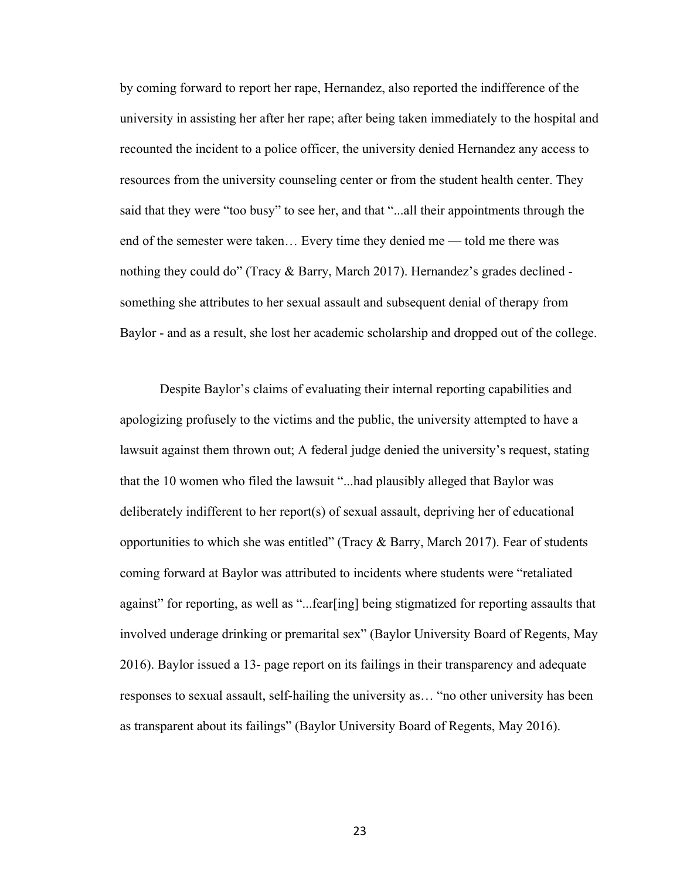by coming forward to report her rape, Hernandez, also reported the indifference of the university in assisting her after her rape; after being taken immediately to the hospital and recounted the incident to a police officer, the university denied Hernandez any access to resources from the university counseling center or from the student health center. They said that they were "too busy" to see her, and that "...all their appointments through the end of the semester were taken… Every time they denied me — told me there was nothing they could do" (Tracy & Barry, March 2017). Hernandez's grades declined - something she attributes to her sexual assault and subsequent denial of therapy from Baylor - and as a result, she lost her academic scholarship and dropped out of the college.

Despite Baylor's claims of evaluating their internal reporting capabilities and apologizing profusely to the victims and the public, the university attempted to have a lawsuit against them thrown out; A federal judge denied the university's request, stating that the 10 women who filed the lawsuit "...had plausibly alleged that Baylor was deliberately indifferent to her report(s) of sexual assault, depriving her of educational opportunities to which she was entitled" (Tracy & Barry, March 2017). Fear of students coming forward at Baylor was attributed to incidents where students were "retaliated against" for reporting, as well as "...fear[ing] being stigmatized for reporting assaults that involved underage drinking or premarital sex" (Baylor University Board of Regents, May 2016). Baylor issued a 13- page report on its failings in their transparency and adequate responses to sexual assault, self-hailing the university as… "no other university has been as transparent about its failings" (Baylor University Board of Regents, May 2016).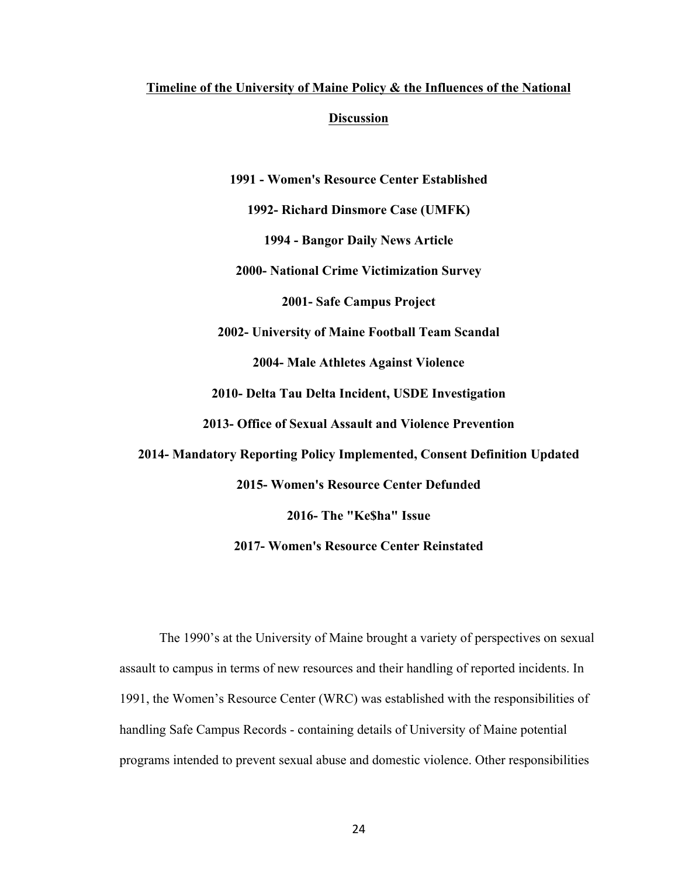## Timeline of the University of Maine Policy & the Influences of the National Discussion

**1991 - Women's Resource Center Established**

**1992- Richard Dinsmore Case (UMFK)**

**1994 - Bangor Daily News Article**

**2000- National Crime Victimization Survey**

**2001- Safe Campus Project**

**2002- University of Maine Football Team Scandal**

**2004- Male Athletes Against Violence**

**2010- Delta Tau Delta Incident, USDE Investigation**

**2013- Office of Sexual Assault and Violence Prevention**

**2014- Mandatory Reporting Policy Implemented, Consent Definition Updated**

**2015- Women's Resource Center Defunded**

**2016- The "Ke$ha" Issue**

**2017- Women's Resource Center Reinstated**

The 1990's at the University of Maine brought a variety of perspectives on sexual assault to campus in terms of new resources and their handling of reported incidents. In 1991, the Women's Resource Center (WRC) was established with the responsibilities of handling Safe Campus Records - containing details of University of Maine potential programs intended to prevent sexual abuse and domestic violence. Other responsibilities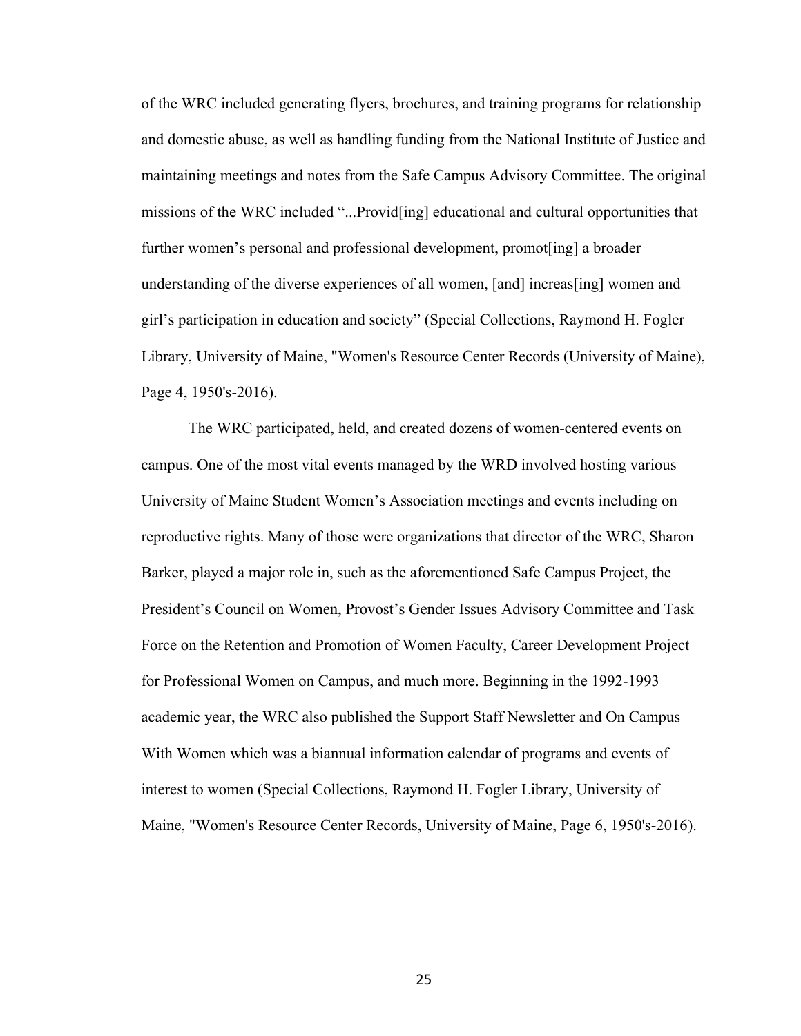of the WRC included generating flyers, brochures, and training programs for relationship and domestic abuse, as well as handling funding from the National Institute of Justice and maintaining meetings and notes from the Safe Campus Advisory Committee. The original missions of the WRC included "...Provid[ing] educational and cultural opportunities that further women's personal and professional development, promot[ing] a broader understanding of the diverse experiences of all women, [and] increas[ing] women and girl's participation in education and society" (Special Collections, Raymond H. Fogler Library, University of Maine, "Women's Resource Center Records (University of Maine), Page 4, 1950's-2016).

The WRC participated, held, and created dozens of women-centered events on campus. One of the most vital events managed by the WRD involved hosting various University of Maine Student Women's Association meetings and events including on reproductive rights. Many of those were organizations that director of the WRC, Sharon Barker, played a major role in, such as the aforementioned Safe Campus Project, the President's Council on Women, Provost's Gender Issues Advisory Committee and Task Force on the Retention and Promotion of Women Faculty, Career Development Project for Professional Women on Campus, and much more. Beginning in the 1992-1993 academic year, the WRC also published the Support Staff Newsletter and On Campus With Women which was a biannual information calendar of programs and events of interest to women (Special Collections, Raymond H. Fogler Library, University of Maine, "Women's Resource Center Records, University of Maine, Page 6, 1950's-2016).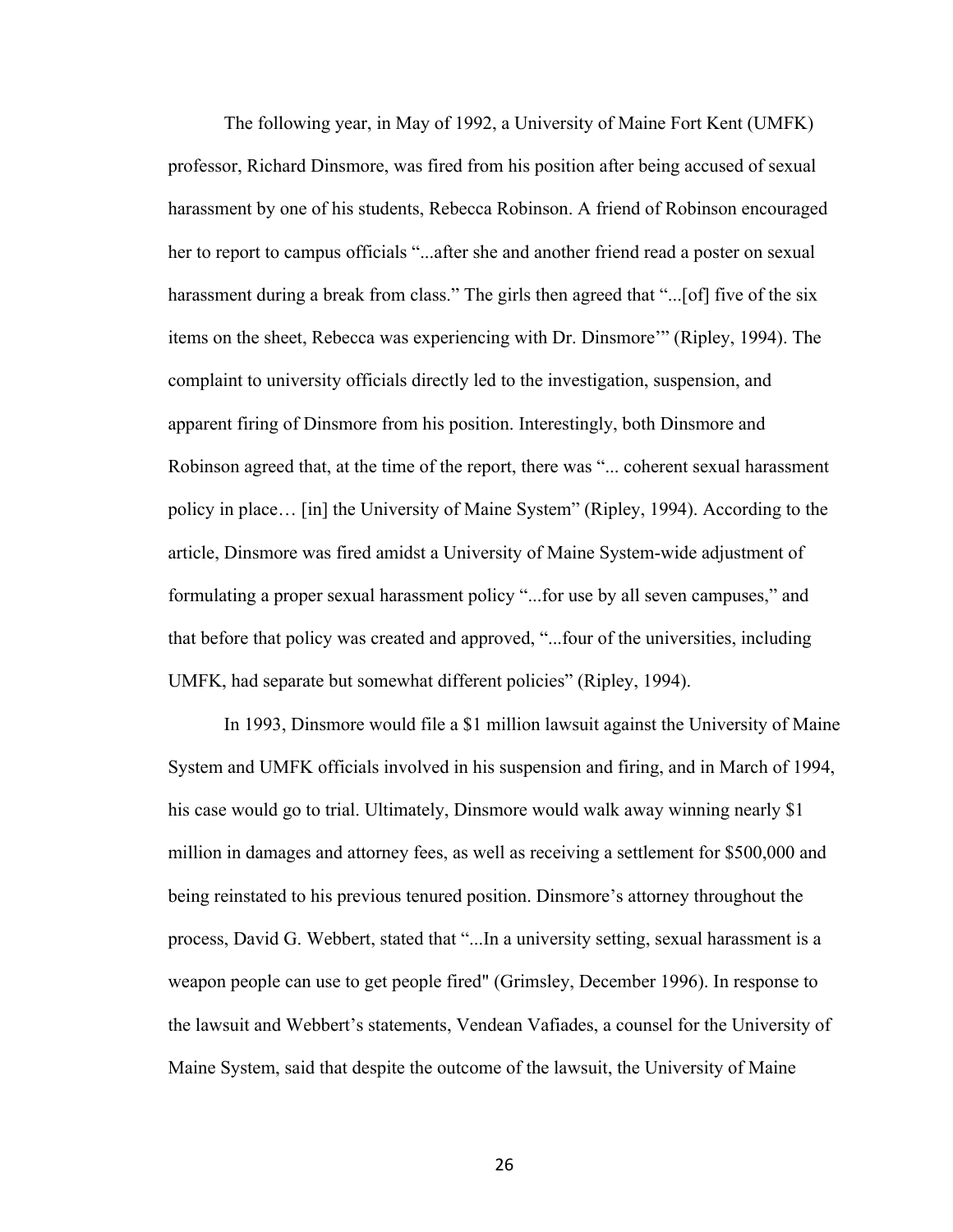The following year, in May of 1992, a University of Maine Fort Kent (UMFK) professor, Richard Dinsmore, was fired from his position after being accused of sexual harassment by one of his students, Rebecca Robinson. A friend of Robinson encouraged her to report to campus officials "...after she and another friend read a poster on sexual harassment during a break from class." The girls then agreed that "...[of] five of the six items on the sheet, Rebecca was experiencing with Dr. Dinsmore'" (Ripley, 1994). The complaint to university officials directly led to the investigation, suspension, and apparent firing of Dinsmore from his position. Interestingly, both Dinsmore and Robinson agreed that, at the time of the report, there was "... coherent sexual harassment policy in place… [in] the University of Maine System" (Ripley, 1994). According to the article, Dinsmore was fired amidst a University of Maine System-wide adjustment of formulating a proper sexual harassment policy "...for use by all seven campuses," and that before that policy was created and approved, "...four of the universities, including UMFK, had separate but somewhat different policies" (Ripley, 1994).

In 1993, Dinsmore would file a $1 million lawsuit against the University of Maine System and UMFK officials involved in his suspension and firing, and in March of 1994, his case would go to trial. Ultimately, Dinsmore would walk away winning nearly $1 million in damages and attorney fees, as well as receiving a settlement for $500,000 and being reinstated to his previous tenured position. Dinsmore's attorney throughout the process, David G. Webbert, stated that "...In a university setting, sexual harassment is a weapon people can use to get people fired" (Grimsley, December 1996). In response to the lawsuit and Webbert's statements, Vendean Vafiades, a counsel for the University of Maine System, said that despite the outcome of the lawsuit, the University of Maine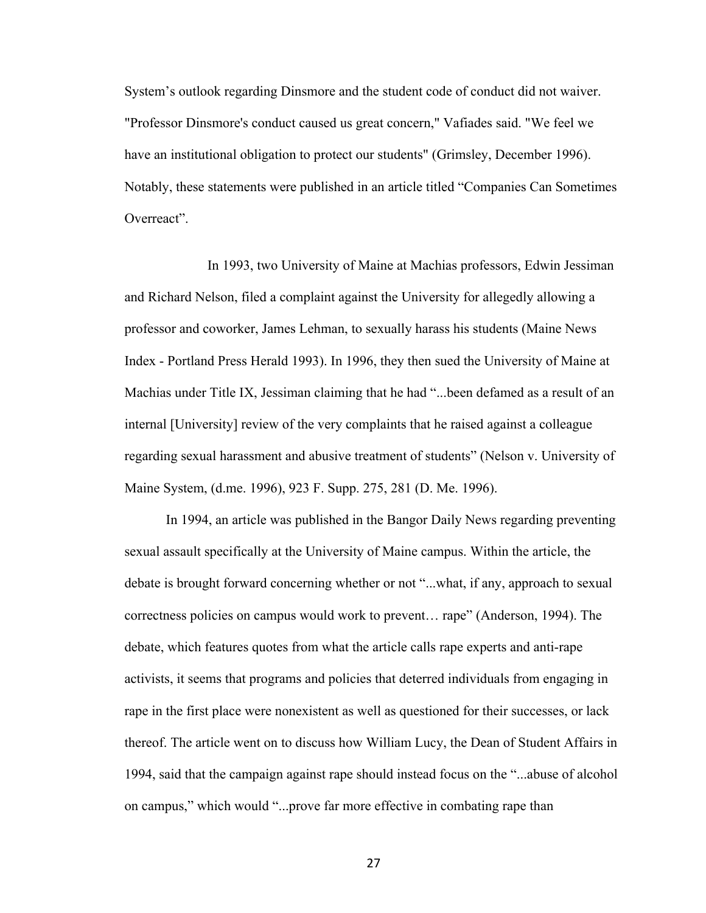System's outlook regarding Dinsmore and the student code of conduct did not waiver. "Professor Dinsmore's conduct caused us great concern," Vafiades said. "We feel we have an institutional obligation to protect our students" (Grimsley, December 1996). Notably, these statements were published in an article titled "Companies Can Sometimes Overreact".

In 1993, two University of Maine at Machias professors, Edwin Jessiman and Richard Nelson, filed a complaint against the University for allegedly allowing a professor and coworker, James Lehman, to sexually harass his students (Maine News Index - Portland Press Herald 1993). In 1996, they then sued the University of Maine at Machias under Title IX, Jessiman claiming that he had "...been defamed as a result of an internal [University] review of the very complaints that he raised against a colleague regarding sexual harassment and abusive treatment of students" (Nelson v. University of Maine System, (d.me. 1996), 923 F. Supp. 275, 281 (D. Me. 1996).

In 1994, an article was published in the Bangor Daily News regarding preventing sexual assault specifically at the University of Maine campus. Within the article, the debate is brought forward concerning whether or not "...what, if any, approach to sexual correctness policies on campus would work to prevent… rape" (Anderson, 1994). The debate, which features quotes from what the article calls rape experts and anti-rape activists, it seems that programs and policies that deterred individuals from engaging in rape in the first place were nonexistent as well as questioned for their successes, or lack thereof. The article went on to discuss how William Lucy, the Dean of Student Affairs in 1994, said that the campaign against rape should instead focus on the "...abuse of alcohol on campus," which would "...prove far more effective in combating rape than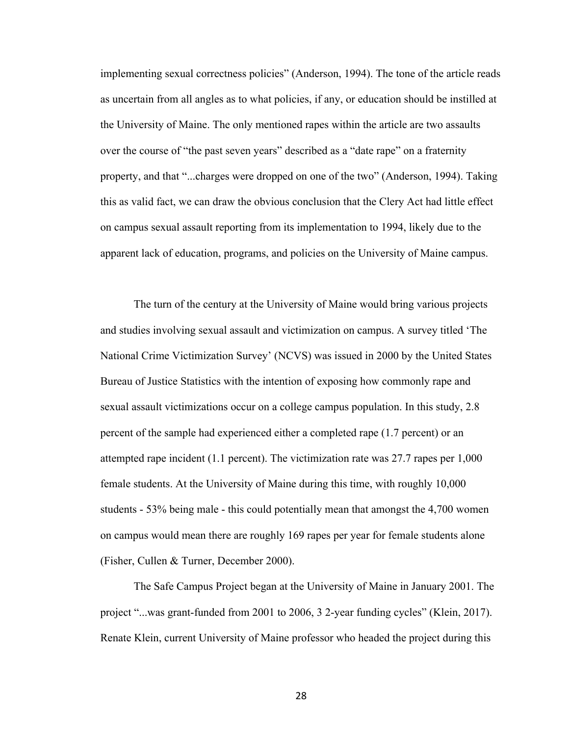implementing sexual correctness policies" (Anderson, 1994). The tone of the article reads as uncertain from all angles as to what policies, if any, or education should be instilled at the University of Maine. The only mentioned rapes within the article are two assaults over the course of "the past seven years" described as a "date rape" on a fraternity property, and that "...charges were dropped on one of the two" (Anderson, 1994). Taking this as valid fact, we can draw the obvious conclusion that the Clery Act had little effect on campus sexual assault reporting from its implementation to 1994, likely due to the apparent lack of education, programs, and policies on the University of Maine campus.

The turn of the century at the University of Maine would bring various projects and studies involving sexual assault and victimization on campus. A survey titled 'The National Crime Victimization Survey' (NCVS) was issued in 2000 by the United States Bureau of Justice Statistics with the intention of exposing how commonly rape and sexual assault victimizations occur on a college campus population. In this study, 2.8 percent of the sample had experienced either a completed rape (1.7 percent) or an attempted rape incident (1.1 percent). The victimization rate was 27.7 rapes per 1,000 female students. At the University of Maine during this time, with roughly 10,000 students - 53% being male - this could potentially mean that amongst the 4,700 women on campus would mean there are roughly 169 rapes per year for female students alone (Fisher, Cullen & Turner, December 2000).

The Safe Campus Project began at the University of Maine in January 2001. The project "...was grant-funded from 2001 to 2006, 3 2-year funding cycles" (Klein, 2017). Renate Klein, current University of Maine professor who headed the project during this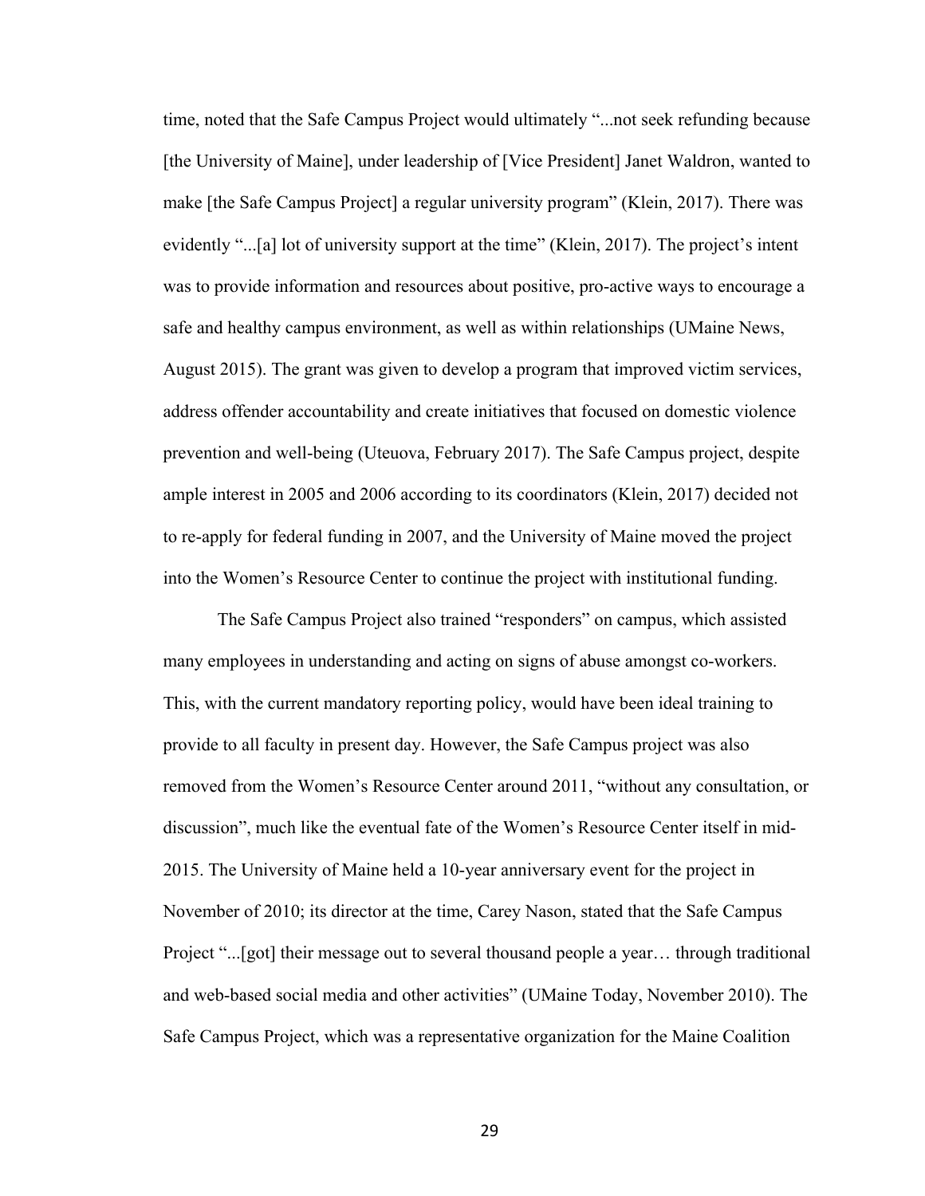time, noted that the Safe Campus Project would ultimately "...not seek refunding because [the University of Maine], under leadership of [Vice President] Janet Waldron, wanted to make [the Safe Campus Project] a regular university program" (Klein, 2017). There was evidently "...[a] lot of university support at the time" (Klein, 2017). The project's intent was to provide information and resources about positive, pro-active ways to encourage a safe and healthy campus environment, as well as within relationships (UMaine News, August 2015). The grant was given to develop a program that improved victim services, address offender accountability and create initiatives that focused on domestic violence prevention and well-being (Uteuova, February 2017). The Safe Campus project, despite ample interest in 2005 and 2006 according to its coordinators (Klein, 2017) decided not to re-apply for federal funding in 2007, and the University of Maine moved the project into the Women's Resource Center to continue the project with institutional funding.

The Safe Campus Project also trained "responders" on campus, which assisted many employees in understanding and acting on signs of abuse amongst co-workers. This, with the current mandatory reporting policy, would have been ideal training to provide to all faculty in present day. However, the Safe Campus project was also removed from the Women's Resource Center around 2011, "without any consultation, or discussion", much like the eventual fate of the Women's Resource Center itself in mid-2015. The University of Maine held a 10-year anniversary event for the project in November of 2010; its director at the time, Carey Nason, stated that the Safe Campus Project "...[got] their message out to several thousand people a year… through traditional and web-based social media and other activities" (UMaine Today, November 2010). The Safe Campus Project, which was a representative organization for the Maine Coalition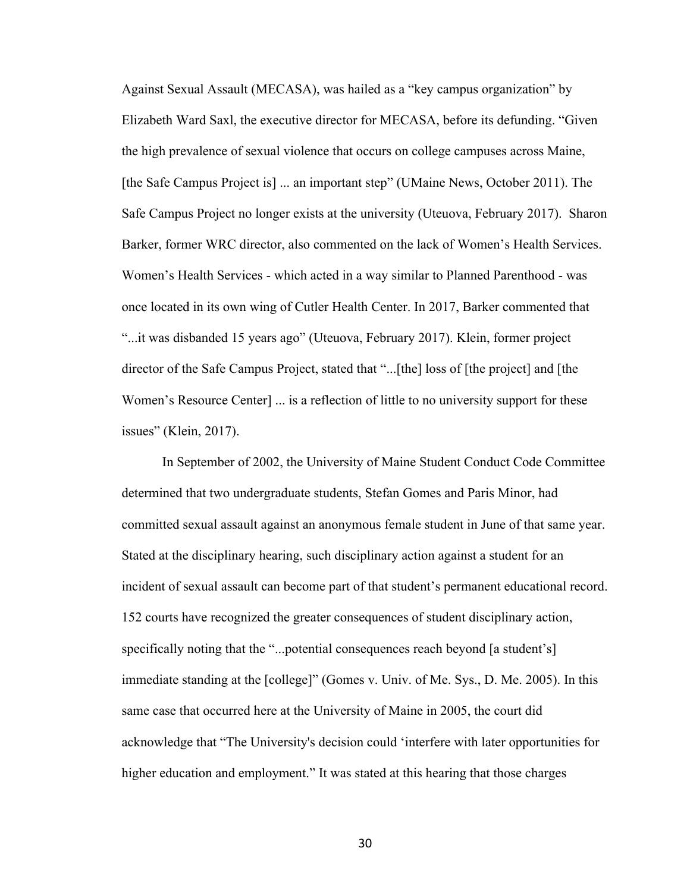Against Sexual Assault (MECASA), was hailed as a "key campus organization" by Elizabeth Ward Saxl, the executive director for MECASA, before its defunding. "Given the high prevalence of sexual violence that occurs on college campuses across Maine, [the Safe Campus Project is] ... an important step" (UMaine News, October 2011). The Safe Campus Project no longer exists at the university (Uteuova, February 2017). Sharon Barker, former WRC director, also commented on the lack of Women's Health Services. Women's Health Services - which acted in a way similar to Planned Parenthood - was once located in its own wing of Cutler Health Center. In 2017, Barker commented that "...it was disbanded 15 years ago" (Uteuova, February 2017). Klein, former project director of the Safe Campus Project, stated that "...[the] loss of [the project] and [the Women's Resource Center] ... is a reflection of little to no university support for these issues" (Klein, 2017).

In September of 2002, the University of Maine Student Conduct Code Committee determined that two undergraduate students, Stefan Gomes and Paris Minor, had committed sexual assault against an anonymous female student in June of that same year. Stated at the disciplinary hearing, such disciplinary action against a student for an incident of sexual assault can become part of that student's permanent educational record. 152 courts have recognized the greater consequences of student disciplinary action, specifically noting that the "...potential consequences reach beyond [a student's] immediate standing at the [college]" (Gomes v. Univ. of Me. Sys., D. Me. 2005). In this same case that occurred here at the University of Maine in 2005, the court did acknowledge that "The University's decision could 'interfere with later opportunities for higher education and employment." It was stated at this hearing that those charges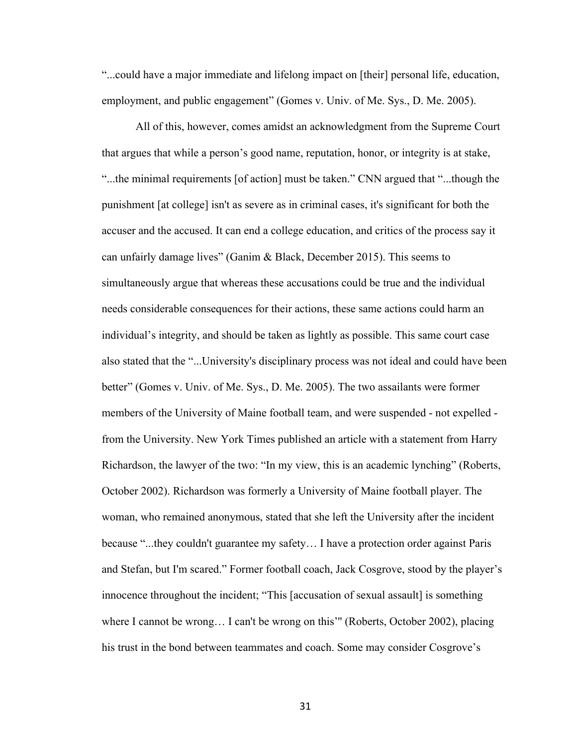"...could have a major immediate and lifelong impact on [their] personal life, education, employment, and public engagement" (Gomes v. Univ. of Me. Sys., D. Me. 2005).

All of this, however, comes amidst an acknowledgment from the Supreme Court that argues that while a person's good name, reputation, honor, or integrity is at stake, "...the minimal requirements [of action] must be taken." CNN argued that "...though the punishment [at college] isn't as severe as in criminal cases, it's significant for both the accuser and the accused. It can end a college education, and critics of the process say it can unfairly damage lives" (Ganim & Black, December 2015). This seems to simultaneously argue that whereas these accusations could be true and the individual needs considerable consequences for their actions, these same actions could harm an individual's integrity, and should be taken as lightly as possible. This same court case also stated that the "...University's disciplinary process was not ideal and could have been better" (Gomes v. Univ. of Me. Sys., D. Me. 2005). The two assailants were former members of the University of Maine football team, and were suspended - not expelled - from the University. New York Times published an article with a statement from Harry Richardson, the lawyer of the two: "In my view, this is an academic lynching" (Roberts, October 2002). Richardson was formerly a University of Maine football player. The woman, who remained anonymous, stated that she left the University after the incident because "...they couldn't guarantee my safety… I have a protection order against Paris and Stefan, but I'm scared." Former football coach, Jack Cosgrove, stood by the player's innocence throughout the incident; "This [accusation of sexual assault] is something where I cannot be wrong… I can't be wrong on this'" (Roberts, October 2002), placing his trust in the bond between teammates and coach. Some may consider Cosgrove's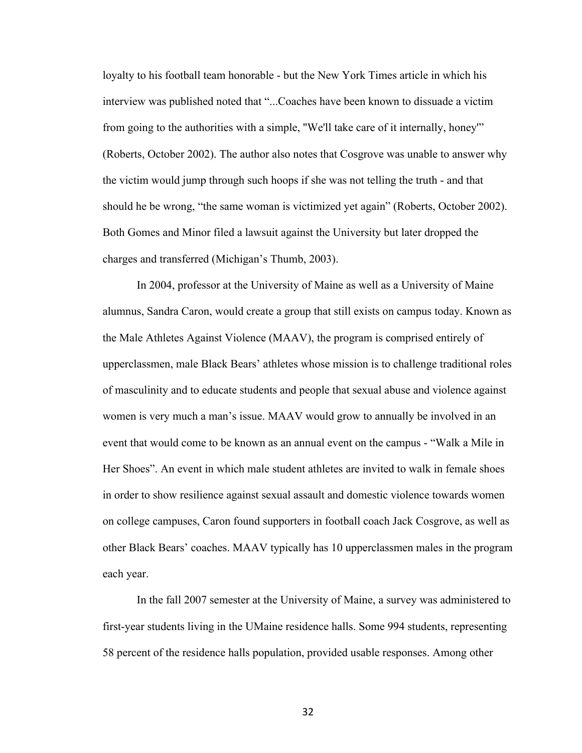loyalty to his football team honorable - but the New York Times article in which his interview was published noted that "...Coaches have been known to dissuade a victim from going to the authorities with a simple, "We'll take care of it internally, honey"" (Roberts, October 2002). The author also notes that Cosgrove was unable to answer why the victim would jump through such hoops if she was not telling the truth - and that should he be wrong, "the same woman is victimized yet again" (Roberts, October 2002). Both Gomes and Minor filed a lawsuit against the University but later dropped the charges and transferred (Michigan's Thumb, 2003).

In 2004, professor at the University of Maine as well as a University of Maine alumnus, Sandra Caron, would create a group that still exists on campus today. Known as the Male Athletes Against Violence (MAAV), the program is comprised entirely of upperclassmen, male Black Bears' athletes whose mission is to challenge traditional roles of masculinity and to educate students and people that sexual abuse and violence against women is very much a man's issue. MAAV would grow to annually be involved in an event that would come to be known as an annual event on the campus - "Walk a Mile in Her Shoes". An event in which male student athletes are invited to walk in female shoes in order to show resilience against sexual assault and domestic violence towards women on college campuses, Caron found supporters in football coach Jack Cosgrove, as well as other Black Bears' coaches. MAAV typically has 10 upperclassmen males in the program each year.

In the fall 2007 semester at the University of Maine, a survey was administered to first-year students living in the UMaine residence halls. Some 994 students, representing 58 percent of the residence halls population, provided usable responses. Among other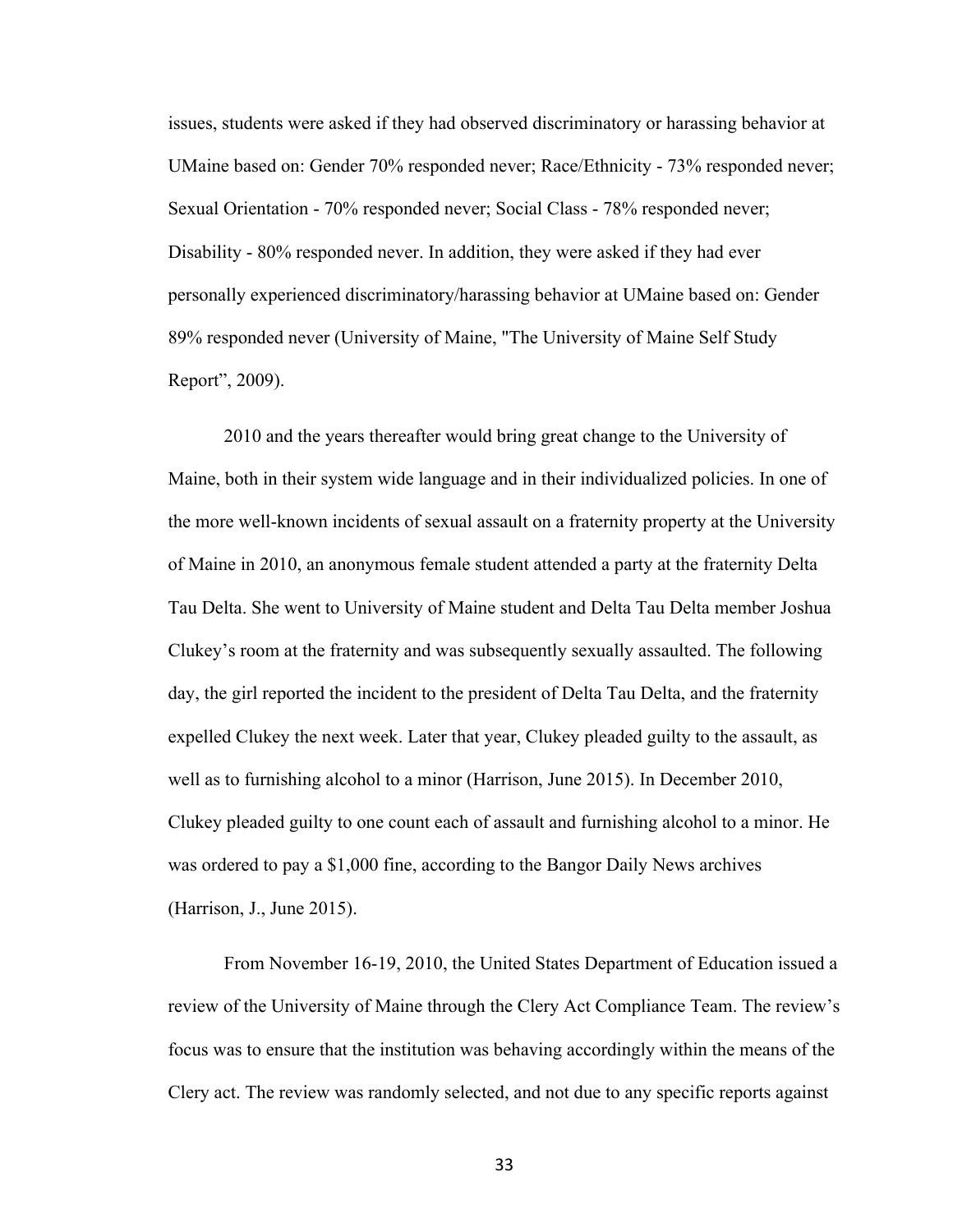issues, students were asked if they had observed discriminatory or harassing behavior at UMaine based on: Gender 70% responded never; Race/Ethnicity - 73% responded never; Sexual Orientation - 70% responded never; Social Class - 78% responded never; Disability - 80% responded never. In addition, they were asked if they had ever personally experienced discriminatory/harassing behavior at UMaine based on: Gender 89% responded never (University of Maine, "The University of Maine Self Study Report", 2009).

2010 and the years thereafter would bring great change to the University of Maine, both in their system wide language and in their individualized policies. In one of the more well-known incidents of sexual assault on a fraternity property at the University of Maine in 2010, an anonymous female student attended a party at the fraternity Delta Tau Delta. She went to University of Maine student and Delta Tau Delta member Joshua Clukey's room at the fraternity and was subsequently sexually assaulted. The following day, the girl reported the incident to the president of Delta Tau Delta, and the fraternity expelled Clukey the next week. Later that year, Clukey pleaded guilty to the assault, as well as to furnishing alcohol to a minor (Harrison, June 2015). In December 2010, Clukey pleaded guilty to one count each of assault and furnishing alcohol to a minor. He was ordered to pay a $1,000 fine, according to the Bangor Daily News archives (Harrison, J., June 2015).

From November 16-19, 2010, the United States Department of Education issued a review of the University of Maine through the Clery Act Compliance Team. The review's focus was to ensure that the institution was behaving accordingly within the means of the Clery act. The review was randomly selected, and not due to any specific reports against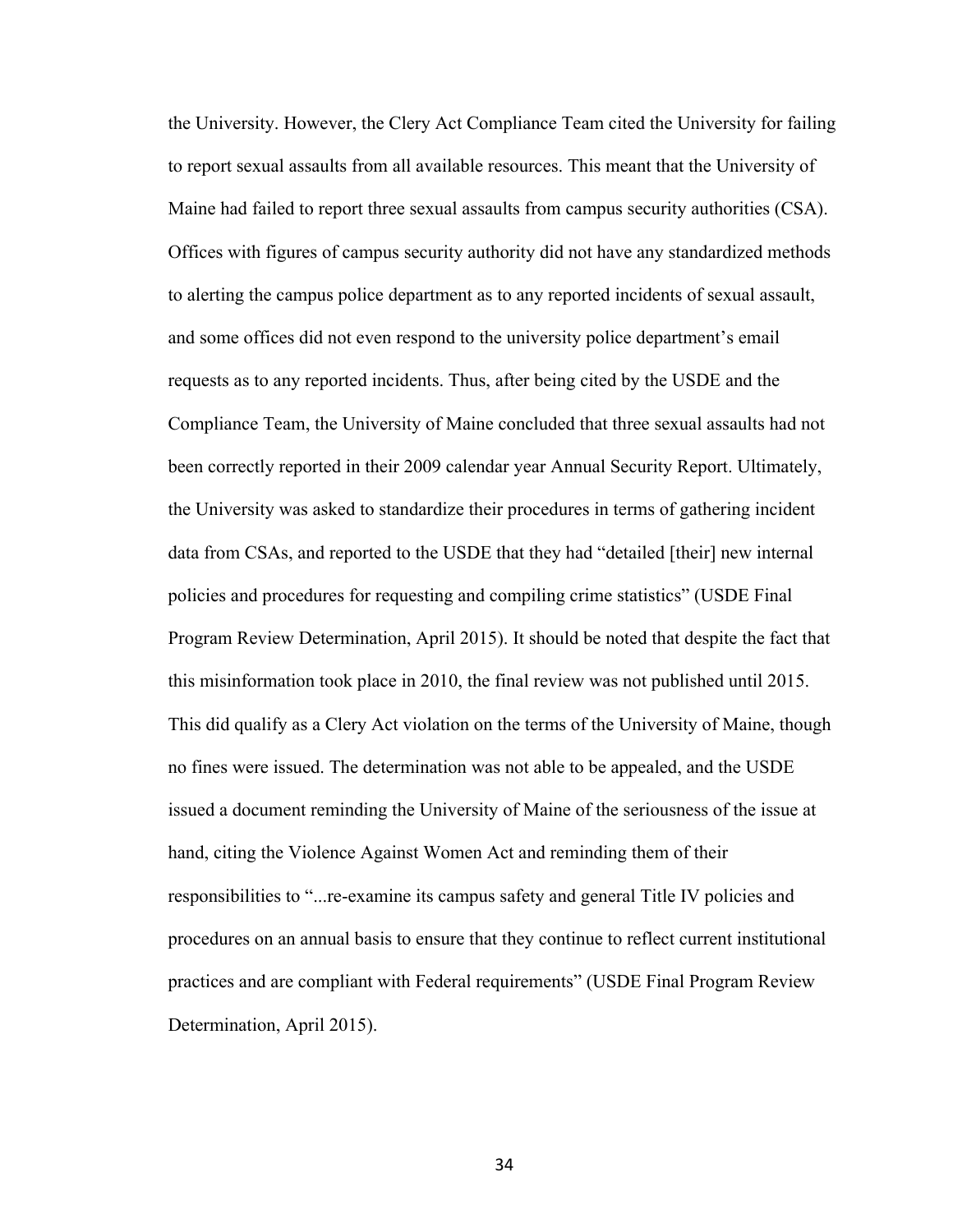the University. However, the Clery Act Compliance Team cited the University for failing to report sexual assaults from all available resources. This meant that the University of Maine had failed to report three sexual assaults from campus security authorities (CSA). Offices with figures of campus security authority did not have any standardized methods to alerting the campus police department as to any reported incidents of sexual assault, and some offices did not even respond to the university police department's email requests as to any reported incidents. Thus, after being cited by the USDE and the Compliance Team, the University of Maine concluded that three sexual assaults had not been correctly reported in their 2009 calendar year Annual Security Report. Ultimately, the University was asked to standardize their procedures in terms of gathering incident data from CSAs, and reported to the USDE that they had "detailed [their] new internal policies and procedures for requesting and compiling crime statistics" (USDE Final Program Review Determination, April 2015). It should be noted that despite the fact that this misinformation took place in 2010, the final review was not published until 2015. This did qualify as a Clery Act violation on the terms of the University of Maine, though no fines were issued. The determination was not able to be appealed, and the USDE issued a document reminding the University of Maine of the seriousness of the issue at hand, citing the Violence Against Women Act and reminding them of their responsibilities to "...re-examine its campus safety and general Title IV policies and procedures on an annual basis to ensure that they continue to reflect current institutional practices and are compliant with Federal requirements" (USDE Final Program Review Determination, April 2015).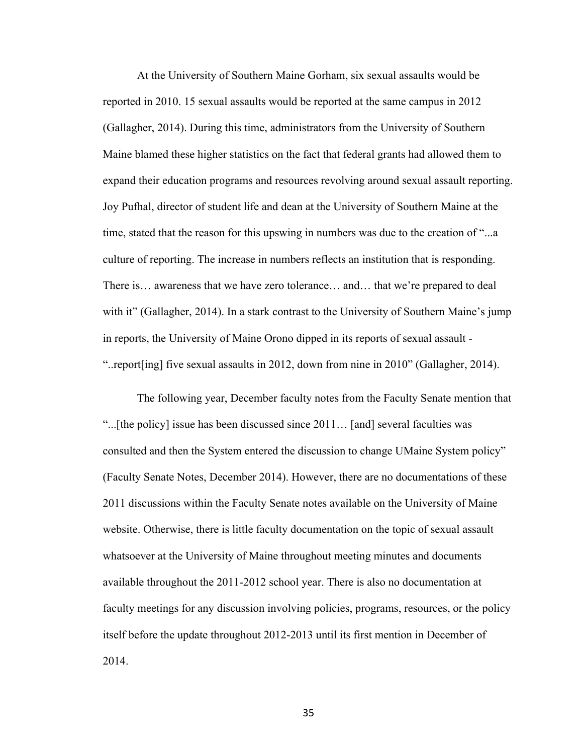At the University of Southern Maine Gorham, six sexual assaults would be reported in 2010. 15 sexual assaults would be reported at the same campus in 2012 (Gallagher, 2014). During this time, administrators from the University of Southern Maine blamed these higher statistics on the fact that federal grants had allowed them to expand their education programs and resources revolving around sexual assault reporting. Joy Pufhal, director of student life and dean at the University of Southern Maine at the time, stated that the reason for this upswing in numbers was due to the creation of "...a culture of reporting. The increase in numbers reflects an institution that is responding. There is… awareness that we have zero tolerance… and… that we're prepared to deal with it" (Gallagher, 2014). In a stark contrast to the University of Southern Maine's jump in reports, the University of Maine Orono dipped in its reports of sexual assault - "..report[ing] five sexual assaults in 2012, down from nine in 2010" (Gallagher, 2014).

The following year, December faculty notes from the Faculty Senate mention that "...[the policy] issue has been discussed since 2011… [and] several faculties was consulted and then the System entered the discussion to change UMaine System policy" (Faculty Senate Notes, December 2014). However, there are no documentations of these 2011 discussions within the Faculty Senate notes available on the University of Maine website. Otherwise, there is little faculty documentation on the topic of sexual assault whatsoever at the University of Maine throughout meeting minutes and documents available throughout the 2011-2012 school year. There is also no documentation at faculty meetings for any discussion involving policies, programs, resources, or the policy itself before the update throughout 2012-2013 until its first mention in December of 2014.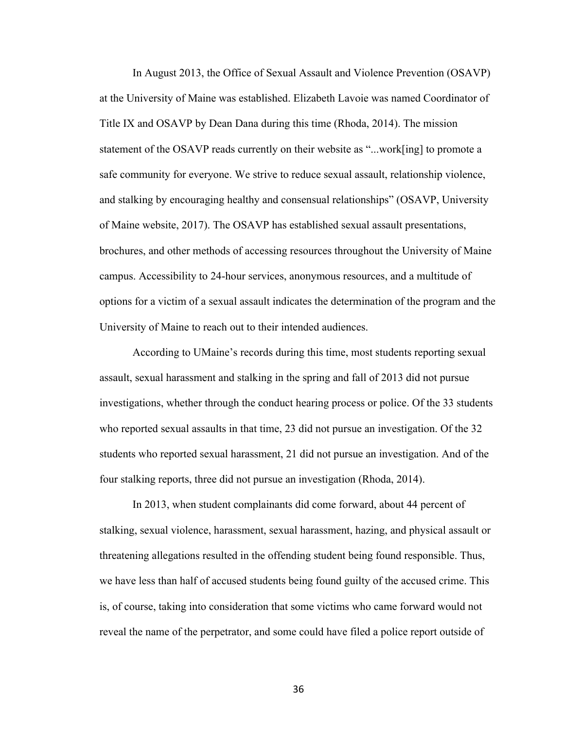In August 2013, the Office of Sexual Assault and Violence Prevention (OSAVP) at the University of Maine was established. Elizabeth Lavoie was named Coordinator of Title IX and OSAVP by Dean Dana during this time (Rhoda, 2014). The mission statement of the OSAVP reads currently on their website as "...work[ing] to promote a safe community for everyone. We strive to reduce sexual assault, relationship violence, and stalking by encouraging healthy and consensual relationships" (OSAVP, University of Maine website, 2017). The OSAVP has established sexual assault presentations, brochures, and other methods of accessing resources throughout the University of Maine campus. Accessibility to 24-hour services, anonymous resources, and a multitude of options for a victim of a sexual assault indicates the determination of the program and the University of Maine to reach out to their intended audiences.

According to UMaine's records during this time, most students reporting sexual assault, sexual harassment and stalking in the spring and fall of 2013 did not pursue investigations, whether through the conduct hearing process or police. Of the 33 students who reported sexual assaults in that time, 23 did not pursue an investigation. Of the 32 students who reported sexual harassment, 21 did not pursue an investigation. And of the four stalking reports, three did not pursue an investigation (Rhoda, 2014).

In 2013, when student complainants did come forward, about 44 percent of stalking, sexual violence, harassment, sexual harassment, hazing, and physical assault or threatening allegations resulted in the offending student being found responsible. Thus, we have less than half of accused students being found guilty of the accused crime. This is, of course, taking into consideration that some victims who came forward would not reveal the name of the perpetrator, and some could have filed a police report outside of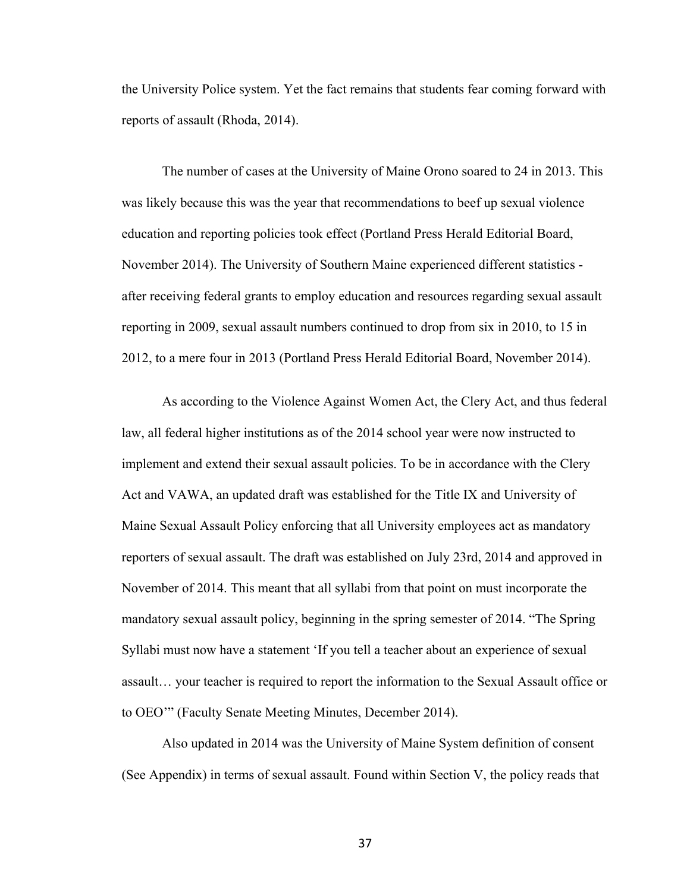the University Police system. Yet the fact remains that students fear coming forward with reports of assault (Rhoda, 2014).

The number of cases at the University of Maine Orono soared to 24 in 2013. This was likely because this was the year that recommendations to beef up sexual violence education and reporting policies took effect (Portland Press Herald Editorial Board, November 2014). The University of Southern Maine experienced different statistics - after receiving federal grants to employ education and resources regarding sexual assault reporting in 2009, sexual assault numbers continued to drop from six in 2010, to 15 in 2012, to a mere four in 2013 (Portland Press Herald Editorial Board, November 2014).

As according to the Violence Against Women Act, the Clery Act, and thus federal law, all federal higher institutions as of the 2014 school year were now instructed to implement and extend their sexual assault policies. To be in accordance with the Clery Act and VAWA, an updated draft was established for the Title IX and University of Maine Sexual Assault Policy enforcing that all University employees act as mandatory reporters of sexual assault. The draft was established on July 23rd, 2014 and approved in November of 2014. This meant that all syllabi from that point on must incorporate the mandatory sexual assault policy, beginning in the spring semester of 2014. "The Spring Syllabi must now have a statement 'If you tell a teacher about an experience of sexual assault… your teacher is required to report the information to the Sexual Assault office or to OEO'" (Faculty Senate Meeting Minutes, December 2014).

Also updated in 2014 was the University of Maine System definition of consent (See Appendix) in terms of sexual assault. Found within Section V, the policy reads that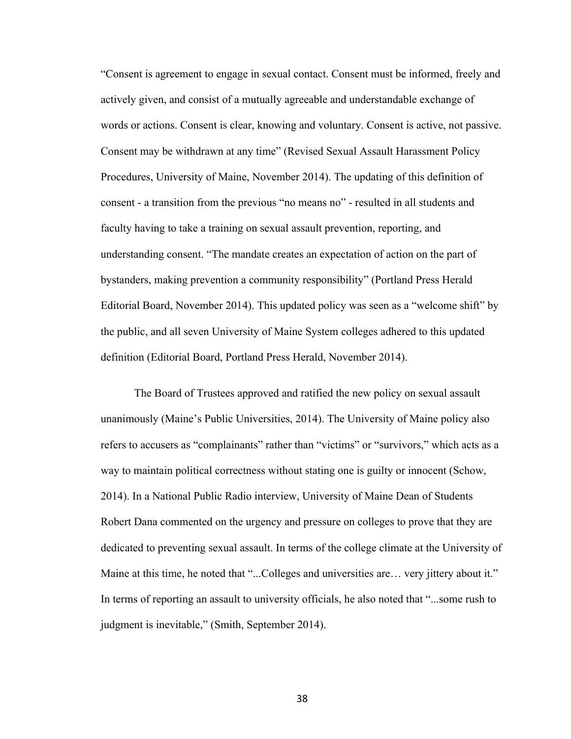"Consent is agreement to engage in sexual contact. Consent must be informed, freely and actively given, and consist of a mutually agreeable and understandable exchange of words or actions. Consent is clear, knowing and voluntary. Consent is active, not passive. Consent may be withdrawn at any time" (Revised Sexual Assault Harassment Policy Procedures, University of Maine, November 2014). The updating of this definition of consent - a transition from the previous "no means no" - resulted in all students and faculty having to take a training on sexual assault prevention, reporting, and understanding consent. "The mandate creates an expectation of action on the part of bystanders, making prevention a community responsibility" (Portland Press Herald Editorial Board, November 2014). This updated policy was seen as a "welcome shift" by the public, and all seven University of Maine System colleges adhered to this updated definition (Editorial Board, Portland Press Herald, November 2014).

The Board of Trustees approved and ratified the new policy on sexual assault unanimously (Maine's Public Universities, 2014). The University of Maine policy also refers to accusers as "complainants" rather than "victims" or "survivors," which acts as a way to maintain political correctness without stating one is guilty or innocent (Schow, 2014). In a National Public Radio interview, University of Maine Dean of Students Robert Dana commented on the urgency and pressure on colleges to prove that they are dedicated to preventing sexual assault. In terms of the college climate at the University of Maine at this time, he noted that "...Colleges and universities are… very jittery about it." In terms of reporting an assault to university officials, he also noted that "...some rush to judgment is inevitable," (Smith, September 2014).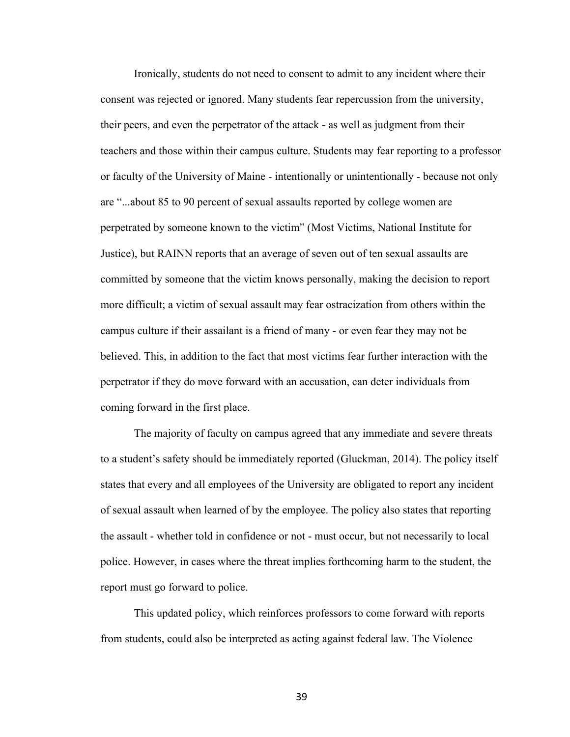Ironically, students do not need to consent to admit to any incident where their consent was rejected or ignored. Many students fear repercussion from the university, their peers, and even the perpetrator of the attack - as well as judgment from their teachers and those within their campus culture. Students may fear reporting to a professor or faculty of the University of Maine - intentionally or unintentionally - because not only are "...about 85 to 90 percent of sexual assaults reported by college women are perpetrated by someone known to the victim" (Most Victims, National Institute for Justice), but RAINN reports that an average of seven out of ten sexual assaults are committed by someone that the victim knows personally, making the decision to report more difficult; a victim of sexual assault may fear ostracization from others within the campus culture if their assailant is a friend of many - or even fear they may not be believed. This, in addition to the fact that most victims fear further interaction with the perpetrator if they do move forward with an accusation, can deter individuals from coming forward in the first place.

The majority of faculty on campus agreed that any immediate and severe threats to a student's safety should be immediately reported (Gluckman, 2014). The policy itself states that every and all employees of the University are obligated to report any incident of sexual assault when learned of by the employee. The policy also states that reporting the assault - whether told in confidence or not - must occur, but not necessarily to local police. However, in cases where the threat implies forthcoming harm to the student, the report must go forward to police.

This updated policy, which reinforces professors to come forward with reports from students, could also be interpreted as acting against federal law. The Violence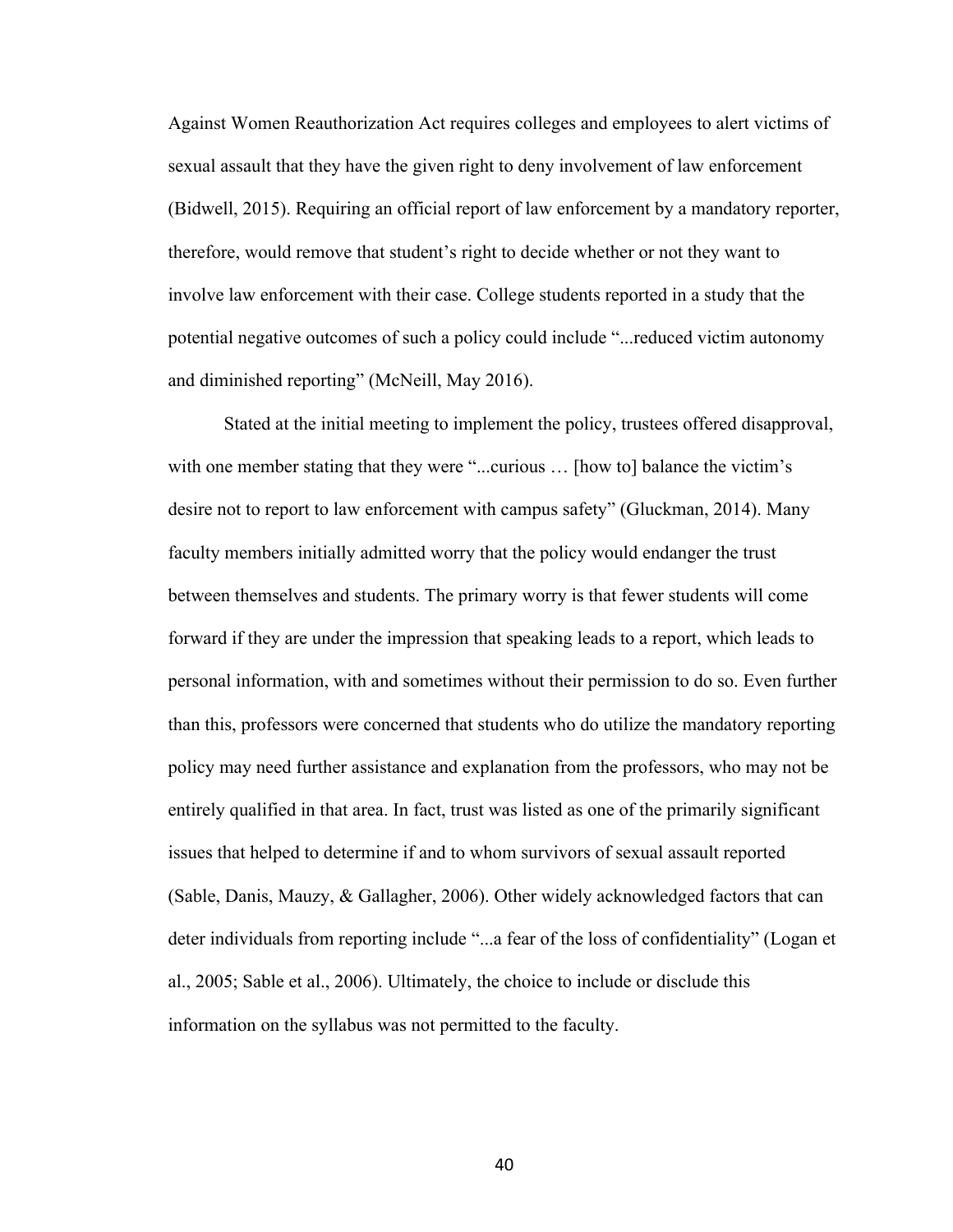Against Women Reauthorization Act requires colleges and employees to alert victims of sexual assault that they have the given right to deny involvement of law enforcement (Bidwell, 2015). Requiring an official report of law enforcement by a mandatory reporter, therefore, would remove that student's right to decide whether or not they want to involve law enforcement with their case. College students reported in a study that the potential negative outcomes of such a policy could include "...reduced victim autonomy and diminished reporting" (McNeill, May 2016).

Stated at the initial meeting to implement the policy, trustees offered disapproval, with one member stating that they were "...curious … [how to] balance the victim's desire not to report to law enforcement with campus safety" (Gluckman, 2014). Many faculty members initially admitted worry that the policy would endanger the trust between themselves and students. The primary worry is that fewer students will come forward if they are under the impression that speaking leads to a report, which leads to personal information, with and sometimes without their permission to do so. Even further than this, professors were concerned that students who do utilize the mandatory reporting policy may need further assistance and explanation from the professors, who may not be entirely qualified in that area. In fact, trust was listed as one of the primarily significant issues that helped to determine if and to whom survivors of sexual assault reported (Sable, Danis, Mauzy, & Gallagher, 2006). Other widely acknowledged factors that can deter individuals from reporting include "...a fear of the loss of confidentiality" (Logan et al., 2005; Sable et al., 2006). Ultimately, the choice to include or disclude this information on the syllabus was not permitted to the faculty.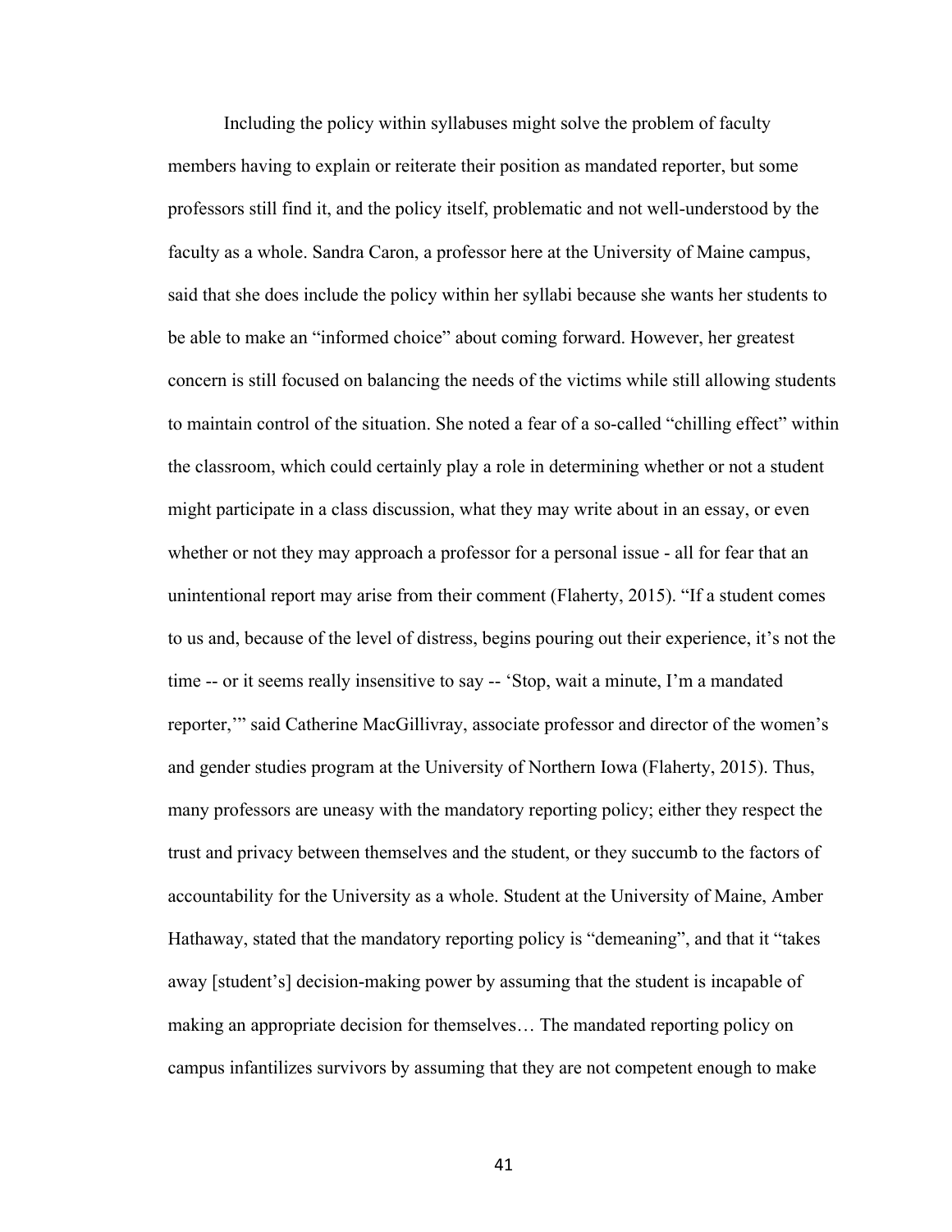Including the policy within syllabuses might solve the problem of faculty members having to explain or reiterate their position as mandated reporter, but some professors still find it, and the policy itself, problematic and not well-understood by the faculty as a whole. Sandra Caron, a professor here at the University of Maine campus, said that she does include the policy within her syllabi because she wants her students to be able to make an "informed choice" about coming forward. However, her greatest concern is still focused on balancing the needs of the victims while still allowing students to maintain control of the situation. She noted a fear of a so-called "chilling effect" within the classroom, which could certainly play a role in determining whether or not a student might participate in a class discussion, what they may write about in an essay, or even whether or not they may approach a professor for a personal issue - all for fear that an unintentional report may arise from their comment (Flaherty, 2015). "If a student comes to us and, because of the level of distress, begins pouring out their experience, it's not the time -- or it seems really insensitive to say -- 'Stop, wait a minute, I'm a mandated reporter,'" said Catherine MacGillivray, associate professor and director of the women's and gender studies program at the University of Northern Iowa (Flaherty, 2015). Thus, many professors are uneasy with the mandatory reporting policy; either they respect the trust and privacy between themselves and the student, or they succumb to the factors of accountability for the University as a whole. Student at the University of Maine, Amber Hathaway, stated that the mandatory reporting policy is "demeaning", and that it "takes away [student's] decision-making power by assuming that the student is incapable of making an appropriate decision for themselves… The mandated reporting policy on campus infantilizes survivors by assuming that they are not competent enough to make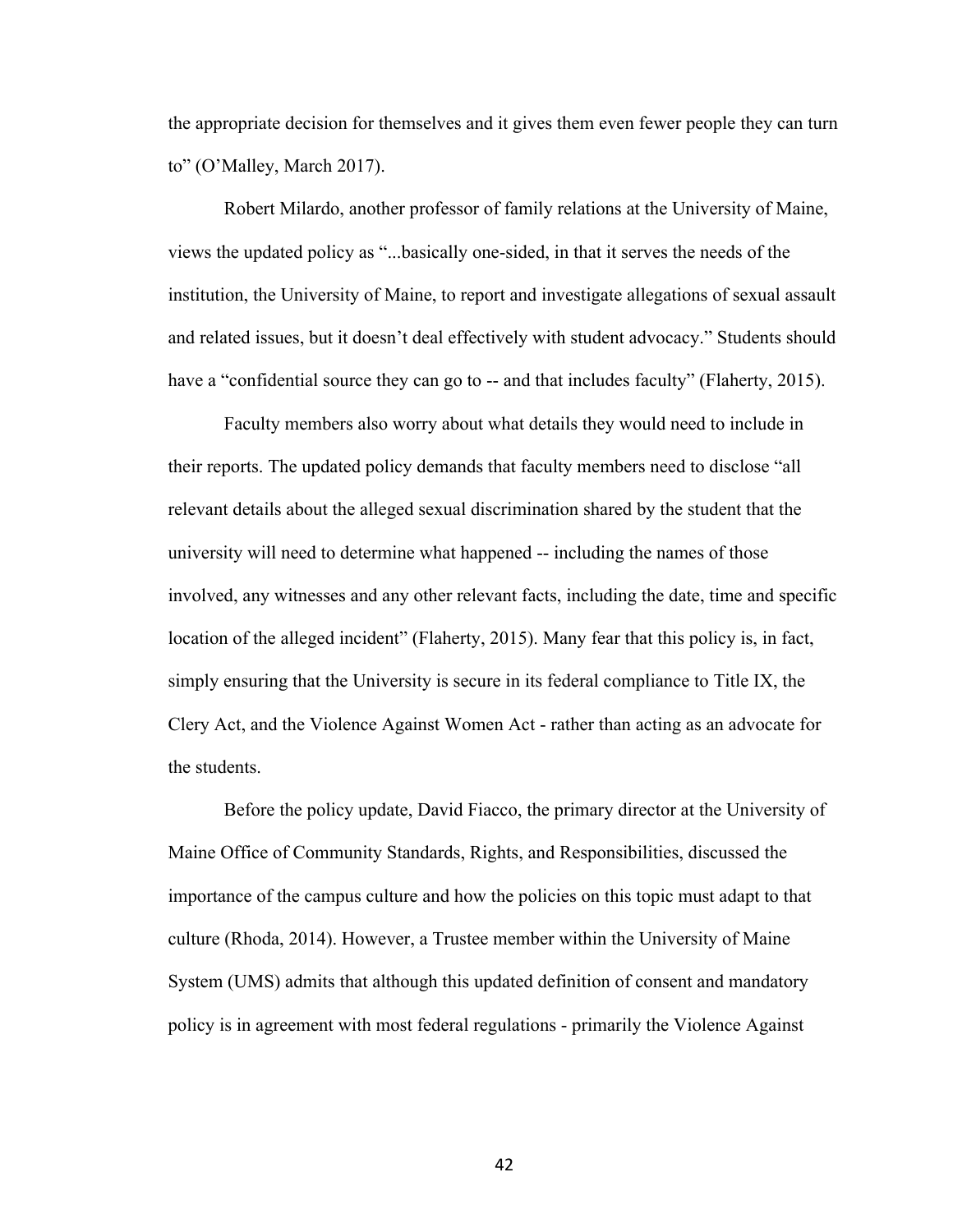the appropriate decision for themselves and it gives them even fewer people they can turn to" (O'Malley, March 2017).

Robert Milardo, another professor of family relations at the University of Maine, views the updated policy as "...basically one-sided, in that it serves the needs of the institution, the University of Maine, to report and investigate allegations of sexual assault and related issues, but it doesn't deal effectively with student advocacy." Students should have a "confidential source they can go to -- and that includes faculty" (Flaherty, 2015).

Faculty members also worry about what details they would need to include in their reports. The updated policy demands that faculty members need to disclose "all relevant details about the alleged sexual discrimination shared by the student that the university will need to determine what happened -- including the names of those involved, any witnesses and any other relevant facts, including the date, time and specific location of the alleged incident" (Flaherty, 2015). Many fear that this policy is, in fact, simply ensuring that the University is secure in its federal compliance to Title IX, the Clery Act, and the Violence Against Women Act - rather than acting as an advocate for the students.

Before the policy update, David Fiacco, the primary director at the University of Maine Office of Community Standards, Rights, and Responsibilities, discussed the importance of the campus culture and how the policies on this topic must adapt to that culture (Rhoda, 2014). However, a Trustee member within the University of Maine System (UMS) admits that although this updated definition of consent and mandatory policy is in agreement with most federal regulations - primarily the Violence Against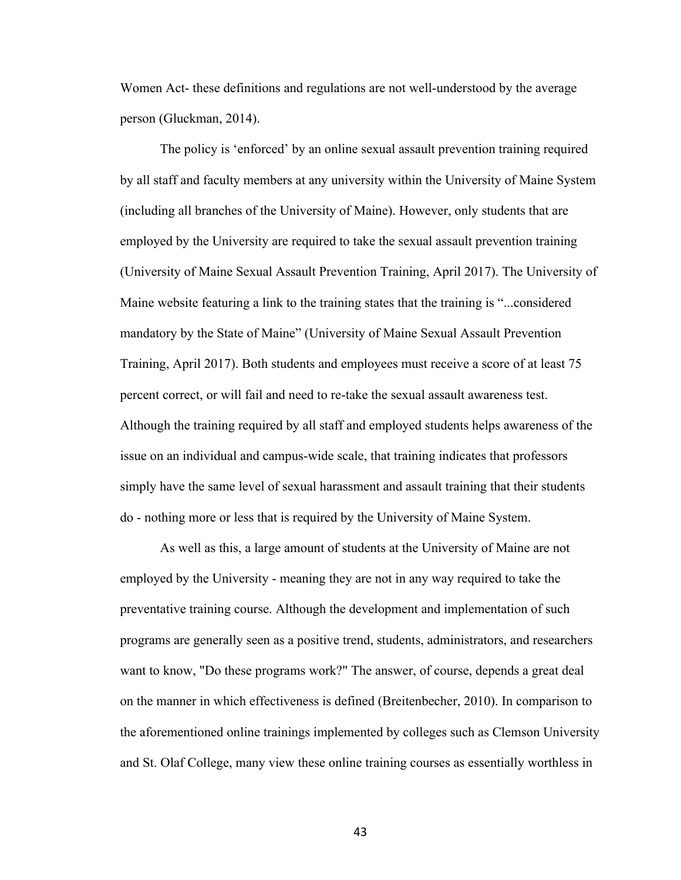Women Act- these definitions and regulations are not well-understood by the average person (Gluckman, 2014).

The policy is 'enforced' by an online sexual assault prevention training required by all staff and faculty members at any university within the University of Maine System (including all branches of the University of Maine). However, only students that are employed by the University are required to take the sexual assault prevention training (University of Maine Sexual Assault Prevention Training, April 2017). The University of Maine website featuring a link to the training states that the training is "...considered mandatory by the State of Maine" (University of Maine Sexual Assault Prevention Training, April 2017). Both students and employees must receive a score of at least 75 percent correct, or will fail and need to re-take the sexual assault awareness test. Although the training required by all staff and employed students helps awareness of the issue on an individual and campus-wide scale, that training indicates that professors simply have the same level of sexual harassment and assault training that their students do - nothing more or less that is required by the University of Maine System.

As well as this, a large amount of students at the University of Maine are not employed by the University - meaning they are not in any way required to take the preventative training course. Although the development and implementation of such programs are generally seen as a positive trend, students, administrators, and researchers want to know, "Do these programs work?" The answer, of course, depends a great deal on the manner in which effectiveness is defined (Breitenbecher, 2010). In comparison to the aforementioned online trainings implemented by colleges such as Clemson University and St. Olaf College, many view these online training courses as essentially worthless in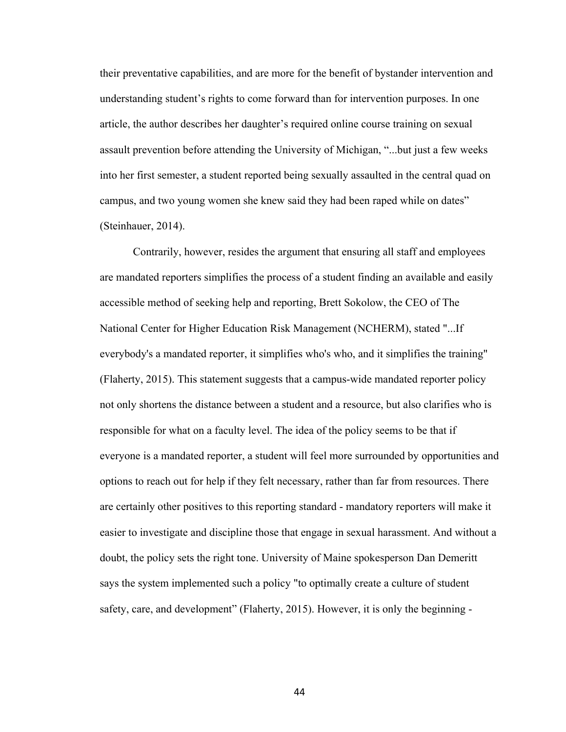their preventative capabilities, and are more for the benefit of bystander intervention and understanding student's rights to come forward than for intervention purposes. In one article, the author describes her daughter's required online course training on sexual assault prevention before attending the University of Michigan, "...but just a few weeks into her first semester, a student reported being sexually assaulted in the central quad on campus, and two young women she knew said they had been raped while on dates" (Steinhauer, 2014).

Contrarily, however, resides the argument that ensuring all staff and employees are mandated reporters simplifies the process of a student finding an available and easily accessible method of seeking help and reporting, Brett Sokolow, the CEO of The National Center for Higher Education Risk Management (NCHERM), stated "...If everybody's a mandated reporter, it simplifies who's who, and it simplifies the training" (Flaherty, 2015). This statement suggests that a campus-wide mandated reporter policy not only shortens the distance between a student and a resource, but also clarifies who is responsible for what on a faculty level. The idea of the policy seems to be that if everyone is a mandated reporter, a student will feel more surrounded by opportunities and options to reach out for help if they felt necessary, rather than far from resources. There are certainly other positives to this reporting standard - mandatory reporters will make it easier to investigate and discipline those that engage in sexual harassment. And without a doubt, the policy sets the right tone. University of Maine spokesperson Dan Demeritt says the system implemented such a policy "to optimally create a culture of student safety, care, and development" (Flaherty, 2015). However, it is only the beginning -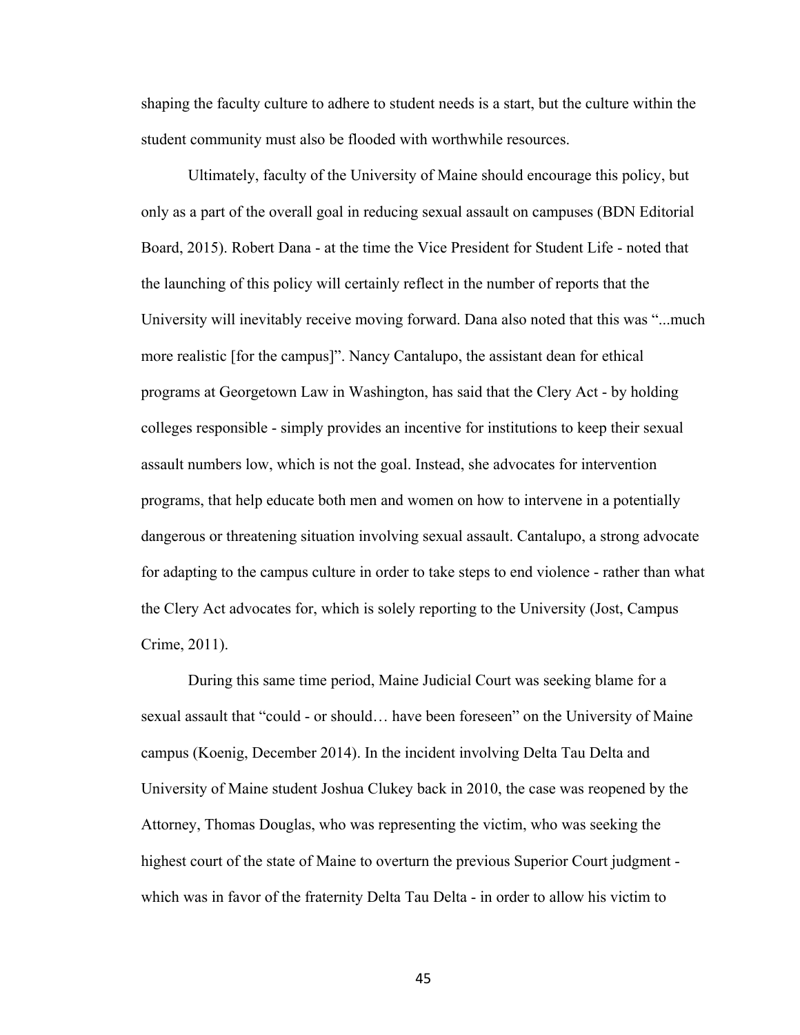shaping the faculty culture to adhere to student needs is a start, but the culture within the student community must also be flooded with worthwhile resources.

Ultimately, faculty of the University of Maine should encourage this policy, but only as a part of the overall goal in reducing sexual assault on campuses (BDN Editorial Board, 2015). Robert Dana - at the time the Vice President for Student Life - noted that the launching of this policy will certainly reflect in the number of reports that the University will inevitably receive moving forward. Dana also noted that this was "...much more realistic [for the campus]". Nancy Cantalupo, the assistant dean for ethical programs at Georgetown Law in Washington, has said that the Clery Act - by holding colleges responsible - simply provides an incentive for institutions to keep their sexual assault numbers low, which is not the goal. Instead, she advocates for intervention programs, that help educate both men and women on how to intervene in a potentially dangerous or threatening situation involving sexual assault. Cantalupo, a strong advocate for adapting to the campus culture in order to take steps to end violence - rather than what the Clery Act advocates for, which is solely reporting to the University (Jost, Campus Crime, 2011).

During this same time period, Maine Judicial Court was seeking blame for a sexual assault that "could - or should… have been foreseen" on the University of Maine campus (Koenig, December 2014). In the incident involving Delta Tau Delta and University of Maine student Joshua Clukey back in 2010, the case was reopened by the Attorney, Thomas Douglas, who was representing the victim, who was seeking the highest court of the state of Maine to overturn the previous Superior Court judgment - which was in favor of the fraternity Delta Tau Delta - in order to allow his victim to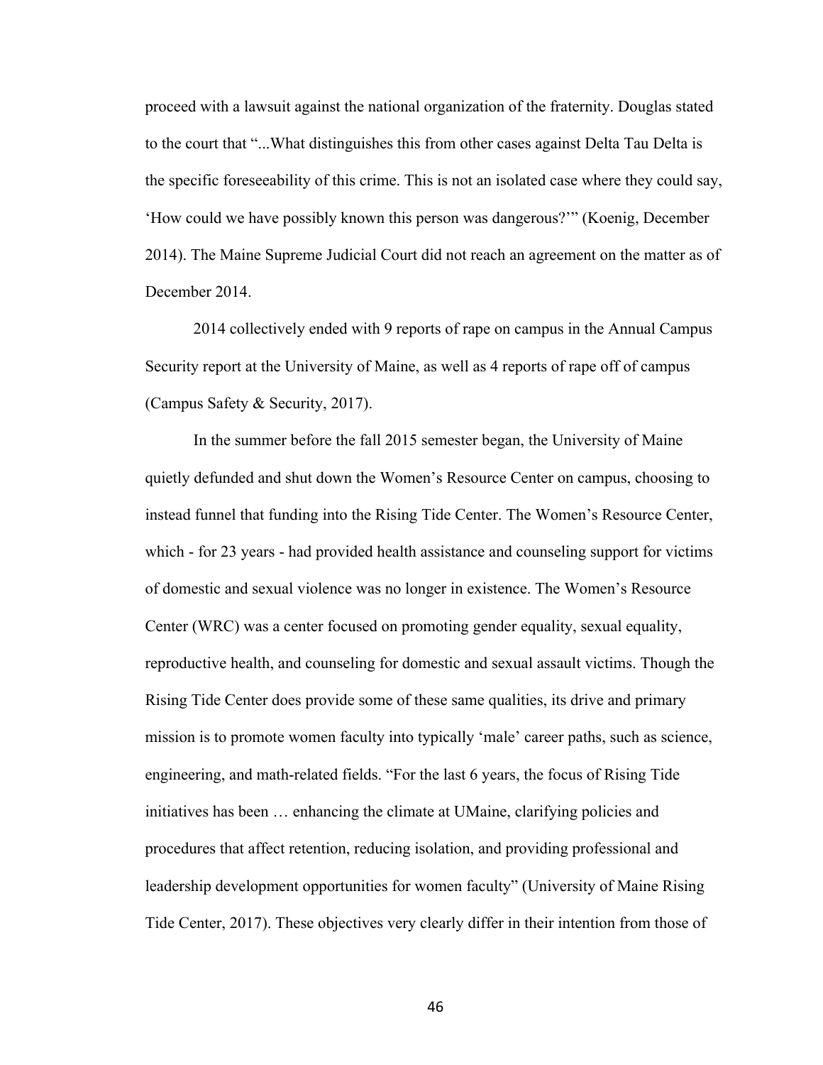proceed with a lawsuit against the national organization of the fraternity. Douglas stated to the court that "...What distinguishes this from other cases against Delta Tau Delta is the specific foreseeability of this crime. This is not an isolated case where they could say, 'How could we have possibly known this person was dangerous?'" (Koenig, December 2014). The Maine Supreme Judicial Court did not reach an agreement on the matter as of December 2014.

2014 collectively ended with 9 reports of rape on campus in the Annual Campus Security report at the University of Maine, as well as 4 reports of rape off of campus (Campus Safety & Security, 2017).

In the summer before the fall 2015 semester began, the University of Maine quietly defunded and shut down the Women's Resource Center on campus, choosing to instead funnel that funding into the Rising Tide Center. The Women's Resource Center, which - for 23 years - had provided health assistance and counseling support for victims of domestic and sexual violence was no longer in existence. The Women's Resource Center (WRC) was a center focused on promoting gender equality, sexual equality, reproductive health, and counseling for domestic and sexual assault victims. Though the Rising Tide Center does provide some of these same qualities, its drive and primary mission is to promote women faculty into typically 'male' career paths, such as science, engineering, and math-related fields. "For the last 6 years, the focus of Rising Tide initiatives has been … enhancing the climate at UMaine, clarifying policies and procedures that affect retention, reducing isolation, and providing professional and leadership development opportunities for women faculty" (University of Maine Rising Tide Center, 2017). These objectives very clearly differ in their intention from those of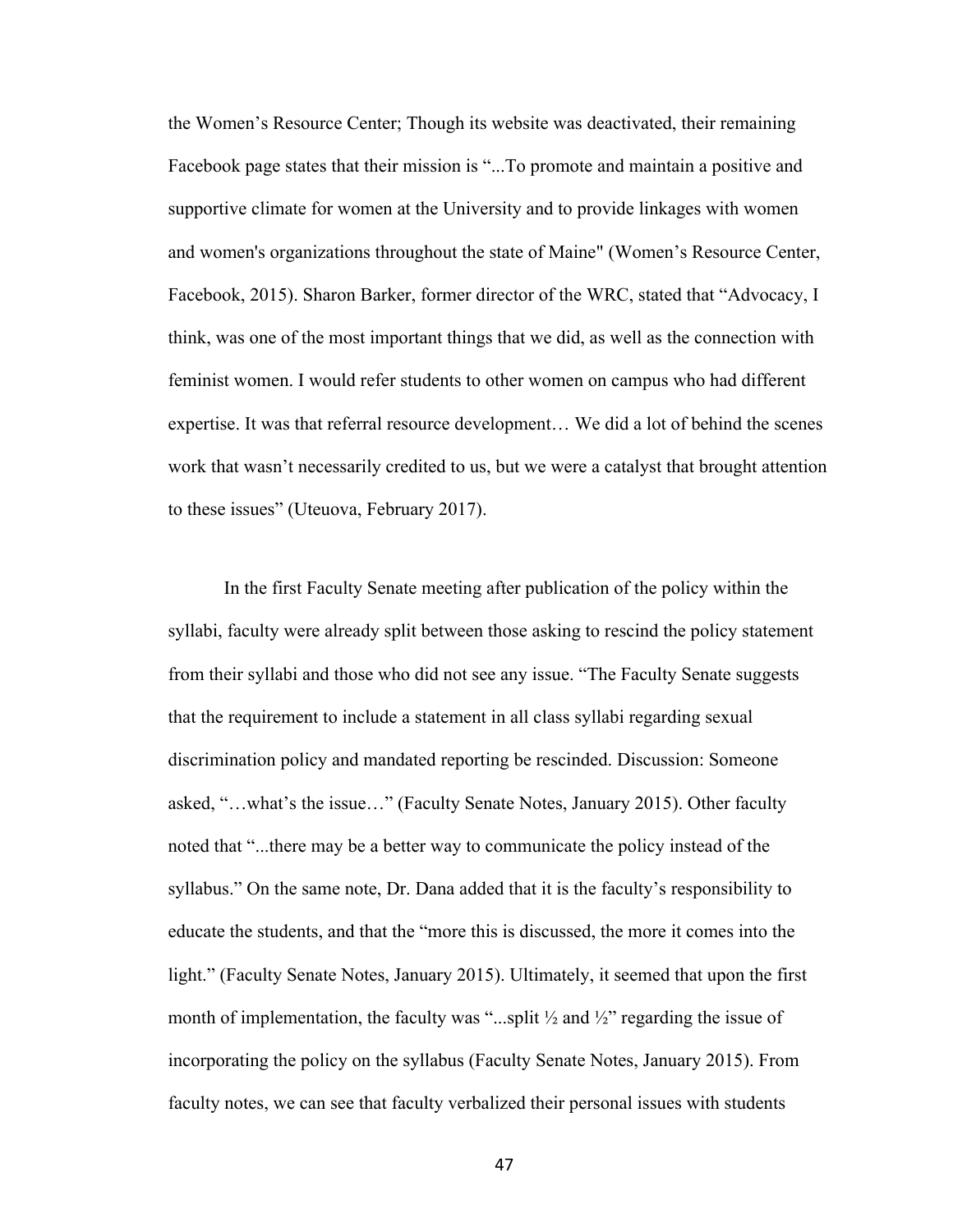the Women's Resource Center; Though its website was deactivated, their remaining Facebook page states that their mission is "...To promote and maintain a positive and supportive climate for women at the University and to provide linkages with women and women's organizations throughout the state of Maine" (Women's Resource Center, Facebook, 2015). Sharon Barker, former director of the WRC, stated that "Advocacy, I think, was one of the most important things that we did, as well as the connection with feminist women. I would refer students to other women on campus who had different expertise. It was that referral resource development… We did a lot of behind the scenes work that wasn't necessarily credited to us, but we were a catalyst that brought attention to these issues" (Uteuova, February 2017).

In the first Faculty Senate meeting after publication of the policy within the syllabi, faculty were already split between those asking to rescind the policy statement from their syllabi and those who did not see any issue. "The Faculty Senate suggests that the requirement to include a statement in all class syllabi regarding sexual discrimination policy and mandated reporting be rescinded. Discussion: Someone asked, "…what's the issue…" (Faculty Senate Notes, January 2015). Other faculty noted that "...there may be a better way to communicate the policy instead of the syllabus." On the same note, Dr. Dana added that it is the faculty's responsibility to educate the students, and that the "more this is discussed, the more it comes into the light." (Faculty Senate Notes, January 2015). Ultimately, it seemed that upon the first month of implementation, the faculty was "...split ½ and ½" regarding the issue of incorporating the policy on the syllabus (Faculty Senate Notes, January 2015). From faculty notes, we can see that faculty verbalized their personal issues with students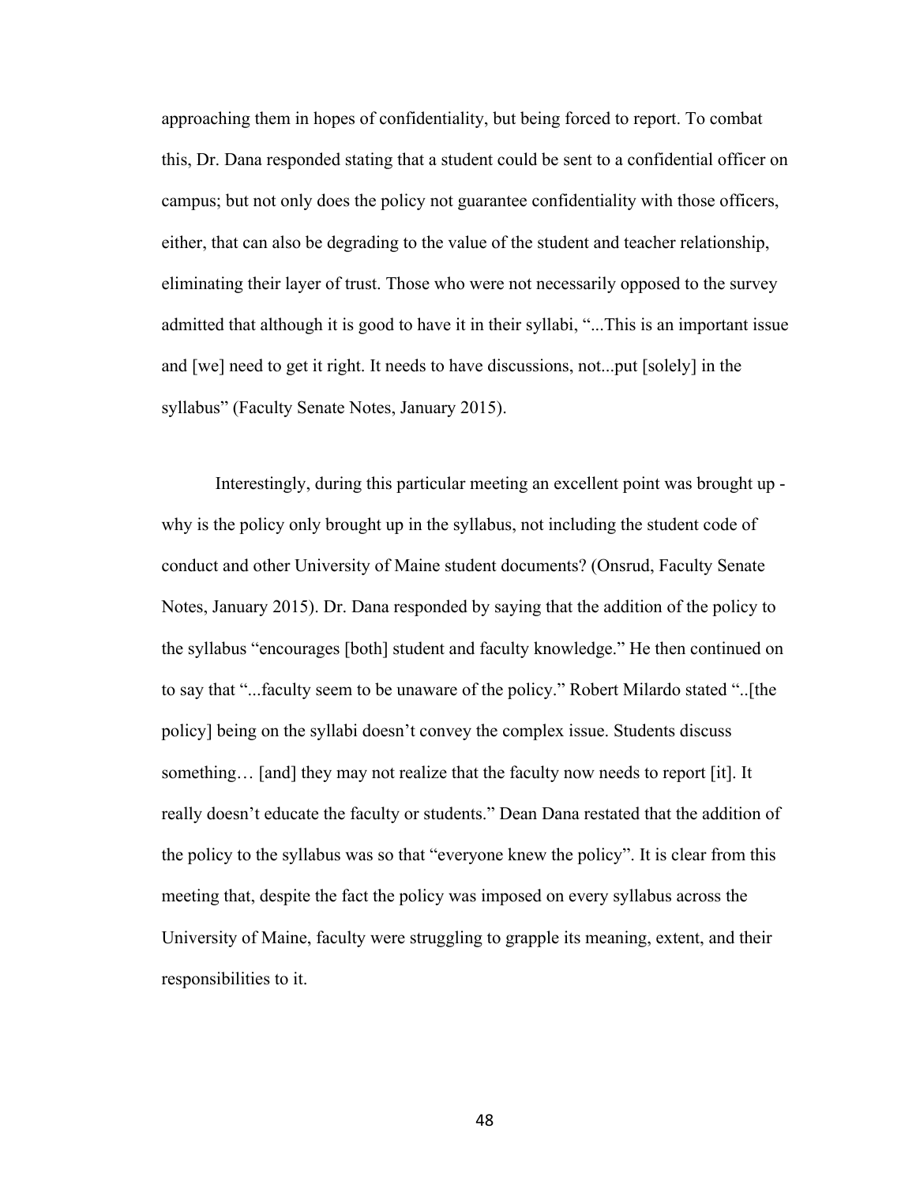approaching them in hopes of confidentiality, but being forced to report. To combat this, Dr. Dana responded stating that a student could be sent to a confidential officer on campus; but not only does the policy not guarantee confidentiality with those officers, either, that can also be degrading to the value of the student and teacher relationship, eliminating their layer of trust. Those who were not necessarily opposed to the survey admitted that although it is good to have it in their syllabi, "...This is an important issue and [we] need to get it right. It needs to have discussions, not...put [solely] in the syllabus" (Faculty Senate Notes, January 2015).

Interestingly, during this particular meeting an excellent point was brought up - why is the policy only brought up in the syllabus, not including the student code of conduct and other University of Maine student documents? (Onsrud, Faculty Senate Notes, January 2015). Dr. Dana responded by saying that the addition of the policy to the syllabus "encourages [both] student and faculty knowledge." He then continued on to say that "...faculty seem to be unaware of the policy." Robert Milardo stated "..[the policy] being on the syllabi doesn't convey the complex issue. Students discuss something… [and] they may not realize that the faculty now needs to report [it]. It really doesn't educate the faculty or students." Dean Dana restated that the addition of the policy to the syllabus was so that "everyone knew the policy". It is clear from this meeting that, despite the fact the policy was imposed on every syllabus across the University of Maine, faculty were struggling to grapple its meaning, extent, and their responsibilities to it.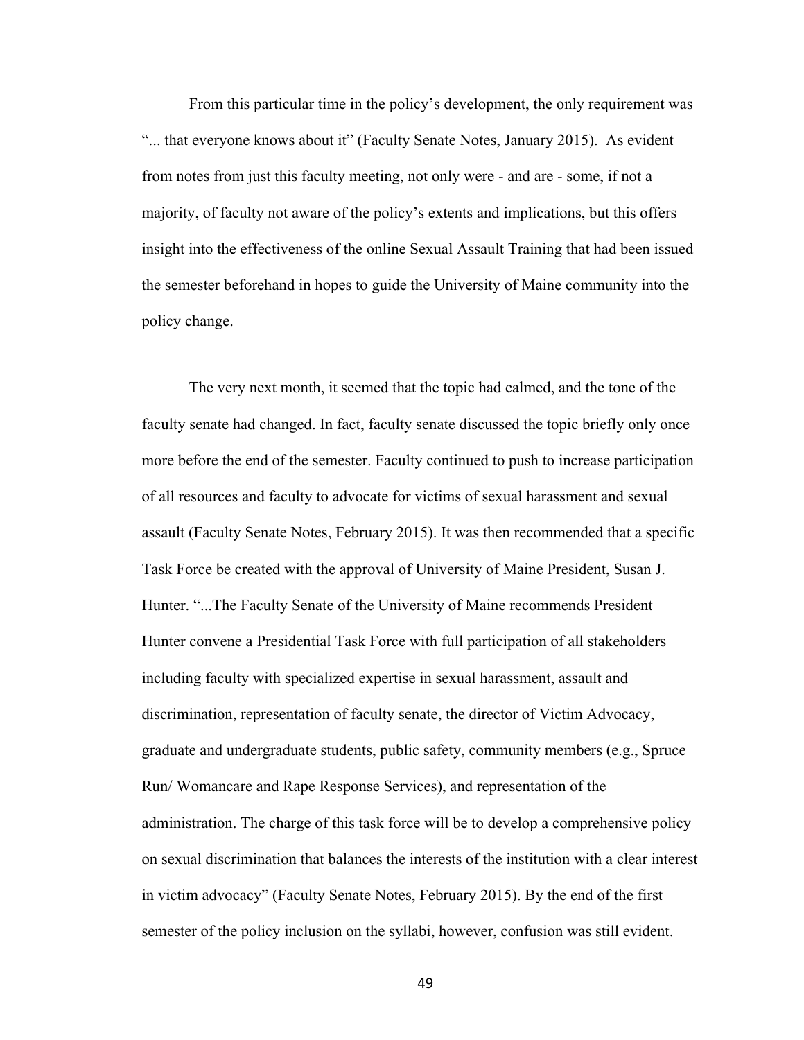From this particular time in the policy's development, the only requirement was "... that everyone knows about it" (Faculty Senate Notes, January 2015). As evident from notes from just this faculty meeting, not only were - and are - some, if not a majority, of faculty not aware of the policy's extents and implications, but this offers insight into the effectiveness of the online Sexual Assault Training that had been issued the semester beforehand in hopes to guide the University of Maine community into the policy change.

The very next month, it seemed that the topic had calmed, and the tone of the faculty senate had changed. In fact, faculty senate discussed the topic briefly only once more before the end of the semester. Faculty continued to push to increase participation of all resources and faculty to advocate for victims of sexual harassment and sexual assault (Faculty Senate Notes, February 2015). It was then recommended that a specific Task Force be created with the approval of University of Maine President, Susan J. Hunter. "...The Faculty Senate of the University of Maine recommends President Hunter convene a Presidential Task Force with full participation of all stakeholders including faculty with specialized expertise in sexual harassment, assault and discrimination, representation of faculty senate, the director of Victim Advocacy, graduate and undergraduate students, public safety, community members (e.g., Spruce Run/ Womancare and Rape Response Services), and representation of the administration. The charge of this task force will be to develop a comprehensive policy on sexual discrimination that balances the interests of the institution with a clear interest in victim advocacy" (Faculty Senate Notes, February 2015). By the end of the first semester of the policy inclusion on the syllabi, however, confusion was still evident.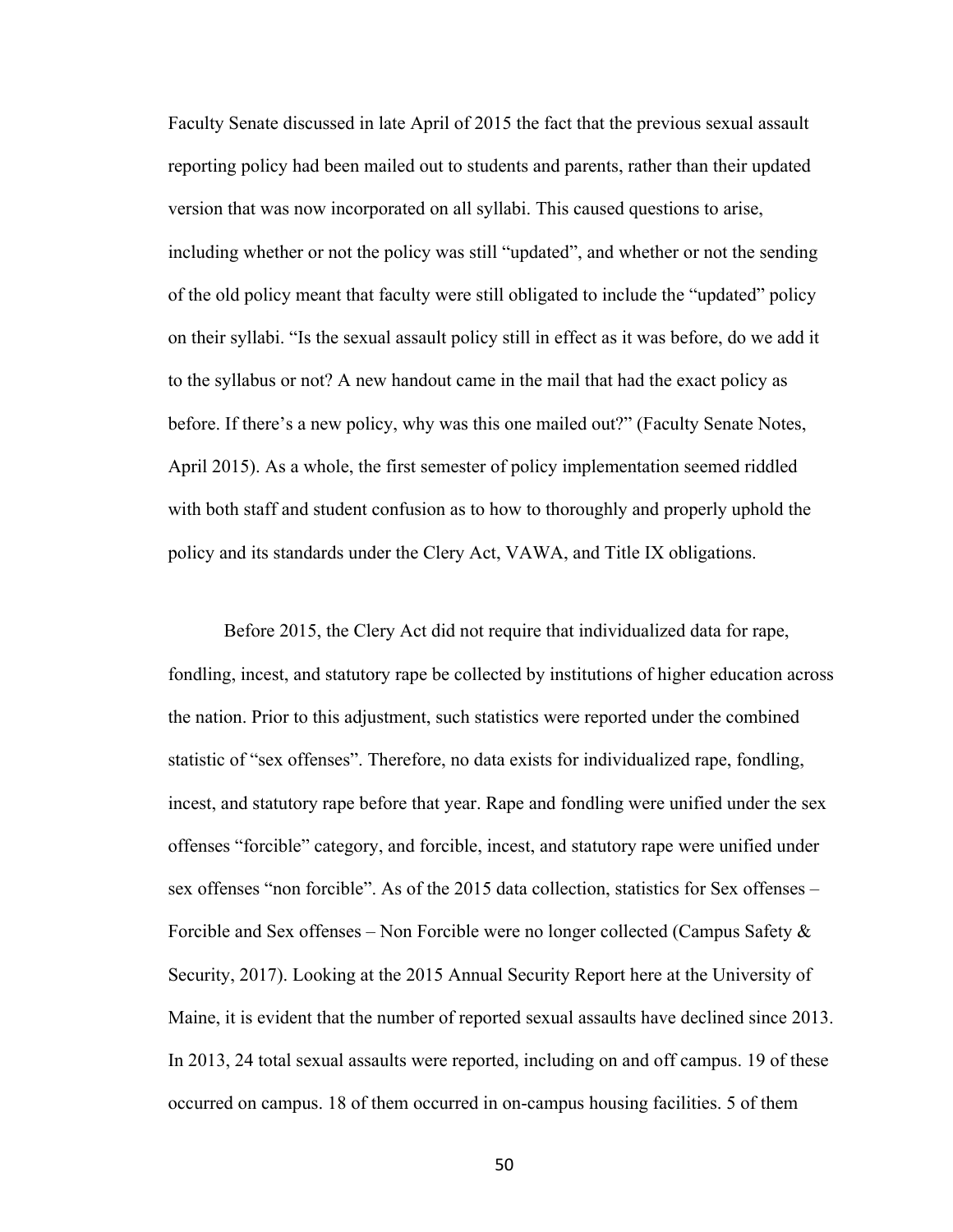Faculty Senate discussed in late April of 2015 the fact that the previous sexual assault reporting policy had been mailed out to students and parents, rather than their updated version that was now incorporated on all syllabi. This caused questions to arise, including whether or not the policy was still "updated", and whether or not the sending of the old policy meant that faculty were still obligated to include the "updated" policy on their syllabi. "Is the sexual assault policy still in effect as it was before, do we add it to the syllabus or not? A new handout came in the mail that had the exact policy as before. If there's a new policy, why was this one mailed out?" (Faculty Senate Notes, April 2015). As a whole, the first semester of policy implementation seemed riddled with both staff and student confusion as to how to thoroughly and properly uphold the policy and its standards under the Clery Act, VAWA, and Title IX obligations.

Before 2015, the Clery Act did not require that individualized data for rape, fondling, incest, and statutory rape be collected by institutions of higher education across the nation. Prior to this adjustment, such statistics were reported under the combined statistic of "sex offenses". Therefore, no data exists for individualized rape, fondling, incest, and statutory rape before that year. Rape and fondling were unified under the sex offenses "forcible" category, and forcible, incest, and statutory rape were unified under sex offenses "non forcible". As of the 2015 data collection, statistics for Sex offenses – Forcible and Sex offenses – Non Forcible were no longer collected (Campus Safety & Security, 2017). Looking at the 2015 Annual Security Report here at the University of Maine, it is evident that the number of reported sexual assaults have declined since 2013. In 2013, 24 total sexual assaults were reported, including on and off campus. 19 of these occurred on campus. 18 of them occurred in on-campus housing facilities. 5 of them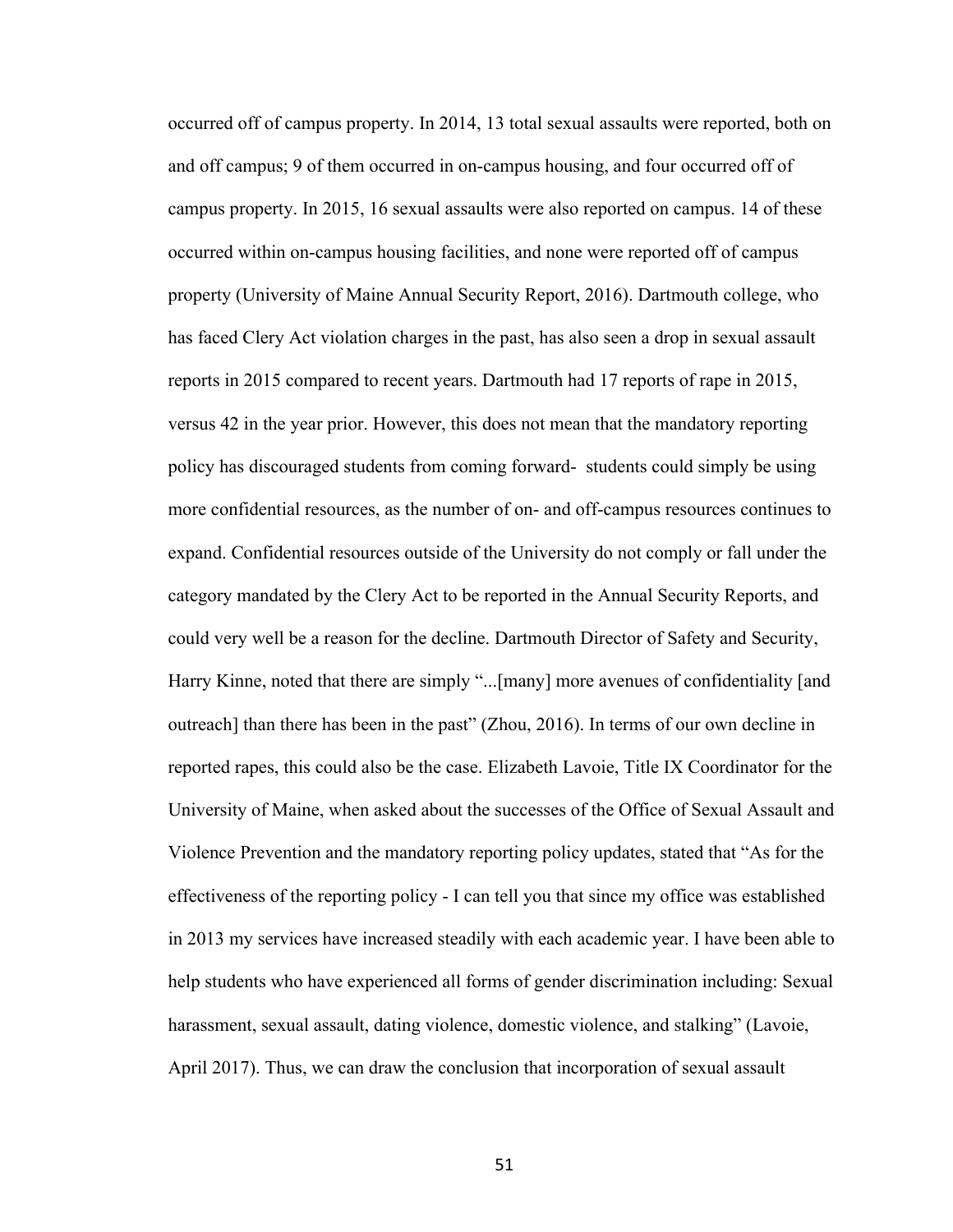occurred off of campus property. In 2014, 13 total sexual assaults were reported, both on and off campus; 9 of them occurred in on-campus housing, and four occurred off of campus property. In 2015, 16 sexual assaults were also reported on campus. 14 of these occurred within on-campus housing facilities, and none were reported off of campus property (University of Maine Annual Security Report, 2016). Dartmouth college, who has faced Clery Act violation charges in the past, has also seen a drop in sexual assault reports in 2015 compared to recent years. Dartmouth had 17 reports of rape in 2015, versus 42 in the year prior. However, this does not mean that the mandatory reporting policy has discouraged students from coming forward- students could simply be using more confidential resources, as the number of on- and off-campus resources continues to expand. Confidential resources outside of the University do not comply or fall under the category mandated by the Clery Act to be reported in the Annual Security Reports, and could very well be a reason for the decline. Dartmouth Director of Safety and Security, Harry Kinne, noted that there are simply "...[many] more avenues of confidentiality [and outreach] than there has been in the past" (Zhou, 2016). In terms of our own decline in reported rapes, this could also be the case. Elizabeth Lavoie, Title IX Coordinator for the University of Maine, when asked about the successes of the Office of Sexual Assault and Violence Prevention and the mandatory reporting policy updates, stated that "As for the effectiveness of the reporting policy - I can tell you that since my office was established in 2013 my services have increased steadily with each academic year. I have been able to help students who have experienced all forms of gender discrimination including: Sexual harassment, sexual assault, dating violence, domestic violence, and stalking" (Lavoie, April 2017). Thus, we can draw the conclusion that incorporation of sexual assault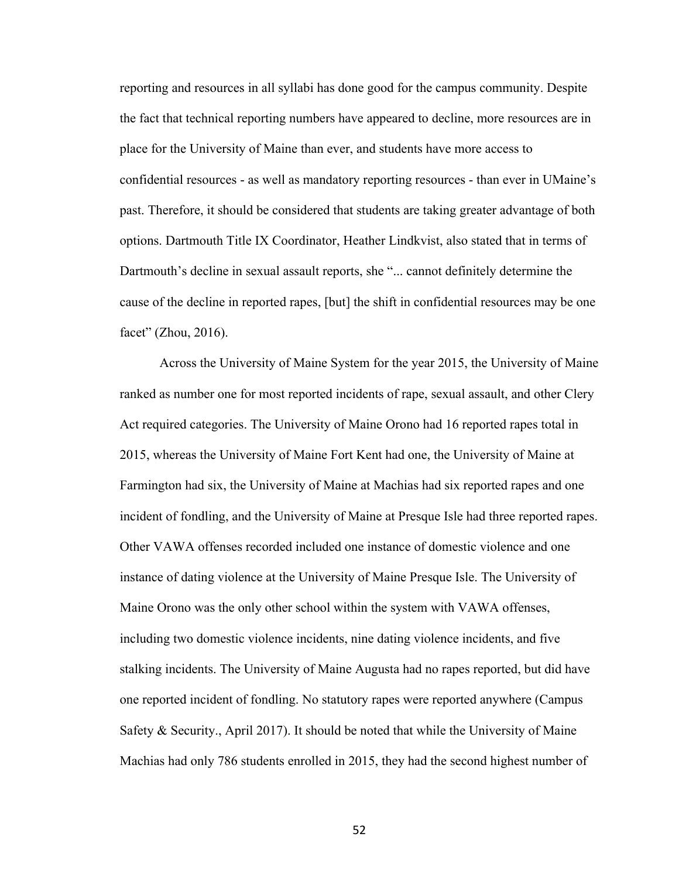reporting and resources in all syllabi has done good for the campus community. Despite the fact that technical reporting numbers have appeared to decline, more resources are in place for the University of Maine than ever, and students have more access to confidential resources - as well as mandatory reporting resources - than ever in UMaine's past. Therefore, it should be considered that students are taking greater advantage of both options. Dartmouth Title IX Coordinator, Heather Lindkvist, also stated that in terms of Dartmouth's decline in sexual assault reports, she "... cannot definitely determine the cause of the decline in reported rapes, [but] the shift in confidential resources may be one facet" (Zhou, 2016).

Across the University of Maine System for the year 2015, the University of Maine ranked as number one for most reported incidents of rape, sexual assault, and other Clery Act required categories. The University of Maine Orono had 16 reported rapes total in 2015, whereas the University of Maine Fort Kent had one, the University of Maine at Farmington had six, the University of Maine at Machias had six reported rapes and one incident of fondling, and the University of Maine at Presque Isle had three reported rapes. Other VAWA offenses recorded included one instance of domestic violence and one instance of dating violence at the University of Maine Presque Isle. The University of Maine Orono was the only other school within the system with VAWA offenses, including two domestic violence incidents, nine dating violence incidents, and five stalking incidents. The University of Maine Augusta had no rapes reported, but did have one reported incident of fondling. No statutory rapes were reported anywhere (Campus Safety & Security., April 2017). It should be noted that while the University of Maine Machias had only 786 students enrolled in 2015, they had the second highest number of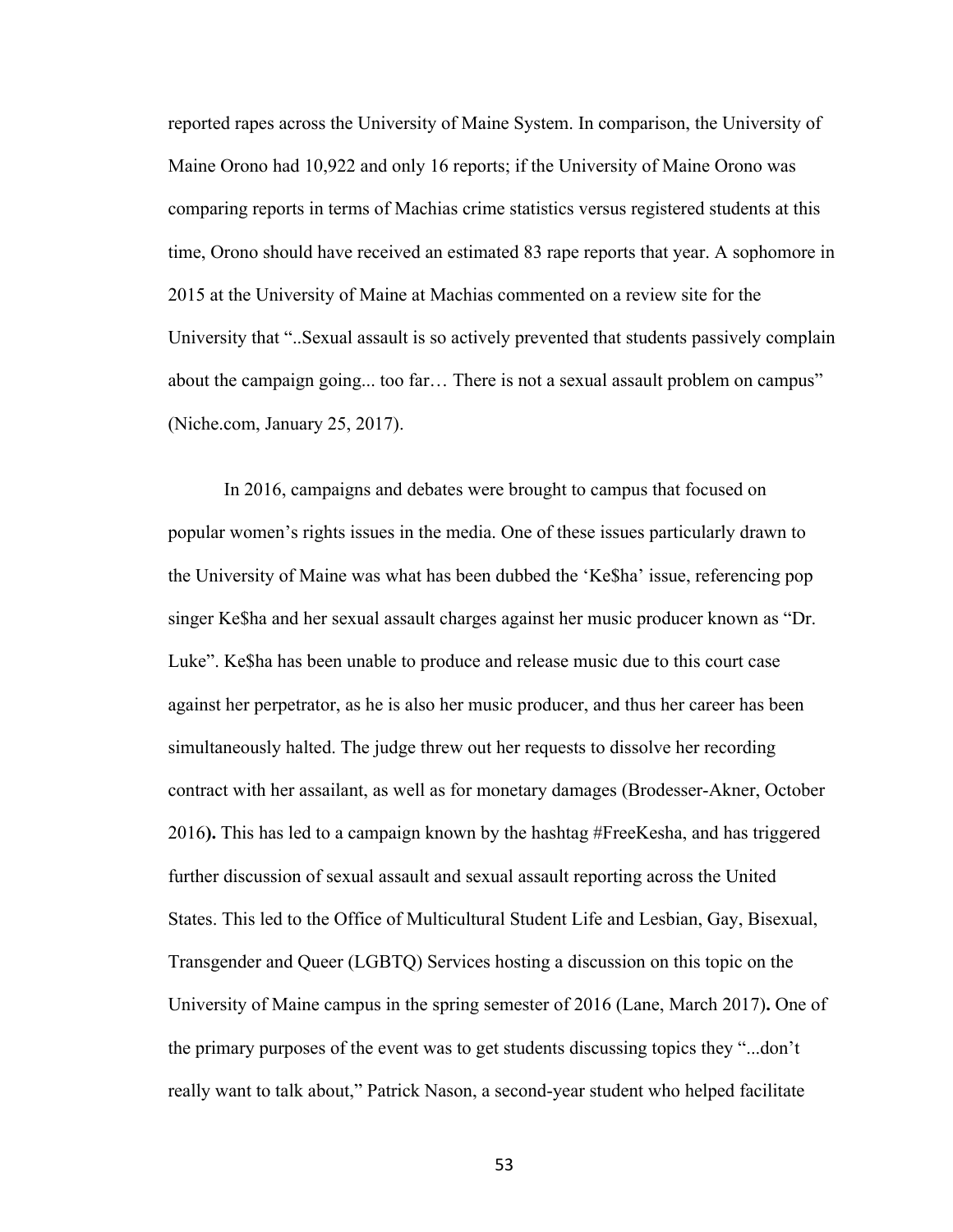reported rapes across the University of Maine System. In comparison, the University of Maine Orono had 10,922 and only 16 reports; if the University of Maine Orono was comparing reports in terms of Machias crime statistics versus registered students at this time, Orono should have received an estimated 83 rape reports that year. A sophomore in 2015 at the University of Maine at Machias commented on a review site for the University that "..Sexual assault is so actively prevented that students passively complain about the campaign going... too far… There is not a sexual assault problem on campus" (Niche.com, January 25, 2017).

In 2016, campaigns and debates were brought to campus that focused on popular women's rights issues in the media. One of these issues particularly drawn to the University of Maine was what has been dubbed the 'Ke$ha' issue, referencing pop singer Ke$ha and her sexual assault charges against her music producer known as "Dr. Luke". Ke$ha has been unable to produce and release music due to this court case against her perpetrator, as he is also her music producer, and thus her career has been simultaneously halted. The judge threw out her requests to dissolve her recording contract with her assailant, as well as for monetary damages (Brodesser-Akner, October 2016**).** This has led to a campaign known by the hashtag #FreeKesha, and has triggered further discussion of sexual assault and sexual assault reporting across the United States. This led to the Office of Multicultural Student Life and Lesbian, Gay, Bisexual, Transgender and Queer (LGBTQ) Services hosting a discussion on this topic on the University of Maine campus in the spring semester of 2016 (Lane, March 2017)**.** One of the primary purposes of the event was to get students discussing topics they "...don't really want to talk about," Patrick Nason, a second-year student who helped facilitate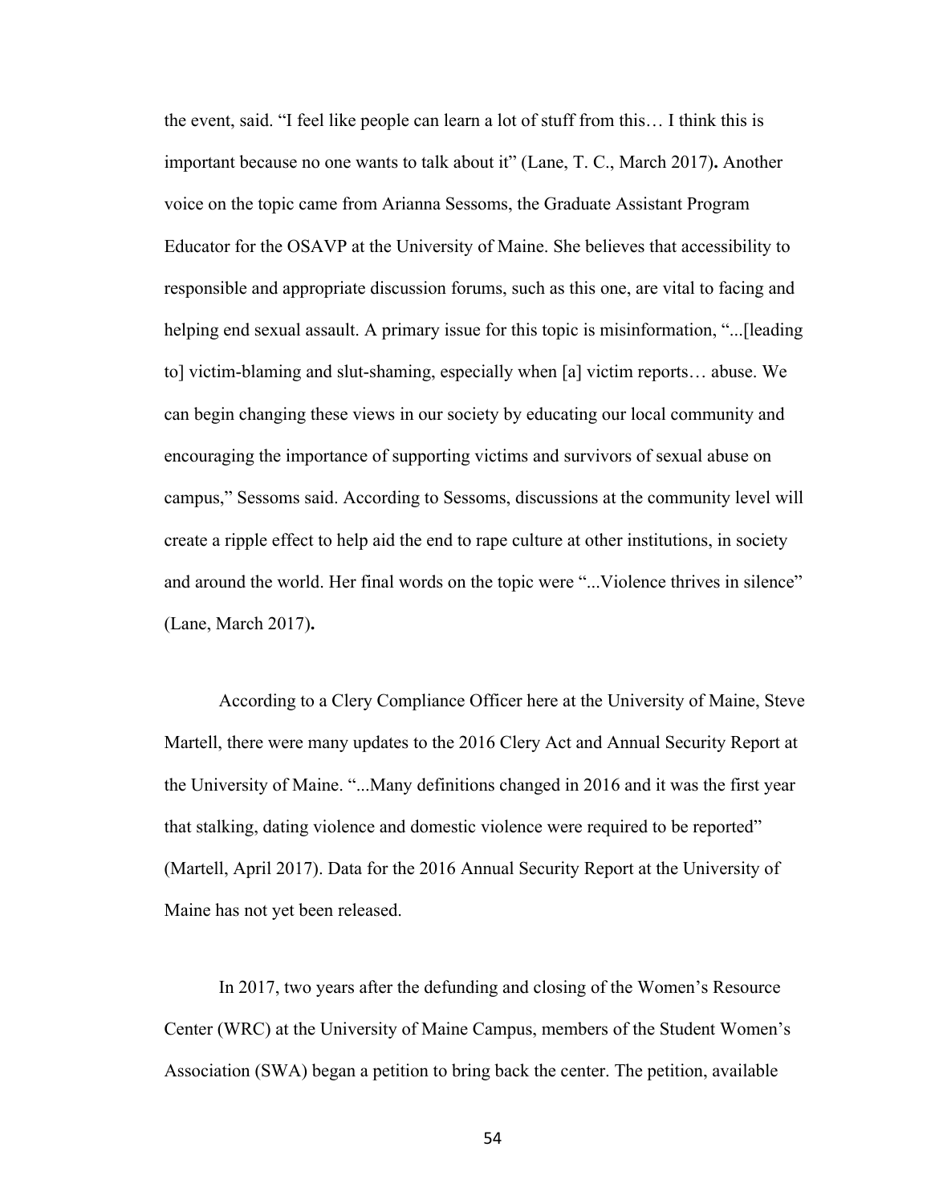the event, said. "I feel like people can learn a lot of stuff from this… I think this is important because no one wants to talk about it" (Lane, T. C., March 2017)**.** Another voice on the topic came from Arianna Sessoms, the Graduate Assistant Program Educator for the OSAVP at the University of Maine. She believes that accessibility to responsible and appropriate discussion forums, such as this one, are vital to facing and helping end sexual assault. A primary issue for this topic is misinformation, "...[leading to] victim-blaming and slut-shaming, especially when [a] victim reports… abuse. We can begin changing these views in our society by educating our local community and encouraging the importance of supporting victims and survivors of sexual abuse on campus," Sessoms said. According to Sessoms, discussions at the community level will create a ripple effect to help aid the end to rape culture at other institutions, in society and around the world. Her final words on the topic were "...Violence thrives in silence" (Lane, March 2017)**.**

According to a Clery Compliance Officer here at the University of Maine, Steve Martell, there were many updates to the 2016 Clery Act and Annual Security Report at the University of Maine. "...Many definitions changed in 2016 and it was the first year that stalking, dating violence and domestic violence were required to be reported" (Martell, April 2017). Data for the 2016 Annual Security Report at the University of Maine has not yet been released.

In 2017, two years after the defunding and closing of the Women's Resource Center (WRC) at the University of Maine Campus, members of the Student Women's Association (SWA) began a petition to bring back the center. The petition, available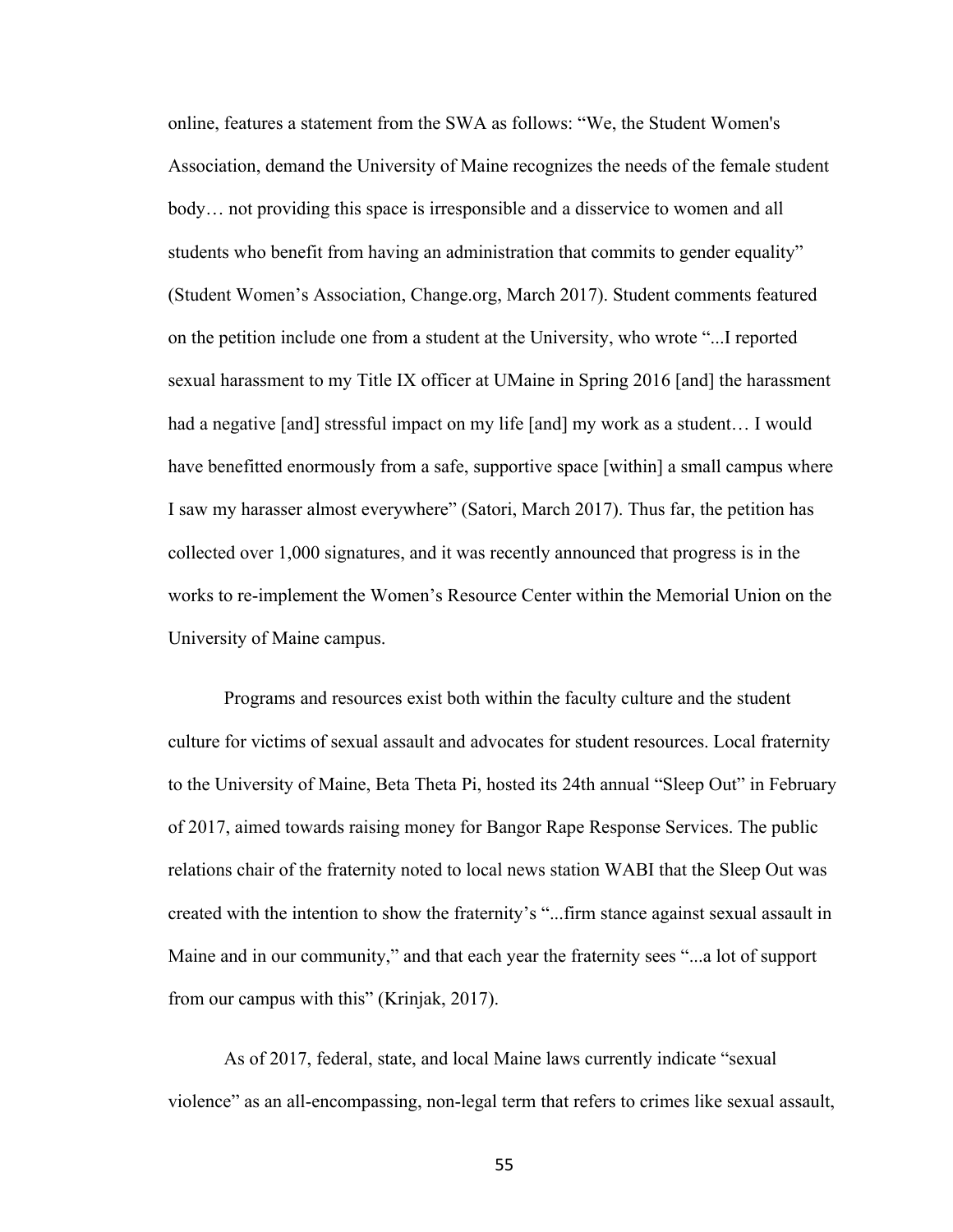online, features a statement from the SWA as follows: "We, the Student Women's Association, demand the University of Maine recognizes the needs of the female student body… not providing this space is irresponsible and a disservice to women and all students who benefit from having an administration that commits to gender equality" (Student Women's Association, Change.org, March 2017). Student comments featured on the petition include one from a student at the University, who wrote "...I reported sexual harassment to my Title IX officer at UMaine in Spring 2016 [and] the harassment had a negative [and] stressful impact on my life [and] my work as a student… I would have benefitted enormously from a safe, supportive space [within] a small campus where I saw my harasser almost everywhere" (Satori, March 2017). Thus far, the petition has collected over 1,000 signatures, and it was recently announced that progress is in the works to re-implement the Women's Resource Center within the Memorial Union on the University of Maine campus.

Programs and resources exist both within the faculty culture and the student culture for victims of sexual assault and advocates for student resources. Local fraternity to the University of Maine, Beta Theta Pi, hosted its 24th annual "Sleep Out" in February of 2017, aimed towards raising money for Bangor Rape Response Services. The public relations chair of the fraternity noted to local news station WABI that the Sleep Out was created with the intention to show the fraternity's "...firm stance against sexual assault in Maine and in our community," and that each year the fraternity sees "...a lot of support from our campus with this" (Krinjak, 2017).

As of 2017, federal, state, and local Maine laws currently indicate "sexual violence" as an all-encompassing, non-legal term that refers to crimes like sexual assault,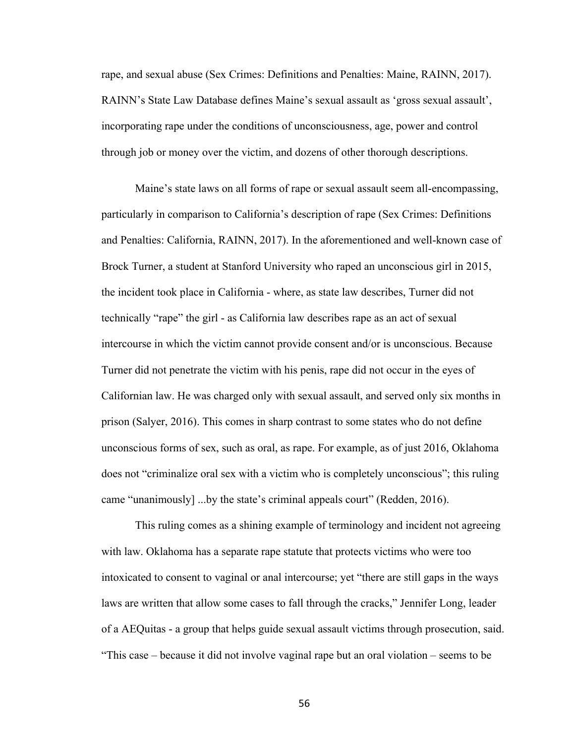rape, and sexual abuse (Sex Crimes: Definitions and Penalties: Maine, RAINN, 2017). RAINN's State Law Database defines Maine's sexual assault as 'gross sexual assault', incorporating rape under the conditions of unconsciousness, age, power and control through job or money over the victim, and dozens of other thorough descriptions.

Maine's state laws on all forms of rape or sexual assault seem all-encompassing, particularly in comparison to California's description of rape (Sex Crimes: Definitions and Penalties: California, RAINN, 2017). In the aforementioned and well-known case of Brock Turner, a student at Stanford University who raped an unconscious girl in 2015, the incident took place in California - where, as state law describes, Turner did not technically "rape" the girl - as California law describes rape as an act of sexual intercourse in which the victim cannot provide consent and/or is unconscious. Because Turner did not penetrate the victim with his penis, rape did not occur in the eyes of Californian law. He was charged only with sexual assault, and served only six months in prison (Salyer, 2016). This comes in sharp contrast to some states who do not define unconscious forms of sex, such as oral, as rape. For example, as of just 2016, Oklahoma does not "criminalize oral sex with a victim who is completely unconscious"; this ruling came "unanimously] ...by the state's criminal appeals court" (Redden, 2016).

This ruling comes as a shining example of terminology and incident not agreeing with law. Oklahoma has a separate rape statute that protects victims who were too intoxicated to consent to vaginal or anal intercourse; yet "there are still gaps in the ways laws are written that allow some cases to fall through the cracks," Jennifer Long, leader of a AEQuitas - a group that helps guide sexual assault victims through prosecution, said. "This case – because it did not involve vaginal rape but an oral violation – seems to be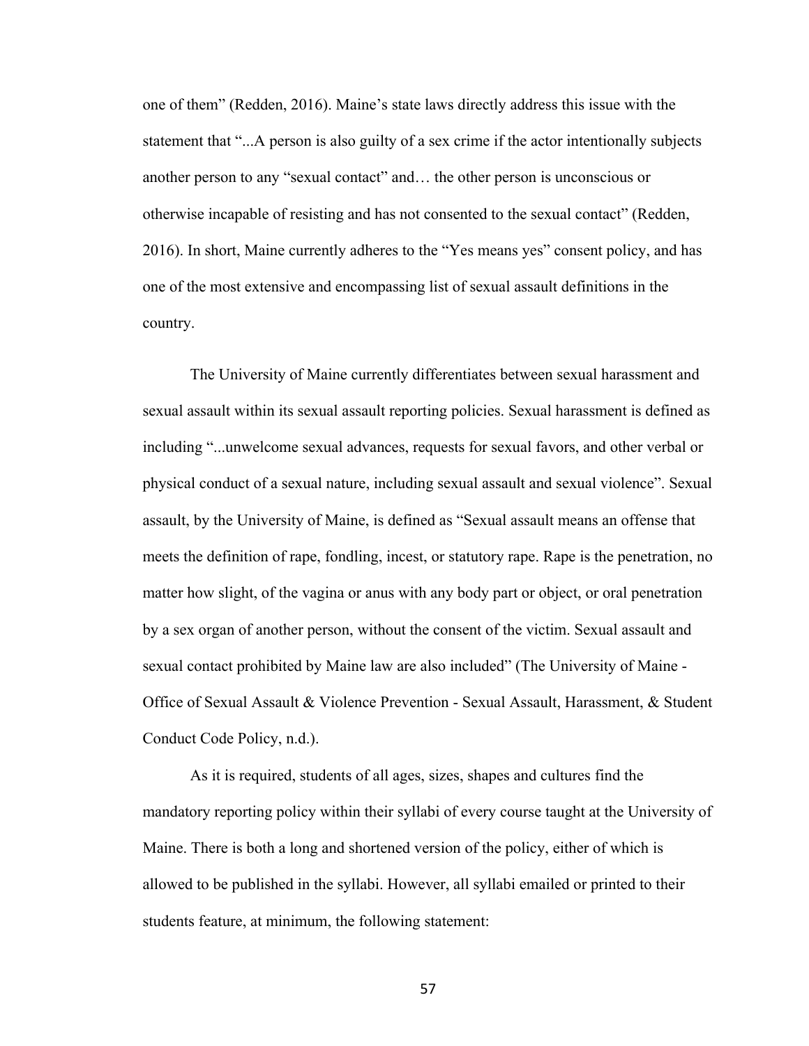one of them" (Redden, 2016). Maine's state laws directly address this issue with the statement that "...A person is also guilty of a sex crime if the actor intentionally subjects another person to any "sexual contact" and… the other person is unconscious or otherwise incapable of resisting and has not consented to the sexual contact" (Redden, 2016). In short, Maine currently adheres to the "Yes means yes" consent policy, and has one of the most extensive and encompassing list of sexual assault definitions in the country.

The University of Maine currently differentiates between sexual harassment and sexual assault within its sexual assault reporting policies. Sexual harassment is defined as including "...unwelcome sexual advances, requests for sexual favors, and other verbal or physical conduct of a sexual nature, including sexual assault and sexual violence". Sexual assault, by the University of Maine, is defined as "Sexual assault means an offense that meets the definition of rape, fondling, incest, or statutory rape. Rape is the penetration, no matter how slight, of the vagina or anus with any body part or object, or oral penetration by a sex organ of another person, without the consent of the victim. Sexual assault and sexual contact prohibited by Maine law are also included" (The University of Maine - Office of Sexual Assault & Violence Prevention - Sexual Assault, Harassment, & Student Conduct Code Policy, n.d.).

As it is required, students of all ages, sizes, shapes and cultures find the mandatory reporting policy within their syllabi of every course taught at the University of Maine. There is both a long and shortened version of the policy, either of which is allowed to be published in the syllabi. However, all syllabi emailed or printed to their students feature, at minimum, the following statement: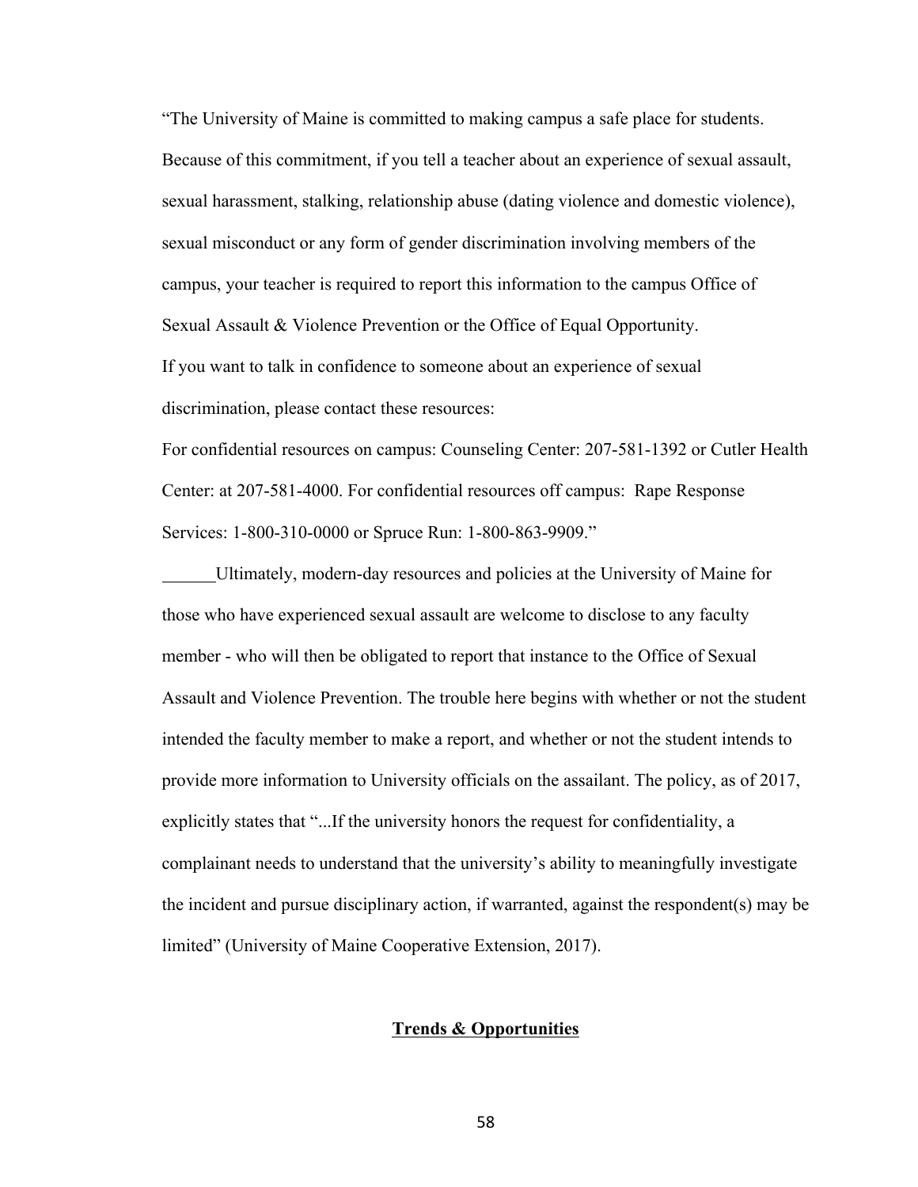"The University of Maine is committed to making campus a safe place for students. Because of this commitment, if you tell a teacher about an experience of sexual assault, sexual harassment, stalking, relationship abuse (dating violence and domestic violence), sexual misconduct or any form of gender discrimination involving members of the campus, your teacher is required to report this information to the campus Office of Sexual Assault & Violence Prevention or the Office of Equal Opportunity.

If you want to talk in confidence to someone about an experience of sexual discrimination, please contact these resources:

For confidential resources on campus: Counseling Center: 207-581-1392 or Cutler Health Center: at 207-581-4000. For confidential resources off campus: Rape Response Services: 1-800-310-0000 or Spruce Run: 1-800-863-9909."

Ultimately, modern-day resources and policies at the University of Maine for those who have experienced sexual assault are welcome to disclose to any faculty member - who will then be obligated to report that instance to the Office of Sexual Assault and Violence Prevention. The trouble here begins with whether or not the student intended the faculty member to make a report, and whether or not the student intends to provide more information to University officials on the assailant. The policy, as of 2017, explicitly states that "...If the university honors the request for confidentiality, a complainant needs to understand that the university's ability to meaningfully investigate the incident and pursue disciplinary action, if warranted, against the respondent(s) may be limited" (University of Maine Cooperative Extension, 2017).

## Trends & Opportunities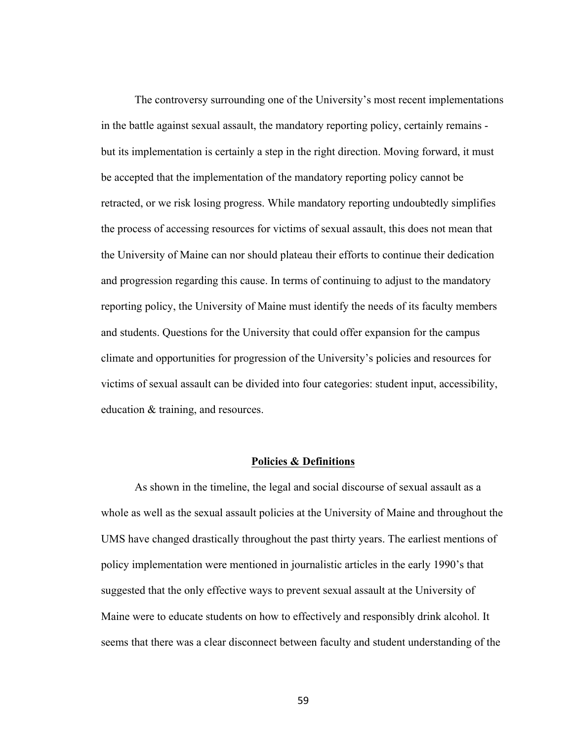The controversy surrounding one of the University's most recent implementations in the battle against sexual assault, the mandatory reporting policy, certainly remains - but its implementation is certainly a step in the right direction. Moving forward, it must be accepted that the implementation of the mandatory reporting policy cannot be retracted, or we risk losing progress. While mandatory reporting undoubtedly simplifies the process of accessing resources for victims of sexual assault, this does not mean that the University of Maine can nor should plateau their efforts to continue their dedication and progression regarding this cause. In terms of continuing to adjust to the mandatory reporting policy, the University of Maine must identify the needs of its faculty members and students. Questions for the University that could offer expansion for the campus climate and opportunities for progression of the University's policies and resources for victims of sexual assault can be divided into four categories: student input, accessibility, education & training, and resources.

## **Policies & Definitions**

As shown in the timeline, the legal and social discourse of sexual assault as a whole as well as the sexual assault policies at the University of Maine and throughout the UMS have changed drastically throughout the past thirty years. The earliest mentions of policy implementation were mentioned in journalistic articles in the early 1990's that suggested that the only effective ways to prevent sexual assault at the University of Maine were to educate students on how to effectively and responsibly drink alcohol. It seems that there was a clear disconnect between faculty and student understanding of the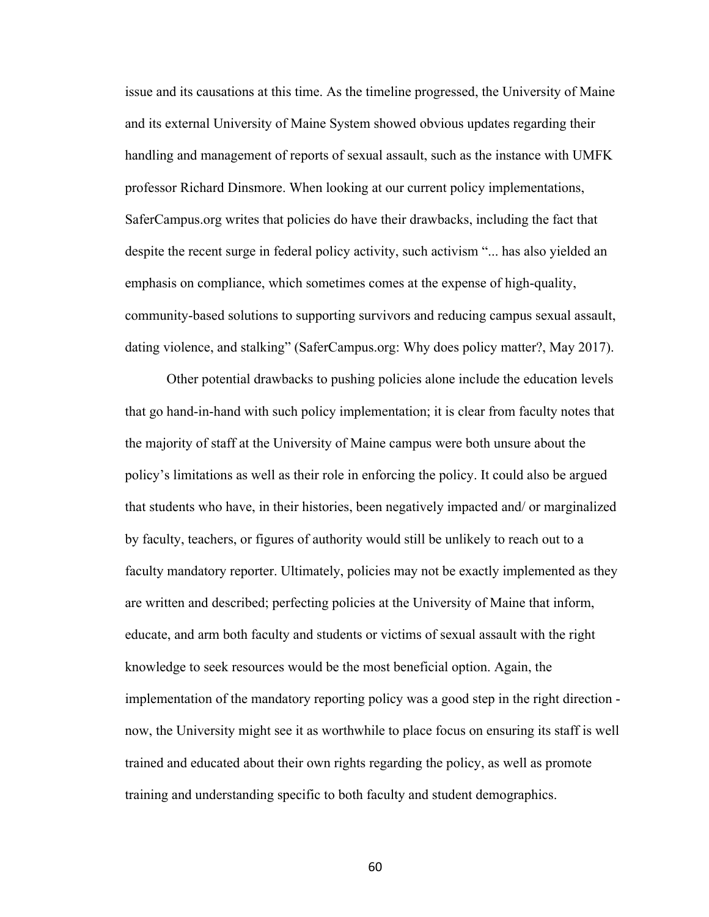issue and its causations at this time. As the timeline progressed, the University of Maine and its external University of Maine System showed obvious updates regarding their handling and management of reports of sexual assault, such as the instance with UMFK professor Richard Dinsmore. When looking at our current policy implementations, SaferCampus.org writes that policies do have their drawbacks, including the fact that despite the recent surge in federal policy activity, such activism "... has also yielded an emphasis on compliance, which sometimes comes at the expense of high-quality, community-based solutions to supporting survivors and reducing campus sexual assault, dating violence, and stalking" (SaferCampus.org: Why does policy matter?, May 2017).

Other potential drawbacks to pushing policies alone include the education levels that go hand-in-hand with such policy implementation; it is clear from faculty notes that the majority of staff at the University of Maine campus were both unsure about the policy's limitations as well as their role in enforcing the policy. It could also be argued that students who have, in their histories, been negatively impacted and/ or marginalized by faculty, teachers, or figures of authority would still be unlikely to reach out to a faculty mandatory reporter. Ultimately, policies may not be exactly implemented as they are written and described; perfecting policies at the University of Maine that inform, educate, and arm both faculty and students or victims of sexual assault with the right knowledge to seek resources would be the most beneficial option. Again, the implementation of the mandatory reporting policy was a good step in the right direction - now, the University might see it as worthwhile to place focus on ensuring its staff is well trained and educated about their own rights regarding the policy, as well as promote training and understanding specific to both faculty and student demographics.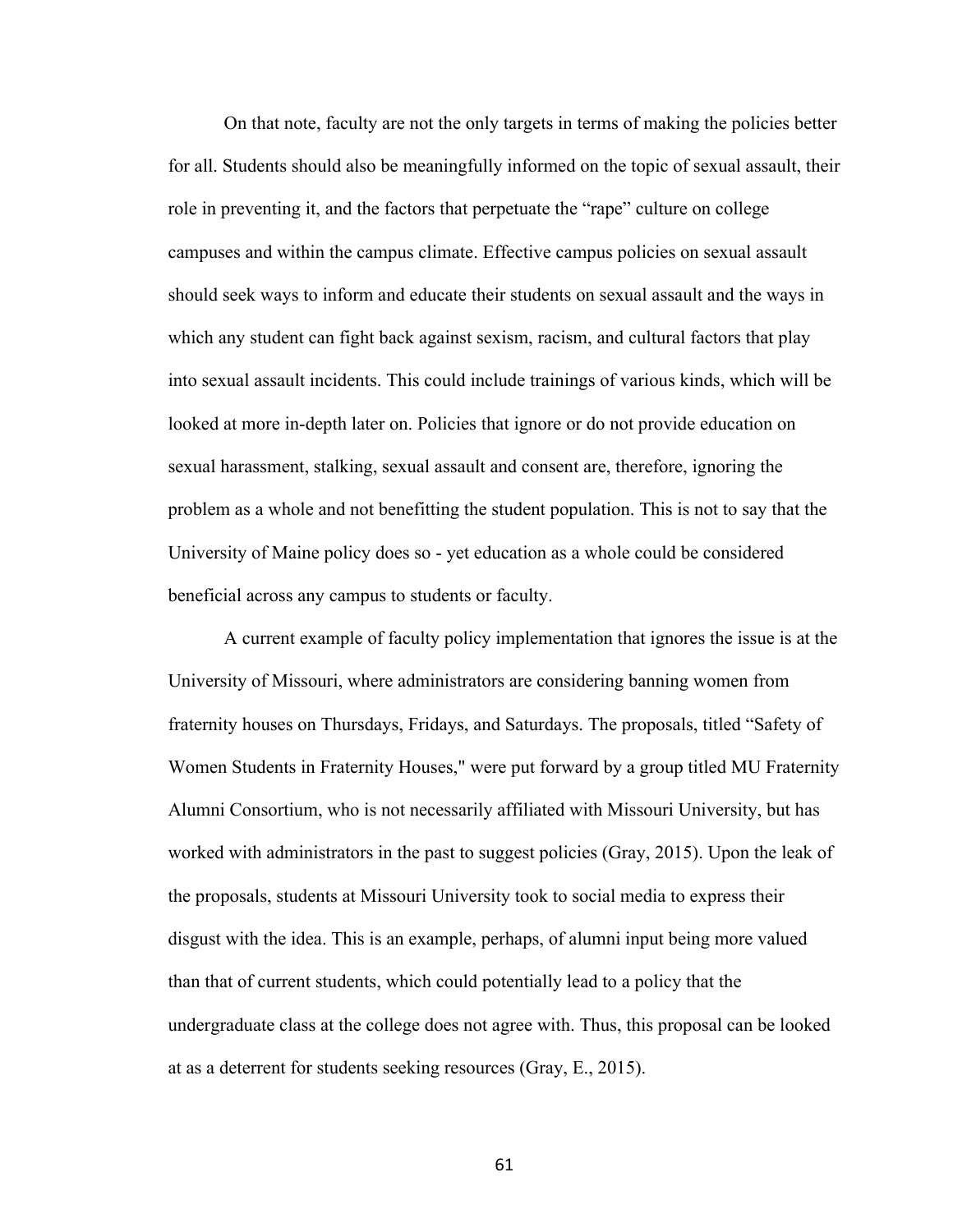On that note, faculty are not the only targets in terms of making the policies better for all. Students should also be meaningfully informed on the topic of sexual assault, their role in preventing it, and the factors that perpetuate the "rape" culture on college campuses and within the campus climate. Effective campus policies on sexual assault should seek ways to inform and educate their students on sexual assault and the ways in which any student can fight back against sexism, racism, and cultural factors that play into sexual assault incidents. This could include trainings of various kinds, which will be looked at more in-depth later on. Policies that ignore or do not provide education on sexual harassment, stalking, sexual assault and consent are, therefore, ignoring the problem as a whole and not benefitting the student population. This is not to say that the University of Maine policy does so - yet education as a whole could be considered beneficial across any campus to students or faculty.

A current example of faculty policy implementation that ignores the issue is at the University of Missouri, where administrators are considering banning women from fraternity houses on Thursdays, Fridays, and Saturdays. The proposals, titled "Safety of Women Students in Fraternity Houses," were put forward by a group titled MU Fraternity Alumni Consortium, who is not necessarily affiliated with Missouri University, but has worked with administrators in the past to suggest policies (Gray, 2015). Upon the leak of the proposals, students at Missouri University took to social media to express their disgust with the idea. This is an example, perhaps, of alumni input being more valued than that of current students, which could potentially lead to a policy that the undergraduate class at the college does not agree with. Thus, this proposal can be looked at as a deterrent for students seeking resources (Gray, E., 2015).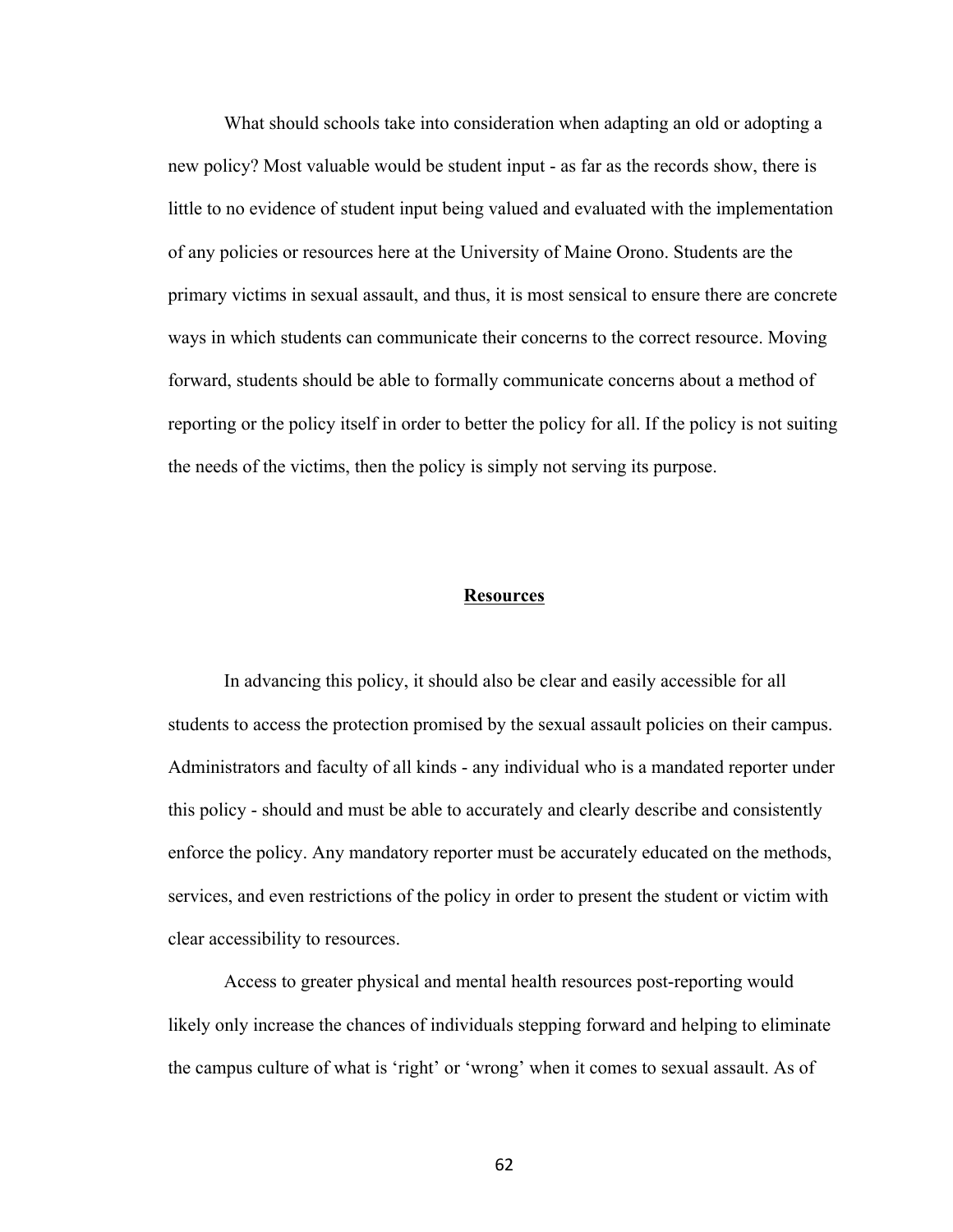What should schools take into consideration when adapting an old or adopting a new policy? Most valuable would be student input - as far as the records show, there is little to no evidence of student input being valued and evaluated with the implementation of any policies or resources here at the University of Maine Orono. Students are the primary victims in sexual assault, and thus, it is most sensical to ensure there are concrete ways in which students can communicate their concerns to the correct resource. Moving forward, students should be able to formally communicate concerns about a method of reporting or the policy itself in order to better the policy for all. If the policy is not suiting the needs of the victims, then the policy is simply not serving its purpose.

## **Resources**

In advancing this policy, it should also be clear and easily accessible for all students to access the protection promised by the sexual assault policies on their campus. Administrators and faculty of all kinds - any individual who is a mandated reporter under this policy - should and must be able to accurately and clearly describe and consistently enforce the policy. Any mandatory reporter must be accurately educated on the methods, services, and even restrictions of the policy in order to present the student or victim with clear accessibility to resources.

Access to greater physical and mental health resources post-reporting would likely only increase the chances of individuals stepping forward and helping to eliminate the campus culture of what is 'right' or 'wrong' when it comes to sexual assault. As of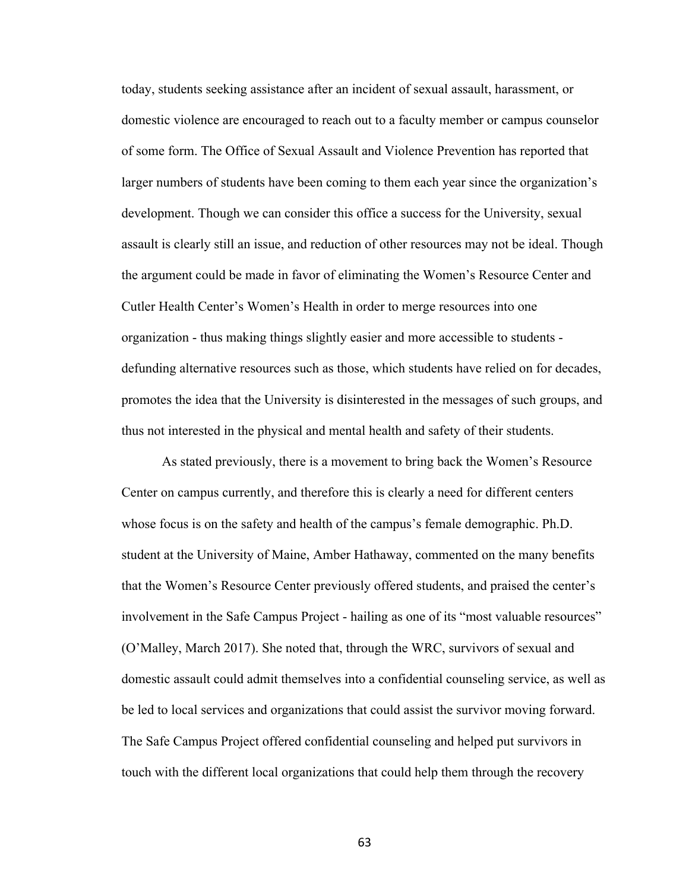today, students seeking assistance after an incident of sexual assault, harassment, or domestic violence are encouraged to reach out to a faculty member or campus counselor of some form. The Office of Sexual Assault and Violence Prevention has reported that larger numbers of students have been coming to them each year since the organization's development. Though we can consider this office a success for the University, sexual assault is clearly still an issue, and reduction of other resources may not be ideal. Though the argument could be made in favor of eliminating the Women's Resource Center and Cutler Health Center's Women's Health in order to merge resources into one organization - thus making things slightly easier and more accessible to students - defunding alternative resources such as those, which students have relied on for decades, promotes the idea that the University is disinterested in the messages of such groups, and thus not interested in the physical and mental health and safety of their students.

As stated previously, there is a movement to bring back the Women's Resource Center on campus currently, and therefore this is clearly a need for different centers whose focus is on the safety and health of the campus's female demographic. Ph.D. student at the University of Maine, Amber Hathaway, commented on the many benefits that the Women's Resource Center previously offered students, and praised the center's involvement in the Safe Campus Project - hailing as one of its "most valuable resources" (O'Malley, March 2017). She noted that, through the WRC, survivors of sexual and domestic assault could admit themselves into a confidential counseling service, as well as be led to local services and organizations that could assist the survivor moving forward. The Safe Campus Project offered confidential counseling and helped put survivors in touch with the different local organizations that could help them through the recovery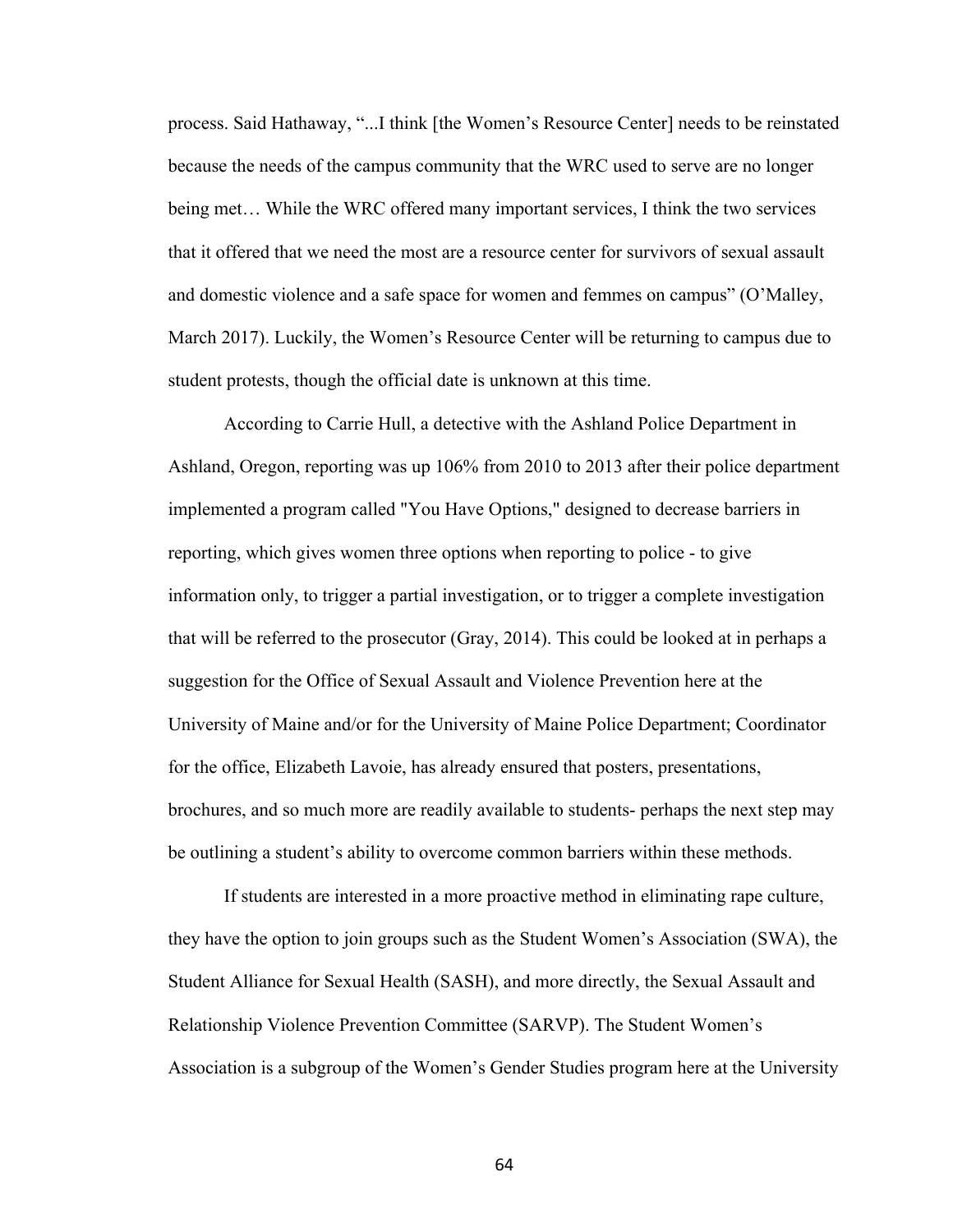process. Said Hathaway, "...I think [the Women's Resource Center] needs to be reinstated because the needs of the campus community that the WRC used to serve are no longer being met… While the WRC offered many important services, I think the two services that it offered that we need the most are a resource center for survivors of sexual assault and domestic violence and a safe space for women and femmes on campus" (O'Malley, March 2017). Luckily, the Women's Resource Center will be returning to campus due to student protests, though the official date is unknown at this time.

According to Carrie Hull, a detective with the Ashland Police Department in Ashland, Oregon, reporting was up 106% from 2010 to 2013 after their police department implemented a program called "You Have Options," designed to decrease barriers in reporting, which gives women three options when reporting to police - to give information only, to trigger a partial investigation, or to trigger a complete investigation that will be referred to the prosecutor (Gray, 2014). This could be looked at in perhaps a suggestion for the Office of Sexual Assault and Violence Prevention here at the University of Maine and/or for the University of Maine Police Department; Coordinator for the office, Elizabeth Lavoie, has already ensured that posters, presentations, brochures, and so much more are readily available to students- perhaps the next step may be outlining a student's ability to overcome common barriers within these methods.

If students are interested in a more proactive method in eliminating rape culture, they have the option to join groups such as the Student Women's Association (SWA), the Student Alliance for Sexual Health (SASH), and more directly, the Sexual Assault and Relationship Violence Prevention Committee (SARVP). The Student Women's Association is a subgroup of the Women's Gender Studies program here at the University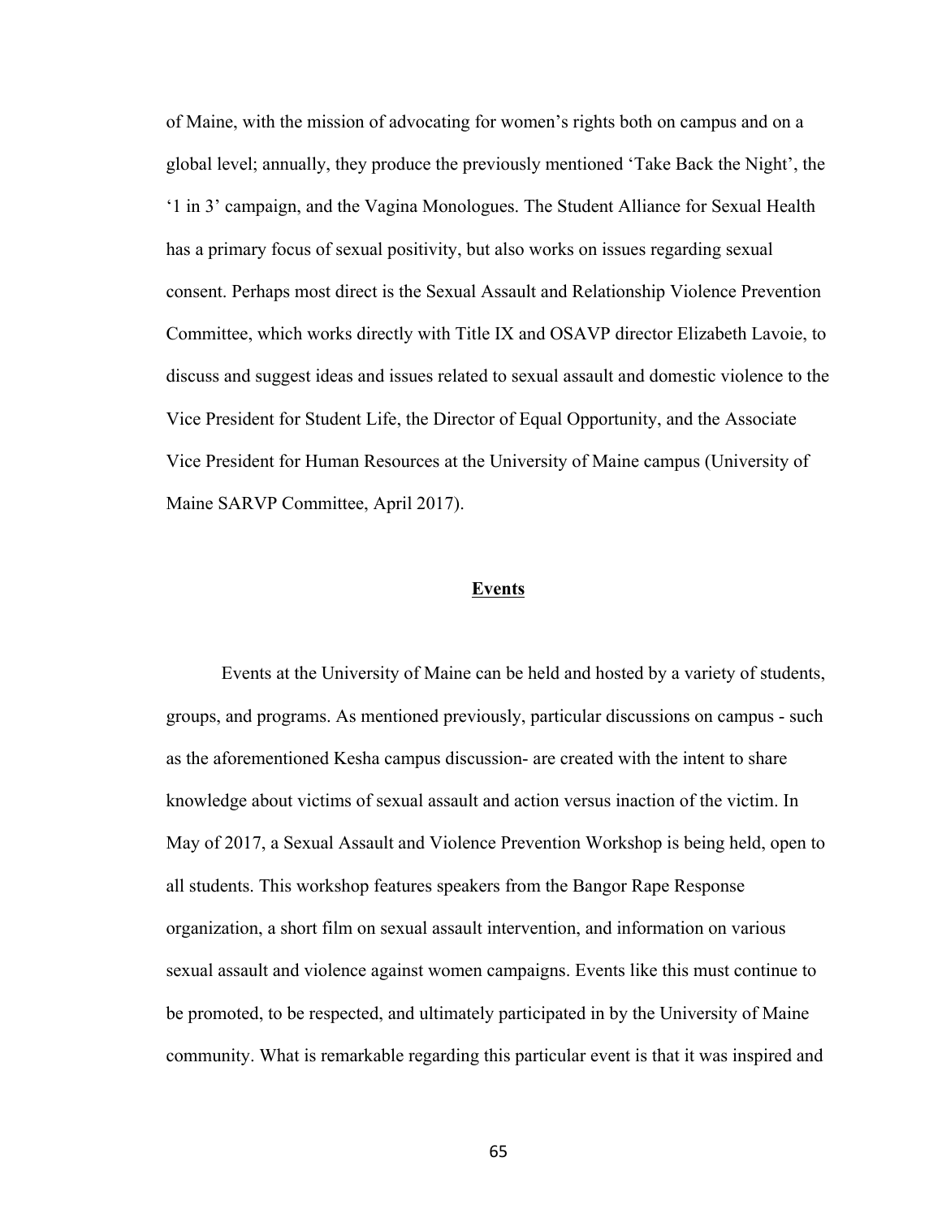of Maine, with the mission of advocating for women's rights both on campus and on a global level; annually, they produce the previously mentioned 'Take Back the Night', the '1 in 3' campaign, and the Vagina Monologues. The Student Alliance for Sexual Health has a primary focus of sexual positivity, but also works on issues regarding sexual consent. Perhaps most direct is the Sexual Assault and Relationship Violence Prevention Committee, which works directly with Title IX and OSAVP director Elizabeth Lavoie, to discuss and suggest ideas and issues related to sexual assault and domestic violence to the Vice President for Student Life, the Director of Equal Opportunity, and the Associate Vice President for Human Resources at the University of Maine campus (University of Maine SARVP Committee, April 2017).

## Events

Events at the University of Maine can be held and hosted by a variety of students, groups, and programs. As mentioned previously, particular discussions on campus - such as the aforementioned Kesha campus discussion- are created with the intent to share knowledge about victims of sexual assault and action versus inaction of the victim. In May of 2017, a Sexual Assault and Violence Prevention Workshop is being held, open to all students. This workshop features speakers from the Bangor Rape Response organization, a short film on sexual assault intervention, and information on various sexual assault and violence against women campaigns. Events like this must continue to be promoted, to be respected, and ultimately participated in by the University of Maine community. What is remarkable regarding this particular event is that it was inspired and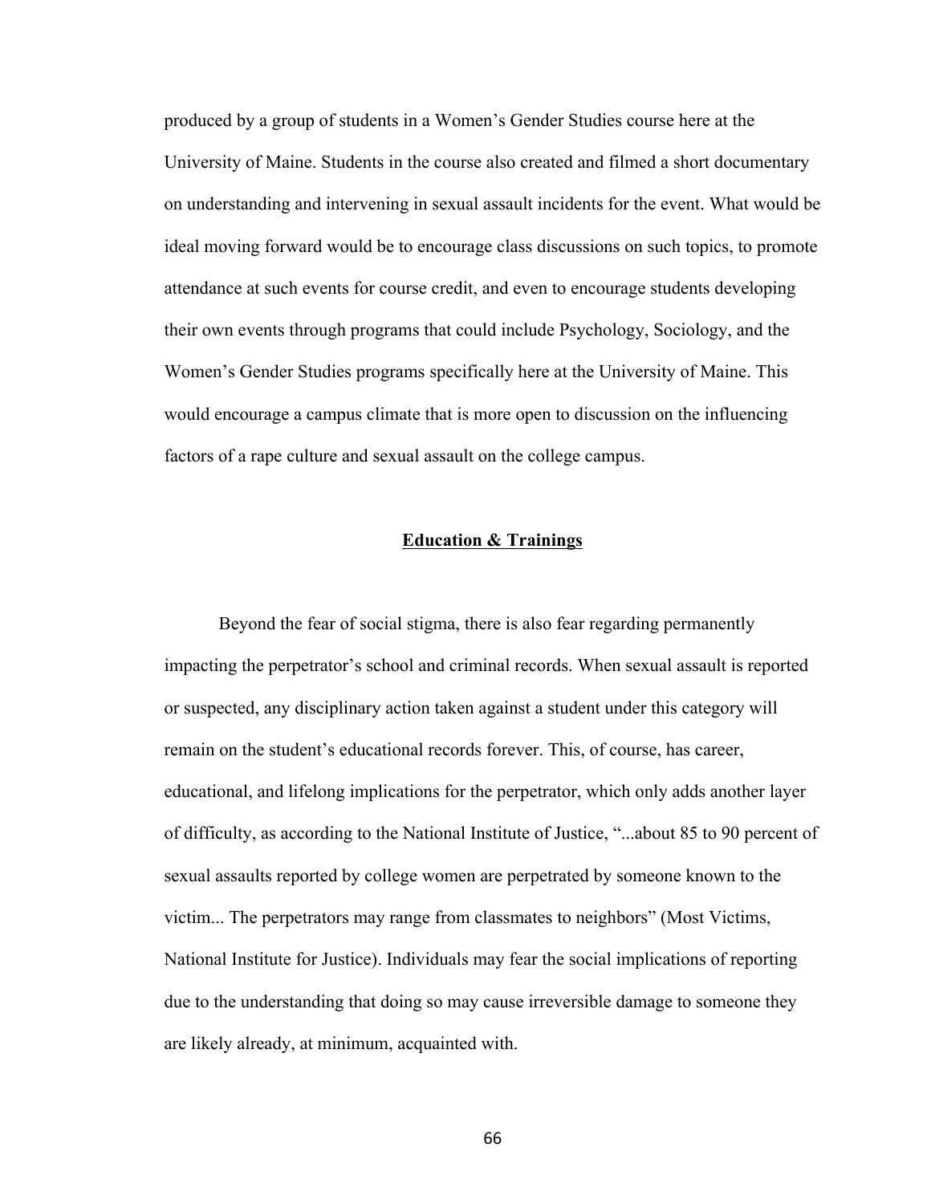produced by a group of students in a Women's Gender Studies course here at the University of Maine. Students in the course also created and filmed a short documentary on understanding and intervening in sexual assault incidents for the event. What would be ideal moving forward would be to encourage class discussions on such topics, to promote attendance at such events for course credit, and even to encourage students developing their own events through programs that could include Psychology, Sociology, and the Women's Gender Studies programs specifically here at the University of Maine. This would encourage a campus climate that is more open to discussion on the influencing factors of a rape culture and sexual assault on the college campus.

## **Education & Trainings**

Beyond the fear of social stigma, there is also fear regarding permanently impacting the perpetrator's school and criminal records. When sexual assault is reported or suspected, any disciplinary action taken against a student under this category will remain on the student's educational records forever. This, of course, has career, educational, and lifelong implications for the perpetrator, which only adds another layer of difficulty, as according to the National Institute of Justice, "...about 85 to 90 percent of sexual assaults reported by college women are perpetrated by someone known to the victim... The perpetrators may range from classmates to neighbors" (Most Victims, National Institute for Justice). Individuals may fear the social implications of reporting due to the understanding that doing so may cause irreversible damage to someone they are likely already, at minimum, acquainted with.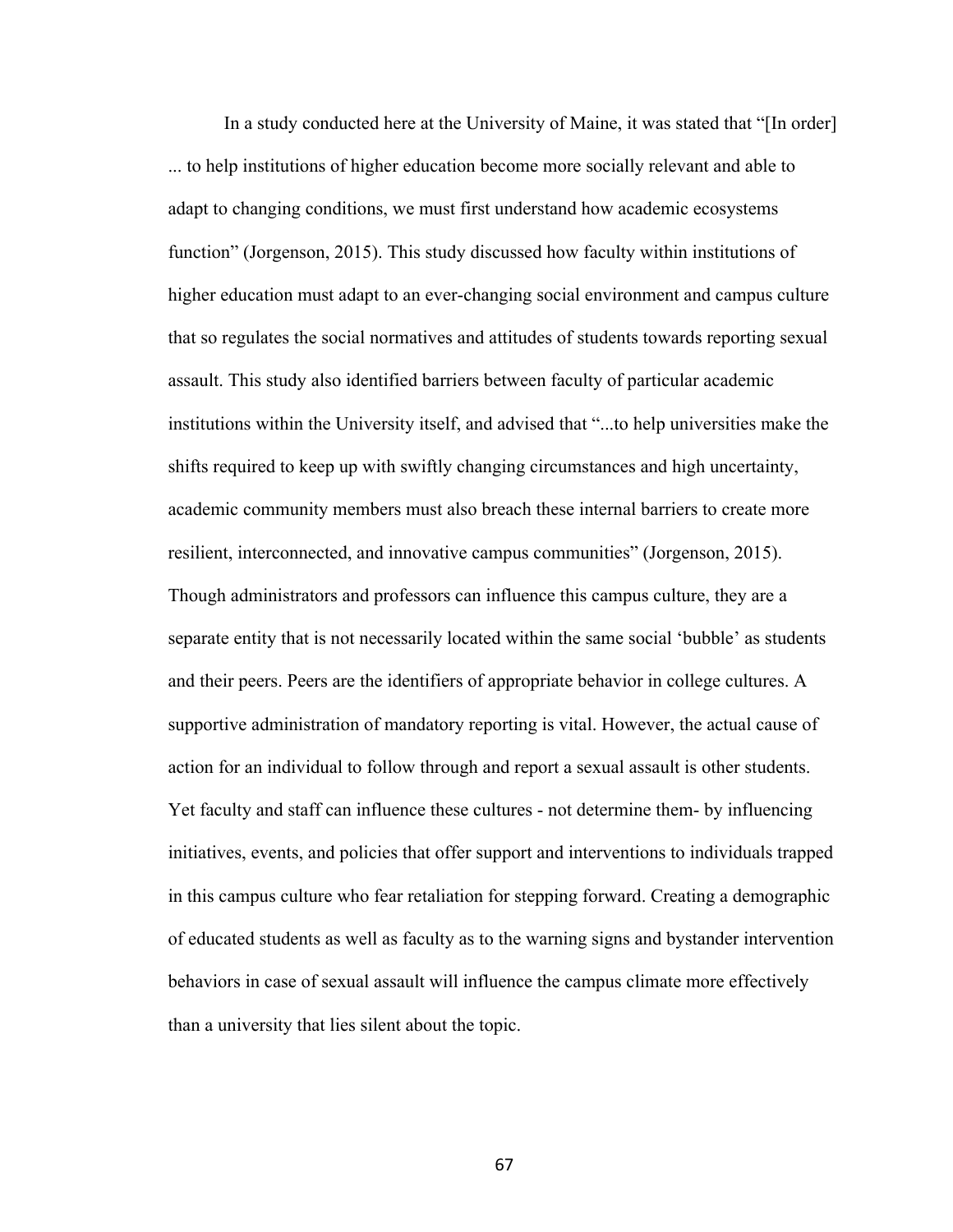In a study conducted here at the University of Maine, it was stated that "[In order] ... to help institutions of higher education become more socially relevant and able to adapt to changing conditions, we must first understand how academic ecosystems function" (Jorgenson, 2015). This study discussed how faculty within institutions of higher education must adapt to an ever-changing social environment and campus culture that so regulates the social normatives and attitudes of students towards reporting sexual assault. This study also identified barriers between faculty of particular academic institutions within the University itself, and advised that "...to help universities make the shifts required to keep up with swiftly changing circumstances and high uncertainty, academic community members must also breach these internal barriers to create more resilient, interconnected, and innovative campus communities" (Jorgenson, 2015). Though administrators and professors can influence this campus culture, they are a separate entity that is not necessarily located within the same social 'bubble' as students and their peers. Peers are the identifiers of appropriate behavior in college cultures. A supportive administration of mandatory reporting is vital. However, the actual cause of action for an individual to follow through and report a sexual assault is other students. Yet faculty and staff can influence these cultures - not determine them- by influencing initiatives, events, and policies that offer support and interventions to individuals trapped in this campus culture who fear retaliation for stepping forward. Creating a demographic of educated students as well as faculty as to the warning signs and bystander intervention behaviors in case of sexual assault will influence the campus climate more effectively than a university that lies silent about the topic.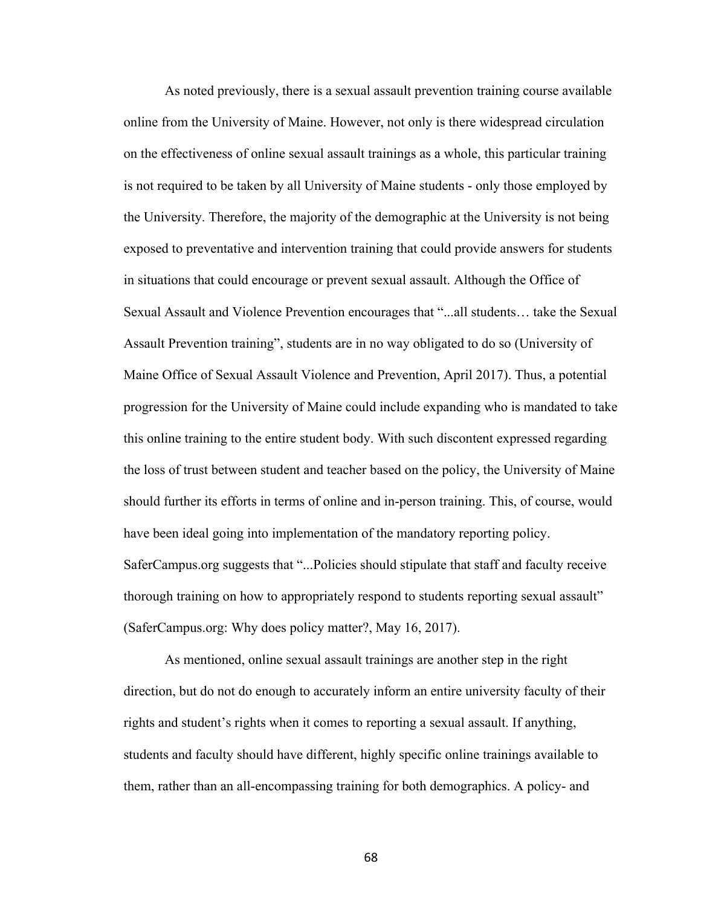As noted previously, there is a sexual assault prevention training course available online from the University of Maine. However, not only is there widespread circulation on the effectiveness of online sexual assault trainings as a whole, this particular training is not required to be taken by all University of Maine students - only those employed by the University. Therefore, the majority of the demographic at the University is not being exposed to preventative and intervention training that could provide answers for students in situations that could encourage or prevent sexual assault. Although the Office of Sexual Assault and Violence Prevention encourages that "...all students… take the Sexual Assault Prevention training", students are in no way obligated to do so (University of Maine Office of Sexual Assault Violence and Prevention, April 2017). Thus, a potential progression for the University of Maine could include expanding who is mandated to take this online training to the entire student body. With such discontent expressed regarding the loss of trust between student and teacher based on the policy, the University of Maine should further its efforts in terms of online and in-person training. This, of course, would have been ideal going into implementation of the mandatory reporting policy. SaferCampus.org suggests that "...Policies should stipulate that staff and faculty receive thorough training on how to appropriately respond to students reporting sexual assault" (SaferCampus.org: Why does policy matter?, May 16, 2017).

As mentioned, online sexual assault trainings are another step in the right direction, but do not do enough to accurately inform an entire university faculty of their rights and student's rights when it comes to reporting a sexual assault. If anything, students and faculty should have different, highly specific online trainings available to them, rather than an all-encompassing training for both demographics. A policy- and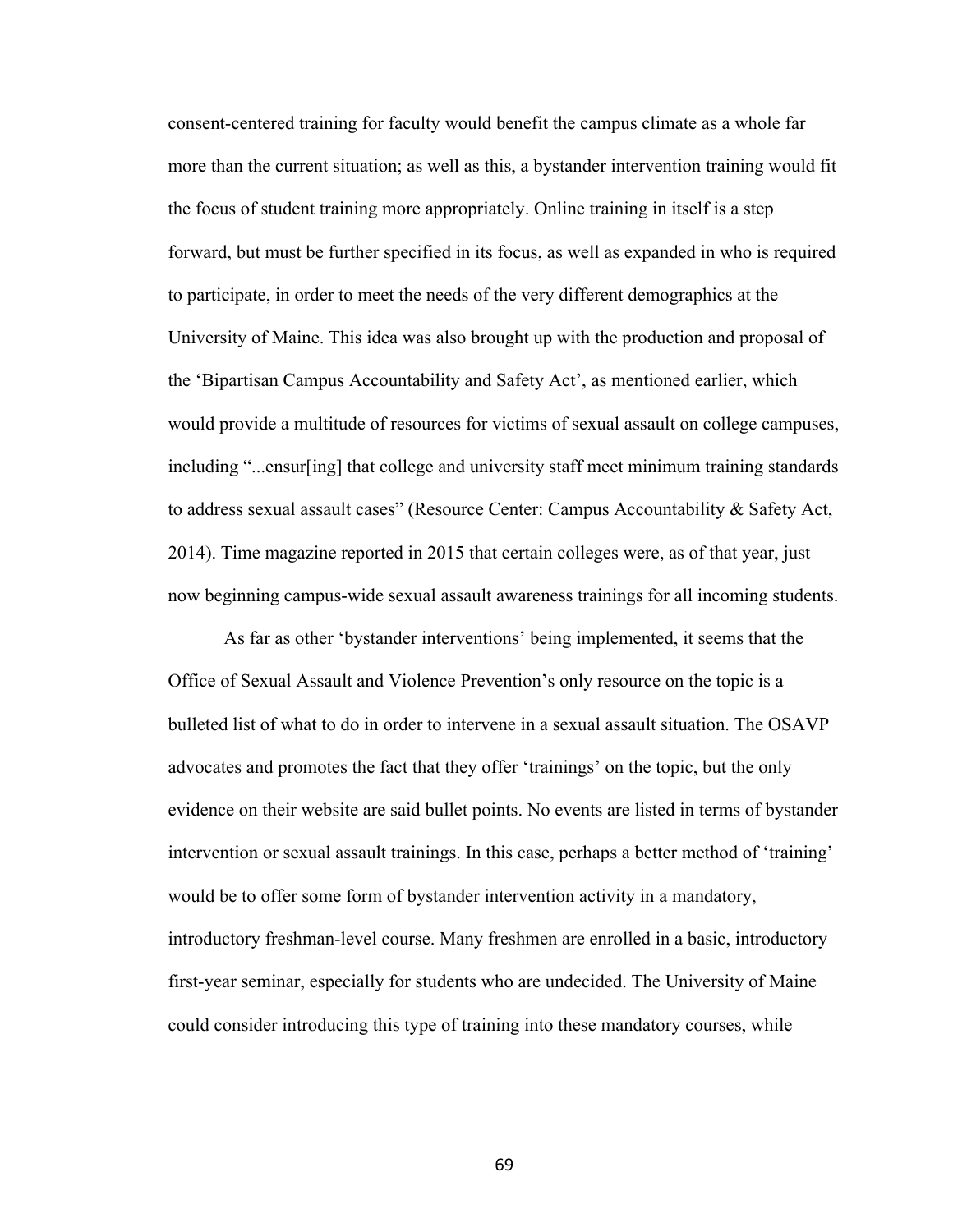consent-centered training for faculty would benefit the campus climate as a whole far more than the current situation; as well as this, a bystander intervention training would fit the focus of student training more appropriately. Online training in itself is a step forward, but must be further specified in its focus, as well as expanded in who is required to participate, in order to meet the needs of the very different demographics at the University of Maine. This idea was also brought up with the production and proposal of the 'Bipartisan Campus Accountability and Safety Act', as mentioned earlier, which would provide a multitude of resources for victims of sexual assault on college campuses, including "...ensur[ing] that college and university staff meet minimum training standards to address sexual assault cases" (Resource Center: Campus Accountability & Safety Act, 2014). Time magazine reported in 2015 that certain colleges were, as of that year, just now beginning campus-wide sexual assault awareness trainings for all incoming students.

As far as other 'bystander interventions' being implemented, it seems that the Office of Sexual Assault and Violence Prevention's only resource on the topic is a bulleted list of what to do in order to intervene in a sexual assault situation. The OSAVP advocates and promotes the fact that they offer 'trainings' on the topic, but the only evidence on their website are said bullet points. No events are listed in terms of bystander intervention or sexual assault trainings. In this case, perhaps a better method of 'training' would be to offer some form of bystander intervention activity in a mandatory, introductory freshman-level course. Many freshmen are enrolled in a basic, introductory first-year seminar, especially for students who are undecided. The University of Maine could consider introducing this type of training into these mandatory courses, while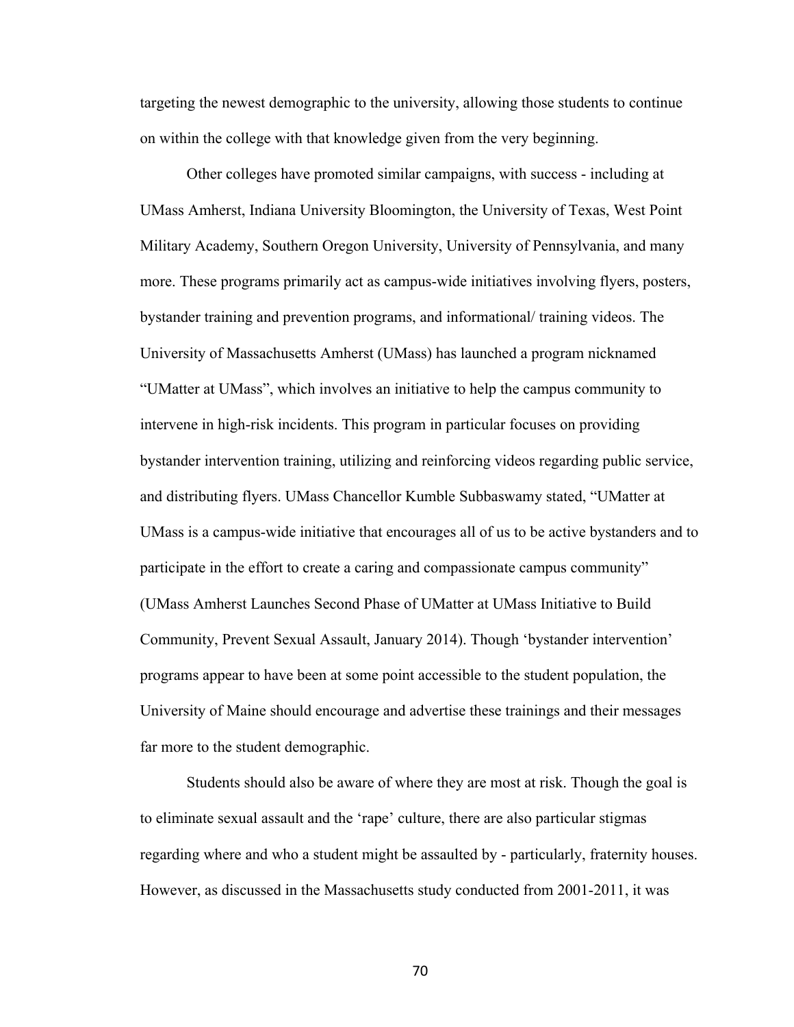targeting the newest demographic to the university, allowing those students to continue on within the college with that knowledge given from the very beginning.

Other colleges have promoted similar campaigns, with success - including at UMass Amherst, Indiana University Bloomington, the University of Texas, West Point Military Academy, Southern Oregon University, University of Pennsylvania, and many more. These programs primarily act as campus-wide initiatives involving flyers, posters, bystander training and prevention programs, and informational/ training videos. The University of Massachusetts Amherst (UMass) has launched a program nicknamed "UMatter at UMass", which involves an initiative to help the campus community to intervene in high-risk incidents. This program in particular focuses on providing bystander intervention training, utilizing and reinforcing videos regarding public service, and distributing flyers. UMass Chancellor Kumble Subbaswamy stated, "UMatter at UMass is a campus-wide initiative that encourages all of us to be active bystanders and to participate in the effort to create a caring and compassionate campus community" (UMass Amherst Launches Second Phase of UMatter at UMass Initiative to Build Community, Prevent Sexual Assault, January 2014). Though 'bystander intervention' programs appear to have been at some point accessible to the student population, the University of Maine should encourage and advertise these trainings and their messages far more to the student demographic.

Students should also be aware of where they are most at risk. Though the goal is to eliminate sexual assault and the 'rape' culture, there are also particular stigmas regarding where and who a student might be assaulted by - particularly, fraternity houses. However, as discussed in the Massachusetts study conducted from 2001-2011, it was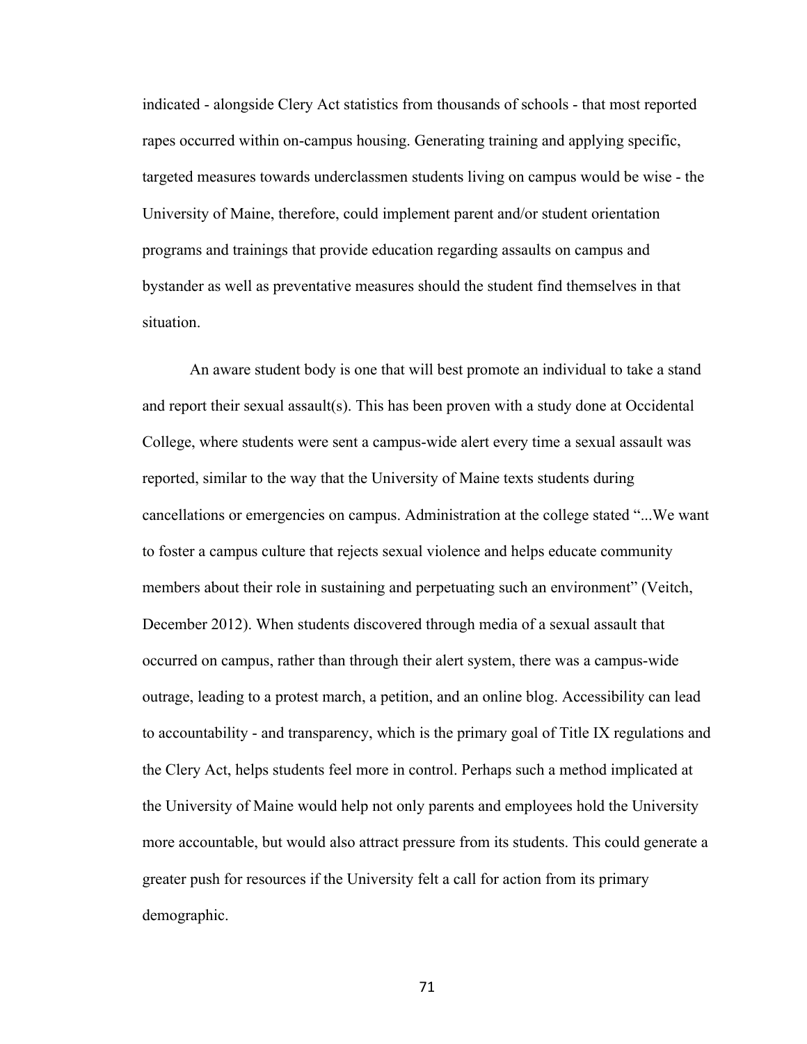indicated - alongside Clery Act statistics from thousands of schools - that most reported rapes occurred within on-campus housing. Generating training and applying specific, targeted measures towards underclassmen students living on campus would be wise - the University of Maine, therefore, could implement parent and/or student orientation programs and trainings that provide education regarding assaults on campus and bystander as well as preventative measures should the student find themselves in that situation.

An aware student body is one that will best promote an individual to take a stand and report their sexual assault(s). This has been proven with a study done at Occidental College, where students were sent a campus-wide alert every time a sexual assault was reported, similar to the way that the University of Maine texts students during cancellations or emergencies on campus. Administration at the college stated "...We want to foster a campus culture that rejects sexual violence and helps educate community members about their role in sustaining and perpetuating such an environment" (Veitch, December 2012). When students discovered through media of a sexual assault that occurred on campus, rather than through their alert system, there was a campus-wide outrage, leading to a protest march, a petition, and an online blog. Accessibility can lead to accountability - and transparency, which is the primary goal of Title IX regulations and the Clery Act, helps students feel more in control. Perhaps such a method implicated at the University of Maine would help not only parents and employees hold the University more accountable, but would also attract pressure from its students. This could generate a greater push for resources if the University felt a call for action from its primary demographic.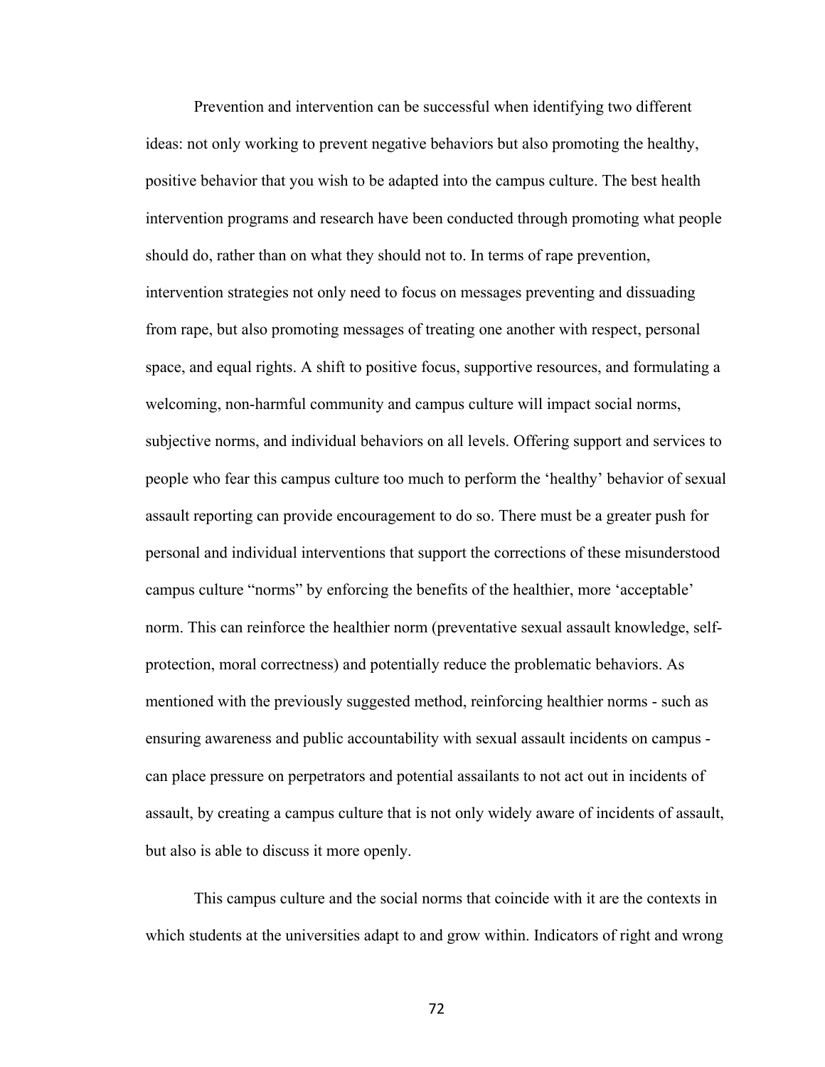Prevention and intervention can be successful when identifying two different ideas: not only working to prevent negative behaviors but also promoting the healthy, positive behavior that you wish to be adapted into the campus culture. The best health intervention programs and research have been conducted through promoting what people should do, rather than on what they should not to. In terms of rape prevention, intervention strategies not only need to focus on messages preventing and dissuading from rape, but also promoting messages of treating one another with respect, personal space, and equal rights. A shift to positive focus, supportive resources, and formulating a welcoming, non-harmful community and campus culture will impact social norms, subjective norms, and individual behaviors on all levels. Offering support and services to people who fear this campus culture too much to perform the 'healthy' behavior of sexual assault reporting can provide encouragement to do so. There must be a greater push for personal and individual interventions that support the corrections of these misunderstood campus culture "norms" by enforcing the benefits of the healthier, more 'acceptable' norm. This can reinforce the healthier norm (preventative sexual assault knowledge, self-protection, moral correctness) and potentially reduce the problematic behaviors. As mentioned with the previously suggested method, reinforcing healthier norms - such as ensuring awareness and public accountability with sexual assault incidents on campus - can place pressure on perpetrators and potential assailants to not act out in incidents of assault, by creating a campus culture that is not only widely aware of incidents of assault, but also is able to discuss it more openly.

This campus culture and the social norms that coincide with it are the contexts in which students at the universities adapt to and grow within. Indicators of right and wrong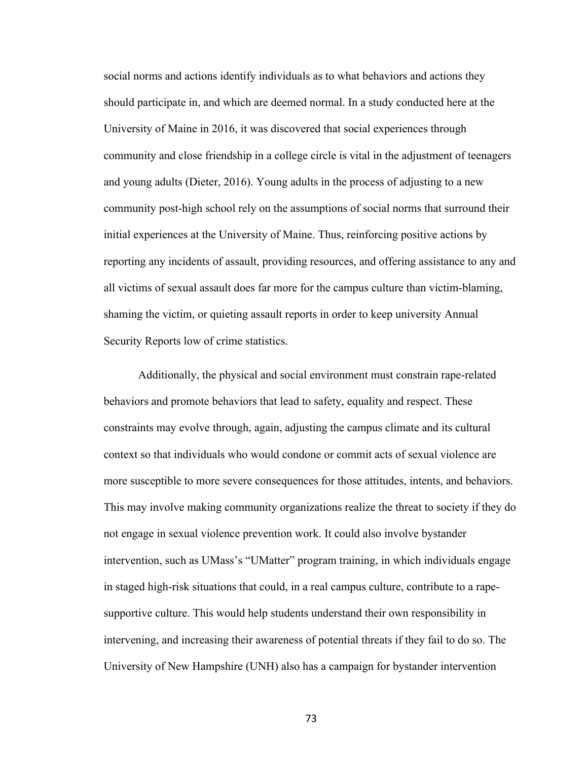social norms and actions identify individuals as to what behaviors and actions they should participate in, and which are deemed normal. In a study conducted here at the University of Maine in 2016, it was discovered that social experiences through community and close friendship in a college circle is vital in the adjustment of teenagers and young adults (Dieter, 2016). Young adults in the process of adjusting to a new community post-high school rely on the assumptions of social norms that surround their initial experiences at the University of Maine. Thus, reinforcing positive actions by reporting any incidents of assault, providing resources, and offering assistance to any and all victims of sexual assault does far more for the campus culture than victim-blaming, shaming the victim, or quieting assault reports in order to keep university Annual Security Reports low of crime statistics.

Additionally, the physical and social environment must constrain rape-related behaviors and promote behaviors that lead to safety, equality and respect. These constraints may evolve through, again, adjusting the campus climate and its cultural context so that individuals who would condone or commit acts of sexual violence are more susceptible to more severe consequences for those attitudes, intents, and behaviors. This may involve making community organizations realize the threat to society if they do not engage in sexual violence prevention work. It could also involve bystander intervention, such as UMass's "UMatter" program training, in which individuals engage in staged high-risk situations that could, in a real campus culture, contribute to a rape-supportive culture. This would help students understand their own responsibility in intervening, and increasing their awareness of potential threats if they fail to do so. The University of New Hampshire (UNH) also has a campaign for bystander intervention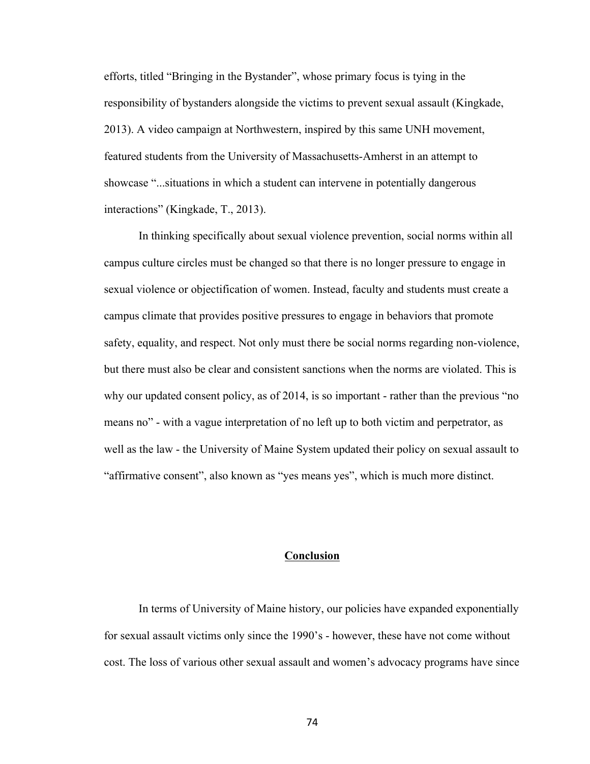efforts, titled "Bringing in the Bystander", whose primary focus is tying in the responsibility of bystanders alongside the victims to prevent sexual assault (Kingkade, 2013). A video campaign at Northwestern, inspired by this same UNH movement, featured students from the University of Massachusetts-Amherst in an attempt to showcase "...situations in which a student can intervene in potentially dangerous interactions" (Kingkade, T., 2013).

In thinking specifically about sexual violence prevention, social norms within all campus culture circles must be changed so that there is no longer pressure to engage in sexual violence or objectification of women. Instead, faculty and students must create a campus climate that provides positive pressures to engage in behaviors that promote safety, equality, and respect. Not only must there be social norms regarding non-violence, but there must also be clear and consistent sanctions when the norms are violated. This is why our updated consent policy, as of 2014, is so important - rather than the previous "no means no" - with a vague interpretation of no left up to both victim and perpetrator, as well as the law - the University of Maine System updated their policy on sexual assault to "affirmative consent", also known as "yes means yes", which is much more distinct.

## Conclusion

In terms of University of Maine history, our policies have expanded exponentially for sexual assault victims only since the 1990's - however, these have not come without cost. The loss of various other sexual assault and women's advocacy programs have since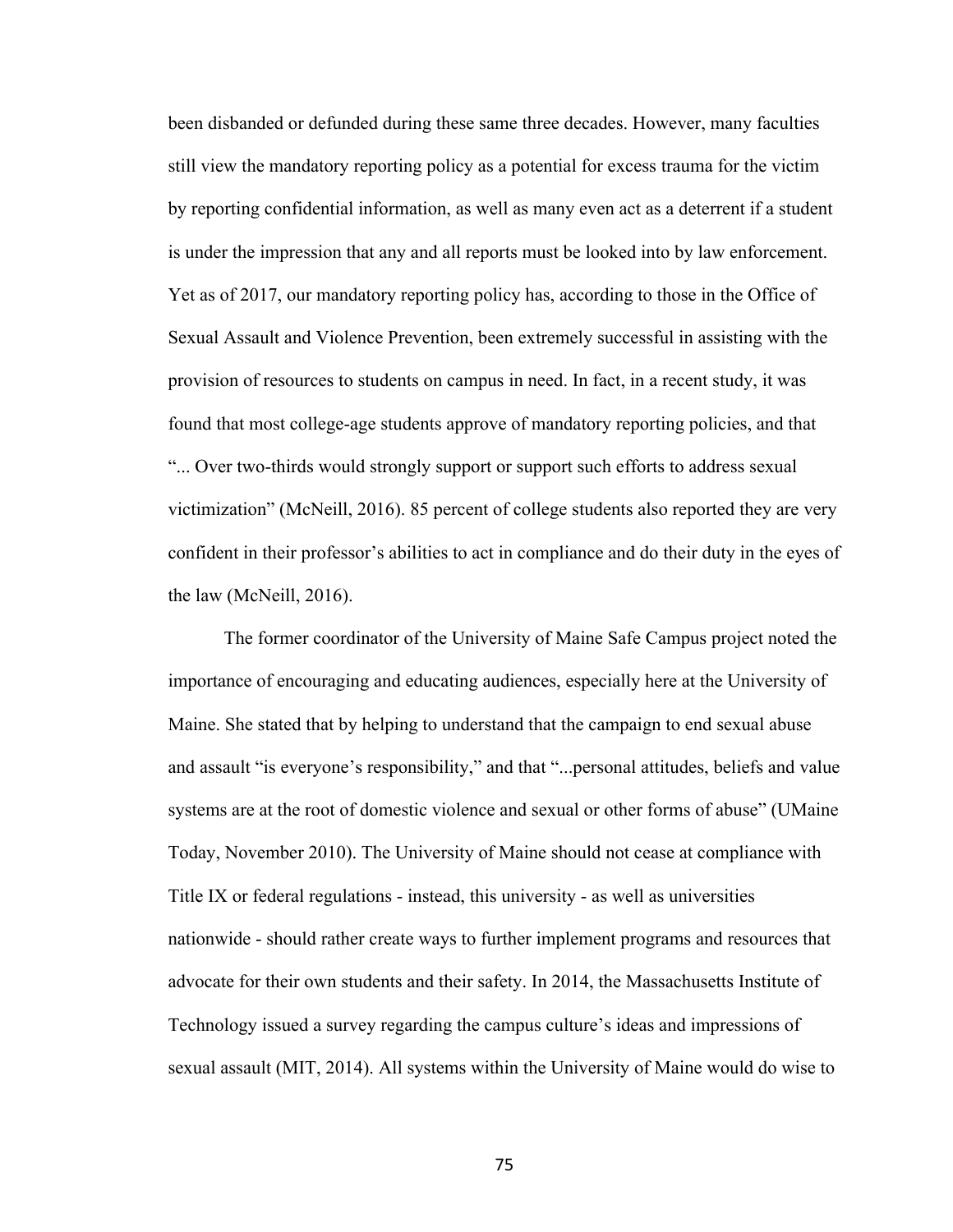been disbanded or defunded during these same three decades. However, many faculties still view the mandatory reporting policy as a potential for excess trauma for the victim by reporting confidential information, as well as many even act as a deterrent if a student is under the impression that any and all reports must be looked into by law enforcement. Yet as of 2017, our mandatory reporting policy has, according to those in the Office of Sexual Assault and Violence Prevention, been extremely successful in assisting with the provision of resources to students on campus in need. In fact, in a recent study, it was found that most college-age students approve of mandatory reporting policies, and that "... Over two-thirds would strongly support or support such efforts to address sexual victimization" (McNeill, 2016). 85 percent of college students also reported they are very confident in their professor's abilities to act in compliance and do their duty in the eyes of the law (McNeill, 2016).

The former coordinator of the University of Maine Safe Campus project noted the importance of encouraging and educating audiences, especially here at the University of Maine. She stated that by helping to understand that the campaign to end sexual abuse and assault "is everyone's responsibility," and that "...personal attitudes, beliefs and value systems are at the root of domestic violence and sexual or other forms of abuse" (UMaine Today, November 2010). The University of Maine should not cease at compliance with Title IX or federal regulations - instead, this university - as well as universities nationwide - should rather create ways to further implement programs and resources that advocate for their own students and their safety. In 2014, the Massachusetts Institute of Technology issued a survey regarding the campus culture's ideas and impressions of sexual assault (MIT, 2014). All systems within the University of Maine would do wise to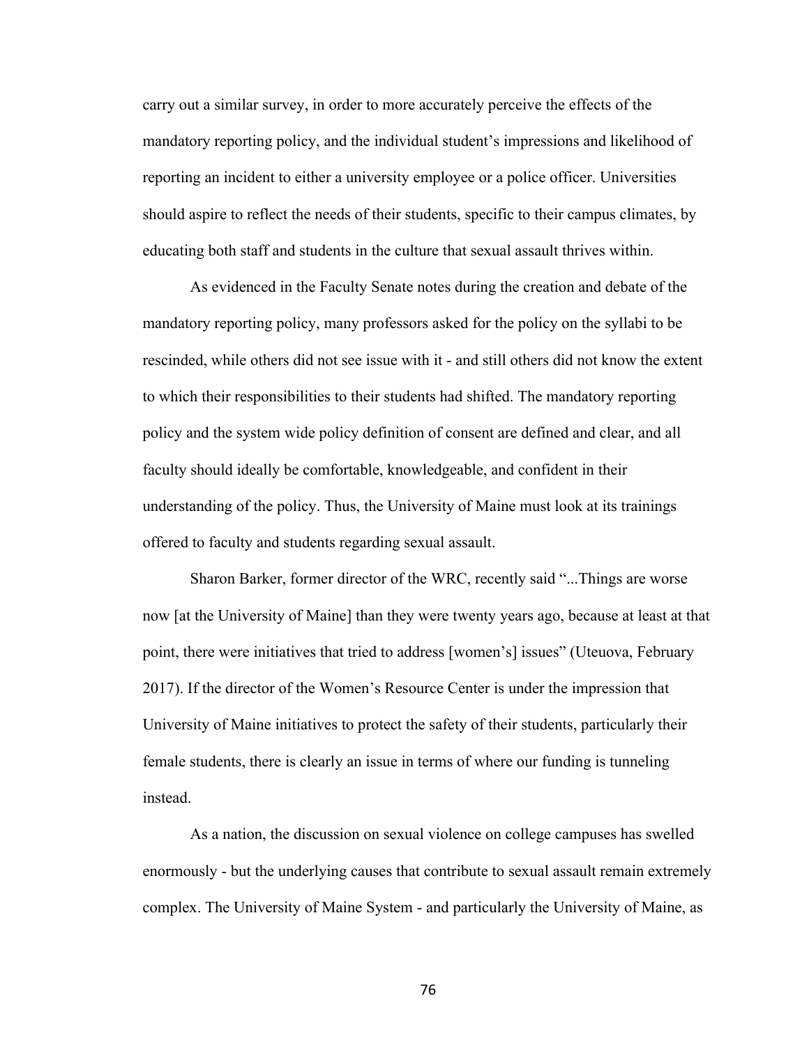carry out a similar survey, in order to more accurately perceive the effects of the mandatory reporting policy, and the individual student's impressions and likelihood of reporting an incident to either a university employee or a police officer. Universities should aspire to reflect the needs of their students, specific to their campus climates, by educating both staff and students in the culture that sexual assault thrives within.

As evidenced in the Faculty Senate notes during the creation and debate of the mandatory reporting policy, many professors asked for the policy on the syllabi to be rescinded, while others did not see issue with it - and still others did not know the extent to which their responsibilities to their students had shifted. The mandatory reporting policy and the system wide policy definition of consent are defined and clear, and all faculty should ideally be comfortable, knowledgeable, and confident in their understanding of the policy. Thus, the University of Maine must look at its trainings offered to faculty and students regarding sexual assault.

Sharon Barker, former director of the WRC, recently said "...Things are worse now [at the University of Maine] than they were twenty years ago, because at least at that point, there were initiatives that tried to address [women's] issues" (Uteuova, February 2017). If the director of the Women's Resource Center is under the impression that University of Maine initiatives to protect the safety of their students, particularly their female students, there is clearly an issue in terms of where our funding is tunneling instead.

As a nation, the discussion on sexual violence on college campuses has swelled enormously - but the underlying causes that contribute to sexual assault remain extremely complex. The University of Maine System - and particularly the University of Maine, as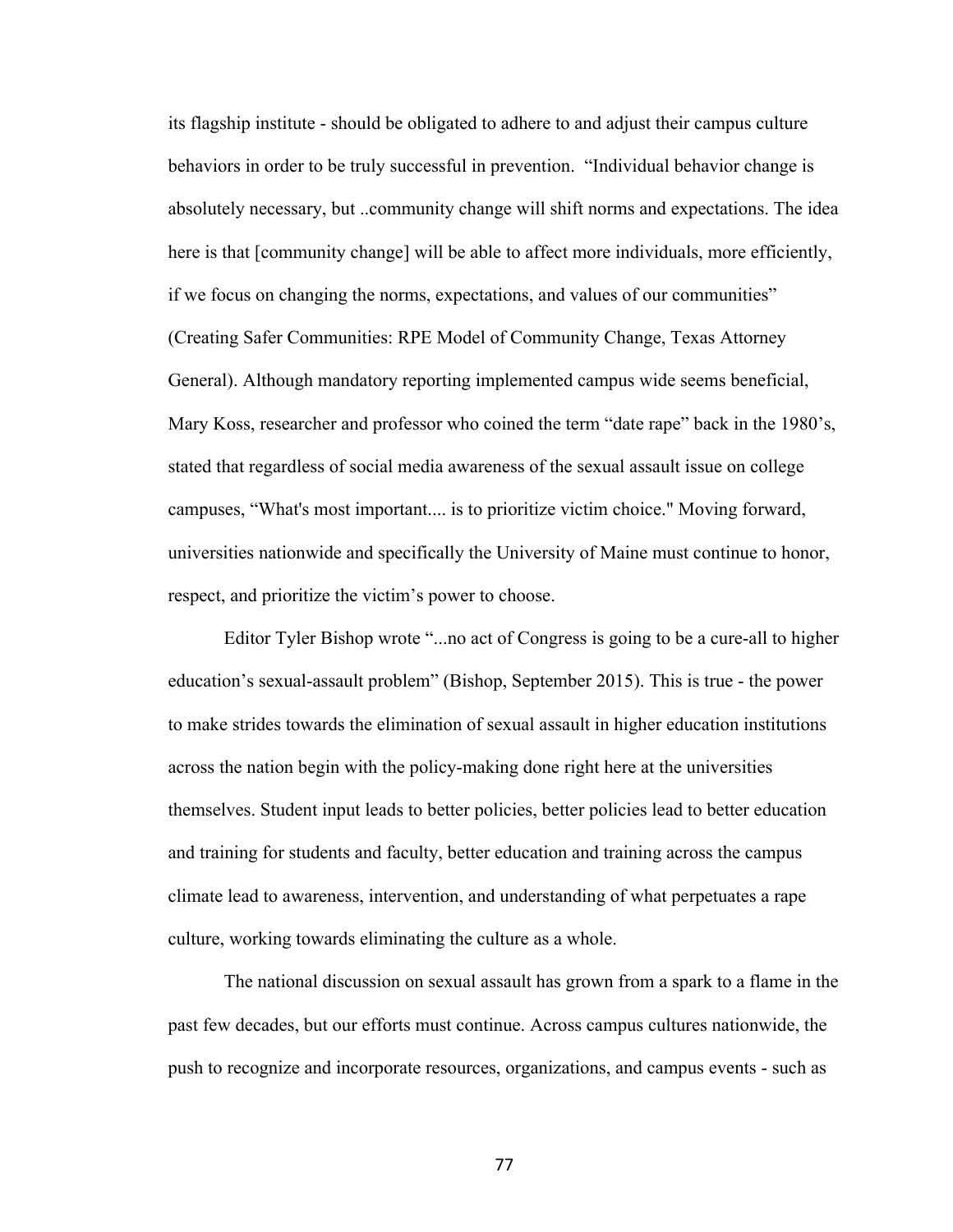its flagship institute - should be obligated to adhere to and adjust their campus culture behaviors in order to be truly successful in prevention.  "Individual behavior change is absolutely necessary, but ..community change will shift norms and expectations. The idea here is that [community change] will be able to affect more individuals, more efficiently, if we focus on changing the norms, expectations, and values of our communities" (Creating Safer Communities: RPE Model of Community Change, Texas Attorney General). Although mandatory reporting implemented campus wide seems beneficial, Mary Koss, researcher and professor who coined the term "date rape" back in the 1980's, stated that regardless of social media awareness of the sexual assault issue on college campuses, "What's most important.... is to prioritize victim choice." Moving forward, universities nationwide and specifically the University of Maine must continue to honor, respect, and prioritize the victim's power to choose.

Editor Tyler Bishop wrote "...no act of Congress is going to be a cure-all to higher education's sexual-assault problem" (Bishop, September 2015). This is true - the power to make strides towards the elimination of sexual assault in higher education institutions across the nation begin with the policy-making done right here at the universities themselves. Student input leads to better policies, better policies lead to better education and training for students and faculty, better education and training across the campus climate lead to awareness, intervention, and understanding of what perpetuates a rape culture, working towards eliminating the culture as a whole.

The national discussion on sexual assault has grown from a spark to a flame in the past few decades, but our efforts must continue. Across campus cultures nationwide, the push to recognize and incorporate resources, organizations, and campus events - such as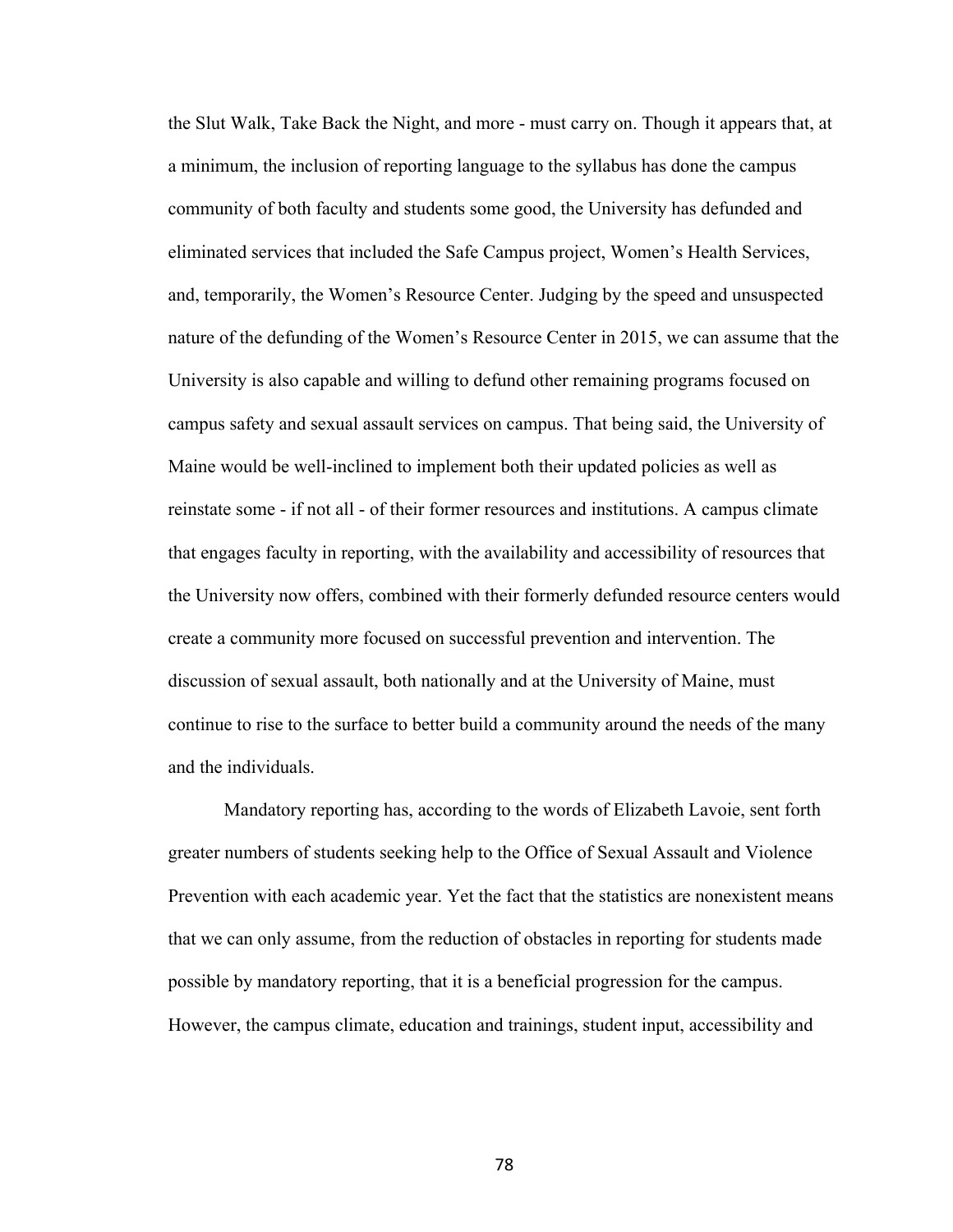the Slut Walk, Take Back the Night, and more - must carry on. Though it appears that, at a minimum, the inclusion of reporting language to the syllabus has done the campus community of both faculty and students some good, the University has defunded and eliminated services that included the Safe Campus project, Women's Health Services, and, temporarily, the Women's Resource Center. Judging by the speed and unsuspected nature of the defunding of the Women's Resource Center in 2015, we can assume that the University is also capable and willing to defund other remaining programs focused on campus safety and sexual assault services on campus. That being said, the University of Maine would be well-inclined to implement both their updated policies as well as reinstate some - if not all - of their former resources and institutions. A campus climate that engages faculty in reporting, with the availability and accessibility of resources that the University now offers, combined with their formerly defunded resource centers would create a community more focused on successful prevention and intervention. The discussion of sexual assault, both nationally and at the University of Maine, must continue to rise to the surface to better build a community around the needs of the many and the individuals.

Mandatory reporting has, according to the words of Elizabeth Lavoie, sent forth greater numbers of students seeking help to the Office of Sexual Assault and Violence Prevention with each academic year. Yet the fact that the statistics are nonexistent means that we can only assume, from the reduction of obstacles in reporting for students made possible by mandatory reporting, that it is a beneficial progression for the campus. However, the campus climate, education and trainings, student input, accessibility and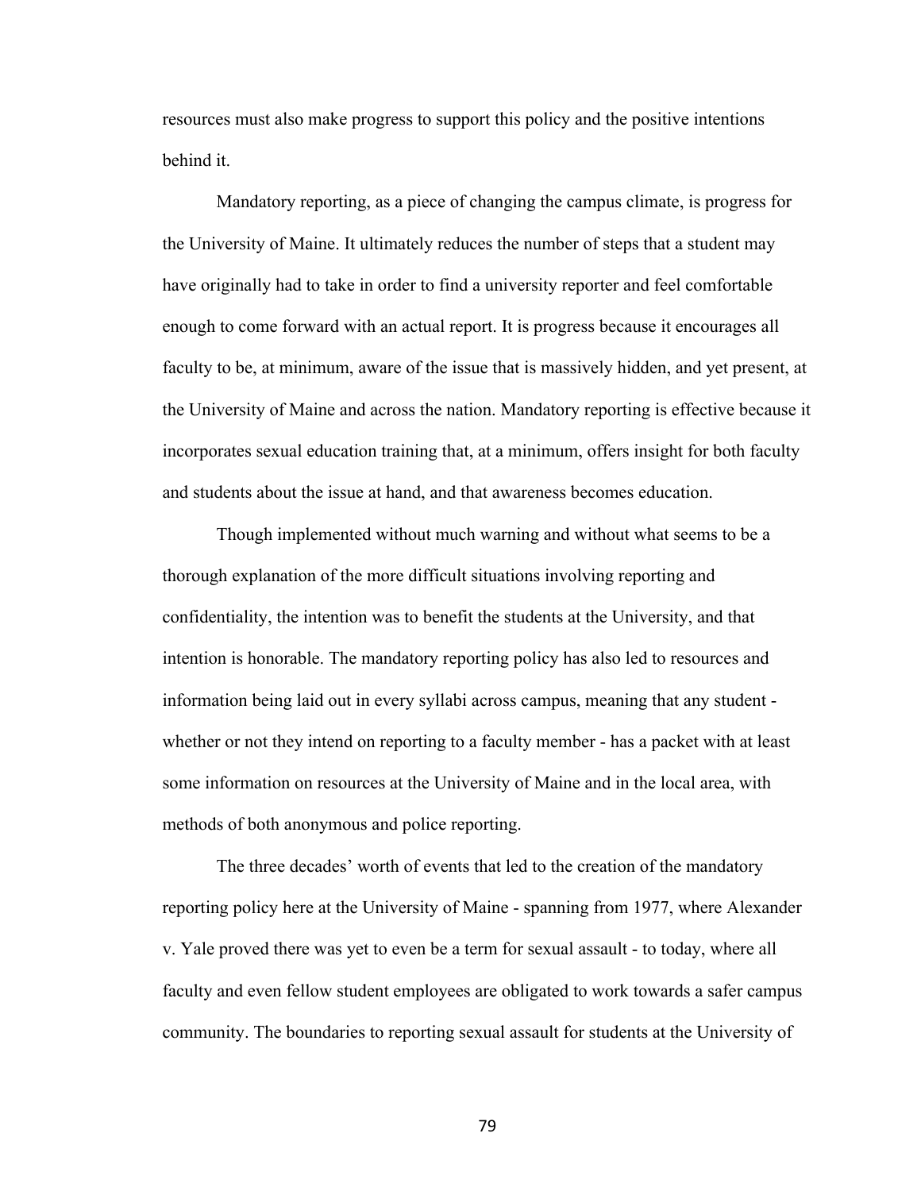resources must also make progress to support this policy and the positive intentions behind it.

Mandatory reporting, as a piece of changing the campus climate, is progress for the University of Maine. It ultimately reduces the number of steps that a student may have originally had to take in order to find a university reporter and feel comfortable enough to come forward with an actual report. It is progress because it encourages all faculty to be, at minimum, aware of the issue that is massively hidden, and yet present, at the University of Maine and across the nation. Mandatory reporting is effective because it incorporates sexual education training that, at a minimum, offers insight for both faculty and students about the issue at hand, and that awareness becomes education.

Though implemented without much warning and without what seems to be a thorough explanation of the more difficult situations involving reporting and confidentiality, the intention was to benefit the students at the University, and that intention is honorable. The mandatory reporting policy has also led to resources and information being laid out in every syllabi across campus, meaning that any student - whether or not they intend on reporting to a faculty member - has a packet with at least some information on resources at the University of Maine and in the local area, with methods of both anonymous and police reporting.

The three decades' worth of events that led to the creation of the mandatory reporting policy here at the University of Maine - spanning from 1977, where Alexander v. Yale proved there was yet to even be a term for sexual assault - to today, where all faculty and even fellow student employees are obligated to work towards a safer campus community. The boundaries to reporting sexual assault for students at the University of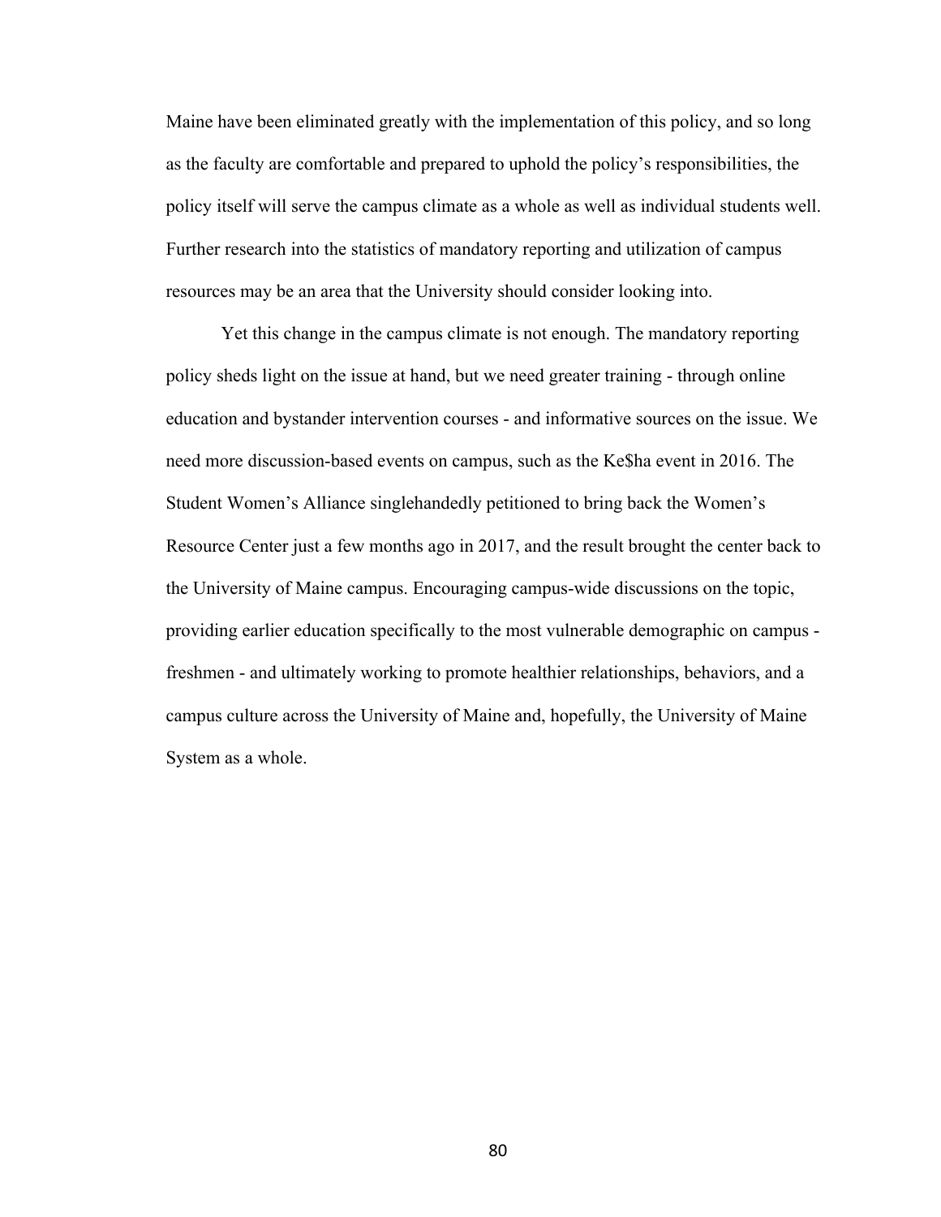Maine have been eliminated greatly with the implementation of this policy, and so long as the faculty are comfortable and prepared to uphold the policy's responsibilities, the policy itself will serve the campus climate as a whole as well as individual students well. Further research into the statistics of mandatory reporting and utilization of campus resources may be an area that the University should consider looking into.

Yet this change in the campus climate is not enough. The mandatory reporting policy sheds light on the issue at hand, but we need greater training - through online education and bystander intervention courses - and informative sources on the issue. We need more discussion-based events on campus, such as the Ke$ha event in 2016. The Student Women's Alliance singlehandedly petitioned to bring back the Women's Resource Center just a few months ago in 2017, and the result brought the center back to the University of Maine campus. Encouraging campus-wide discussions on the topic, providing earlier education specifically to the most vulnerable demographic on campus - freshmen - and ultimately working to promote healthier relationships, behaviors, and a campus culture across the University of Maine and, hopefully, the University of Maine System as a whole.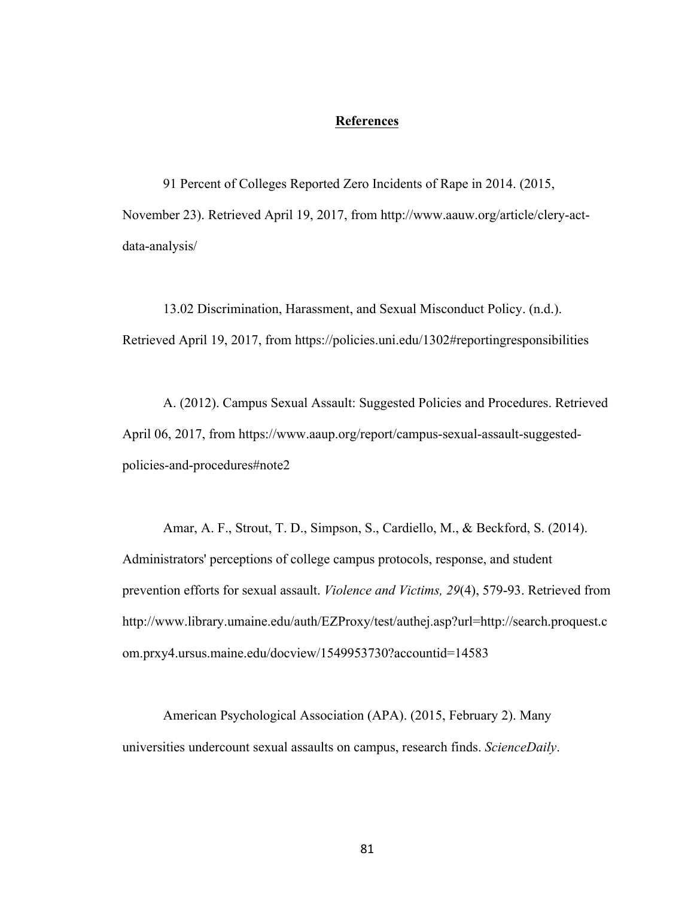## References

91 Percent of Colleges Reported Zero Incidents of Rape in 2014. (2015, November 23). Retrieved April 19, 2017, from http://www.aauw.org/article/clery-act-data-analysis/

13.02 Discrimination, Harassment, and Sexual Misconduct Policy. (n.d.). Retrieved April 19, 2017, from https://policies.uni.edu/1302#reportingresponsibilities

A. (2012). Campus Sexual Assault: Suggested Policies and Procedures. Retrieved April 06, 2017, from https://www.aaup.org/report/campus-sexual-assault-suggested-policies-and-procedures#note2

Amar, A. F., Strout, T. D., Simpson, S., Cardiello, M., & Beckford, S. (2014). Administrators' perceptions of college campus protocols, response, and student prevention efforts for sexual assault. *Violence and Victims, 29*(4), 579-93. Retrieved from http://www.library.umaine.edu/auth/EZProxy/test/authej.asp?url=http://search.proquest.com.prxy4.ursus.maine.edu/docview/1549953730?accountid=14583

American Psychological Association (APA). (2015, February 2). Many universities undercount sexual assaults on campus, research finds. *ScienceDaily*.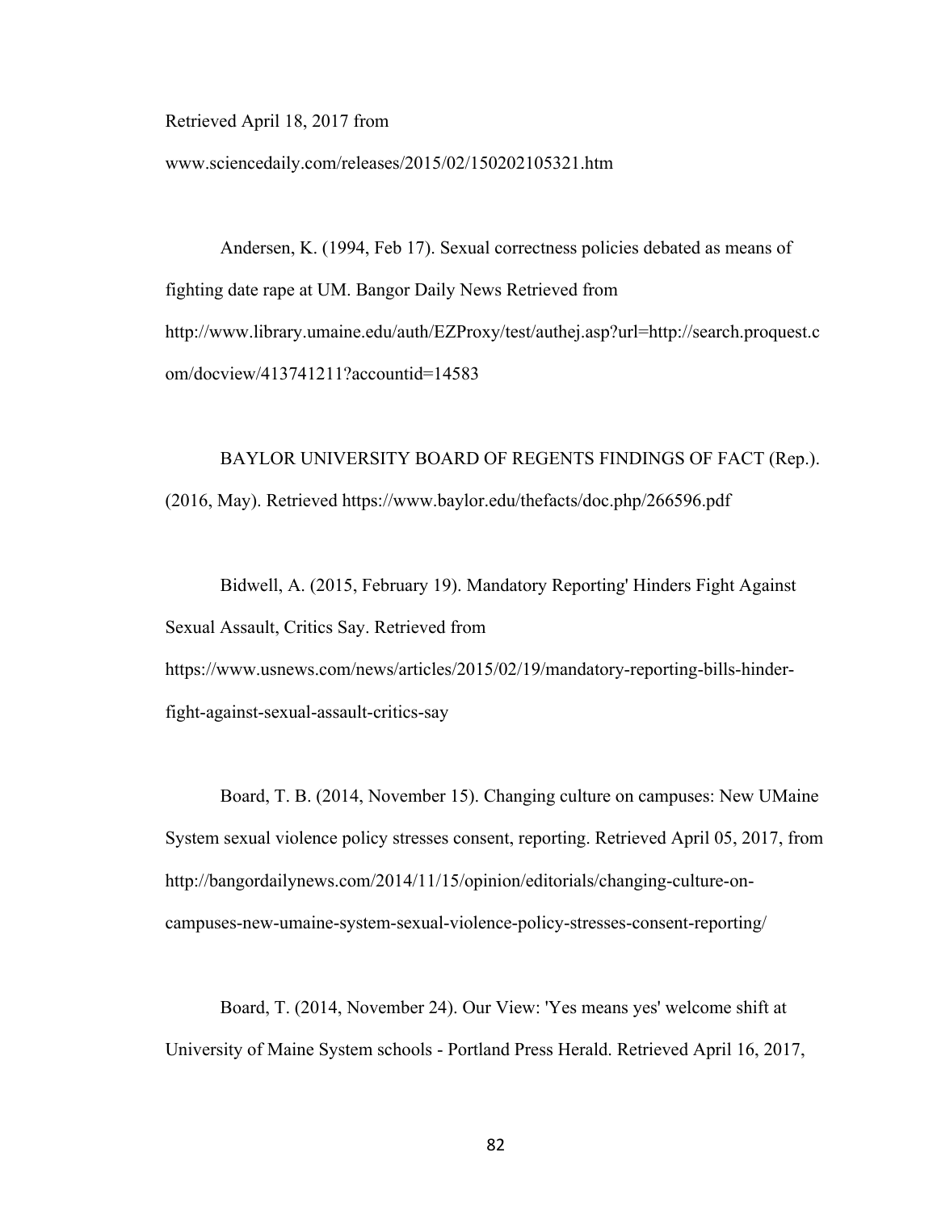Retrieved April 18, 2017 from www.sciencedaily.com/releases/2015/02/150202105321.htm

Andersen, K. (1994, Feb 17). Sexual correctness policies debated as means of fighting date rape at UM. Bangor Daily News Retrieved from http://www.library.umaine.edu/auth/EZProxy/test/authej.asp?url=http://search.proquest.com/docview/413741211?accountid=14583

BAYLOR UNIVERSITY BOARD OF REGENTS FINDINGS OF FACT (Rep.). (2016, May). Retrieved https://www.baylor.edu/thefacts/doc.php/266596.pdf

Bidwell, A. (2015, February 19). Mandatory Reporting' Hinders Fight Against Sexual Assault, Critics Say. Retrieved from https://www.usnews.com/news/articles/2015/02/19/mandatory-reporting-bills-hinder-fight-against-sexual-assault-critics-say

Board, T. B. (2014, November 15). Changing culture on campuses: New UMaine System sexual violence policy stresses consent, reporting. Retrieved April 05, 2017, from http://bangordailynews.com/2014/11/15/opinion/editorials/changing-culture-on-campuses-new-umaine-system-sexual-violence-policy-stresses-consent-reporting/

Board, T. (2014, November 24). Our View: 'Yes means yes' welcome shift at University of Maine System schools - Portland Press Herald. Retrieved April 16, 2017,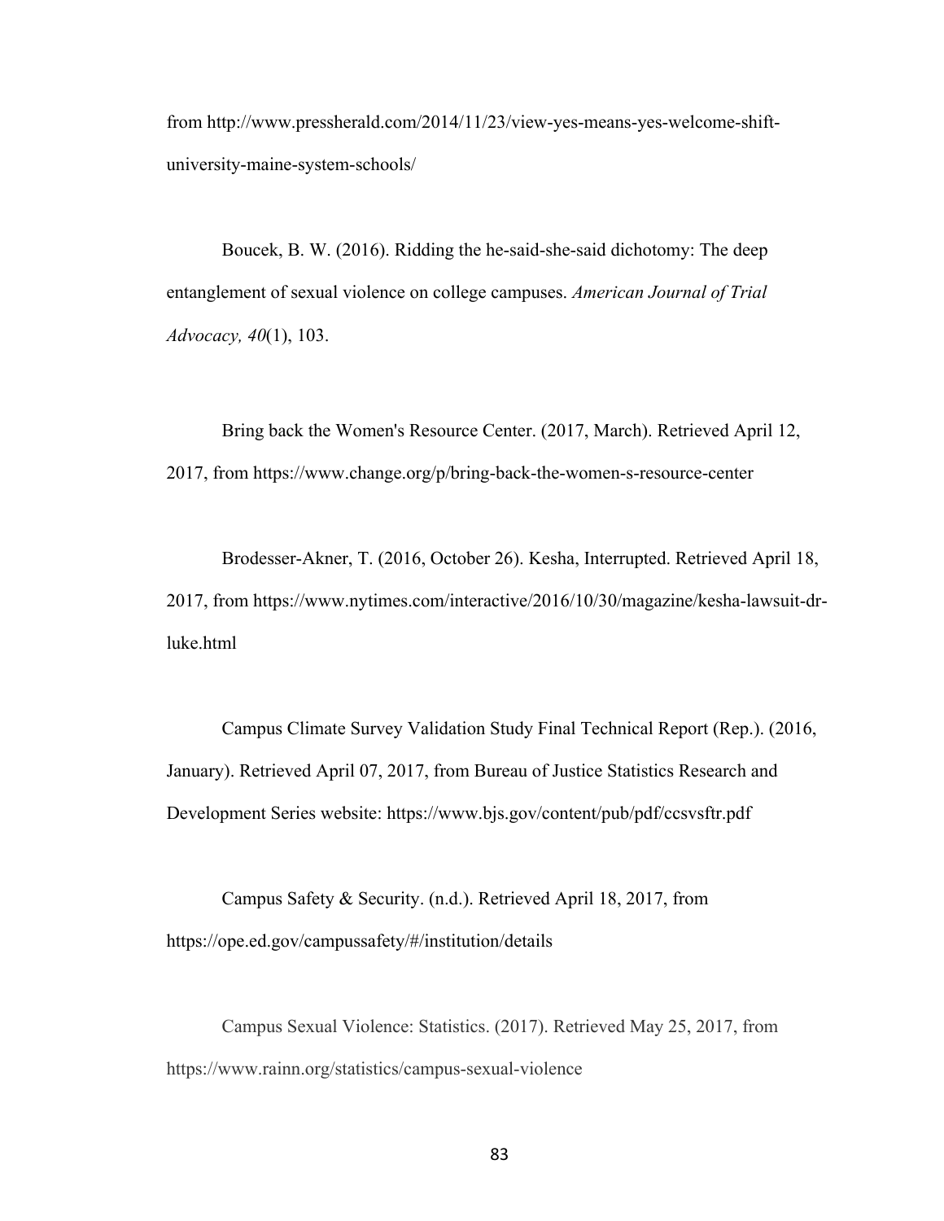from http://www.pressherald.com/2014/11/23/view-yes-means-yes-welcome-shift-university-maine-system-schools/

Boucek, B. W. (2016). Ridding the he-said-she-said dichotomy: The deep entanglement of sexual violence on college campuses. *American Journal of Trial Advocacy, 40*(1), 103.

Bring back the Women's Resource Center. (2017, March). Retrieved April 12, 2017, from https://www.change.org/p/bring-back-the-women-s-resource-center

Brodesser-Akner, T. (2016, October 26). Kesha, Interrupted. Retrieved April 18, 2017, from https://www.nytimes.com/interactive/2016/10/30/magazine/kesha-lawsuit-dr-luke.html

Campus Climate Survey Validation Study Final Technical Report (Rep.). (2016, January). Retrieved April 07, 2017, from Bureau of Justice Statistics Research and Development Series website: https://www.bjs.gov/content/pub/pdf/ccsvsftr.pdf

Campus Safety & Security. (n.d.). Retrieved April 18, 2017, from https://ope.ed.gov/campussafety/#/institution/details

Campus Sexual Violence: Statistics. (2017). Retrieved May 25, 2017, from https://www.rainn.org/statistics/campus-sexual-violence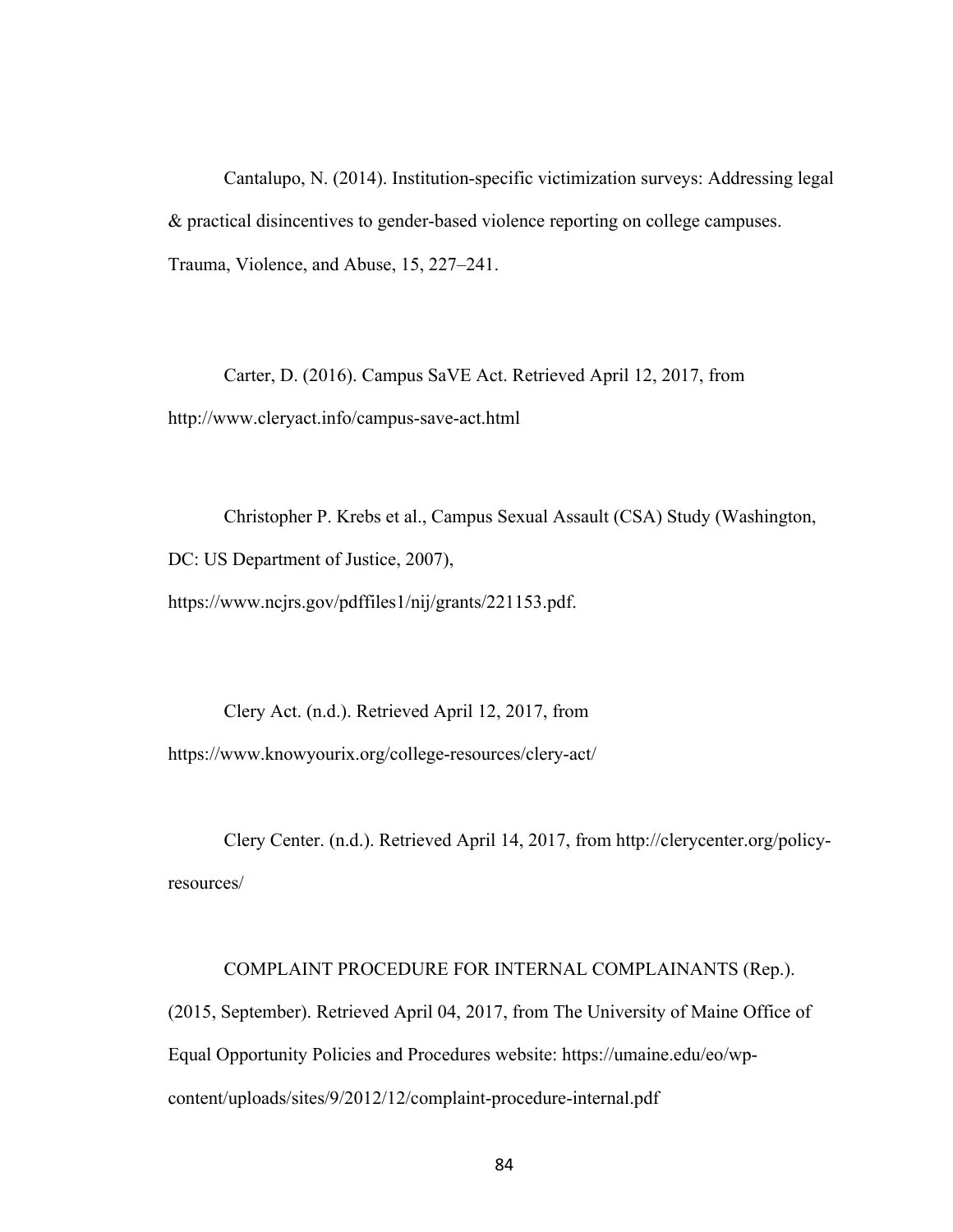Cantalupo, N. (2014). Institution-specific victimization surveys: Addressing legal & practical disincentives to gender-based violence reporting on college campuses. Trauma, Violence, and Abuse, 15, 227–241.

Carter, D. (2016). Campus SaVE Act. Retrieved April 12, 2017, from http://www.cleryact.info/campus-save-act.html

Christopher P. Krebs et al., Campus Sexual Assault (CSA) Study (Washington, DC: US Department of Justice, 2007), https://www.ncjrs.gov/pdffiles1/nij/grants/221153.pdf.

Clery Act. (n.d.). Retrieved April 12, 2017, from https://www.knowyourix.org/college-resources/clery-act/

Clery Center. (n.d.). Retrieved April 14, 2017, from http://clerycenter.org/policy-resources/

COMPLAINT PROCEDURE FOR INTERNAL COMPLAINANTS (Rep.). (2015, September). Retrieved April 04, 2017, from The University of Maine Office of Equal Opportunity Policies and Procedures website: https://umaine.edu/eo/wp-content/uploads/sites/9/2012/12/complaint-procedure-internal.pdf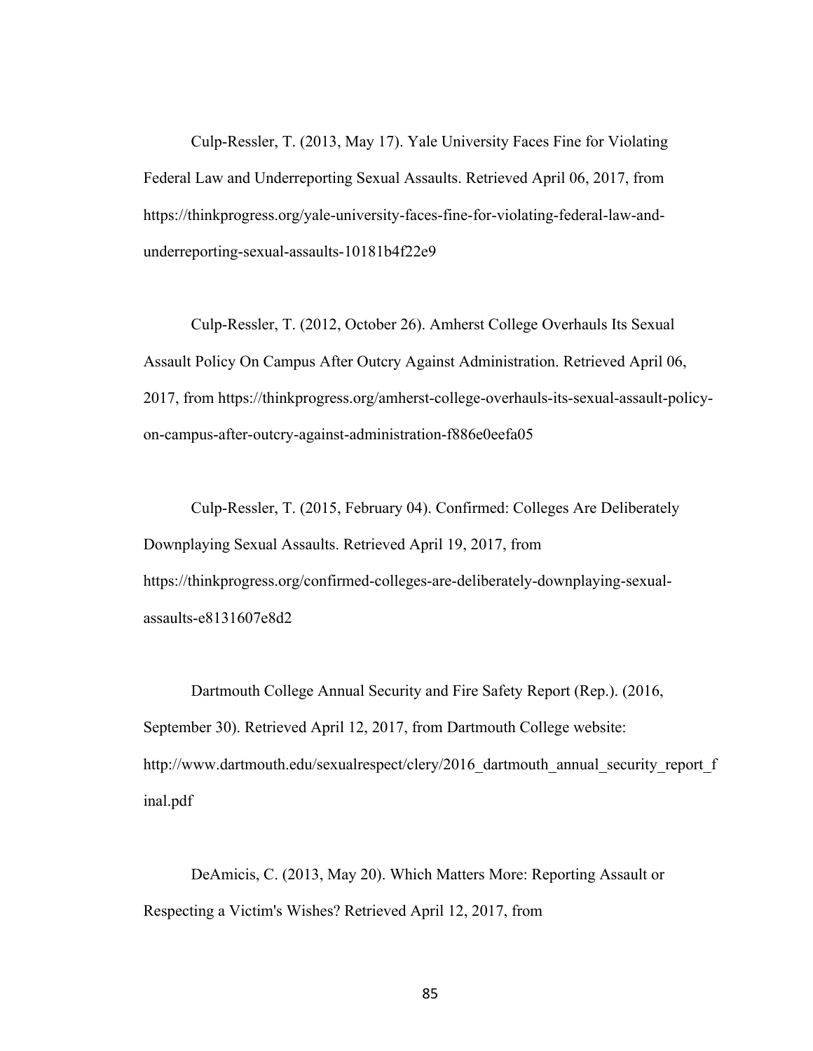Culp-Ressler, T. (2013, May 17). Yale University Faces Fine for Violating Federal Law and Underreporting Sexual Assaults. Retrieved April 06, 2017, from https://thinkprogress.org/yale-university-faces-fine-for-violating-federal-law-and-underreporting-sexual-assaults-10181b4f22e9

Culp-Ressler, T. (2012, October 26). Amherst College Overhauls Its Sexual Assault Policy On Campus After Outcry Against Administration. Retrieved April 06, 2017, from https://thinkprogress.org/amherst-college-overhauls-its-sexual-assault-policy-on-campus-after-outcry-against-administration-f886e0eefa05

Culp-Ressler, T. (2015, February 04). Confirmed: Colleges Are Deliberately Downplaying Sexual Assaults. Retrieved April 19, 2017, from https://thinkprogress.org/confirmed-colleges-are-deliberately-downplaying-sexual-assaults-e8131607e8d2

Dartmouth College Annual Security and Fire Safety Report (Rep.). (2016, September 30). Retrieved April 12, 2017, from Dartmouth College website: http://www.dartmouth.edu/sexualrespect/clery/2016_dartmouth_annual_security_report_final.pdf

DeAmicis, C. (2013, May 20). Which Matters More: Reporting Assault or Respecting a Victim's Wishes? Retrieved April 12, 2017, from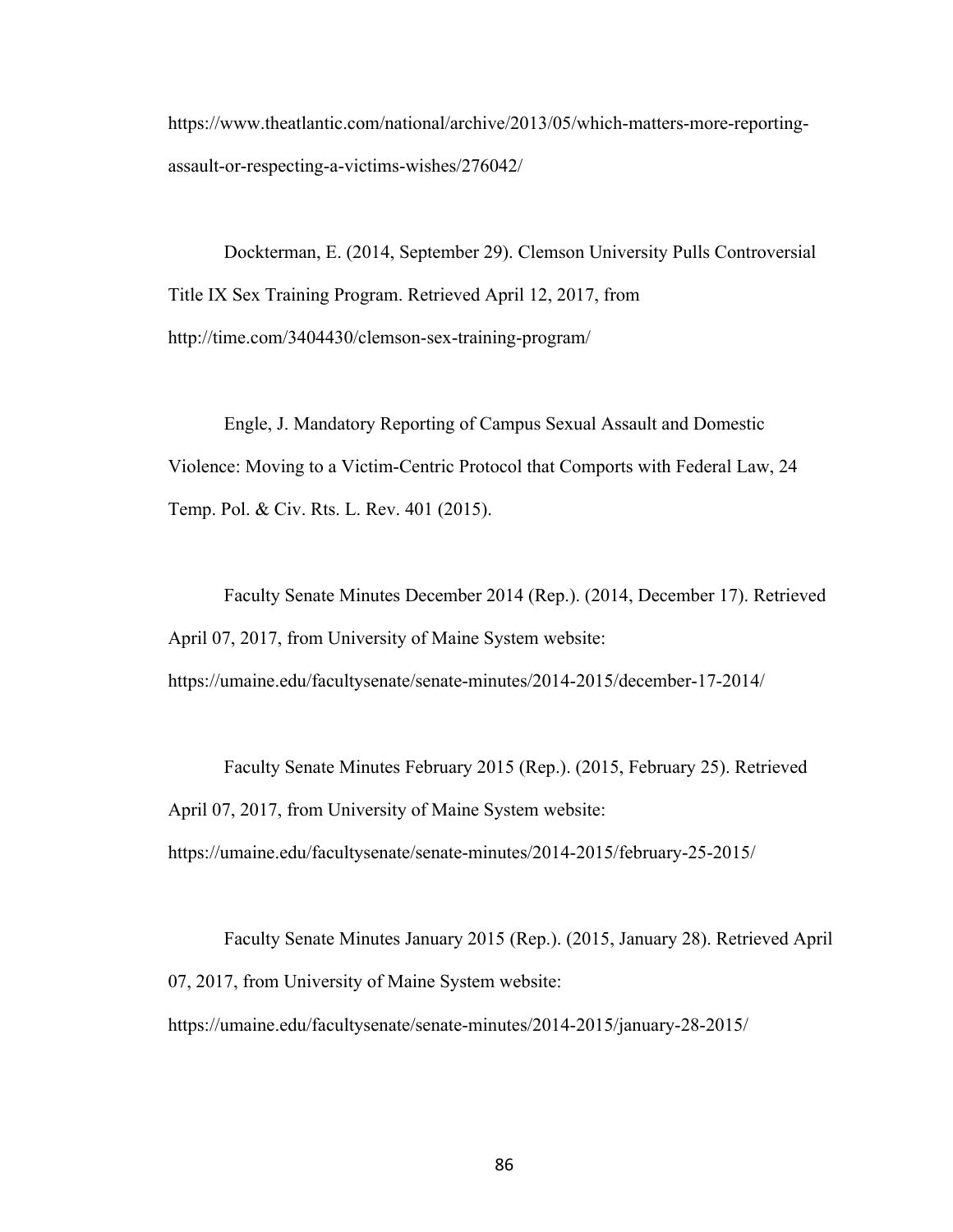https://www.theatlantic.com/national/archive/2013/05/which-matters-more-reporting-assault-or-respecting-a-victims-wishes/276042/

Dockterman, E. (2014, September 29). Clemson University Pulls Controversial Title IX Sex Training Program. Retrieved April 12, 2017, from http://time.com/3404430/clemson-sex-training-program/

Engle, J. Mandatory Reporting of Campus Sexual Assault and Domestic Violence: Moving to a Victim-Centric Protocol that Comports with Federal Law, 24 Temp. Pol. & Civ. Rts. L. Rev. 401 (2015).

Faculty Senate Minutes December 2014 (Rep.). (2014, December 17). Retrieved April 07, 2017, from University of Maine System website: https://umaine.edu/facultysenate/senate-minutes/2014-2015/december-17-2014/

Faculty Senate Minutes February 2015 (Rep.). (2015, February 25). Retrieved April 07, 2017, from University of Maine System website: https://umaine.edu/facultysenate/senate-minutes/2014-2015/february-25-2015/

Faculty Senate Minutes January 2015 (Rep.). (2015, January 28). Retrieved April 07, 2017, from University of Maine System website: https://umaine.edu/facultysenate/senate-minutes/2014-2015/january-28-2015/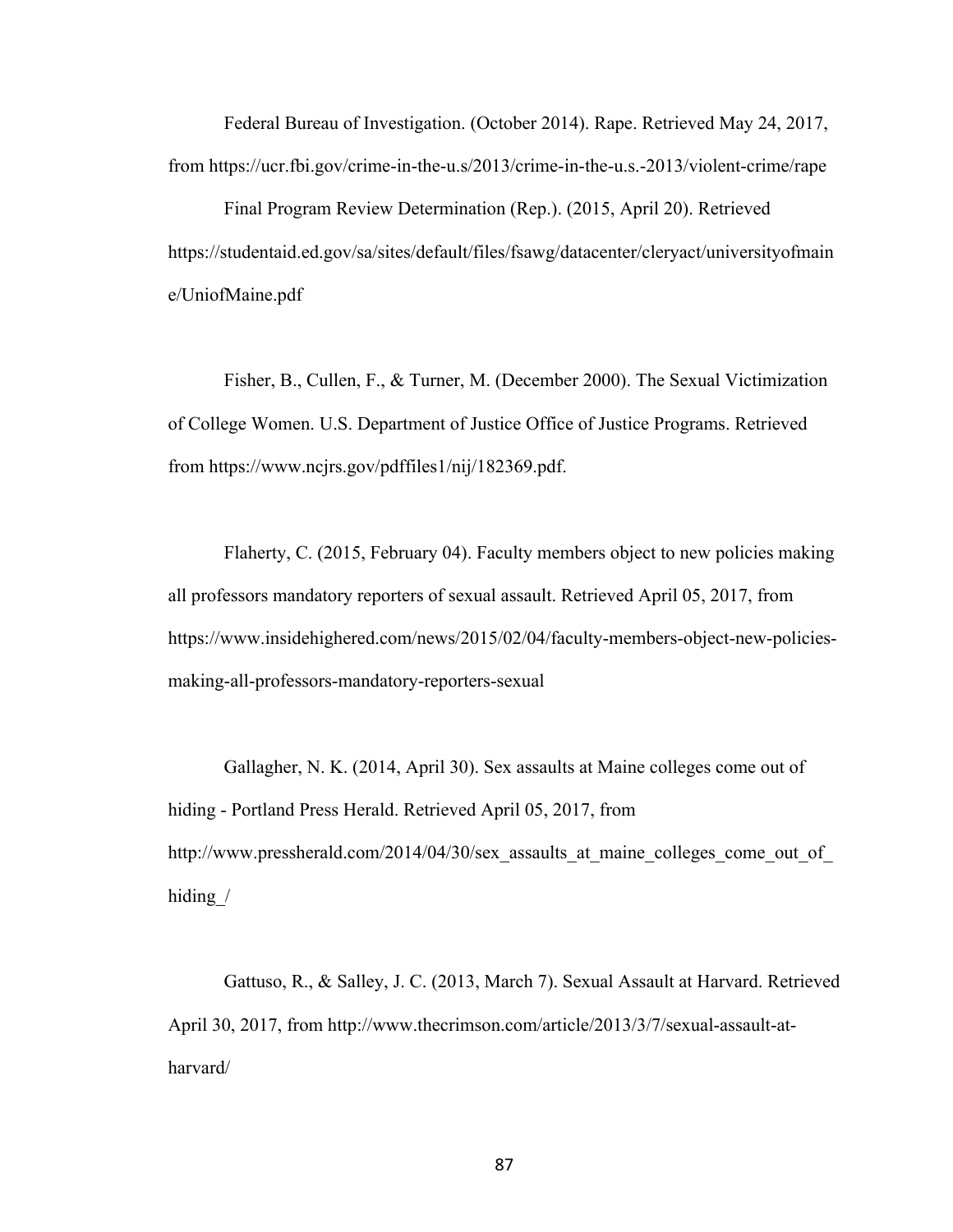Federal Bureau of Investigation. (October 2014). Rape. Retrieved May 24, 2017, from https://ucr.fbi.gov/crime-in-the-u.s/2013/crime-in-the-u.s.-2013/violent-crime/rape

Final Program Review Determination (Rep.). (2015, April 20). Retrieved https://studentaid.ed.gov/sa/sites/default/files/fsawg/datacenter/cleryact/universityofmaine/UniofMaine.pdf

Fisher, B., Cullen, F., & Turner, M. (December 2000). The Sexual Victimization of College Women. U.S. Department of Justice Office of Justice Programs. Retrieved from https://www.ncjrs.gov/pdffiles1/nij/182369.pdf.

Flaherty, C. (2015, February 04). Faculty members object to new policies making all professors mandatory reporters of sexual assault. Retrieved April 05, 2017, from https://www.insidehighered.com/news/2015/02/04/faculty-members-object-new-policies-making-all-professors-mandatory-reporters-sexual

Gallagher, N. K. (2014, April 30). Sex assaults at Maine colleges come out of hiding - Portland Press Herald. Retrieved April 05, 2017, from http://www.pressherald.com/2014/04/30/sex_assaults_at_maine_colleges_come_out_of_hiding_/

Gattuso, R., & Salley, J. C. (2013, March 7). Sexual Assault at Harvard. Retrieved April 30, 2017, from http://www.thecrimson.com/article/2013/3/7/sexual-assault-at-harvard/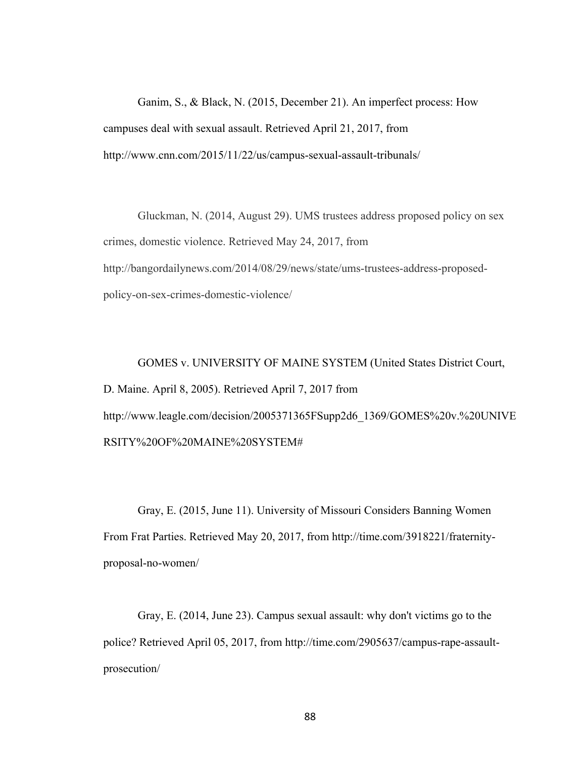Ganim, S., & Black, N. (2015, December 21). An imperfect process: How campuses deal with sexual assault. Retrieved April 21, 2017, from http://www.cnn.com/2015/11/22/us/campus-sexual-assault-tribunals/

Gluckman, N. (2014, August 29). UMS trustees address proposed policy on sex crimes, domestic violence. Retrieved May 24, 2017, from http://bangordailynews.com/2014/08/29/news/state/ums-trustees-address-proposed-policy-on-sex-crimes-domestic-violence/

GOMES v. UNIVERSITY OF MAINE SYSTEM (United States District Court, D. Maine. April 8, 2005). Retrieved April 7, 2017 from http://www.leagle.com/decision/2005371365FSupp2d6_1369/GOMES%20v.%20UNIVERSITY%20OF%20MAINE%20SYSTEM#

Gray, E. (2015, June 11). University of Missouri Considers Banning Women From Frat Parties. Retrieved May 20, 2017, from http://time.com/3918221/fraternity-proposal-no-women/

Gray, E. (2014, June 23). Campus sexual assault: why don't victims go to the police? Retrieved April 05, 2017, from http://time.com/2905637/campus-rape-assault-prosecution/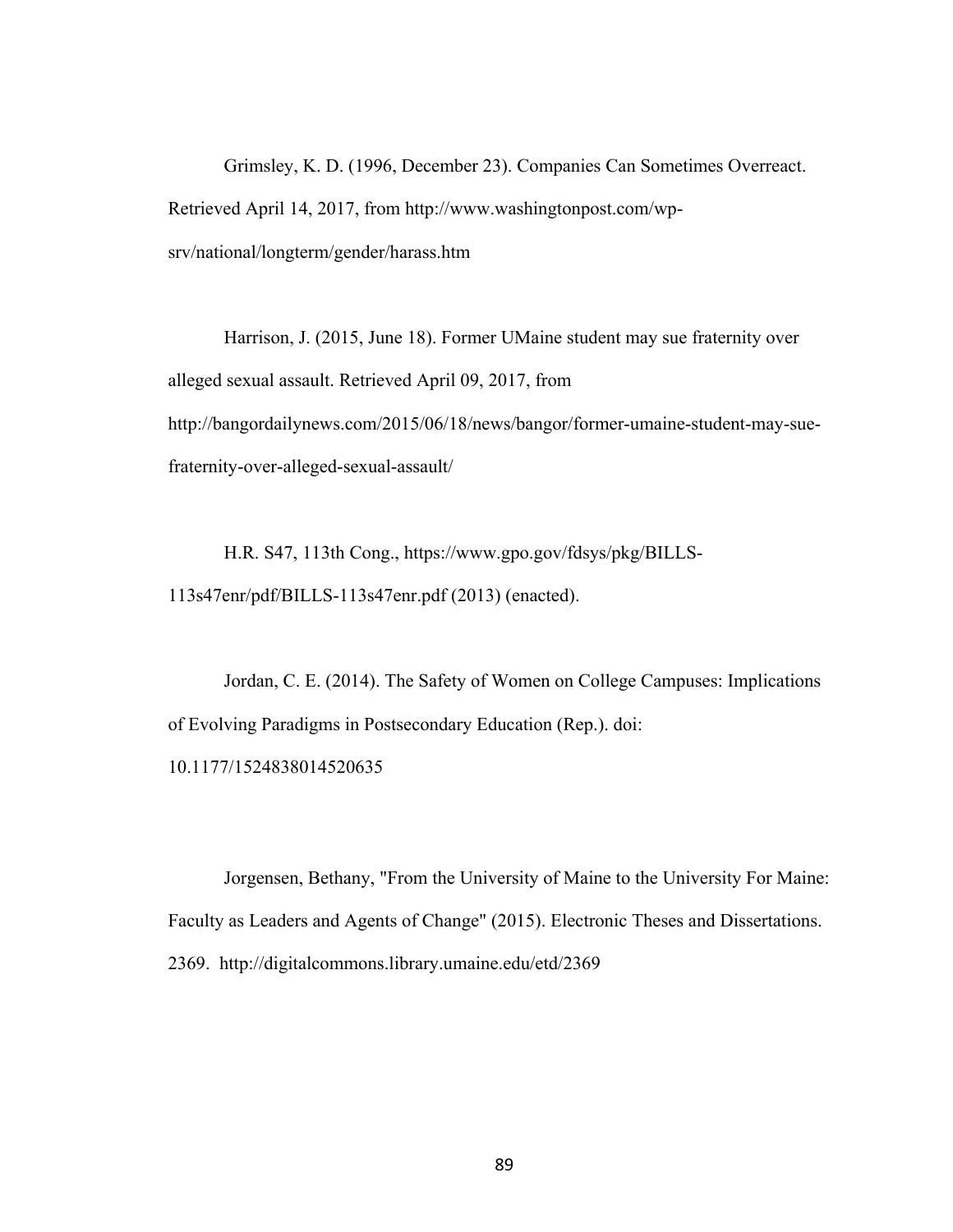Grimsley, K. D. (1996, December 23). Companies Can Sometimes Overreact. Retrieved April 14, 2017, from http://www.washingtonpost.com/wp-srv/national/longterm/gender/harass.htm

Harrison, J. (2015, June 18). Former UMaine student may sue fraternity over alleged sexual assault. Retrieved April 09, 2017, from http://bangordailynews.com/2015/06/18/news/bangor/former-umaine-student-may-sue-fraternity-over-alleged-sexual-assault/

H.R. S47, 113th Cong., https://www.gpo.gov/fdsys/pkg/BILLS-113s47enr/pdf/BILLS-113s47enr.pdf (2013) (enacted).

Jordan, C. E. (2014). The Safety of Women on College Campuses: Implications of Evolving Paradigms in Postsecondary Education (Rep.). doi: 10.1177/1524838014520635

Jorgensen, Bethany, "From the University of Maine to the University For Maine: Faculty as Leaders and Agents of Change" (2015). Electronic Theses and Dissertations. 2369. http://digitalcommons.library.umaine.edu/etd/2369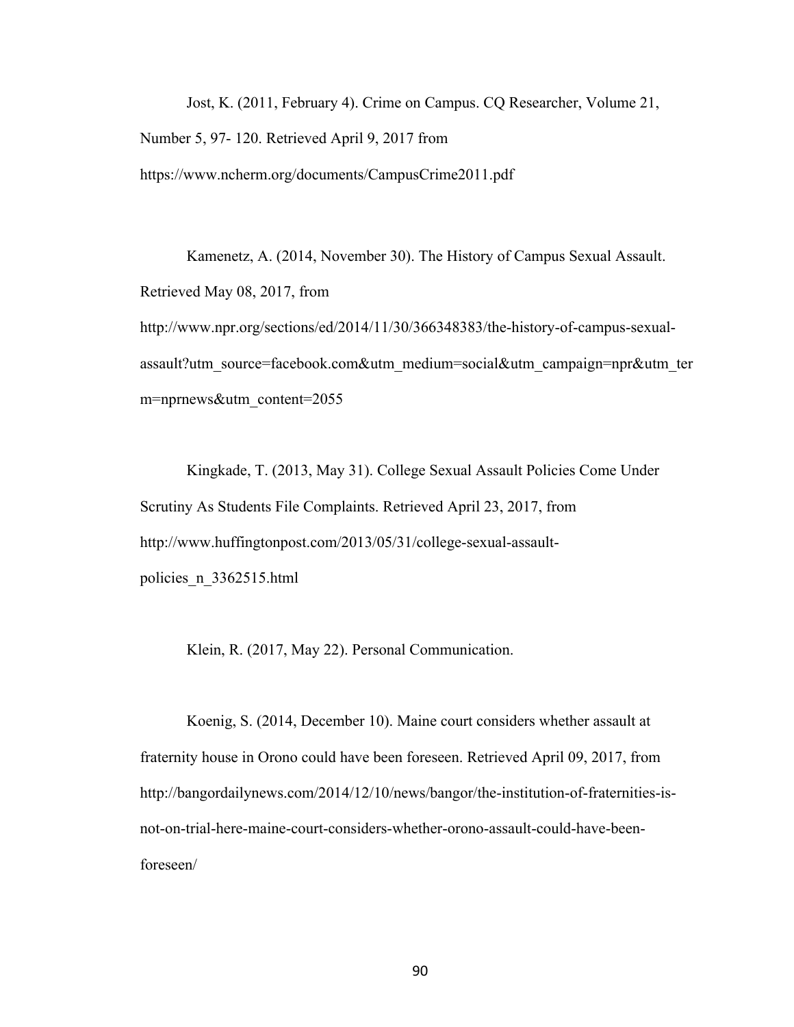Jost, K. (2011, February 4). Crime on Campus. CQ Researcher, Volume 21, Number 5, 97- 120. Retrieved April 9, 2017 from https://www.ncherm.org/documents/CampusCrime2011.pdf

Kamenetz, A. (2014, November 30). The History of Campus Sexual Assault. Retrieved May 08, 2017, from http://www.npr.org/sections/ed/2014/11/30/366348383/the-history-of-campus-sexual-assault?utm_source=facebook.com&utm_medium=social&utm_campaign=npr&utm_term=nprnews&utm_content=2055

Kingkade, T. (2013, May 31). College Sexual Assault Policies Come Under Scrutiny As Students File Complaints. Retrieved April 23, 2017, from http://www.huffingtonpost.com/2013/05/31/college-sexual-assault-policies_n_3362515.html

Klein, R. (2017, May 22). Personal Communication.

Koenig, S. (2014, December 10). Maine court considers whether assault at fraternity house in Orono could have been foreseen. Retrieved April 09, 2017, from http://bangordailynews.com/2014/12/10/news/bangor/the-institution-of-fraternities-is-not-on-trial-here-maine-court-considers-whether-orono-assault-could-have-been-foreseen/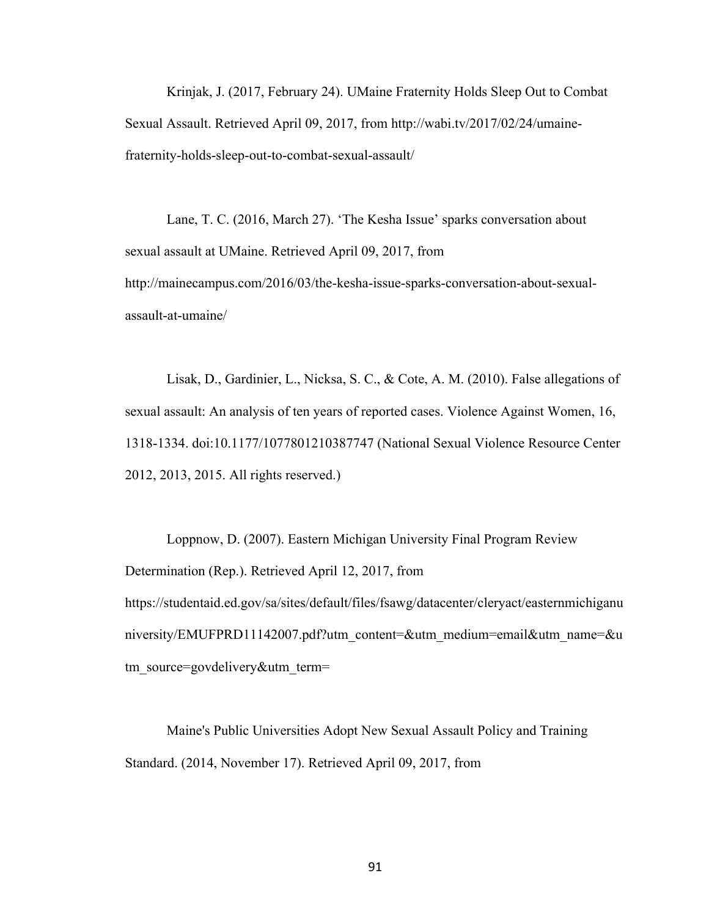Krinjak, J. (2017, February 24). UMaine Fraternity Holds Sleep Out to Combat Sexual Assault. Retrieved April 09, 2017, from http://wabi.tv/2017/02/24/umaine-fraternity-holds-sleep-out-to-combat-sexual-assault/

Lane, T. C. (2016, March 27). 'The Kesha Issue' sparks conversation about sexual assault at UMaine. Retrieved April 09, 2017, from http://mainecampus.com/2016/03/the-kesha-issue-sparks-conversation-about-sexual-assault-at-umaine/

Lisak, D., Gardinier, L., Nicksa, S. C., & Cote, A. M. (2010). False allegations of sexual assault: An analysis of ten years of reported cases. Violence Against Women, 16, 1318-1334. doi:10.1177/1077801210387747 (National Sexual Violence Resource Center 2012, 2013, 2015. All rights reserved.)

Loppnow, D. (2007). Eastern Michigan University Final Program Review Determination (Rep.). Retrieved April 12, 2017, from https://studentaid.ed.gov/sa/sites/default/files/fsawg/datacenter/cleryact/easternmichiganuniversity/EMUFPRD11142007.pdf?utm_content=&utm_medium=email&utm_name=&utm_source=govdelivery&utm_term=

Maine's Public Universities Adopt New Sexual Assault Policy and Training Standard. (2014, November 17). Retrieved April 09, 2017, from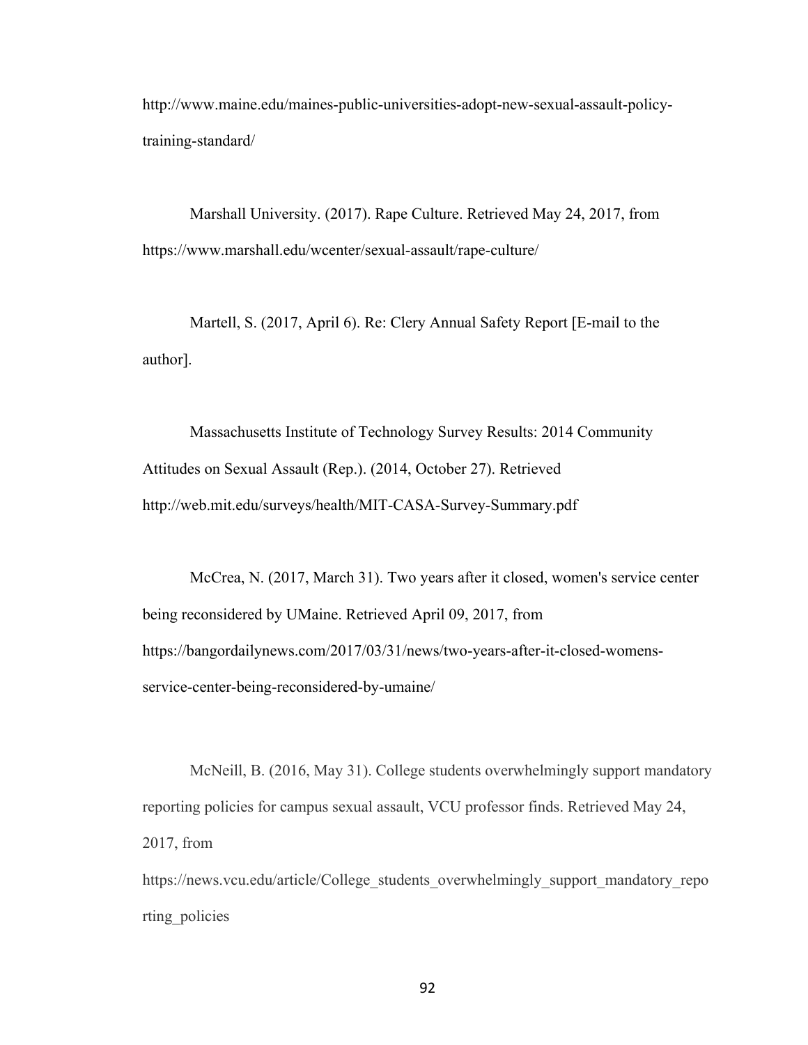http://www.maine.edu/maines-public-universities-adopt-new-sexual-assault-policy-training-standard/

Marshall University. (2017). Rape Culture. Retrieved May 24, 2017, from https://www.marshall.edu/wcenter/sexual-assault/rape-culture/

Martell, S. (2017, April 6). Re: Clery Annual Safety Report [E-mail to the author].

Massachusetts Institute of Technology Survey Results: 2014 Community Attitudes on Sexual Assault (Rep.). (2014, October 27). Retrieved http://web.mit.edu/surveys/health/MIT-CASA-Survey-Summary.pdf

McCrea, N. (2017, March 31). Two years after it closed, women's service center being reconsidered by UMaine. Retrieved April 09, 2017, from https://bangordailynews.com/2017/03/31/news/two-years-after-it-closed-womens-service-center-being-reconsidered-by-umaine/

McNeill, B. (2016, May 31). College students overwhelmingly support mandatory reporting policies for campus sexual assault, VCU professor finds. Retrieved May 24, 2017, from https://news.vcu.edu/article/College_students_overwhelmingly_support_mandatory_reporting_policies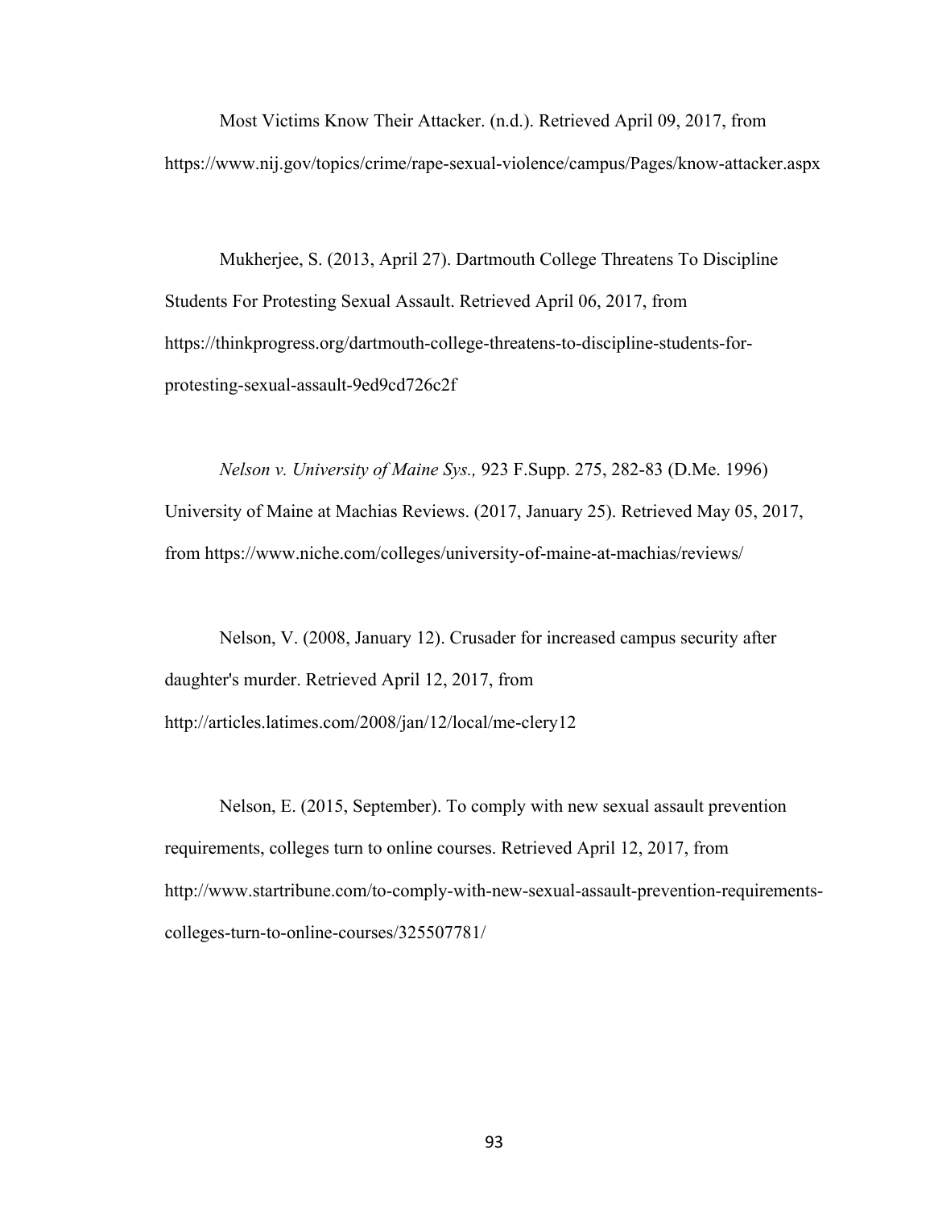Most Victims Know Their Attacker. (n.d.). Retrieved April 09, 2017, from https://www.nij.gov/topics/crime/rape-sexual-violence/campus/Pages/know-attacker.aspx

Mukherjee, S. (2013, April 27). Dartmouth College Threatens To Discipline Students For Protesting Sexual Assault. Retrieved April 06, 2017, from https://thinkprogress.org/dartmouth-college-threatens-to-discipline-students-for-protesting-sexual-assault-9ed9cd726c2f

*Nelson v. University of Maine Sys.,* 923 F.Supp. 275, 282-83 (D.Me. 1996)
University of Maine at Machias Reviews. (2017, January 25). Retrieved May 05, 2017, from https://www.niche.com/colleges/university-of-maine-at-machias/reviews/

Nelson, V. (2008, January 12). Crusader for increased campus security after daughter's murder. Retrieved April 12, 2017, from http://articles.latimes.com/2008/jan/12/local/me-clery12

Nelson, E. (2015, September). To comply with new sexual assault prevention requirements, colleges turn to online courses. Retrieved April 12, 2017, from http://www.startribune.com/to-comply-with-new-sexual-assault-prevention-requirements-colleges-turn-to-online-courses/325507781/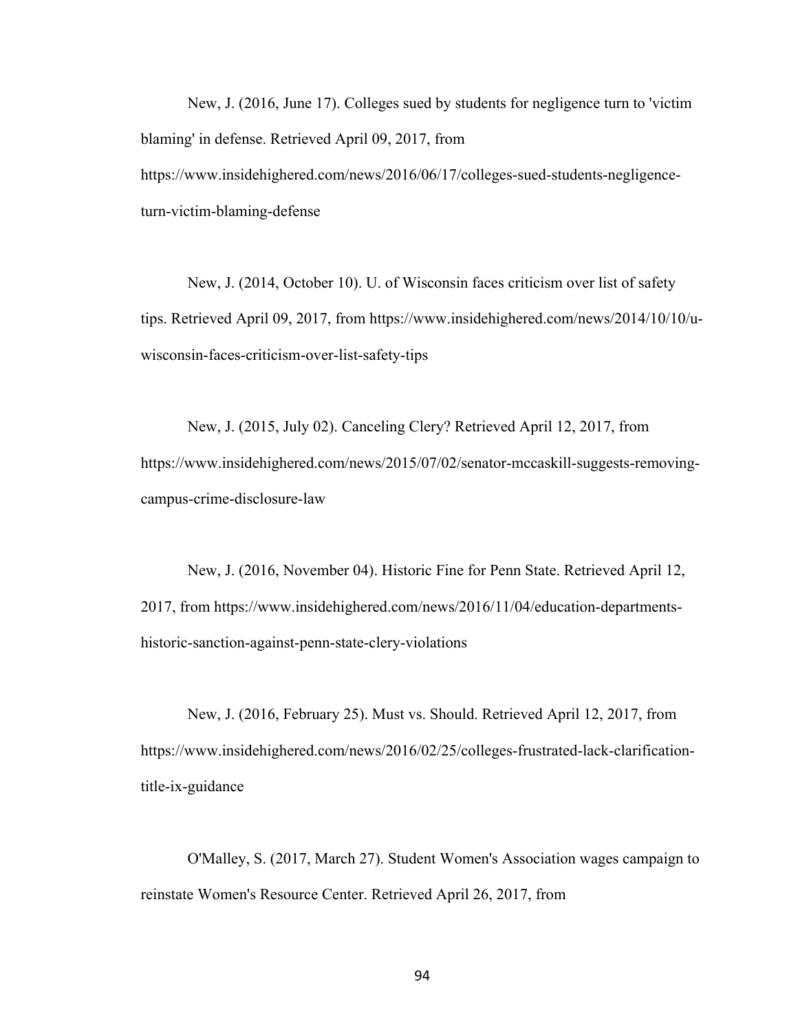New, J. (2016, June 17). Colleges sued by students for negligence turn to 'victim blaming' in defense. Retrieved April 09, 2017, from https://www.insidehighered.com/news/2016/06/17/colleges-sued-students-negligence-turn-victim-blaming-defense

New, J. (2014, October 10). U. of Wisconsin faces criticism over list of safety tips. Retrieved April 09, 2017, from https://www.insidehighered.com/news/2014/10/10/u-wisconsin-faces-criticism-over-list-safety-tips

New, J. (2015, July 02). Canceling Clery? Retrieved April 12, 2017, from https://www.insidehighered.com/news/2015/07/02/senator-mccaskill-suggests-removing-campus-crime-disclosure-law

New, J. (2016, November 04). Historic Fine for Penn State. Retrieved April 12, 2017, from https://www.insidehighered.com/news/2016/11/04/education-departments-historic-sanction-against-penn-state-clery-violations

New, J. (2016, February 25). Must vs. Should. Retrieved April 12, 2017, from https://www.insidehighered.com/news/2016/02/25/colleges-frustrated-lack-clarification-title-ix-guidance

O'Malley, S. (2017, March 27). Student Women's Association wages campaign to reinstate Women's Resource Center. Retrieved April 26, 2017, from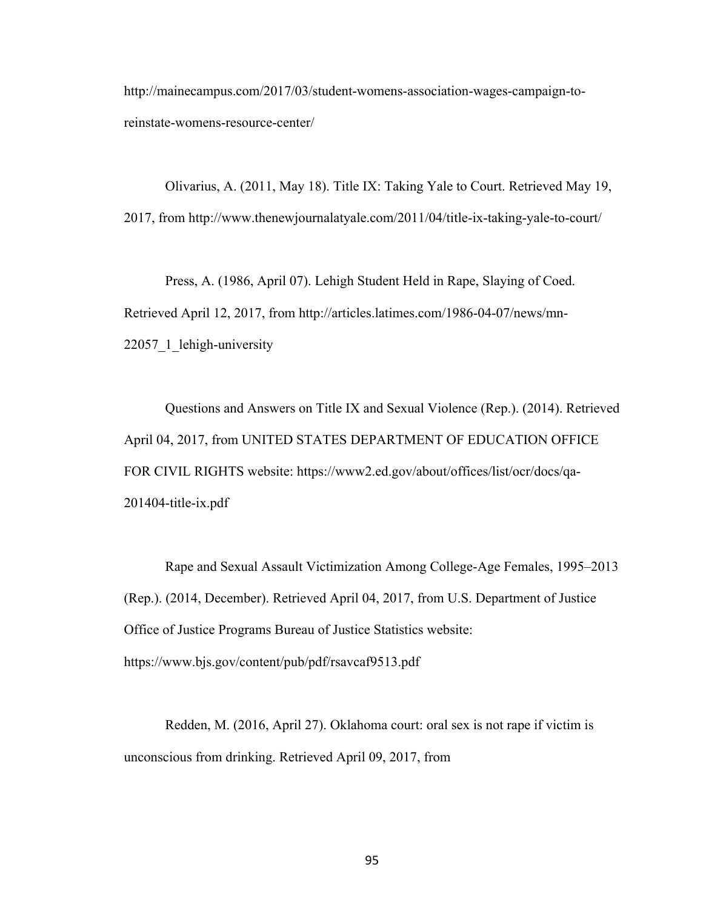http://mainecampus.com/2017/03/student-womens-association-wages-campaign-to-reinstate-womens-resource-center/

Olivarius, A. (2011, May 18). Title IX: Taking Yale to Court. Retrieved May 19, 2017, from http://www.thenewjournalatyale.com/2011/04/title-ix-taking-yale-to-court/

Press, A. (1986, April 07). Lehigh Student Held in Rape, Slaying of Coed. Retrieved April 12, 2017, from http://articles.latimes.com/1986-04-07/news/mn-22057_1_lehigh-university

Questions and Answers on Title IX and Sexual Violence (Rep.). (2014). Retrieved April 04, 2017, from UNITED STATES DEPARTMENT OF EDUCATION OFFICE FOR CIVIL RIGHTS website: https://www2.ed.gov/about/offices/list/ocr/docs/qa-201404-title-ix.pdf

Rape and Sexual Assault Victimization Among College-Age Females, 1995–2013 (Rep.). (2014, December). Retrieved April 04, 2017, from U.S. Department of Justice Office of Justice Programs Bureau of Justice Statistics website: https://www.bjs.gov/content/pub/pdf/rsavcaf9513.pdf

Redden, M. (2016, April 27). Oklahoma court: oral sex is not rape if victim is unconscious from drinking. Retrieved April 09, 2017, from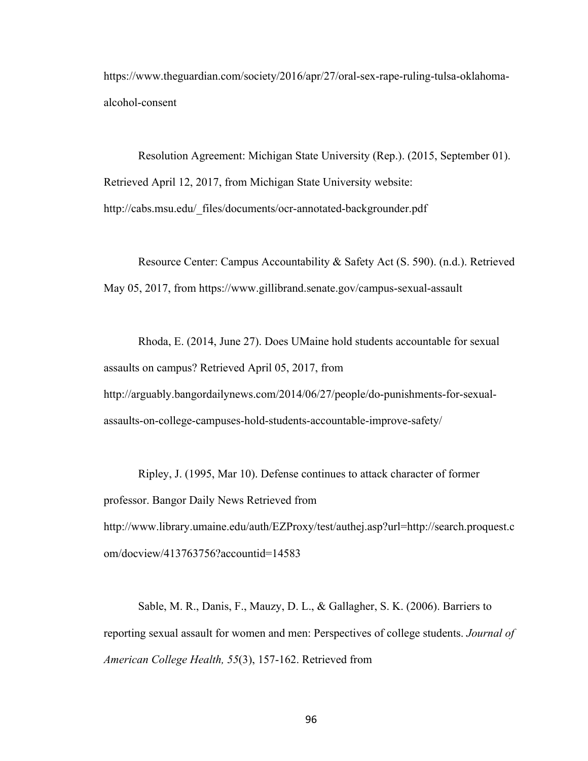https://www.theguardian.com/society/2016/apr/27/oral-sex-rape-ruling-tulsa-oklahoma-alcohol-consent

Resolution Agreement: Michigan State University (Rep.). (2015, September 01). Retrieved April 12, 2017, from Michigan State University website: http://cabs.msu.edu/_files/documents/ocr-annotated-backgrounder.pdf

Resource Center: Campus Accountability & Safety Act (S. 590). (n.d.). Retrieved May 05, 2017, from https://www.gillibrand.senate.gov/campus-sexual-assault

Rhoda, E. (2014, June 27). Does UMaine hold students accountable for sexual assaults on campus? Retrieved April 05, 2017, from http://arguably.bangordailynews.com/2014/06/27/people/do-punishments-for-sexual-assaults-on-college-campuses-hold-students-accountable-improve-safety/

Ripley, J. (1995, Mar 10). Defense continues to attack character of former professor. Bangor Daily News Retrieved from http://www.library.umaine.edu/auth/EZProxy/test/authej.asp?url=http://search.proquest.com/docview/413763756?accountid=14583

Sable, M. R., Danis, F., Mauzy, D. L., & Gallagher, S. K. (2006). Barriers to reporting sexual assault for women and men: Perspectives of college students. *Journal of American College Health, 55*(3), 157-162. Retrieved from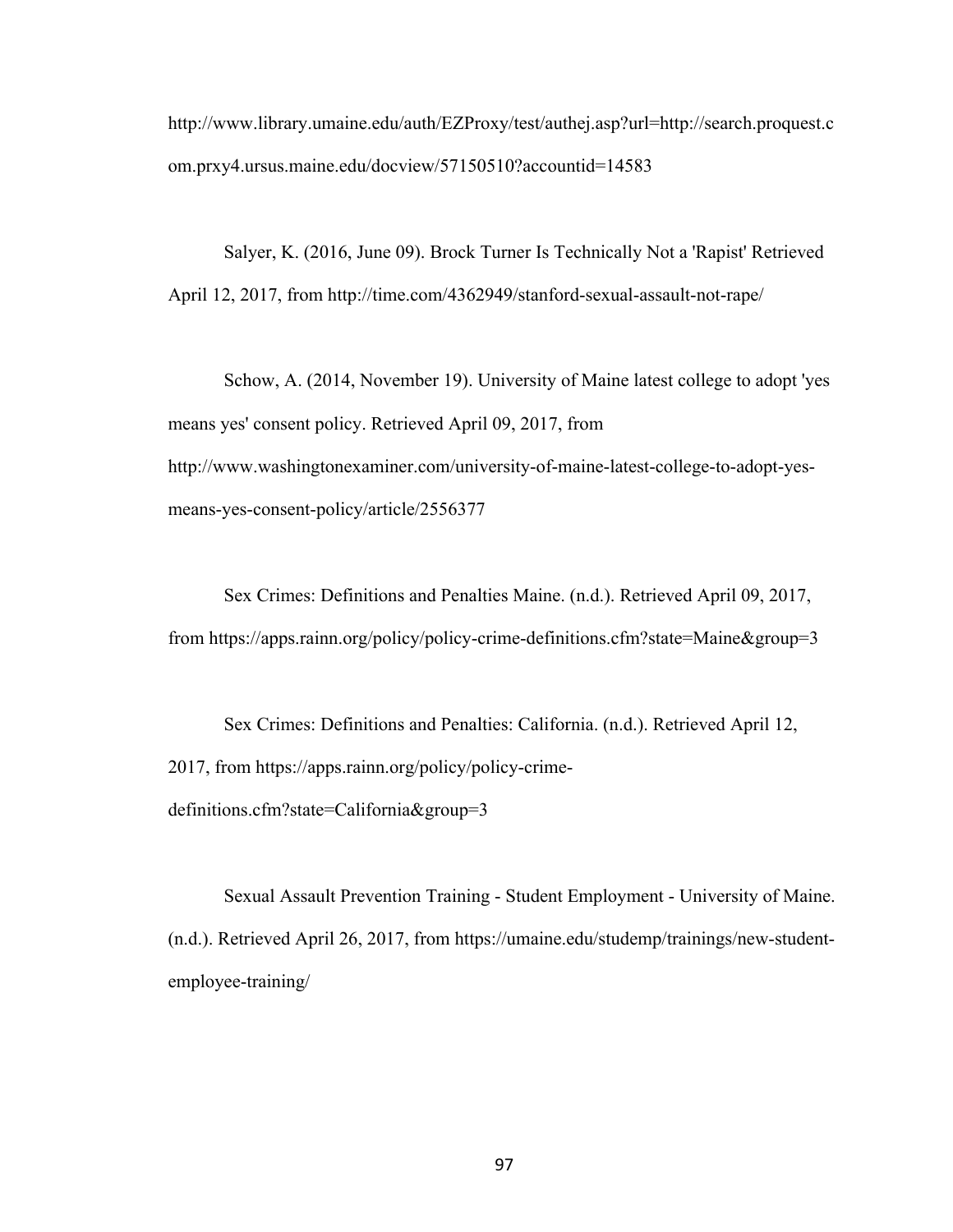http://www.library.umaine.edu/auth/EZProxy/test/authej.asp?url=http://search.proquest.com.prxy4.ursus.maine.edu/docview/57150510?accountid=14583

Salyer, K. (2016, June 09). Brock Turner Is Technically Not a 'Rapist' Retrieved April 12, 2017, from http://time.com/4362949/stanford-sexual-assault-not-rape/

Schow, A. (2014, November 19). University of Maine latest college to adopt 'yes means yes' consent policy. Retrieved April 09, 2017, from http://www.washingtonexaminer.com/university-of-maine-latest-college-to-adopt-yes-means-yes-consent-policy/article/2556377

Sex Crimes: Definitions and Penalties Maine. (n.d.). Retrieved April 09, 2017, from https://apps.rainn.org/policy/policy-crime-definitions.cfm?state=Maine&group=3

Sex Crimes: Definitions and Penalties: California. (n.d.). Retrieved April 12, 2017, from https://apps.rainn.org/policy/policy-crime-definitions.cfm?state=California&group=3

Sexual Assault Prevention Training - Student Employment - University of Maine. (n.d.). Retrieved April 26, 2017, from https://umaine.edu/studemp/trainings/new-student-employee-training/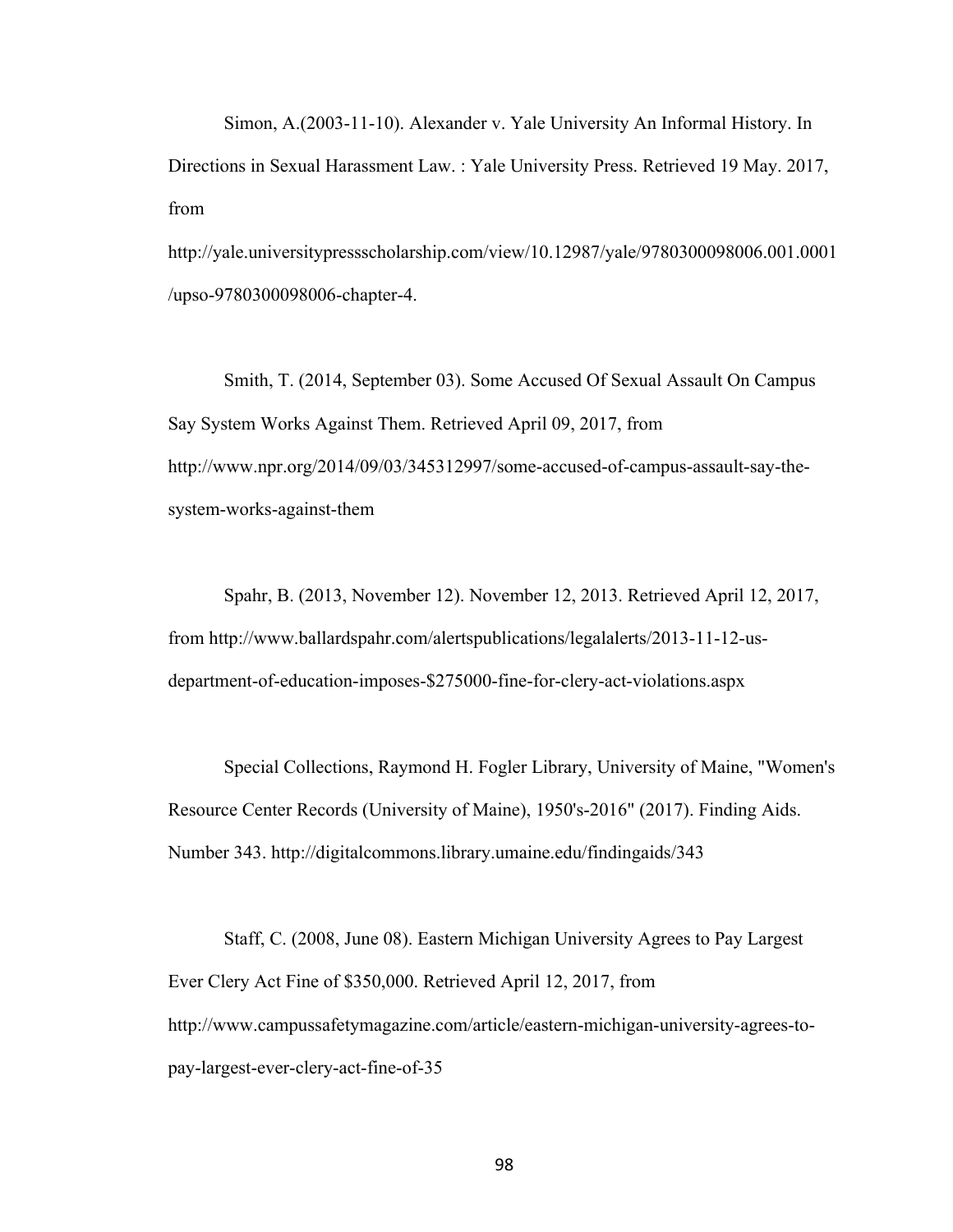Simon, A.(2003-11-10). Alexander v. Yale University An Informal History. In Directions in Sexual Harassment Law. : Yale University Press. Retrieved 19 May. 2017, from http://yale.universitypressscholarship.com/view/10.12987/yale/9780300098006.001.0001/upso-9780300098006-chapter-4.

Smith, T. (2014, September 03). Some Accused Of Sexual Assault On Campus Say System Works Against Them. Retrieved April 09, 2017, from http://www.npr.org/2014/09/03/345312997/some-accused-of-campus-assault-say-the-system-works-against-them

Spahr, B. (2013, November 12). November 12, 2013. Retrieved April 12, 2017, from http://www.ballardspahr.com/alertspublications/legalalerts/2013-11-12-us-department-of-education-imposes-$275000-fine-for-clery-act-violations.aspx

Special Collections, Raymond H. Fogler Library, University of Maine, "Women's Resource Center Records (University of Maine), 1950's-2016" (2017). Finding Aids. Number 343. http://digitalcommons.library.umaine.edu/findingaids/343

Staff, C. (2008, June 08). Eastern Michigan University Agrees to Pay Largest Ever Clery Act Fine of $350,000. Retrieved April 12, 2017, from http://www.campussafetymagazine.com/article/eastern-michigan-university-agrees-to-pay-largest-ever-clery-act-fine-of-35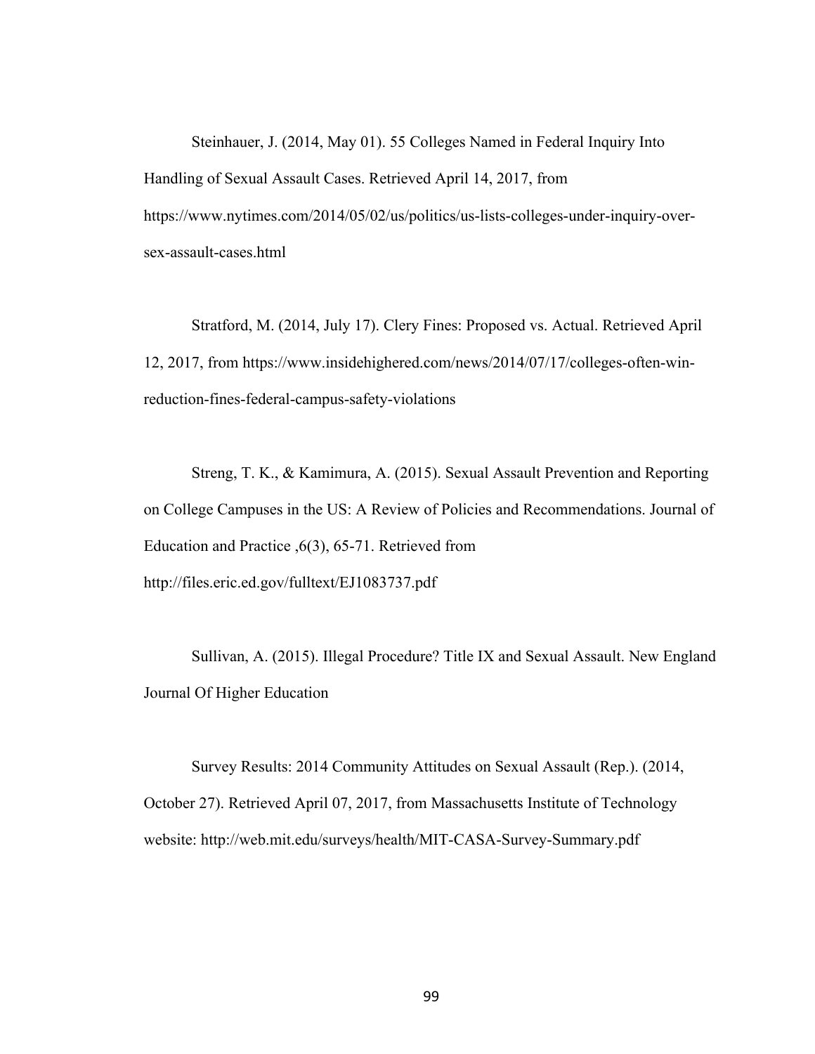Steinhauer, J. (2014, May 01). 55 Colleges Named in Federal Inquiry Into Handling of Sexual Assault Cases. Retrieved April 14, 2017, from https://www.nytimes.com/2014/05/02/us/politics/us-lists-colleges-under-inquiry-over-sex-assault-cases.html

Stratford, M. (2014, July 17). Clery Fines: Proposed vs. Actual. Retrieved April 12, 2017, from https://www.insidehighered.com/news/2014/07/17/colleges-often-win-reduction-fines-federal-campus-safety-violations

Streng, T. K., & Kamimura, A. (2015). Sexual Assault Prevention and Reporting on College Campuses in the US: A Review of Policies and Recommendations. Journal of Education and Practice ,6(3), 65-71. Retrieved from http://files.eric.ed.gov/fulltext/EJ1083737.pdf

Sullivan, A. (2015). Illegal Procedure? Title IX and Sexual Assault. New England Journal Of Higher Education

Survey Results: 2014 Community Attitudes on Sexual Assault (Rep.). (2014, October 27). Retrieved April 07, 2017, from Massachusetts Institute of Technology website: http://web.mit.edu/surveys/health/MIT-CASA-Survey-Summary.pdf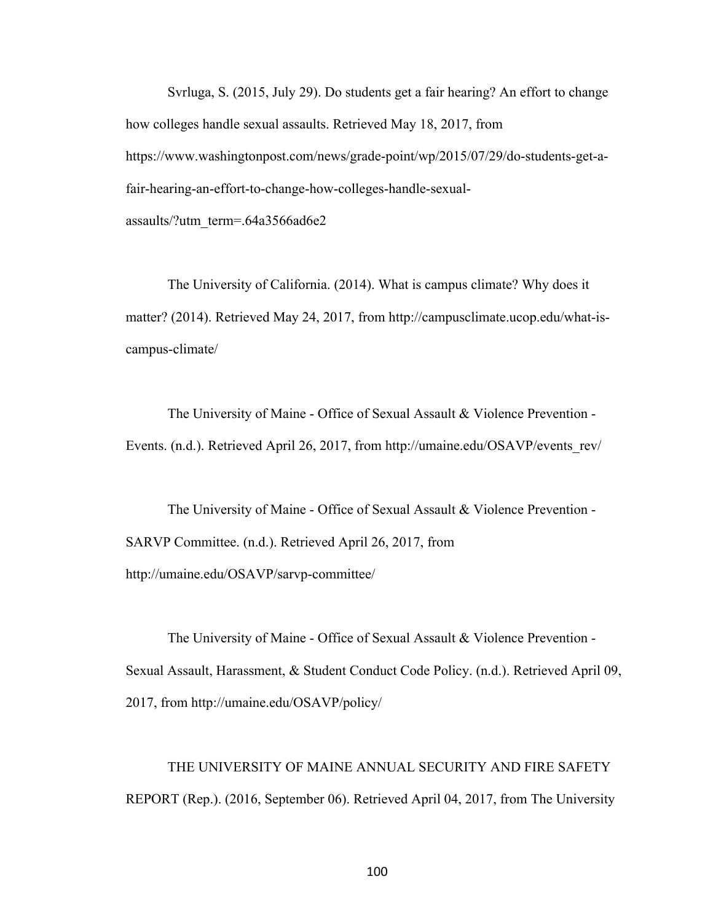Svrluga, S. (2015, July 29). Do students get a fair hearing? An effort to change how colleges handle sexual assaults. Retrieved May 18, 2017, from https://www.washingtonpost.com/news/grade-point/wp/2015/07/29/do-students-get-a-fair-hearing-an-effort-to-change-how-colleges-handle-sexual-assaults/?utm_term=.64a3566ad6e2

The University of California. (2014). What is campus climate? Why does it matter? (2014). Retrieved May 24, 2017, from http://campusclimate.ucop.edu/what-is-campus-climate/

The University of Maine - Office of Sexual Assault & Violence Prevention - Events. (n.d.). Retrieved April 26, 2017, from http://umaine.edu/OSAVP/events_rev/

The University of Maine - Office of Sexual Assault & Violence Prevention - SARVP Committee. (n.d.). Retrieved April 26, 2017, from http://umaine.edu/OSAVP/sarvp-committee/

The University of Maine - Office of Sexual Assault & Violence Prevention - Sexual Assault, Harassment, & Student Conduct Code Policy. (n.d.). Retrieved April 09, 2017, from http://umaine.edu/OSAVP/policy/

THE UNIVERSITY OF MAINE ANNUAL SECURITY AND FIRE SAFETY REPORT (Rep.). (2016, September 06). Retrieved April 04, 2017, from The University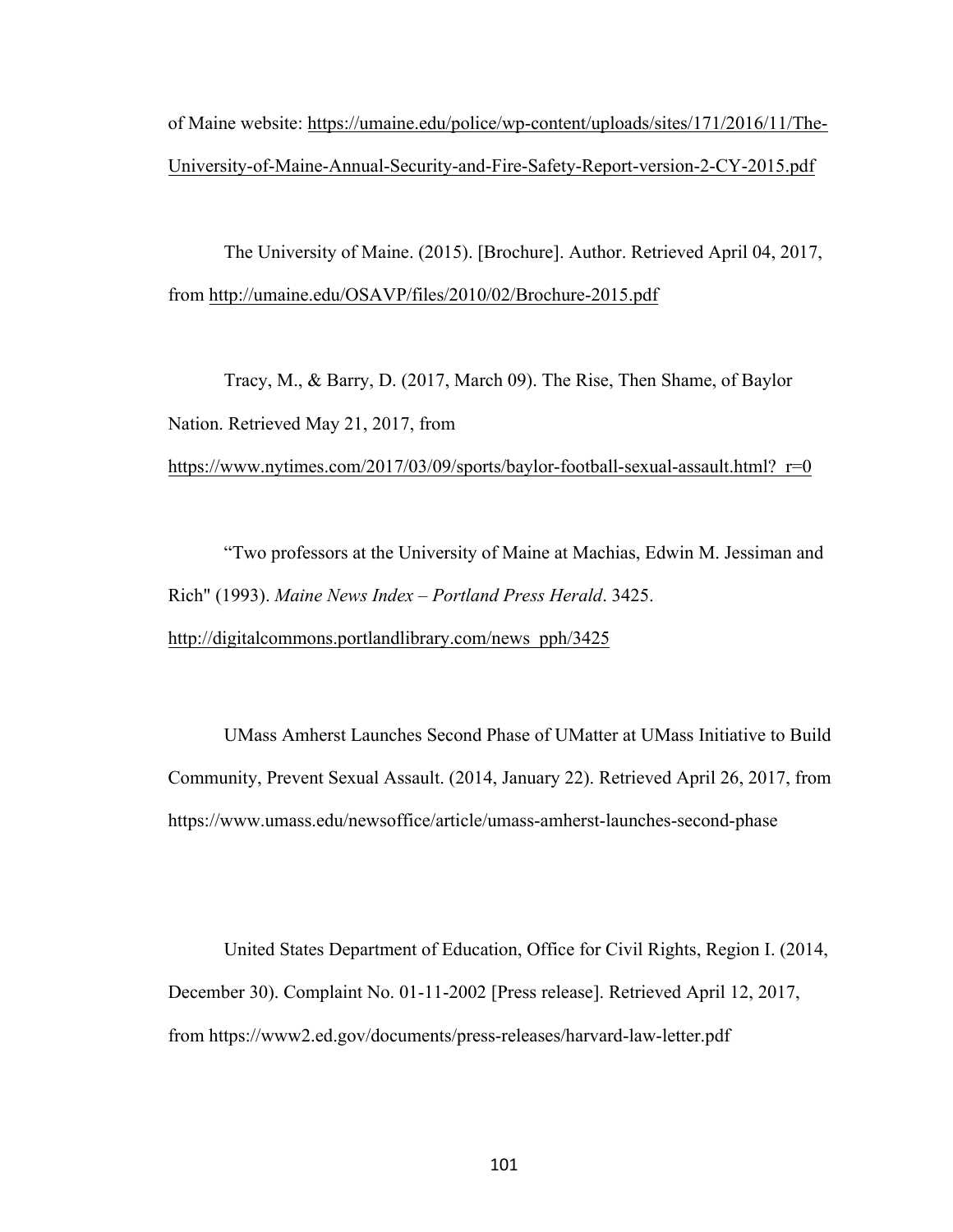of Maine website: https://umaine.edu/police/wp-content/uploads/sites/171/2016/11/The-University-of-Maine-Annual-Security-and-Fire-Safety-Report-version-2-CY-2015.pdf

The University of Maine. (2015). [Brochure]. Author. Retrieved April 04, 2017, from http://umaine.edu/OSAVP/files/2010/02/Brochure-2015.pdf

Tracy, M., & Barry, D. (2017, March 09). The Rise, Then Shame, of Baylor Nation. Retrieved May 21, 2017, from https://www.nytimes.com/2017/03/09/sports/baylor-football-sexual-assault.html?_r=0

"Two professors at the University of Maine at Machias, Edwin M. Jessiman and Rich" (1993). *Maine News Index – Portland Press Herald*. 3425. http://digitalcommons.portlandlibrary.com/news_pph/3425

UMass Amherst Launches Second Phase of UMatter at UMass Initiative to Build Community, Prevent Sexual Assault. (2014, January 22). Retrieved April 26, 2017, from https://www.umass.edu/newsoffice/article/umass-amherst-launches-second-phase

United States Department of Education, Office for Civil Rights, Region I. (2014, December 30). Complaint No. 01-11-2002 [Press release]. Retrieved April 12, 2017, from https://www2.ed.gov/documents/press-releases/harvard-law-letter.pdf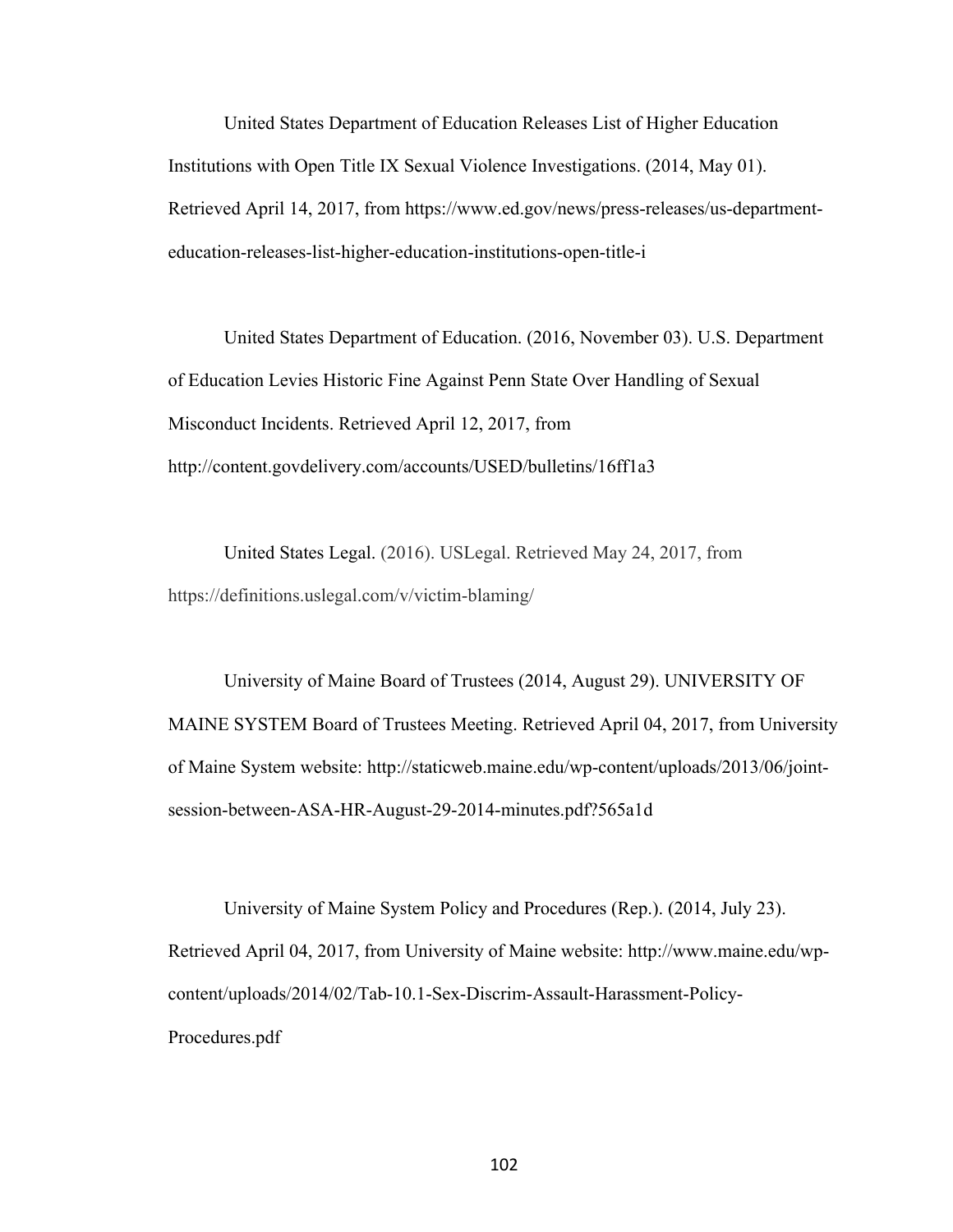United States Department of Education Releases List of Higher Education Institutions with Open Title IX Sexual Violence Investigations. (2014, May 01). Retrieved April 14, 2017, from https://www.ed.gov/news/press-releases/us-department-education-releases-list-higher-education-institutions-open-title-i

United States Department of Education. (2016, November 03). U.S. Department of Education Levies Historic Fine Against Penn State Over Handling of Sexual Misconduct Incidents. Retrieved April 12, 2017, from http://content.govdelivery.com/accounts/USED/bulletins/16ff1a3

United States Legal. (2016). USLegal. Retrieved May 24, 2017, from https://definitions.uslegal.com/v/victim-blaming/

University of Maine Board of Trustees (2014, August 29). UNIVERSITY OF MAINE SYSTEM Board of Trustees Meeting. Retrieved April 04, 2017, from University of Maine System website: http://staticweb.maine.edu/wp-content/uploads/2013/06/joint-session-between-ASA-HR-August-29-2014-minutes.pdf?565a1d

University of Maine System Policy and Procedures (Rep.). (2014, July 23). Retrieved April 04, 2017, from University of Maine website: http://www.maine.edu/wp-content/uploads/2014/02/Tab-10.1-Sex-Discrim-Assault-Harassment-Policy-Procedures.pdf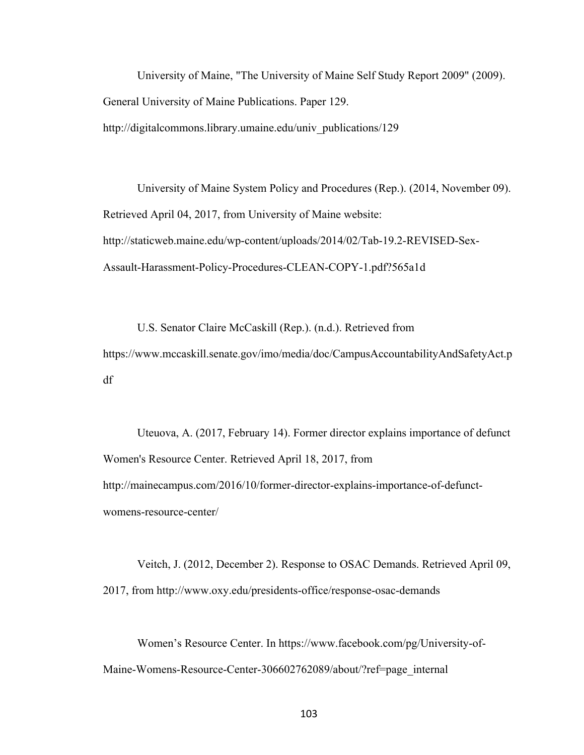University of Maine, "The University of Maine Self Study Report 2009" (2009). General University of Maine Publications. Paper 129. http://digitalcommons.library.umaine.edu/univ_publications/129

University of Maine System Policy and Procedures (Rep.). (2014, November 09). Retrieved April 04, 2017, from University of Maine website: http://staticweb.maine.edu/wp-content/uploads/2014/02/Tab-19.2-REVISED-Sex-Assault-Harassment-Policy-Procedures-CLEAN-COPY-1.pdf?565a1d

U.S. Senator Claire McCaskill (Rep.). (n.d.). Retrieved from https://www.mccaskill.senate.gov/imo/media/doc/CampusAccountabilityAndSafetyAct.pdf

Uteuova, A. (2017, February 14). Former director explains importance of defunct Women's Resource Center. Retrieved April 18, 2017, from http://mainecampus.com/2016/10/former-director-explains-importance-of-defunct-womens-resource-center/

Veitch, J. (2012, December 2). Response to OSAC Demands. Retrieved April 09, 2017, from http://www.oxy.edu/presidents-office/response-osac-demands

Women's Resource Center. In https://www.facebook.com/pg/University-of-Maine-Womens-Resource-Center-306602762089/about/?ref=page_internal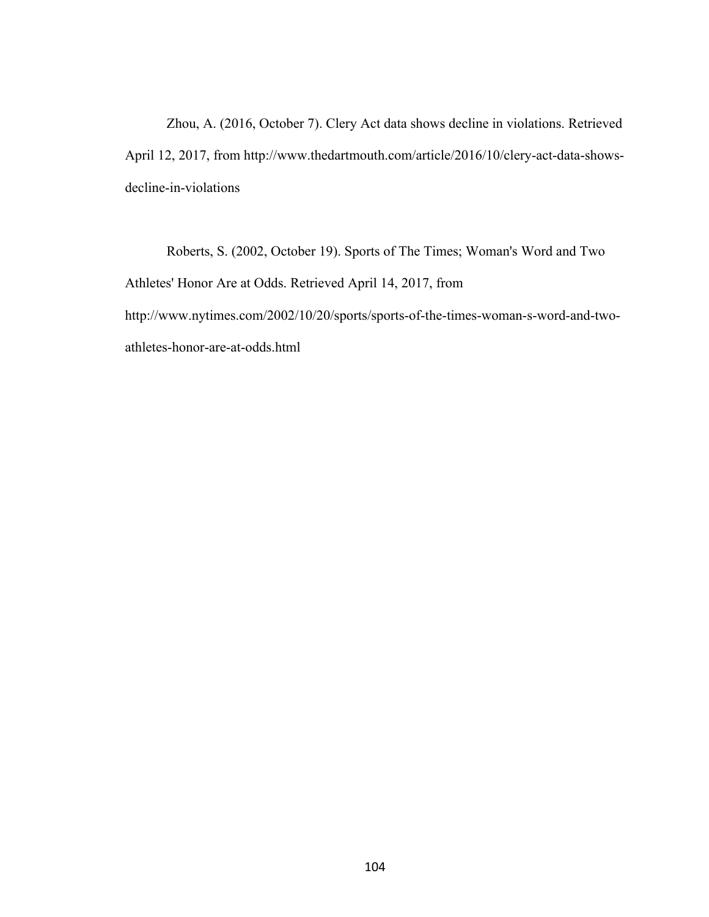Zhou, A. (2016, October 7). Clery Act data shows decline in violations. Retrieved April 12, 2017, from http://www.thedartmouth.com/article/2016/10/clery-act-data-shows-decline-in-violations

Roberts, S. (2002, October 19). Sports of The Times; Woman's Word and Two Athletes' Honor Are at Odds. Retrieved April 14, 2017, from http://www.nytimes.com/2002/10/20/sports/sports-of-the-times-woman-s-word-and-two-athletes-honor-are-at-odds.html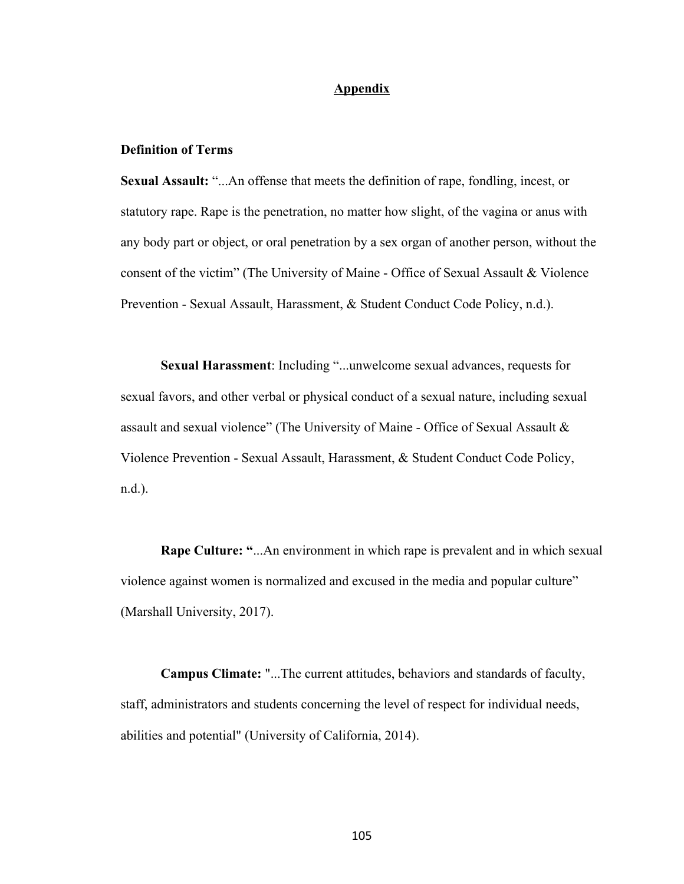# Appendix

## Definition of Terms

**Sexual Assault:** "...An offense that meets the definition of rape, fondling, incest, or statutory rape. Rape is the penetration, no matter how slight, of the vagina or anus with any body part or object, or oral penetration by a sex organ of another person, without the consent of the victim" (The University of Maine - Office of Sexual Assault & Violence Prevention - Sexual Assault, Harassment, & Student Conduct Code Policy, n.d.).

**Sexual Harassment**: Including "...unwelcome sexual advances, requests for sexual favors, and other verbal or physical conduct of a sexual nature, including sexual assault and sexual violence" (The University of Maine - Office of Sexual Assault & Violence Prevention - Sexual Assault, Harassment, & Student Conduct Code Policy, n.d.).

**Rape Culture: "**...An environment in which rape is prevalent and in which sexual violence against women is normalized and excused in the media and popular culture" (Marshall University, 2017).

**Campus Climate:** "...The current attitudes, behaviors and standards of faculty, staff, administrators and students concerning the level of respect for individual needs, abilities and potential" (University of California, 2014).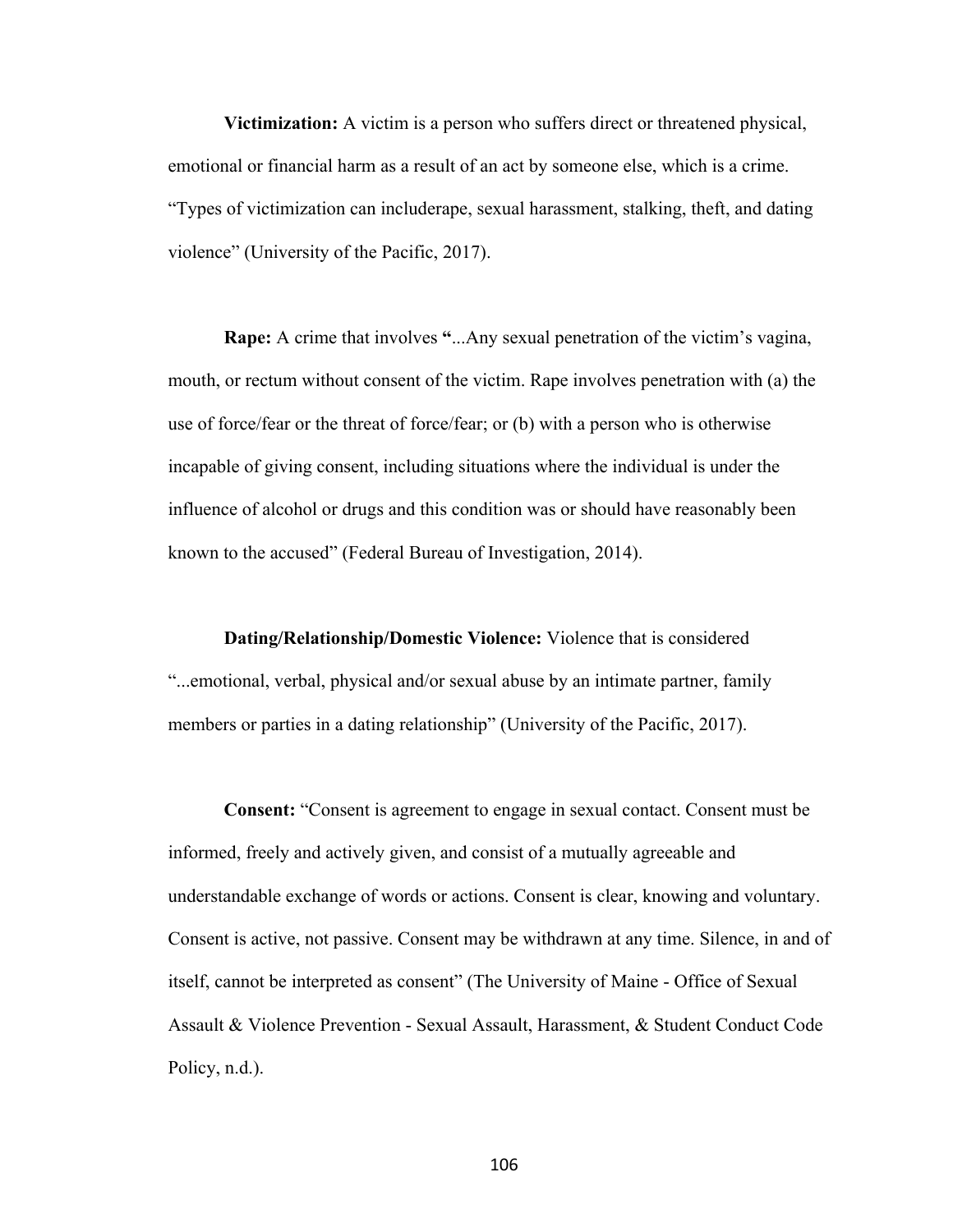**Victimization:** A victim is a person who suffers direct or threatened physical, emotional or financial harm as a result of an act by someone else, which is a crime. "Types of victimization can includerape, sexual harassment, stalking, theft, and dating violence" (University of the Pacific, 2017).

**Rape:** A crime that involves **"**...Any sexual penetration of the victim's vagina, mouth, or rectum without consent of the victim. Rape involves penetration with (a) the use of force/fear or the threat of force/fear; or (b) with a person who is otherwise incapable of giving consent, including situations where the individual is under the influence of alcohol or drugs and this condition was or should have reasonably been known to the accused" (Federal Bureau of Investigation, 2014).

**Dating/Relationship/Domestic Violence:** Violence that is considered "...emotional, verbal, physical and/or sexual abuse by an intimate partner, family members or parties in a dating relationship" (University of the Pacific, 2017).

**Consent:** "Consent is agreement to engage in sexual contact. Consent must be informed, freely and actively given, and consist of a mutually agreeable and understandable exchange of words or actions. Consent is clear, knowing and voluntary. Consent is active, not passive. Consent may be withdrawn at any time. Silence, in and of itself, cannot be interpreted as consent" (The University of Maine - Office of Sexual Assault & Violence Prevention - Sexual Assault, Harassment, & Student Conduct Code Policy, n.d.).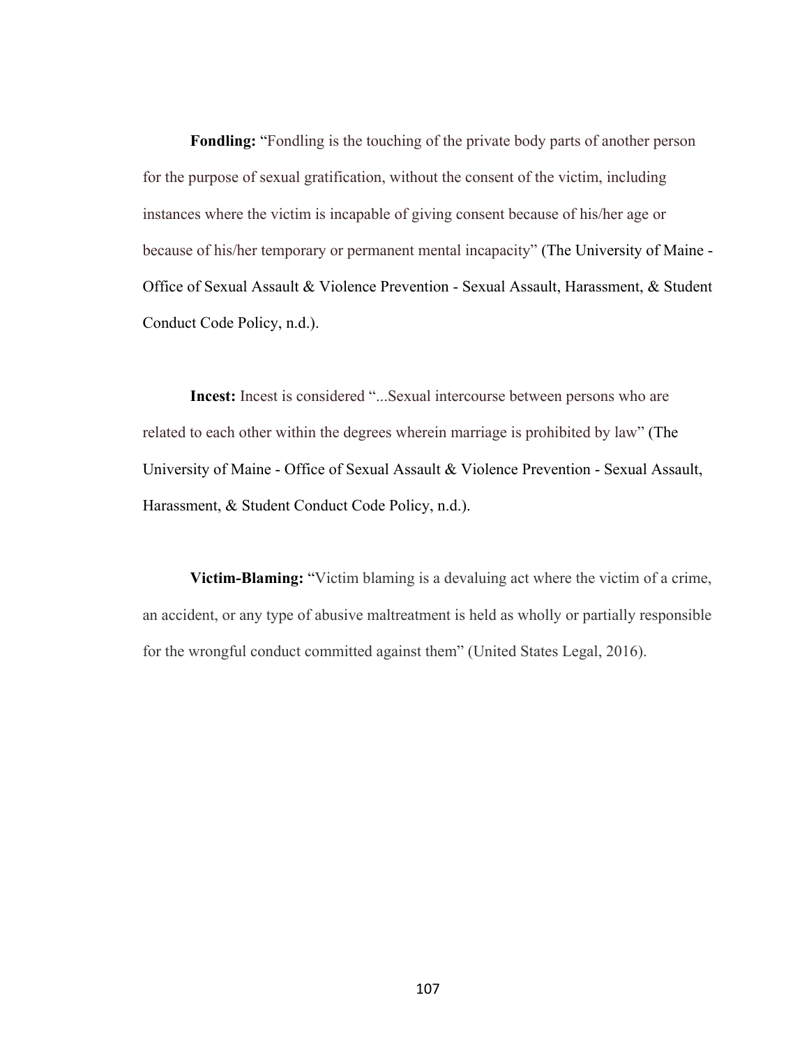**Fondling:** "Fondling is the touching of the private body parts of another person for the purpose of sexual gratification, without the consent of the victim, including instances where the victim is incapable of giving consent because of his/her age or because of his/her temporary or permanent mental incapacity" (The University of Maine - Office of Sexual Assault & Violence Prevention - Sexual Assault, Harassment, & Student Conduct Code Policy, n.d.).

**Incest:** Incest is considered "...Sexual intercourse between persons who are related to each other within the degrees wherein marriage is prohibited by law" (The University of Maine - Office of Sexual Assault & Violence Prevention - Sexual Assault, Harassment, & Student Conduct Code Policy, n.d.).

**Victim-Blaming:** "Victim blaming is a devaluing act where the victim of a crime, an accident, or any type of abusive maltreatment is held as wholly or partially responsible for the wrongful conduct committed against them" (United States Legal, 2016).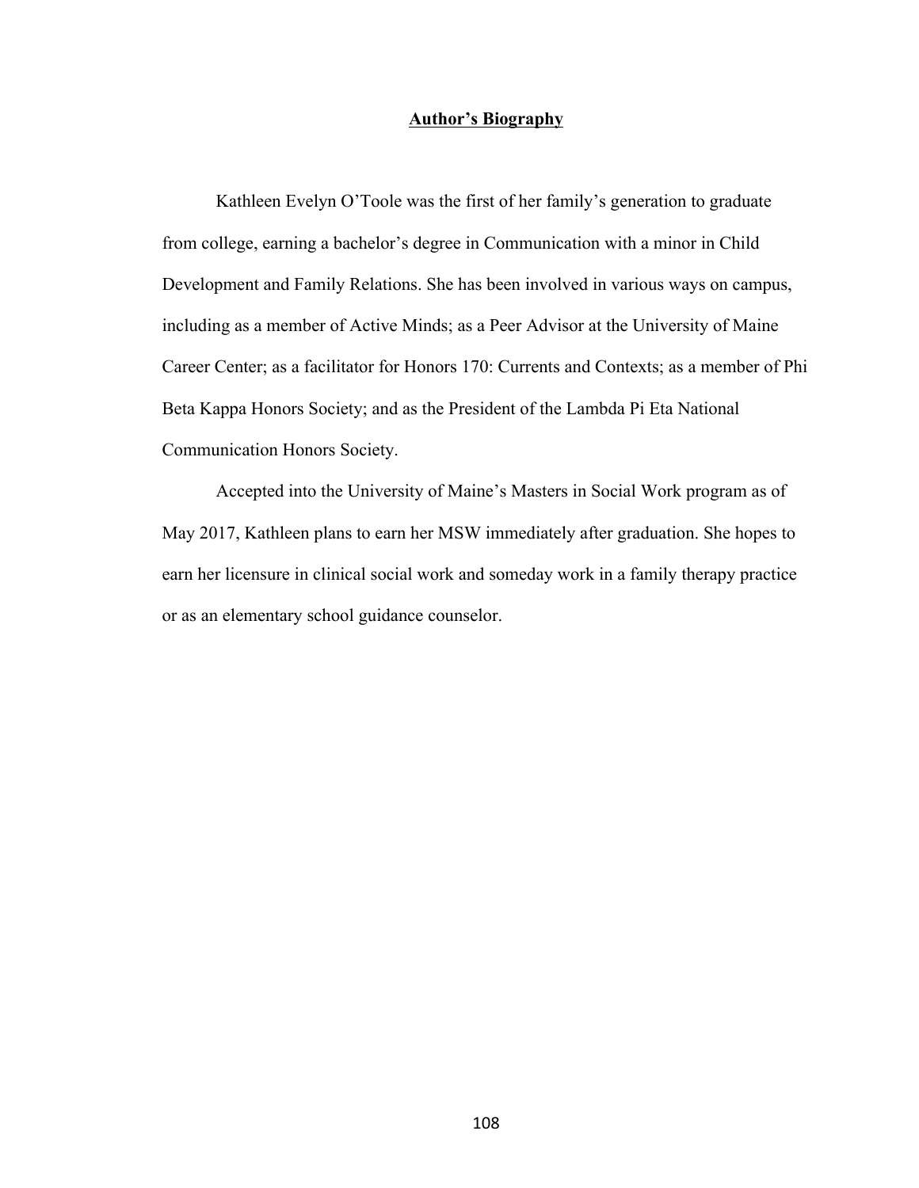# **Author's Biography**

Kathleen Evelyn O'Toole was the first of her family's generation to graduate from college, earning a bachelor's degree in Communication with a minor in Child Development and Family Relations. She has been involved in various ways on campus, including as a member of Active Minds; as a Peer Advisor at the University of Maine Career Center; as a facilitator for Honors 170: Currents and Contexts; as a member of Phi Beta Kappa Honors Society; and as the President of the Lambda Pi Eta National Communication Honors Society.

Accepted into the University of Maine's Masters in Social Work program as of May 2017, Kathleen plans to earn her MSW immediately after graduation. She hopes to earn her licensure in clinical social work and someday work in a family therapy practice or as an elementary school guidance counselor.